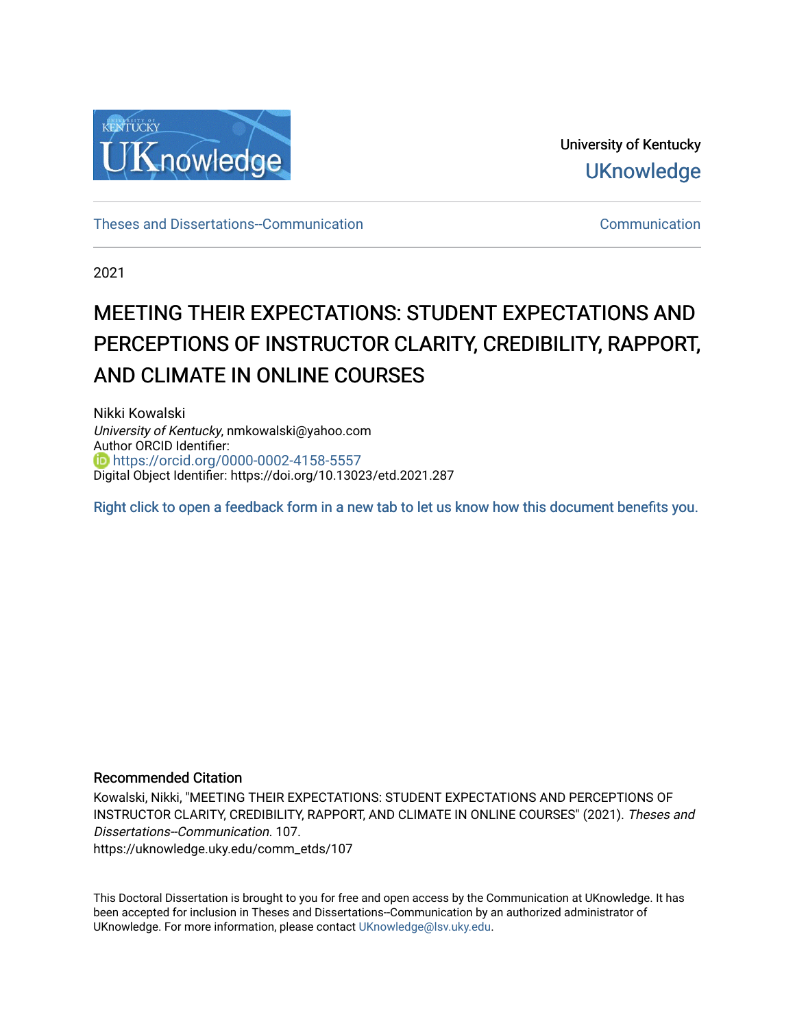University of Kentucky

UKnowledge

Theses and Dissertations--Communication

Communication

2021

# MEETING THEIR EXPECTATIONS: STUDENT EXPECTATIONS AND PERCEPTIONS OF INSTRUCTOR CLARITY, CREDIBILITY, RAPPORT, AND CLIMATE IN ONLINE COURSES

Nikki Kowalski
*University of Kentucky*, nmkowalski@yahoo.com
Author ORCID Identifier:
https://orcid.org/0000-0002-4158-5557
Digital Object Identifier: https://doi.org/10.13023/etd.2021.287

Right click to open a feedback form in a new tab to let us know how this document benefits you.

## Recommended Citation

Kowalski, Nikki, "MEETING THEIR EXPECTATIONS: STUDENT EXPECTATIONS AND PERCEPTIONS OF INSTRUCTOR CLARITY, CREDIBILITY, RAPPORT, AND CLIMATE IN ONLINE COURSES" (2021). *Theses and Dissertations--Communication*. 107.
https://uknowledge.uky.edu/comm_etds/107

This Doctoral Dissertation is brought to you for free and open access by the Communication at UKnowledge. It has been accepted for inclusion in Theses and Dissertations--Communication by an authorized administrator of UKnowledge. For more information, please contact UKnowledge@lsv.uky.edu.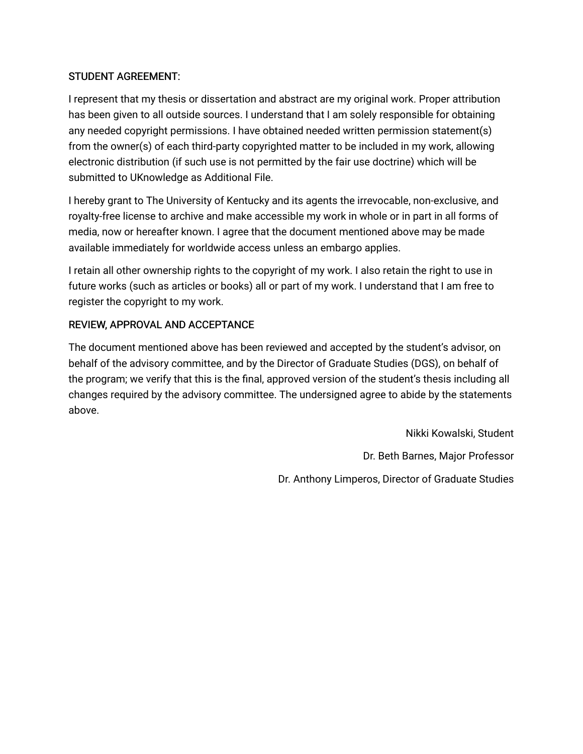STUDENT AGREEMENT:

I represent that my thesis or dissertation and abstract are my original work. Proper attribution has been given to all outside sources. I understand that I am solely responsible for obtaining any needed copyright permissions. I have obtained needed written permission statement(s) from the owner(s) of each third-party copyrighted matter to be included in my work, allowing electronic distribution (if such use is not permitted by the fair use doctrine) which will be submitted to UKnowledge as Additional File.

I hereby grant to The University of Kentucky and its agents the irrevocable, non-exclusive, and royalty-free license to archive and make accessible my work in whole or in part in all forms of media, now or hereafter known. I agree that the document mentioned above may be made available immediately for worldwide access unless an embargo applies.

I retain all other ownership rights to the copyright of my work. I also retain the right to use in future works (such as articles or books) all or part of my work. I understand that I am free to register the copyright to my work.

REVIEW, APPROVAL AND ACCEPTANCE

The document mentioned above has been reviewed and accepted by the student's advisor, on behalf of the advisory committee, and by the Director of Graduate Studies (DGS), on behalf of the program; we verify that this is the final, approved version of the student's thesis including all changes required by the advisory committee. The undersigned agree to abide by the statements above.

Nikki Kowalski, Student

Dr. Beth Barnes, Major Professor

Dr. Anthony Limperos, Director of Graduate Studies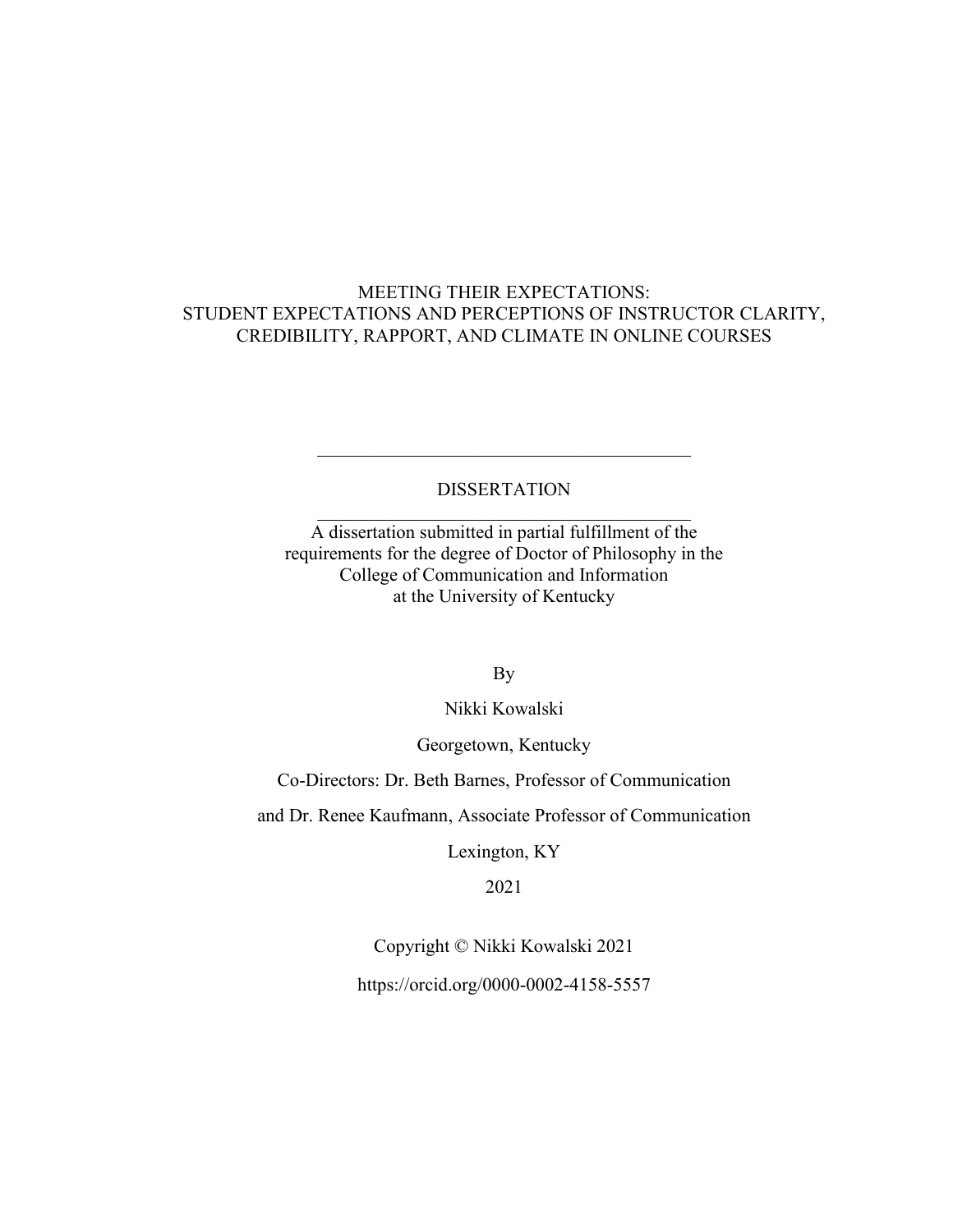# MEETING THEIR EXPECTATIONS: STUDENT EXPECTATIONS AND PERCEPTIONS OF INSTRUCTOR CLARITY, CREDIBILITY, RAPPORT, AND CLIMATE IN ONLINE COURSES

---

DISSERTATION

---

A dissertation submitted in partial fulfillment of the requirements for the degree of Doctor of Philosophy in the College of Communication and Information at the University of Kentucky

By

Nikki Kowalski

Georgetown, Kentucky

Co-Directors: Dr. Beth Barnes, Professor of Communication

and Dr. Renee Kaufmann, Associate Professor of Communication

Lexington, KY

2021

Copyright © Nikki Kowalski 2021

https://orcid.org/0000-0002-4158-5557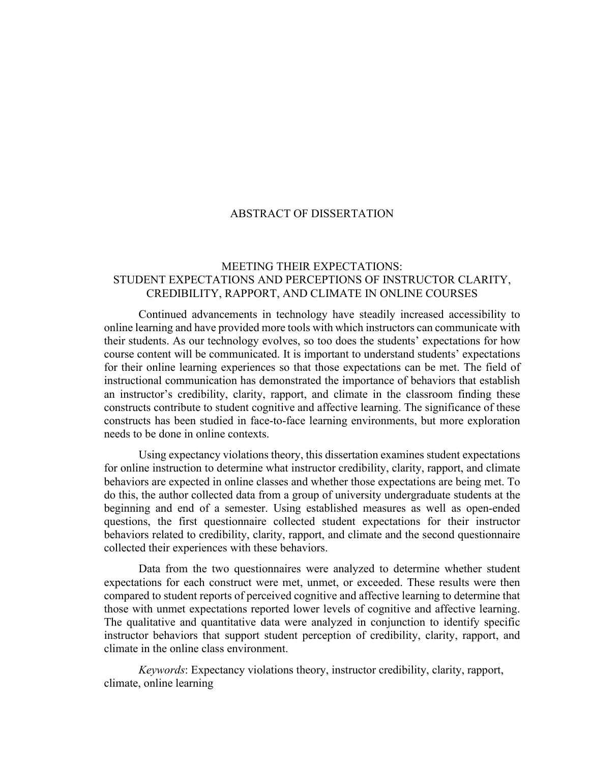# ABSTRACT OF DISSERTATION

## MEETING THEIR EXPECTATIONS: STUDENT EXPECTATIONS AND PERCEPTIONS OF INSTRUCTOR CLARITY, CREDIBILITY, RAPPORT, AND CLIMATE IN ONLINE COURSES

Continued advancements in technology have steadily increased accessibility to online learning and have provided more tools with which instructors can communicate with their students. As our technology evolves, so too does the students' expectations for how course content will be communicated. It is important to understand students' expectations for their online learning experiences so that those expectations can be met. The field of instructional communication has demonstrated the importance of behaviors that establish an instructor's credibility, clarity, rapport, and climate in the classroom finding these constructs contribute to student cognitive and affective learning. The significance of these constructs has been studied in face-to-face learning environments, but more exploration needs to be done in online contexts.

Using expectancy violations theory, this dissertation examines student expectations for online instruction to determine what instructor credibility, clarity, rapport, and climate behaviors are expected in online classes and whether those expectations are being met. To do this, the author collected data from a group of university undergraduate students at the beginning and end of a semester. Using established measures as well as open-ended questions, the first questionnaire collected student expectations for their instructor behaviors related to credibility, clarity, rapport, and climate and the second questionnaire collected their experiences with these behaviors.

Data from the two questionnaires were analyzed to determine whether student expectations for each construct were met, unmet, or exceeded. These results were then compared to student reports of perceived cognitive and affective learning to determine that those with unmet expectations reported lower levels of cognitive and affective learning. The qualitative and quantitative data were analyzed in conjunction to identify specific instructor behaviors that support student perception of credibility, clarity, rapport, and climate in the online class environment.

*Keywords*: Expectancy violations theory, instructor credibility, clarity, rapport, climate, online learning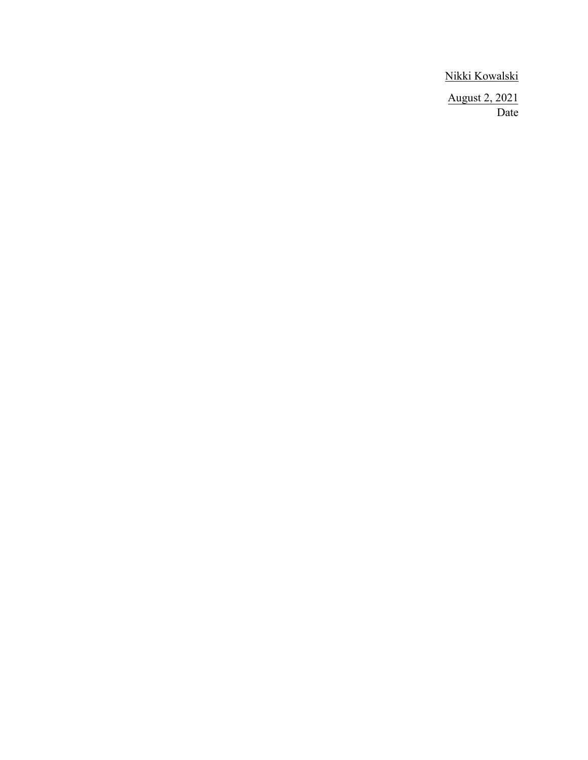<div align="right">

<u>Nikki Kowalski</u>

<u>August 2, 2021</u>
Date

</div>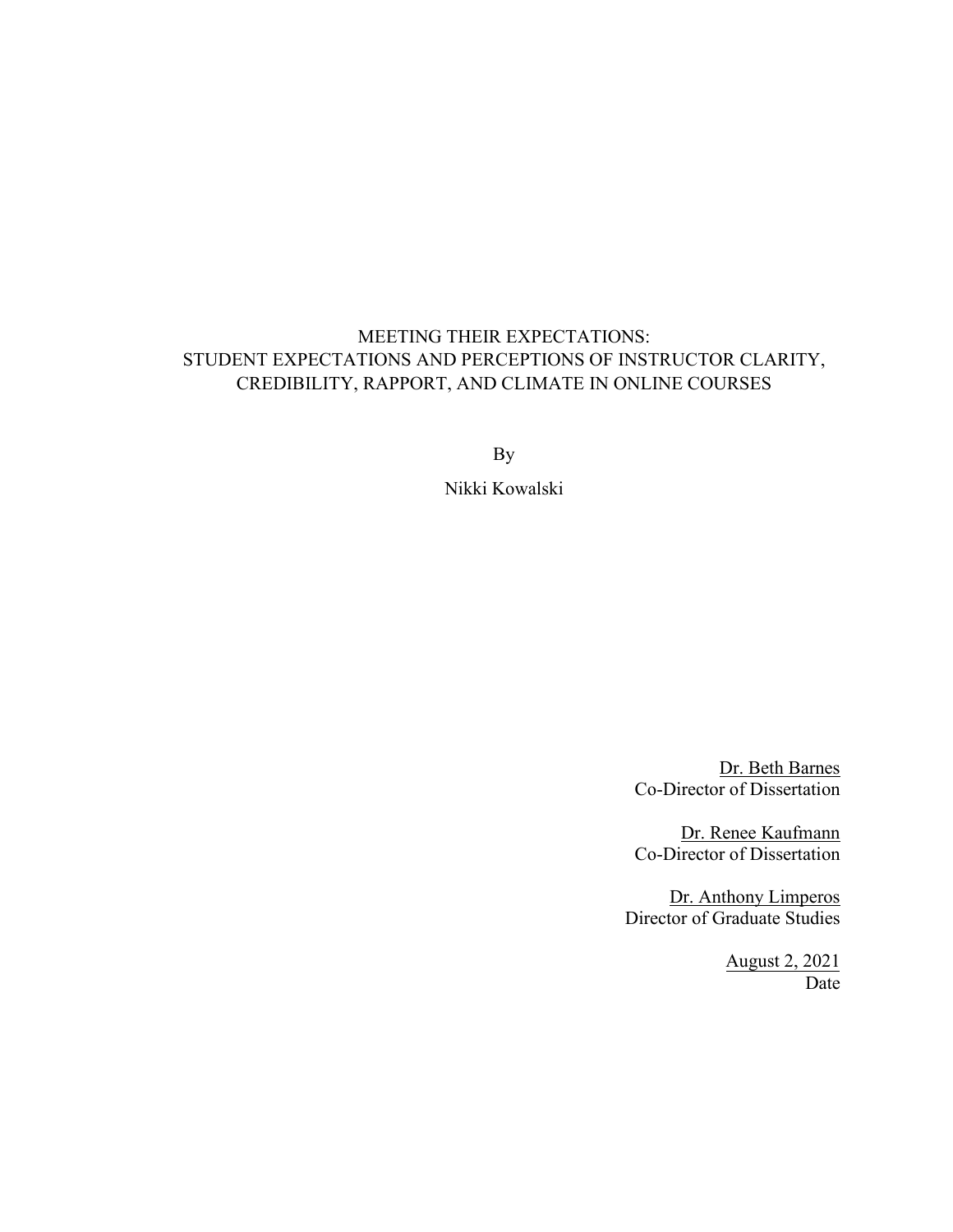MEETING THEIR EXPECTATIONS:
STUDENT EXPECTATIONS AND PERCEPTIONS OF INSTRUCTOR CLARITY, CREDIBILITY, RAPPORT, AND CLIMATE IN ONLINE COURSES

By

Nikki Kowalski

Dr. Beth Barnes
Co-Director of Dissertation

Dr. Renee Kaufmann
Co-Director of Dissertation

Dr. Anthony Limperos
Director of Graduate Studies

August 2, 2021
Date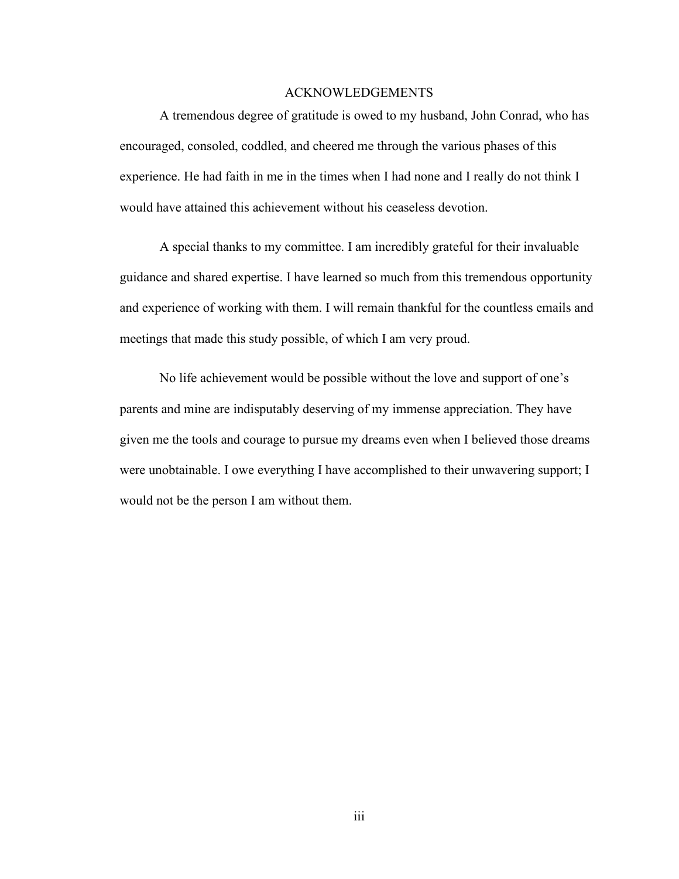# ACKNOWLEDGEMENTS

A tremendous degree of gratitude is owed to my husband, John Conrad, who has encouraged, consoled, coddled, and cheered me through the various phases of this experience. He had faith in me in the times when I had none and I really do not think I would have attained this achievement without his ceaseless devotion.

A special thanks to my committee. I am incredibly grateful for their invaluable guidance and shared expertise. I have learned so much from this tremendous opportunity and experience of working with them. I will remain thankful for the countless emails and meetings that made this study possible, of which I am very proud.

No life achievement would be possible without the love and support of one's parents and mine are indisputably deserving of my immense appreciation. They have given me the tools and courage to pursue my dreams even when I believed those dreams were unobtainable. I owe everything I have accomplished to their unwavering support; I would not be the person I am without them.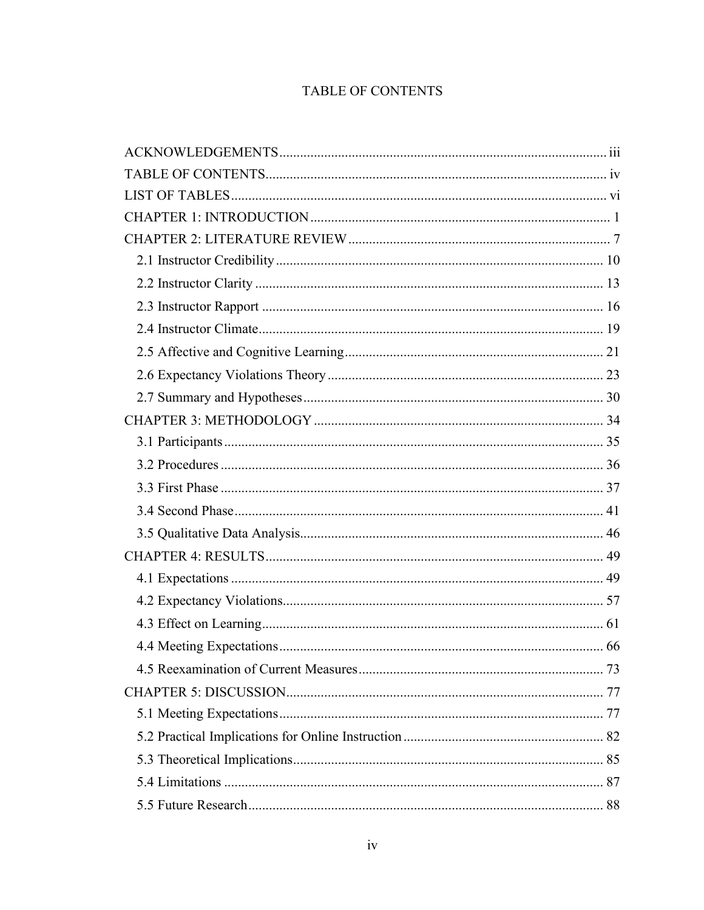# TABLE OF CONTENTS

ACKNOWLEDGEMENTS ........ iii
TABLE OF CONTENTS ........ iv
LIST OF TABLES ........ vi
CHAPTER 1: INTRODUCTION ........ 1
CHAPTER 2: LITERATURE REVIEW ........ 7
  2.1 Instructor Credibility ........ 10
  2.2 Instructor Clarity ........ 13
  2.3 Instructor Rapport ........ 16
  2.4 Instructor Climate ........ 19
  2.5 Affective and Cognitive Learning ........ 21
  2.6 Expectancy Violations Theory ........ 23
  2.7 Summary and Hypotheses ........ 30
CHAPTER 3: METHODOLOGY ........ 34
  3.1 Participants ........ 35
  3.2 Procedures ........ 36
  3.3 First Phase ........ 37
  3.4 Second Phase ........ 41
  3.5 Qualitative Data Analysis ........ 46
CHAPTER 4: RESULTS ........ 49
  4.1 Expectations ........ 49
  4.2 Expectancy Violations ........ 57
  4.3 Effect on Learning ........ 61
  4.4 Meeting Expectations ........ 66
  4.5 Reexamination of Current Measures ........ 73
CHAPTER 5: DISCUSSION ........ 77
  5.1 Meeting Expectations ........ 77
  5.2 Practical Implications for Online Instruction ........ 82
  5.3 Theoretical Implications ........ 85
  5.4 Limitations ........ 87
  5.5 Future Research ........ 88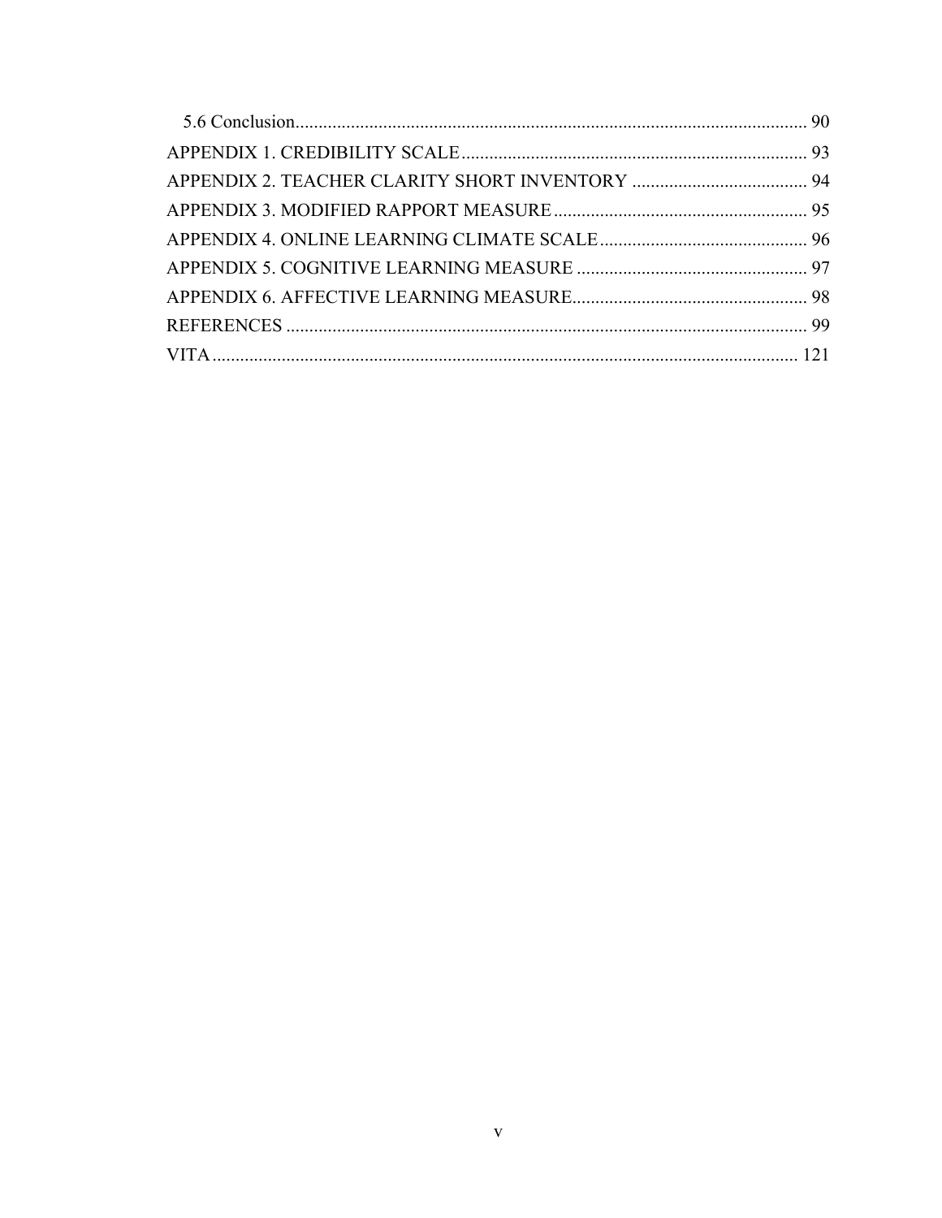5.6 Conclusion................................................................................................................ 90

APPENDIX 1. CREDIBILITY SCALE........................................................................... 93

APPENDIX 2. TEACHER CLARITY SHORT INVENTORY ...................................... 94

APPENDIX 3. MODIFIED RAPPORT MEASURE....................................................... 95

APPENDIX 4. ONLINE LEARNING CLIMATE SCALE............................................. 96

APPENDIX 5. COGNITIVE LEARNING MEASURE .................................................. 97

APPENDIX 6. AFFECTIVE LEARNING MEASURE................................................... 98

REFERENCES ................................................................................................................. 99

VITA ............................................................................................................................... 121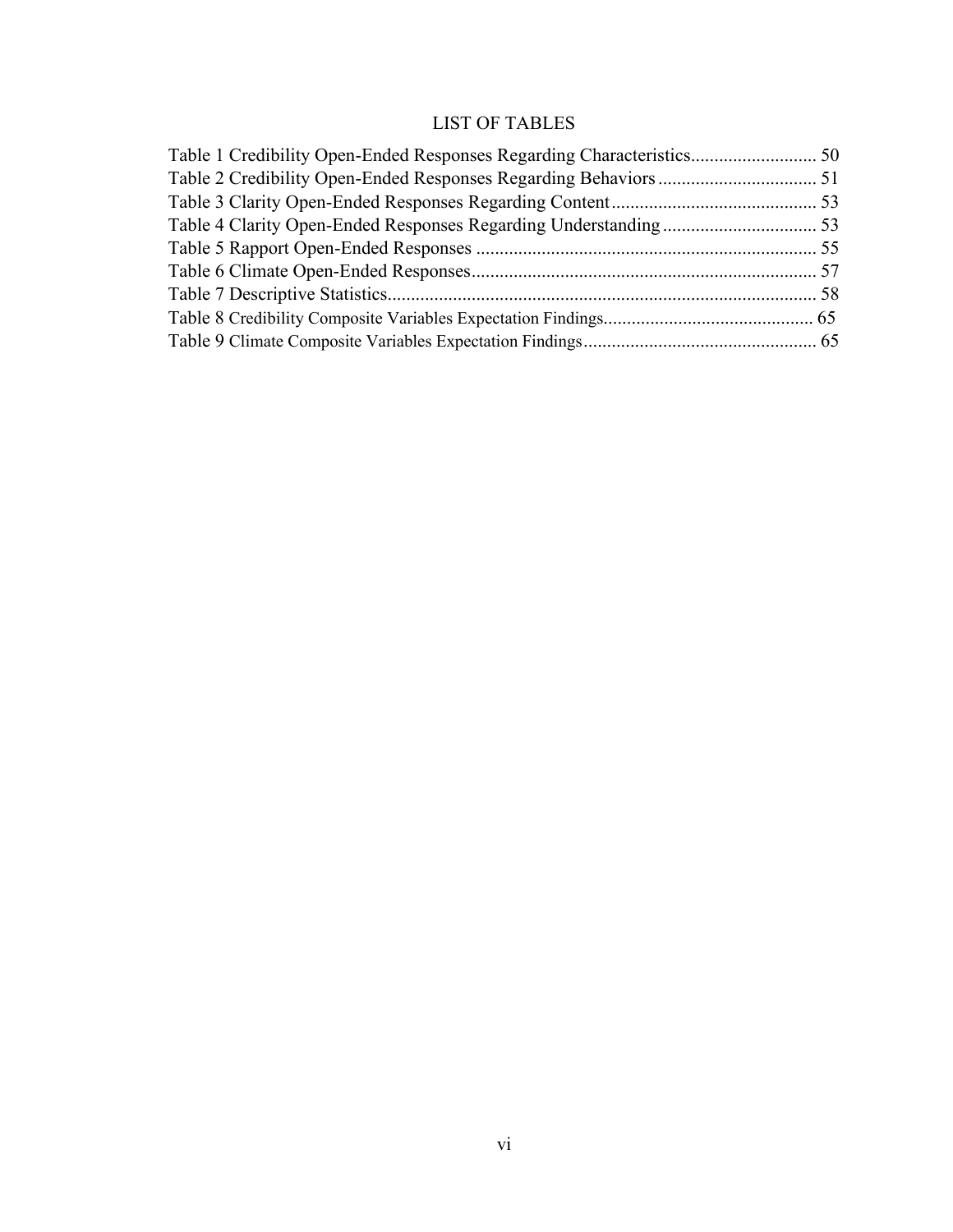# LIST OF TABLES

Table 1 Credibility Open-Ended Responses Regarding Characteristics........................... 50
Table 2 Credibility Open-Ended Responses Regarding Behaviors................................. 51
Table 3 Clarity Open-Ended Responses Regarding Content........................................... 53
Table 4 Clarity Open-Ended Responses Regarding Understanding................................. 53
Table 5 Rapport Open-Ended Responses ........................................................................ 55
Table 6 Climate Open-Ended Responses.......................................................................... 57
Table 7 Descriptive Statistics........................................................................................... 58
Table 8 Credibility Composite Variables Expectation Findings............................................. 65
Table 9 Climate Composite Variables Expectation Findings.................................................. 65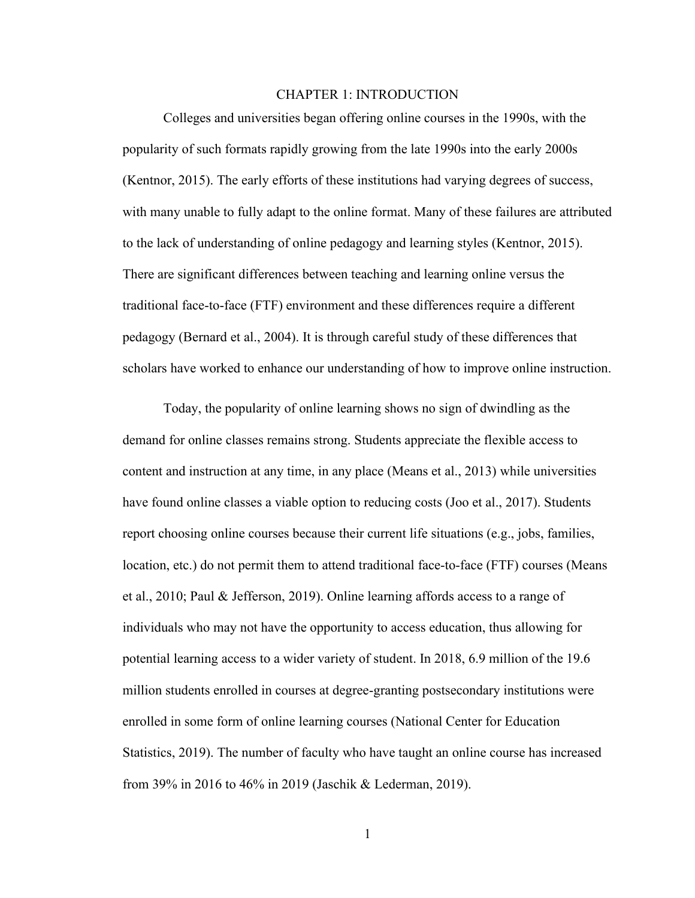# CHAPTER 1: INTRODUCTION

Colleges and universities began offering online courses in the 1990s, with the popularity of such formats rapidly growing from the late 1990s into the early 2000s (Kentnor, 2015). The early efforts of these institutions had varying degrees of success, with many unable to fully adapt to the online format. Many of these failures are attributed to the lack of understanding of online pedagogy and learning styles (Kentnor, 2015). There are significant differences between teaching and learning online versus the traditional face-to-face (FTF) environment and these differences require a different pedagogy (Bernard et al., 2004). It is through careful study of these differences that scholars have worked to enhance our understanding of how to improve online instruction.

Today, the popularity of online learning shows no sign of dwindling as the demand for online classes remains strong. Students appreciate the flexible access to content and instruction at any time, in any place (Means et al., 2013) while universities have found online classes a viable option to reducing costs (Joo et al., 2017). Students report choosing online courses because their current life situations (e.g., jobs, families, location, etc.) do not permit them to attend traditional face-to-face (FTF) courses (Means et al., 2010; Paul & Jefferson, 2019). Online learning affords access to a range of individuals who may not have the opportunity to access education, thus allowing for potential learning access to a wider variety of student. In 2018, 6.9 million of the 19.6 million students enrolled in courses at degree-granting postsecondary institutions were enrolled in some form of online learning courses (National Center for Education Statistics, 2019). The number of faculty who have taught an online course has increased from 39% in 2016 to 46% in 2019 (Jaschik & Lederman, 2019).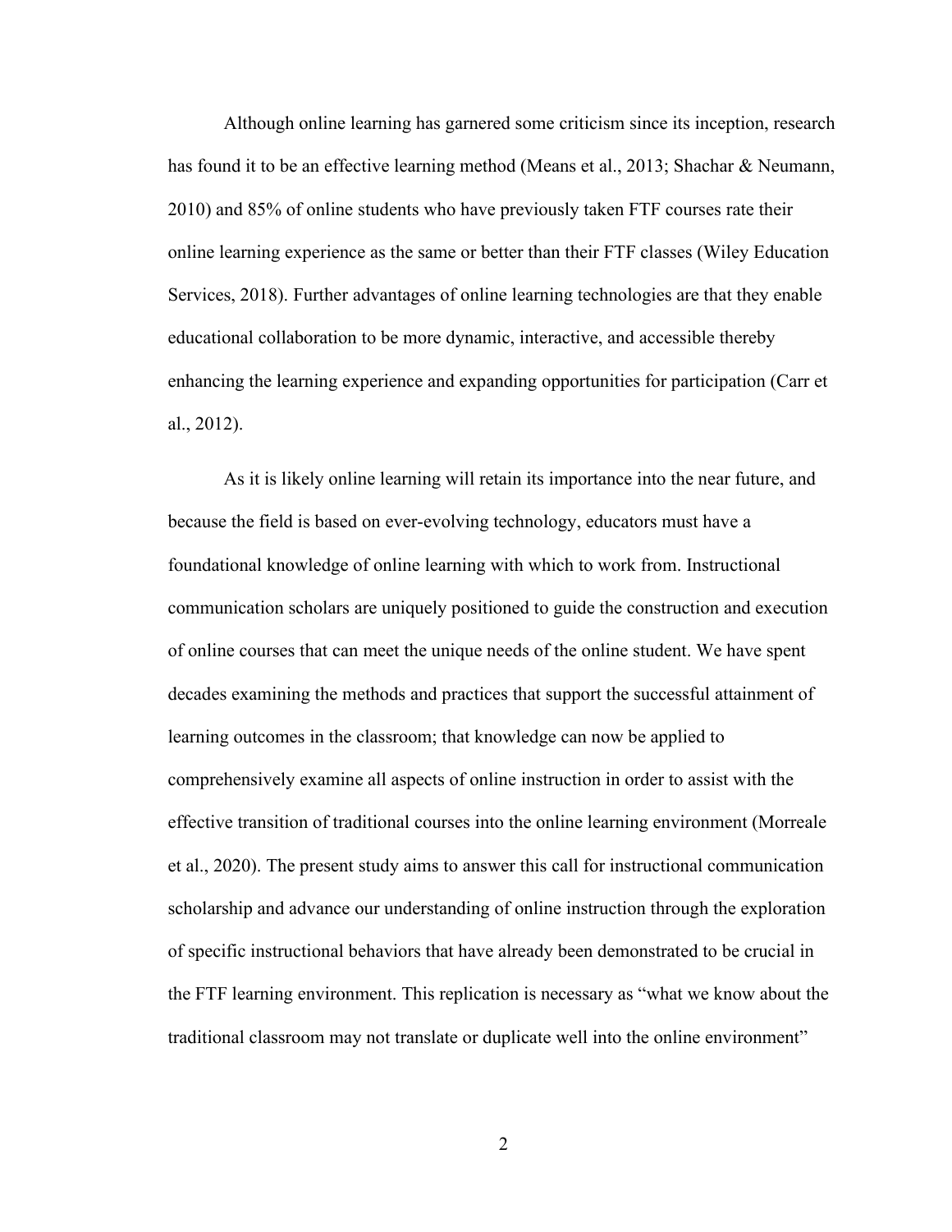Although online learning has garnered some criticism since its inception, research has found it to be an effective learning method (Means et al., 2013; Shachar & Neumann, 2010) and 85% of online students who have previously taken FTF courses rate their online learning experience as the same or better than their FTF classes (Wiley Education Services, 2018). Further advantages of online learning technologies are that they enable educational collaboration to be more dynamic, interactive, and accessible thereby enhancing the learning experience and expanding opportunities for participation (Carr et al., 2012).

As it is likely online learning will retain its importance into the near future, and because the field is based on ever-evolving technology, educators must have a foundational knowledge of online learning with which to work from. Instructional communication scholars are uniquely positioned to guide the construction and execution of online courses that can meet the unique needs of the online student. We have spent decades examining the methods and practices that support the successful attainment of learning outcomes in the classroom; that knowledge can now be applied to comprehensively examine all aspects of online instruction in order to assist with the effective transition of traditional courses into the online learning environment (Morreale et al., 2020). The present study aims to answer this call for instructional communication scholarship and advance our understanding of online instruction through the exploration of specific instructional behaviors that have already been demonstrated to be crucial in the FTF learning environment. This replication is necessary as "what we know about the traditional classroom may not translate or duplicate well into the online environment"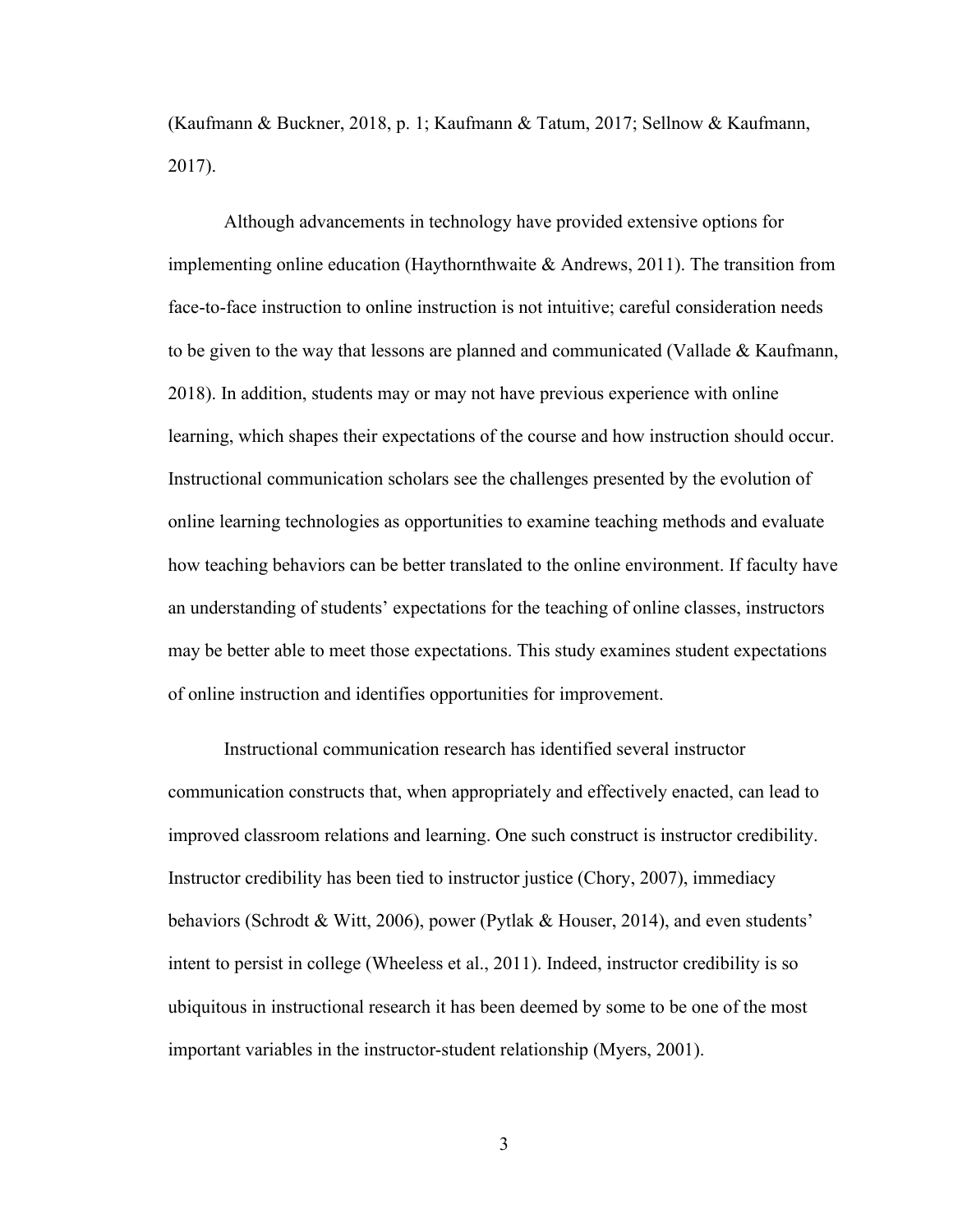(Kaufmann & Buckner, 2018, p. 1; Kaufmann & Tatum, 2017; Sellnow & Kaufmann, 2017).

Although advancements in technology have provided extensive options for implementing online education (Haythornthwaite & Andrews, 2011). The transition from face-to-face instruction to online instruction is not intuitive; careful consideration needs to be given to the way that lessons are planned and communicated (Vallade & Kaufmann, 2018). In addition, students may or may not have previous experience with online learning, which shapes their expectations of the course and how instruction should occur. Instructional communication scholars see the challenges presented by the evolution of online learning technologies as opportunities to examine teaching methods and evaluate how teaching behaviors can be better translated to the online environment. If faculty have an understanding of students' expectations for the teaching of online classes, instructors may be better able to meet those expectations. This study examines student expectations of online instruction and identifies opportunities for improvement.

Instructional communication research has identified several instructor communication constructs that, when appropriately and effectively enacted, can lead to improved classroom relations and learning. One such construct is instructor credibility. Instructor credibility has been tied to instructor justice (Chory, 2007), immediacy behaviors (Schrodt & Witt, 2006), power (Pytlak & Houser, 2014), and even students' intent to persist in college (Wheeless et al., 2011). Indeed, instructor credibility is so ubiquitous in instructional research it has been deemed by some to be one of the most important variables in the instructor-student relationship (Myers, 2001).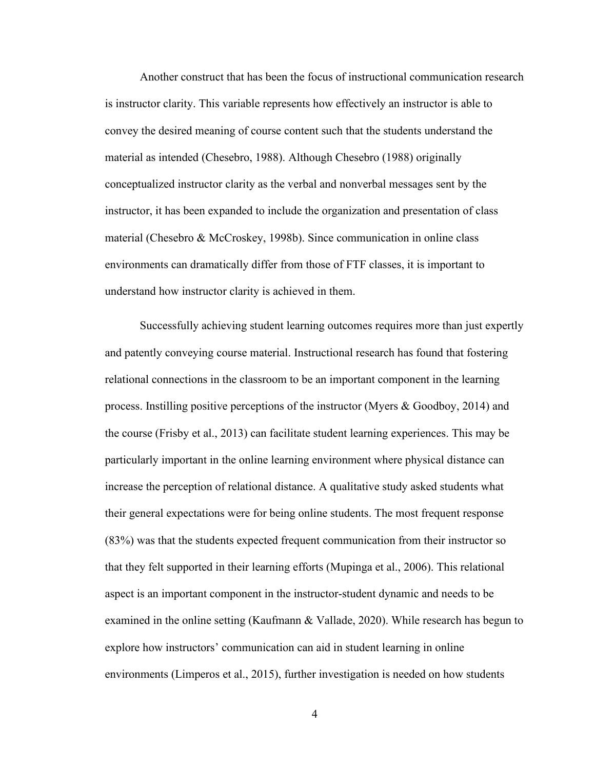Another construct that has been the focus of instructional communication research is instructor clarity. This variable represents how effectively an instructor is able to convey the desired meaning of course content such that the students understand the material as intended (Chesebro, 1988). Although Chesebro (1988) originally conceptualized instructor clarity as the verbal and nonverbal messages sent by the instructor, it has been expanded to include the organization and presentation of class material (Chesebro & McCroskey, 1998b). Since communication in online class environments can dramatically differ from those of FTF classes, it is important to understand how instructor clarity is achieved in them.

Successfully achieving student learning outcomes requires more than just expertly and patently conveying course material. Instructional research has found that fostering relational connections in the classroom to be an important component in the learning process. Instilling positive perceptions of the instructor (Myers & Goodboy, 2014) and the course (Frisby et al., 2013) can facilitate student learning experiences. This may be particularly important in the online learning environment where physical distance can increase the perception of relational distance. A qualitative study asked students what their general expectations were for being online students. The most frequent response (83%) was that the students expected frequent communication from their instructor so that they felt supported in their learning efforts (Mupinga et al., 2006). This relational aspect is an important component in the instructor-student dynamic and needs to be examined in the online setting (Kaufmann & Vallade, 2020). While research has begun to explore how instructors' communication can aid in student learning in online environments (Limperos et al., 2015), further investigation is needed on how students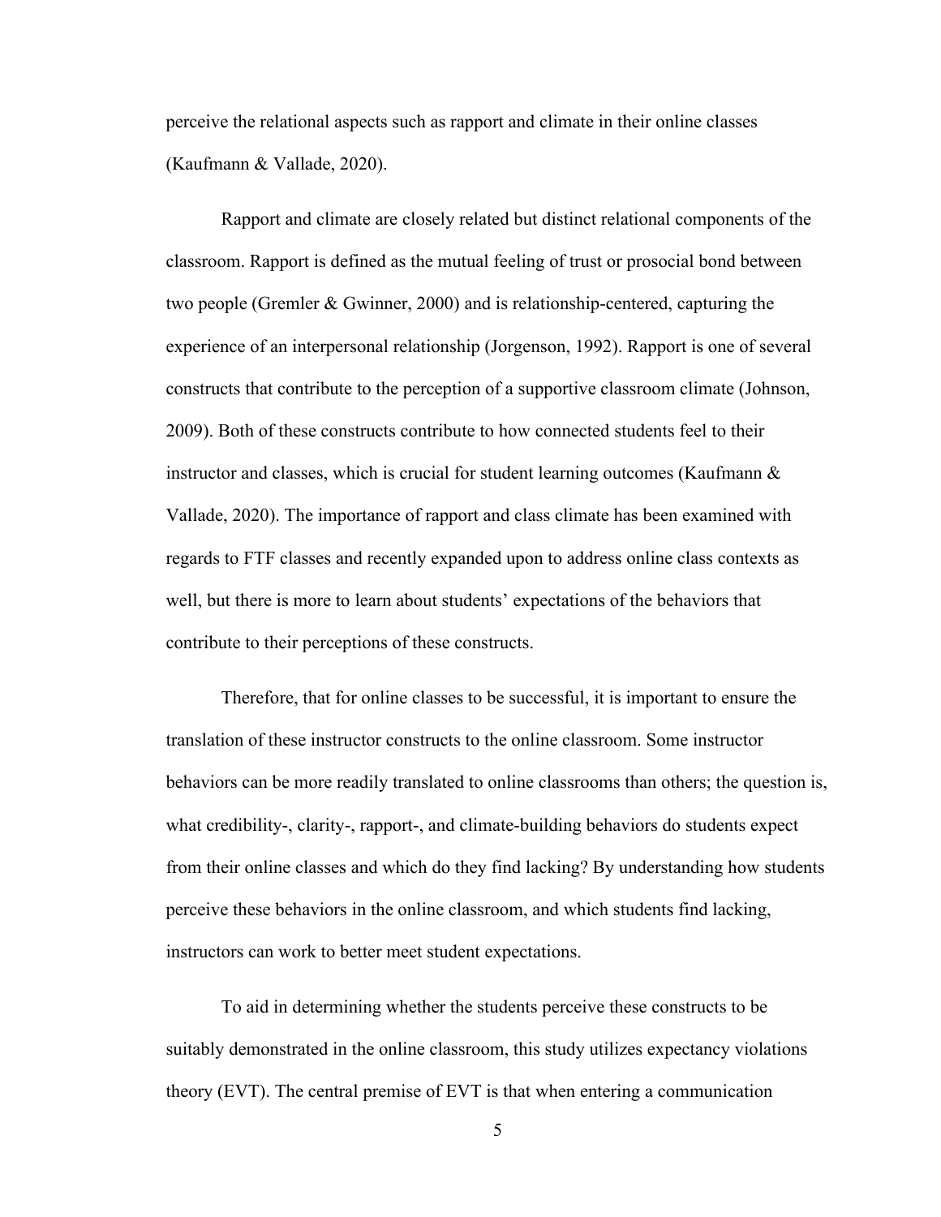perceive the relational aspects such as rapport and climate in their online classes (Kaufmann & Vallade, 2020).

Rapport and climate are closely related but distinct relational components of the classroom. Rapport is defined as the mutual feeling of trust or prosocial bond between two people (Gremler & Gwinner, 2000) and is relationship-centered, capturing the experience of an interpersonal relationship (Jorgenson, 1992). Rapport is one of several constructs that contribute to the perception of a supportive classroom climate (Johnson, 2009). Both of these constructs contribute to how connected students feel to their instructor and classes, which is crucial for student learning outcomes (Kaufmann & Vallade, 2020). The importance of rapport and class climate has been examined with regards to FTF classes and recently expanded upon to address online class contexts as well, but there is more to learn about students' expectations of the behaviors that contribute to their perceptions of these constructs.

Therefore, that for online classes to be successful, it is important to ensure the translation of these instructor constructs to the online classroom. Some instructor behaviors can be more readily translated to online classrooms than others; the question is, what credibility-, clarity-, rapport-, and climate-building behaviors do students expect from their online classes and which do they find lacking? By understanding how students perceive these behaviors in the online classroom, and which students find lacking, instructors can work to better meet student expectations.

To aid in determining whether the students perceive these constructs to be suitably demonstrated in the online classroom, this study utilizes expectancy violations theory (EVT). The central premise of EVT is that when entering a communication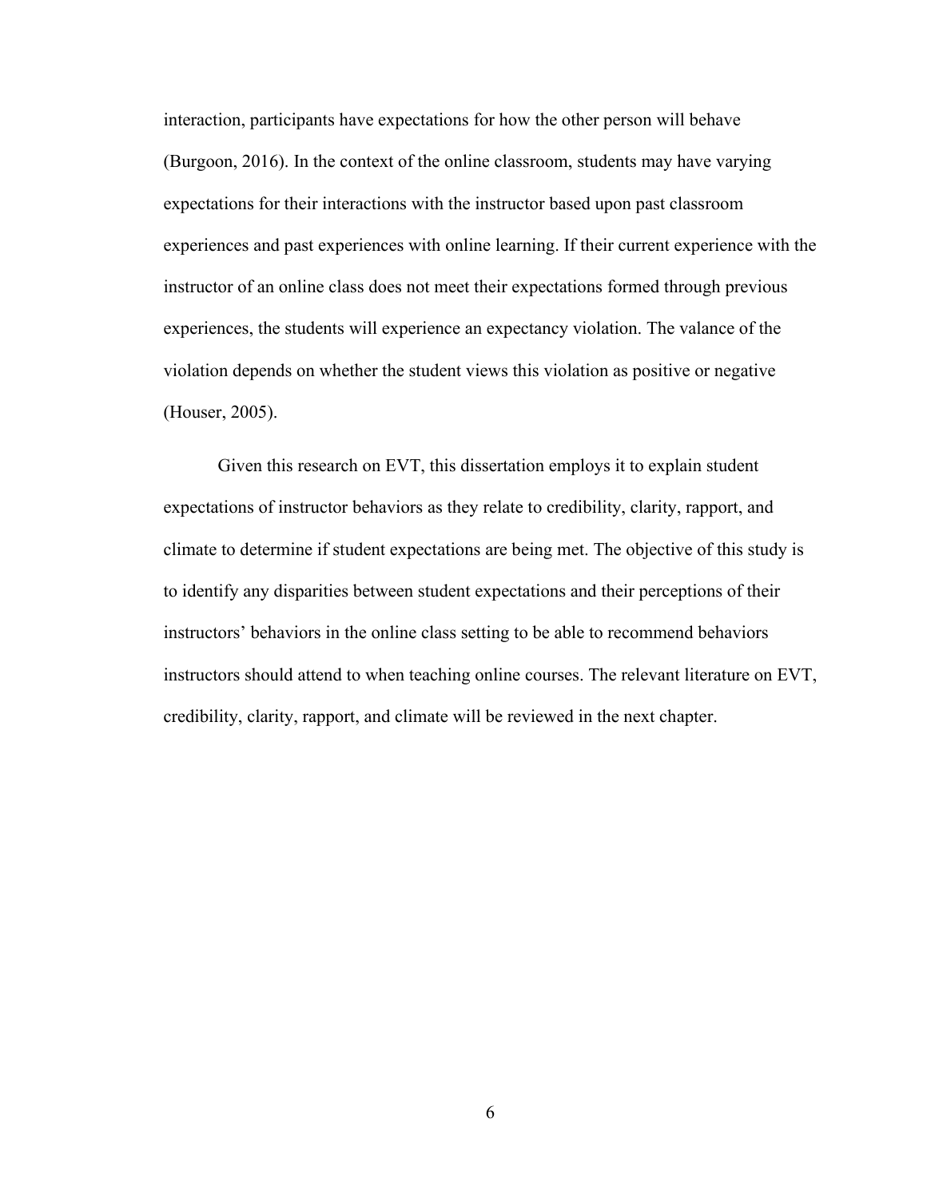interaction, participants have expectations for how the other person will behave (Burgoon, 2016). In the context of the online classroom, students may have varying expectations for their interactions with the instructor based upon past classroom experiences and past experiences with online learning. If their current experience with the instructor of an online class does not meet their expectations formed through previous experiences, the students will experience an expectancy violation. The valance of the violation depends on whether the student views this violation as positive or negative (Houser, 2005).

Given this research on EVT, this dissertation employs it to explain student expectations of instructor behaviors as they relate to credibility, clarity, rapport, and climate to determine if student expectations are being met. The objective of this study is to identify any disparities between student expectations and their perceptions of their instructors' behaviors in the online class setting to be able to recommend behaviors instructors should attend to when teaching online courses. The relevant literature on EVT, credibility, clarity, rapport, and climate will be reviewed in the next chapter.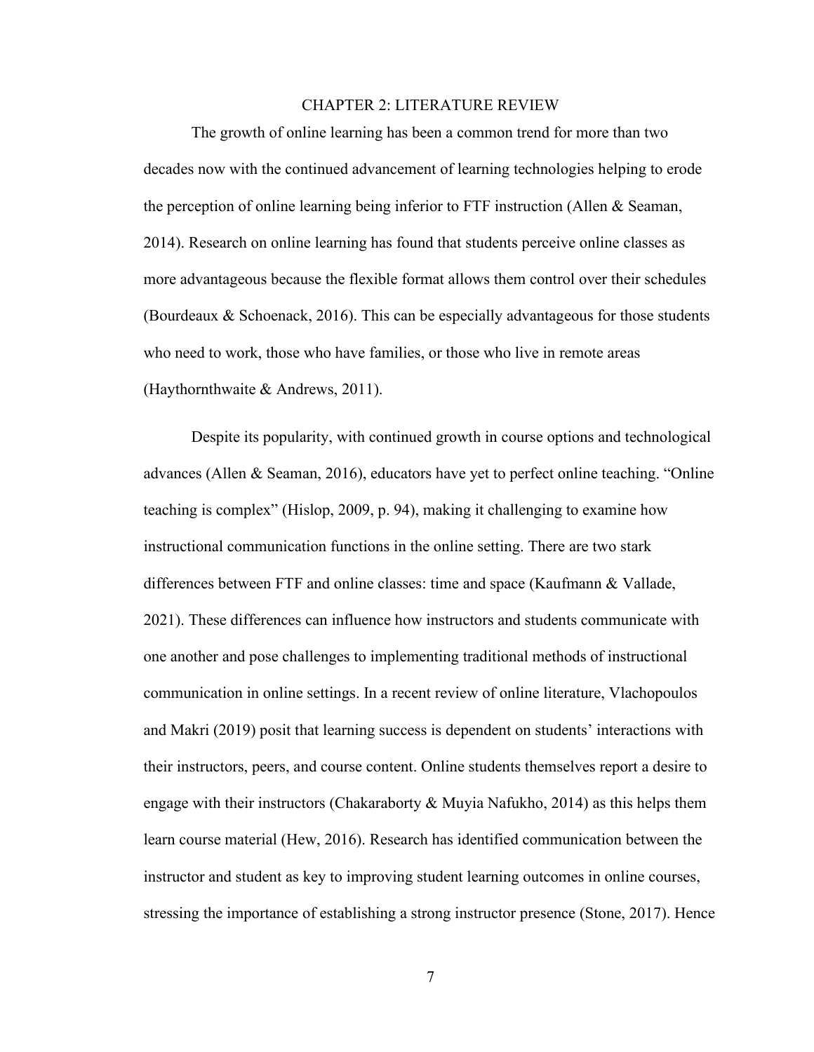# CHAPTER 2: LITERATURE REVIEW

The growth of online learning has been a common trend for more than two decades now with the continued advancement of learning technologies helping to erode the perception of online learning being inferior to FTF instruction (Allen & Seaman, 2014). Research on online learning has found that students perceive online classes as more advantageous because the flexible format allows them control over their schedules (Bourdeaux & Schoenack, 2016). This can be especially advantageous for those students who need to work, those who have families, or those who live in remote areas (Haythornthwaite & Andrews, 2011).

Despite its popularity, with continued growth in course options and technological advances (Allen & Seaman, 2016), educators have yet to perfect online teaching. "Online teaching is complex" (Hislop, 2009, p. 94), making it challenging to examine how instructional communication functions in the online setting. There are two stark differences between FTF and online classes: time and space (Kaufmann & Vallade, 2021). These differences can influence how instructors and students communicate with one another and pose challenges to implementing traditional methods of instructional communication in online settings. In a recent review of online literature, Vlachopoulos and Makri (2019) posit that learning success is dependent on students' interactions with their instructors, peers, and course content. Online students themselves report a desire to engage with their instructors (Chakaraborty & Muyia Nafukho, 2014) as this helps them learn course material (Hew, 2016). Research has identified communication between the instructor and student as key to improving student learning outcomes in online courses, stressing the importance of establishing a strong instructor presence (Stone, 2017). Hence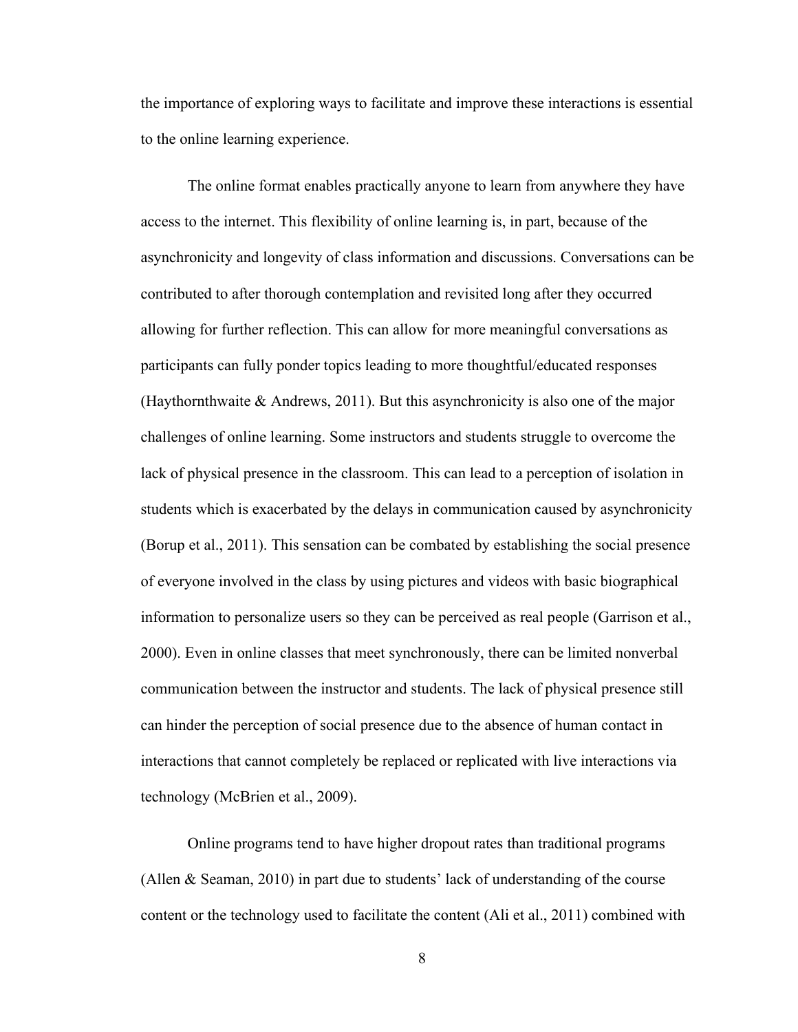the importance of exploring ways to facilitate and improve these interactions is essential to the online learning experience.

The online format enables practically anyone to learn from anywhere they have access to the internet. This flexibility of online learning is, in part, because of the asynchronicity and longevity of class information and discussions. Conversations can be contributed to after thorough contemplation and revisited long after they occurred allowing for further reflection. This can allow for more meaningful conversations as participants can fully ponder topics leading to more thoughtful/educated responses (Haythornthwaite & Andrews, 2011). But this asynchronicity is also one of the major challenges of online learning. Some instructors and students struggle to overcome the lack of physical presence in the classroom. This can lead to a perception of isolation in students which is exacerbated by the delays in communication caused by asynchronicity (Borup et al., 2011). This sensation can be combated by establishing the social presence of everyone involved in the class by using pictures and videos with basic biographical information to personalize users so they can be perceived as real people (Garrison et al., 2000). Even in online classes that meet synchronously, there can be limited nonverbal communication between the instructor and students. The lack of physical presence still can hinder the perception of social presence due to the absence of human contact in interactions that cannot completely be replaced or replicated with live interactions via technology (McBrien et al., 2009).

Online programs tend to have higher dropout rates than traditional programs (Allen & Seaman, 2010) in part due to students' lack of understanding of the course content or the technology used to facilitate the content (Ali et al., 2011) combined with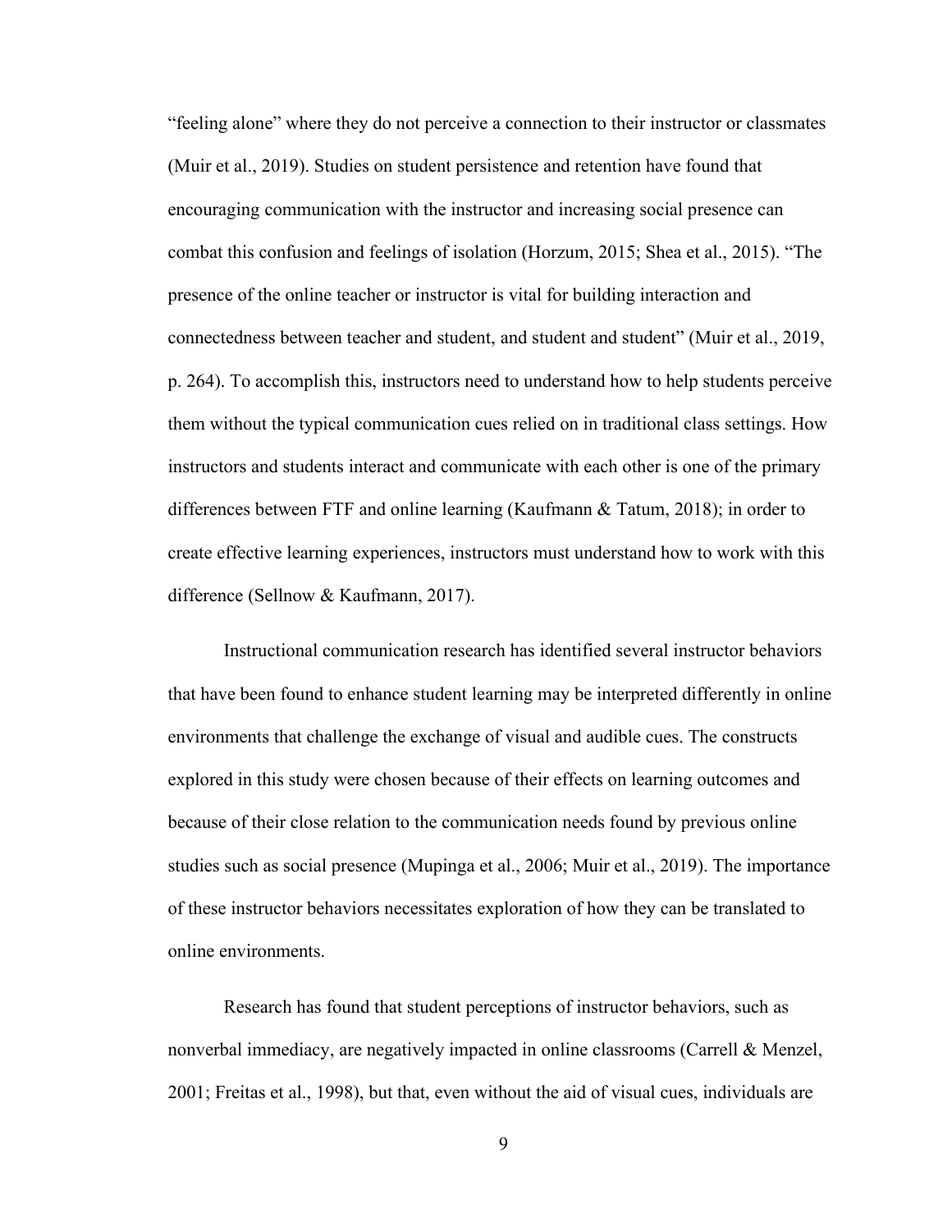“feeling alone” where they do not perceive a connection to their instructor or classmates (Muir et al., 2019). Studies on student persistence and retention have found that encouraging communication with the instructor and increasing social presence can combat this confusion and feelings of isolation (Horzum, 2015; Shea et al., 2015). “The presence of the online teacher or instructor is vital for building interaction and connectedness between teacher and student, and student and student” (Muir et al., 2019, p. 264). To accomplish this, instructors need to understand how to help students perceive them without the typical communication cues relied on in traditional class settings. How instructors and students interact and communicate with each other is one of the primary differences between FTF and online learning (Kaufmann & Tatum, 2018); in order to create effective learning experiences, instructors must understand how to work with this difference (Sellnow & Kaufmann, 2017).

Instructional communication research has identified several instructor behaviors that have been found to enhance student learning may be interpreted differently in online environments that challenge the exchange of visual and audible cues. The constructs explored in this study were chosen because of their effects on learning outcomes and because of their close relation to the communication needs found by previous online studies such as social presence (Mupinga et al., 2006; Muir et al., 2019). The importance of these instructor behaviors necessitates exploration of how they can be translated to online environments.

Research has found that student perceptions of instructor behaviors, such as nonverbal immediacy, are negatively impacted in online classrooms (Carrell & Menzel, 2001; Freitas et al., 1998), but that, even without the aid of visual cues, individuals are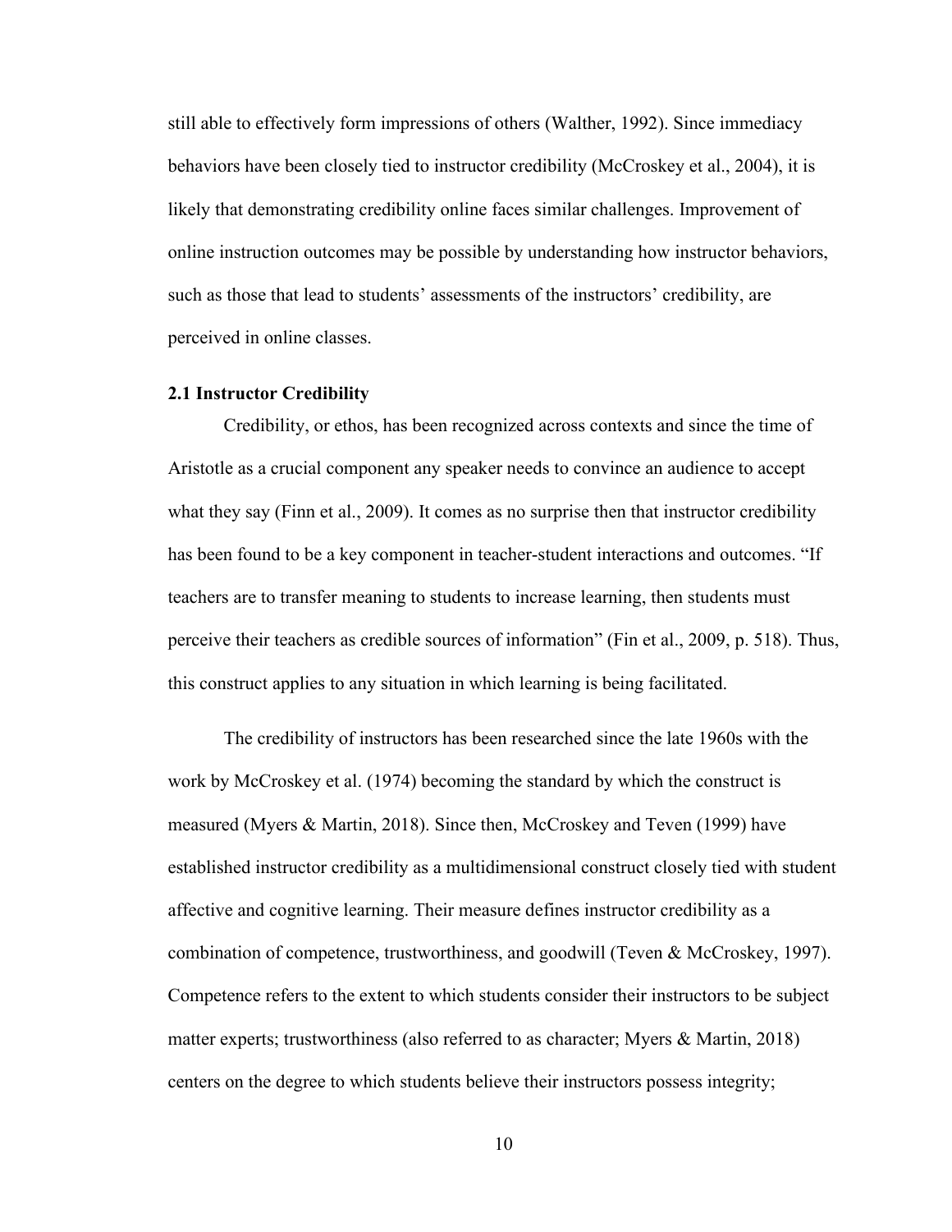still able to effectively form impressions of others (Walther, 1992). Since immediacy behaviors have been closely tied to instructor credibility (McCroskey et al., 2004), it is likely that demonstrating credibility online faces similar challenges. Improvement of online instruction outcomes may be possible by understanding how instructor behaviors, such as those that lead to students' assessments of the instructors' credibility, are perceived in online classes.

### 2.1 Instructor Credibility

Credibility, or ethos, has been recognized across contexts and since the time of Aristotle as a crucial component any speaker needs to convince an audience to accept what they say (Finn et al., 2009). It comes as no surprise then that instructor credibility has been found to be a key component in teacher-student interactions and outcomes. "If teachers are to transfer meaning to students to increase learning, then students must perceive their teachers as credible sources of information" (Fin et al., 2009, p. 518). Thus, this construct applies to any situation in which learning is being facilitated.

The credibility of instructors has been researched since the late 1960s with the work by McCroskey et al. (1974) becoming the standard by which the construct is measured (Myers & Martin, 2018). Since then, McCroskey and Teven (1999) have established instructor credibility as a multidimensional construct closely tied with student affective and cognitive learning. Their measure defines instructor credibility as a combination of competence, trustworthiness, and goodwill (Teven & McCroskey, 1997). Competence refers to the extent to which students consider their instructors to be subject matter experts; trustworthiness (also referred to as character; Myers & Martin, 2018) centers on the degree to which students believe their instructors possess integrity;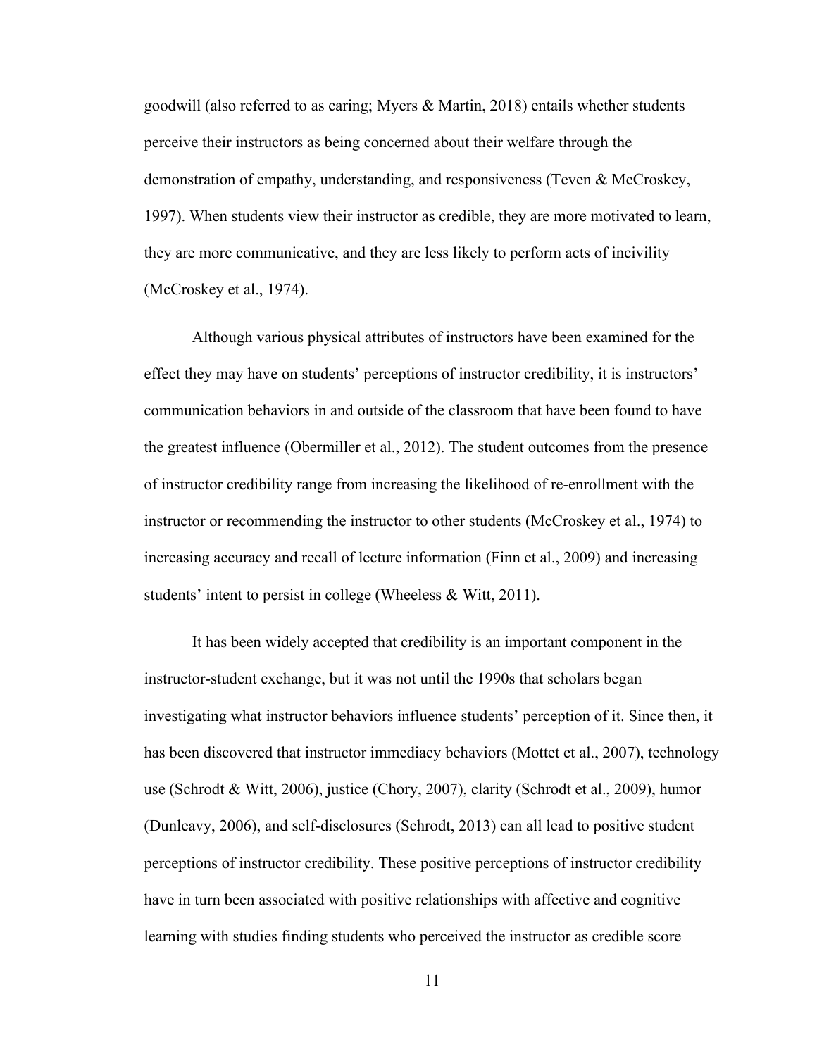goodwill (also referred to as caring; Myers & Martin, 2018) entails whether students perceive their instructors as being concerned about their welfare through the demonstration of empathy, understanding, and responsiveness (Teven & McCroskey, 1997). When students view their instructor as credible, they are more motivated to learn, they are more communicative, and they are less likely to perform acts of incivility (McCroskey et al., 1974).

Although various physical attributes of instructors have been examined for the effect they may have on students' perceptions of instructor credibility, it is instructors' communication behaviors in and outside of the classroom that have been found to have the greatest influence (Obermiller et al., 2012). The student outcomes from the presence of instructor credibility range from increasing the likelihood of re-enrollment with the instructor or recommending the instructor to other students (McCroskey et al., 1974) to increasing accuracy and recall of lecture information (Finn et al., 2009) and increasing students' intent to persist in college (Wheeless & Witt, 2011).

It has been widely accepted that credibility is an important component in the instructor-student exchange, but it was not until the 1990s that scholars began investigating what instructor behaviors influence students' perception of it. Since then, it has been discovered that instructor immediacy behaviors (Mottet et al., 2007), technology use (Schrodt & Witt, 2006), justice (Chory, 2007), clarity (Schrodt et al., 2009), humor (Dunleavy, 2006), and self-disclosures (Schrodt, 2013) can all lead to positive student perceptions of instructor credibility. These positive perceptions of instructor credibility have in turn been associated with positive relationships with affective and cognitive learning with studies finding students who perceived the instructor as credible score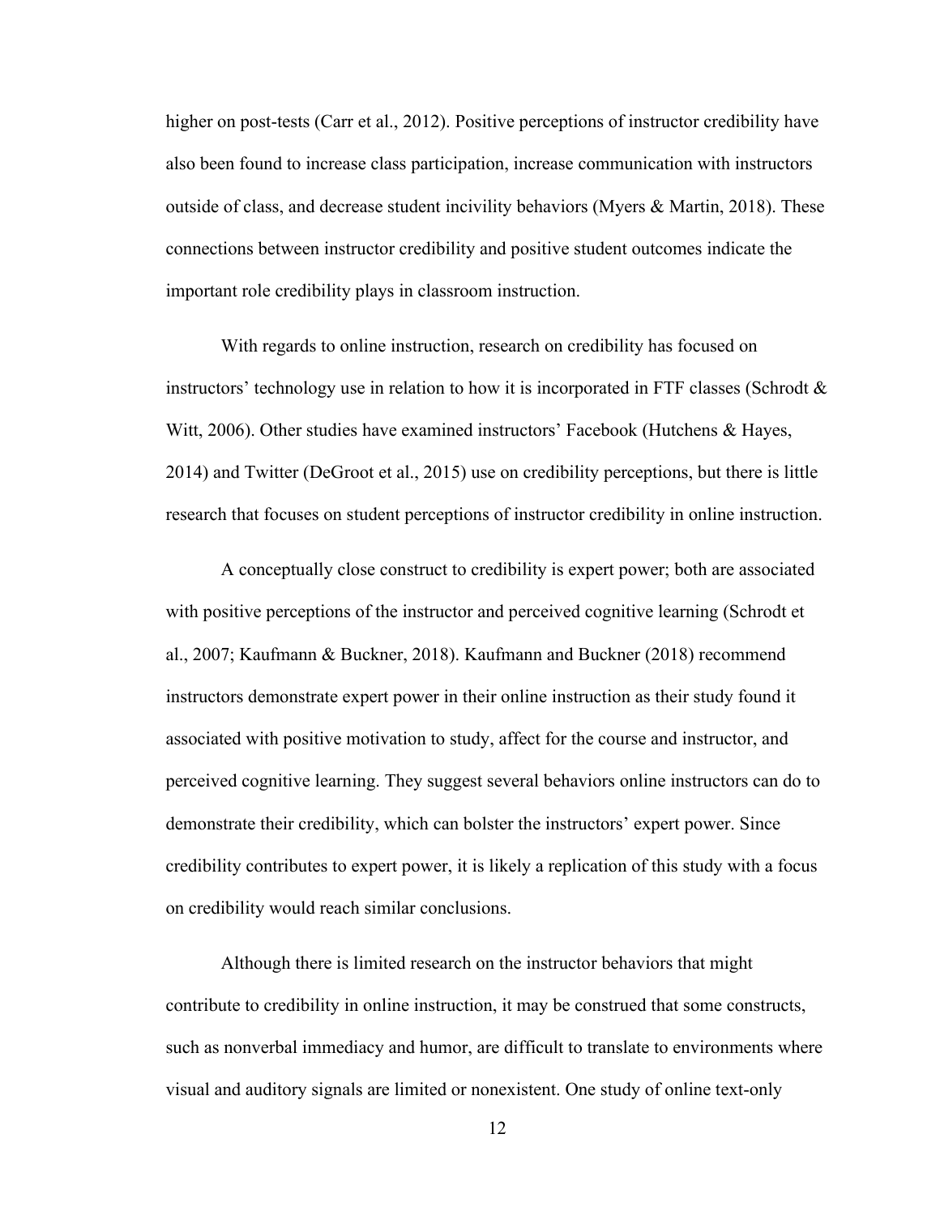higher on post-tests (Carr et al., 2012). Positive perceptions of instructor credibility have also been found to increase class participation, increase communication with instructors outside of class, and decrease student incivility behaviors (Myers & Martin, 2018). These connections between instructor credibility and positive student outcomes indicate the important role credibility plays in classroom instruction.

With regards to online instruction, research on credibility has focused on instructors' technology use in relation to how it is incorporated in FTF classes (Schrodt & Witt, 2006). Other studies have examined instructors' Facebook (Hutchens & Hayes, 2014) and Twitter (DeGroot et al., 2015) use on credibility perceptions, but there is little research that focuses on student perceptions of instructor credibility in online instruction.

A conceptually close construct to credibility is expert power; both are associated with positive perceptions of the instructor and perceived cognitive learning (Schrodt et al., 2007; Kaufmann & Buckner, 2018). Kaufmann and Buckner (2018) recommend instructors demonstrate expert power in their online instruction as their study found it associated with positive motivation to study, affect for the course and instructor, and perceived cognitive learning. They suggest several behaviors online instructors can do to demonstrate their credibility, which can bolster the instructors' expert power. Since credibility contributes to expert power, it is likely a replication of this study with a focus on credibility would reach similar conclusions.

Although there is limited research on the instructor behaviors that might contribute to credibility in online instruction, it may be construed that some constructs, such as nonverbal immediacy and humor, are difficult to translate to environments where visual and auditory signals are limited or nonexistent. One study of online text-only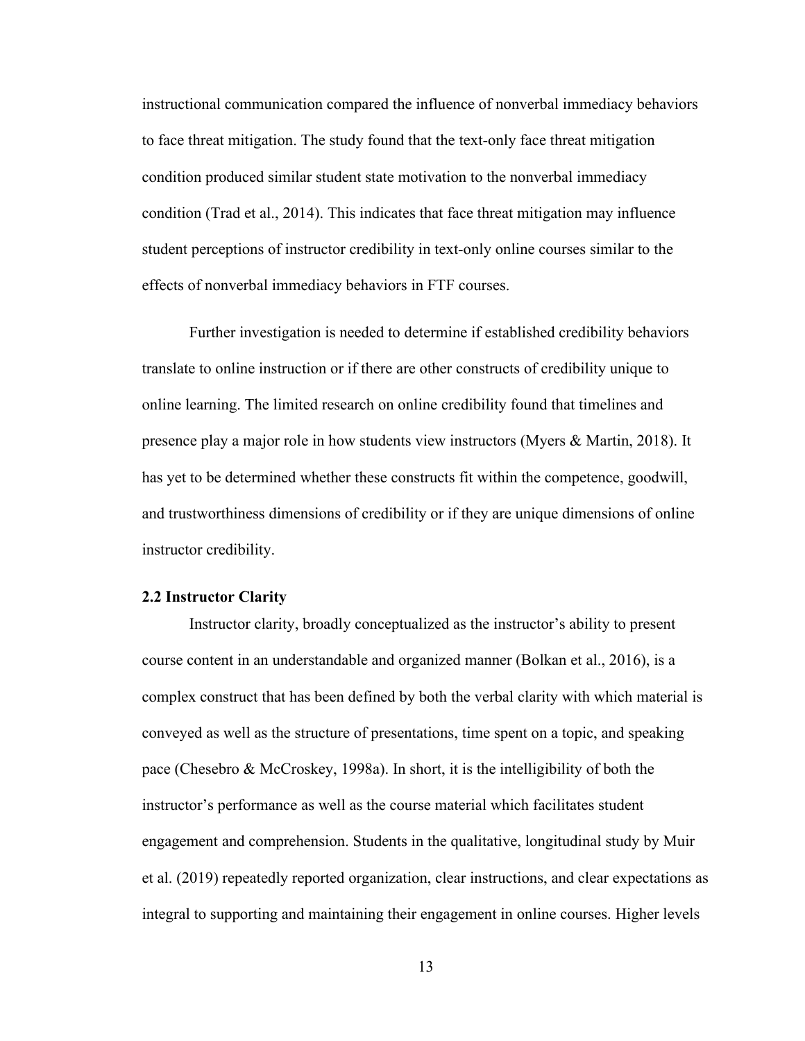instructional communication compared the influence of nonverbal immediacy behaviors to face threat mitigation. The study found that the text-only face threat mitigation condition produced similar student state motivation to the nonverbal immediacy condition (Trad et al., 2014). This indicates that face threat mitigation may influence student perceptions of instructor credibility in text-only online courses similar to the effects of nonverbal immediacy behaviors in FTF courses.

Further investigation is needed to determine if established credibility behaviors translate to online instruction or if there are other constructs of credibility unique to online learning. The limited research on online credibility found that timelines and presence play a major role in how students view instructors (Myers & Martin, 2018). It has yet to be determined whether these constructs fit within the competence, goodwill, and trustworthiness dimensions of credibility or if they are unique dimensions of online instructor credibility.

### 2.2 Instructor Clarity

Instructor clarity, broadly conceptualized as the instructor's ability to present course content in an understandable and organized manner (Bolkan et al., 2016), is a complex construct that has been defined by both the verbal clarity with which material is conveyed as well as the structure of presentations, time spent on a topic, and speaking pace (Chesebro & McCroskey, 1998a). In short, it is the intelligibility of both the instructor's performance as well as the course material which facilitates student engagement and comprehension. Students in the qualitative, longitudinal study by Muir et al. (2019) repeatedly reported organization, clear instructions, and clear expectations as integral to supporting and maintaining their engagement in online courses. Higher levels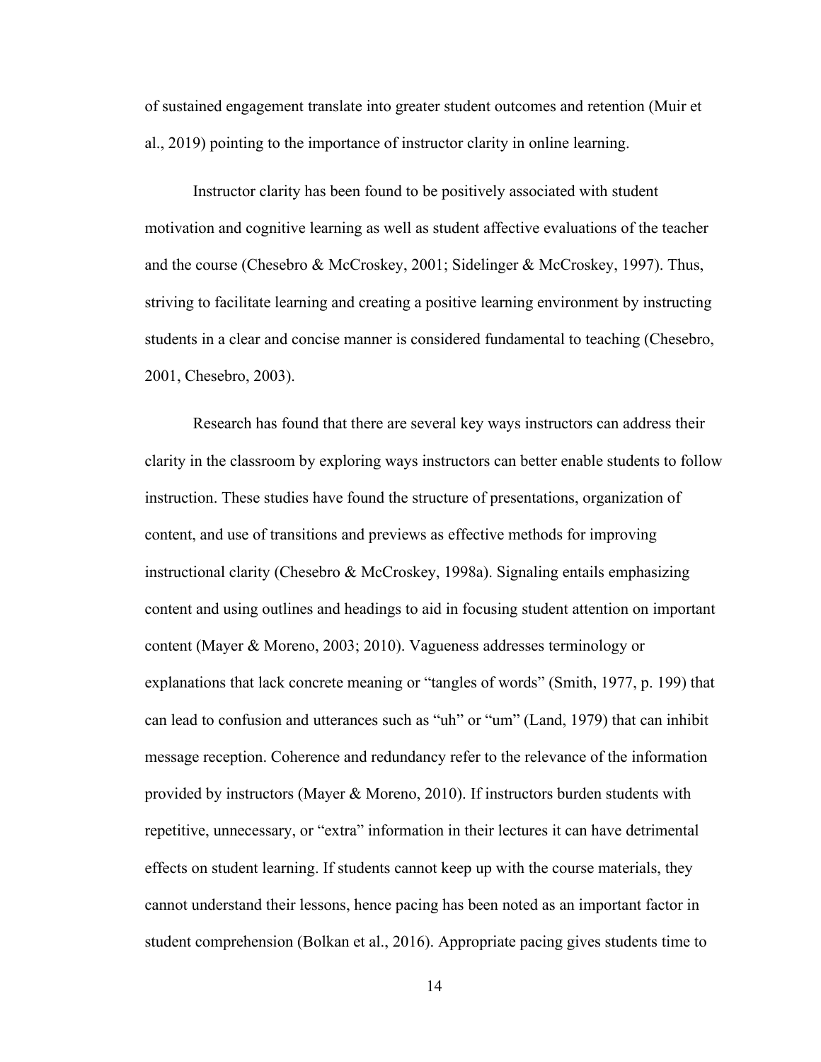of sustained engagement translate into greater student outcomes and retention (Muir et al., 2019) pointing to the importance of instructor clarity in online learning.

Instructor clarity has been found to be positively associated with student motivation and cognitive learning as well as student affective evaluations of the teacher and the course (Chesebro & McCroskey, 2001; Sidelinger & McCroskey, 1997). Thus, striving to facilitate learning and creating a positive learning environment by instructing students in a clear and concise manner is considered fundamental to teaching (Chesebro, 2001, Chesebro, 2003).

Research has found that there are several key ways instructors can address their clarity in the classroom by exploring ways instructors can better enable students to follow instruction. These studies have found the structure of presentations, organization of content, and use of transitions and previews as effective methods for improving instructional clarity (Chesebro & McCroskey, 1998a). Signaling entails emphasizing content and using outlines and headings to aid in focusing student attention on important content (Mayer & Moreno, 2003; 2010). Vagueness addresses terminology or explanations that lack concrete meaning or "tangles of words" (Smith, 1977, p. 199) that can lead to confusion and utterances such as "uh" or "um" (Land, 1979) that can inhibit message reception. Coherence and redundancy refer to the relevance of the information provided by instructors (Mayer & Moreno, 2010). If instructors burden students with repetitive, unnecessary, or "extra" information in their lectures it can have detrimental effects on student learning. If students cannot keep up with the course materials, they cannot understand their lessons, hence pacing has been noted as an important factor in student comprehension (Bolkan et al., 2016). Appropriate pacing gives students time to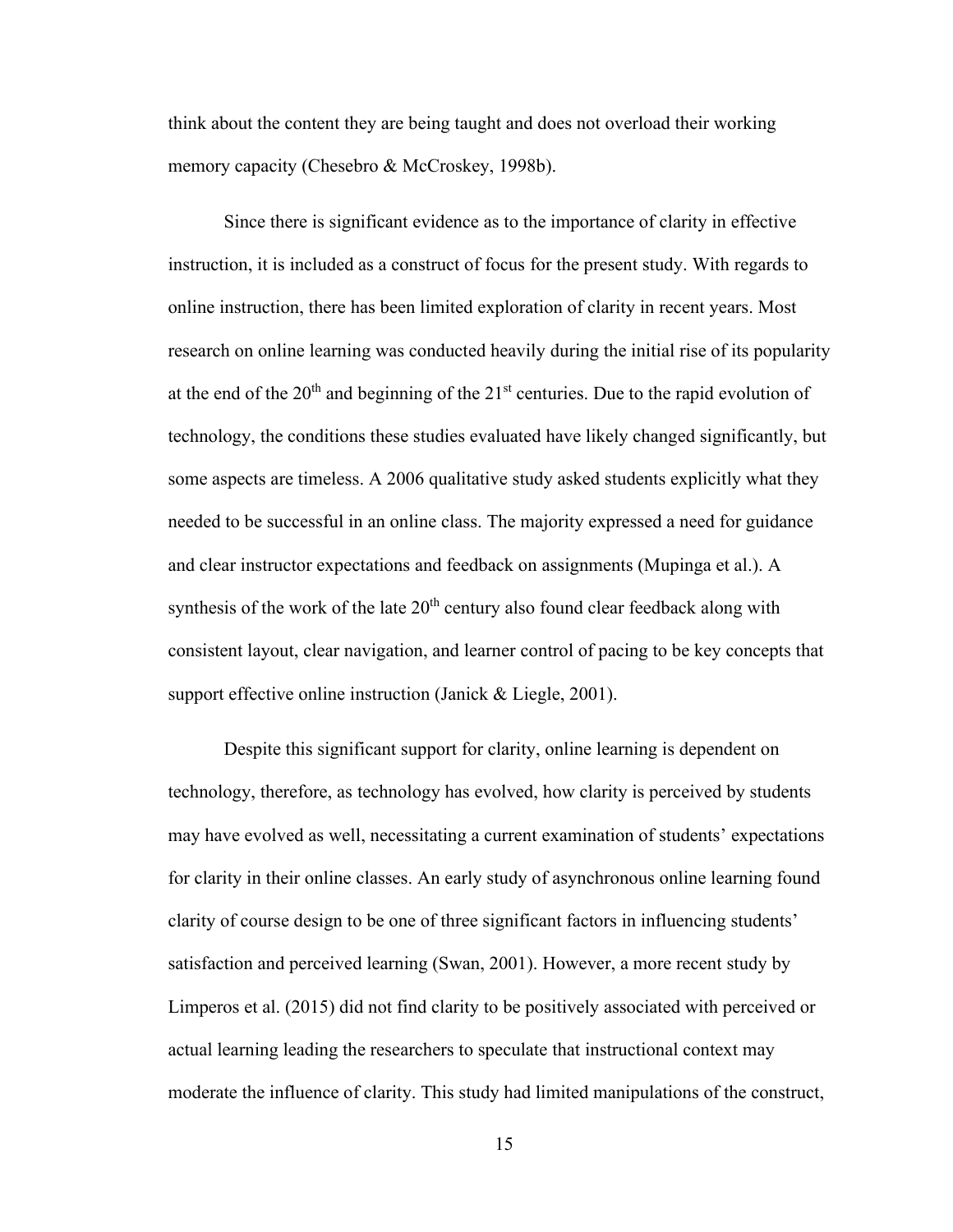think about the content they are being taught and does not overload their working memory capacity (Chesebro & McCroskey, 1998b).

Since there is significant evidence as to the importance of clarity in effective instruction, it is included as a construct of focus for the present study. With regards to online instruction, there has been limited exploration of clarity in recent years. Most research on online learning was conducted heavily during the initial rise of its popularity at the end of the 20th and beginning of the 21st centuries. Due to the rapid evolution of technology, the conditions these studies evaluated have likely changed significantly, but some aspects are timeless. A 2006 qualitative study asked students explicitly what they needed to be successful in an online class. The majority expressed a need for guidance and clear instructor expectations and feedback on assignments (Mupinga et al.). A synthesis of the work of the late 20th century also found clear feedback along with consistent layout, clear navigation, and learner control of pacing to be key concepts that support effective online instruction (Janick & Liegle, 2001).

Despite this significant support for clarity, online learning is dependent on technology, therefore, as technology has evolved, how clarity is perceived by students may have evolved as well, necessitating a current examination of students' expectations for clarity in their online classes. An early study of asynchronous online learning found clarity of course design to be one of three significant factors in influencing students' satisfaction and perceived learning (Swan, 2001). However, a more recent study by Limperos et al. (2015) did not find clarity to be positively associated with perceived or actual learning leading the researchers to speculate that instructional context may moderate the influence of clarity. This study had limited manipulations of the construct,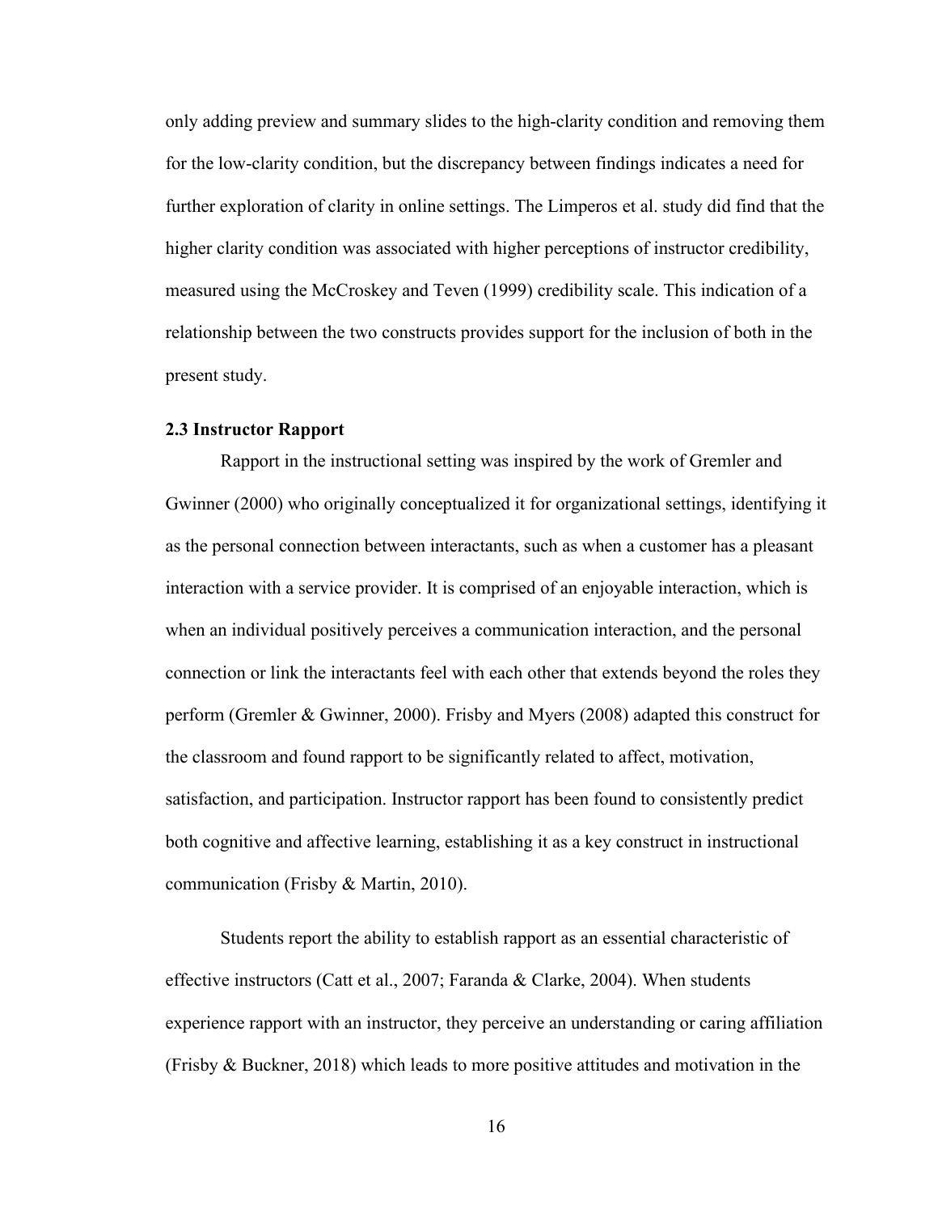only adding preview and summary slides to the high-clarity condition and removing them for the low-clarity condition, but the discrepancy between findings indicates a need for further exploration of clarity in online settings. The Limperos et al. study did find that the higher clarity condition was associated with higher perceptions of instructor credibility, measured using the McCroskey and Teven (1999) credibility scale. This indication of a relationship between the two constructs provides support for the inclusion of both in the present study.

### 2.3 Instructor Rapport

Rapport in the instructional setting was inspired by the work of Gremler and Gwinner (2000) who originally conceptualized it for organizational settings, identifying it as the personal connection between interactants, such as when a customer has a pleasant interaction with a service provider. It is comprised of an enjoyable interaction, which is when an individual positively perceives a communication interaction, and the personal connection or link the interactants feel with each other that extends beyond the roles they perform (Gremler & Gwinner, 2000). Frisby and Myers (2008) adapted this construct for the classroom and found rapport to be significantly related to affect, motivation, satisfaction, and participation. Instructor rapport has been found to consistently predict both cognitive and affective learning, establishing it as a key construct in instructional communication (Frisby & Martin, 2010).

Students report the ability to establish rapport as an essential characteristic of effective instructors (Catt et al., 2007; Faranda & Clarke, 2004). When students experience rapport with an instructor, they perceive an understanding or caring affiliation (Frisby & Buckner, 2018) which leads to more positive attitudes and motivation in the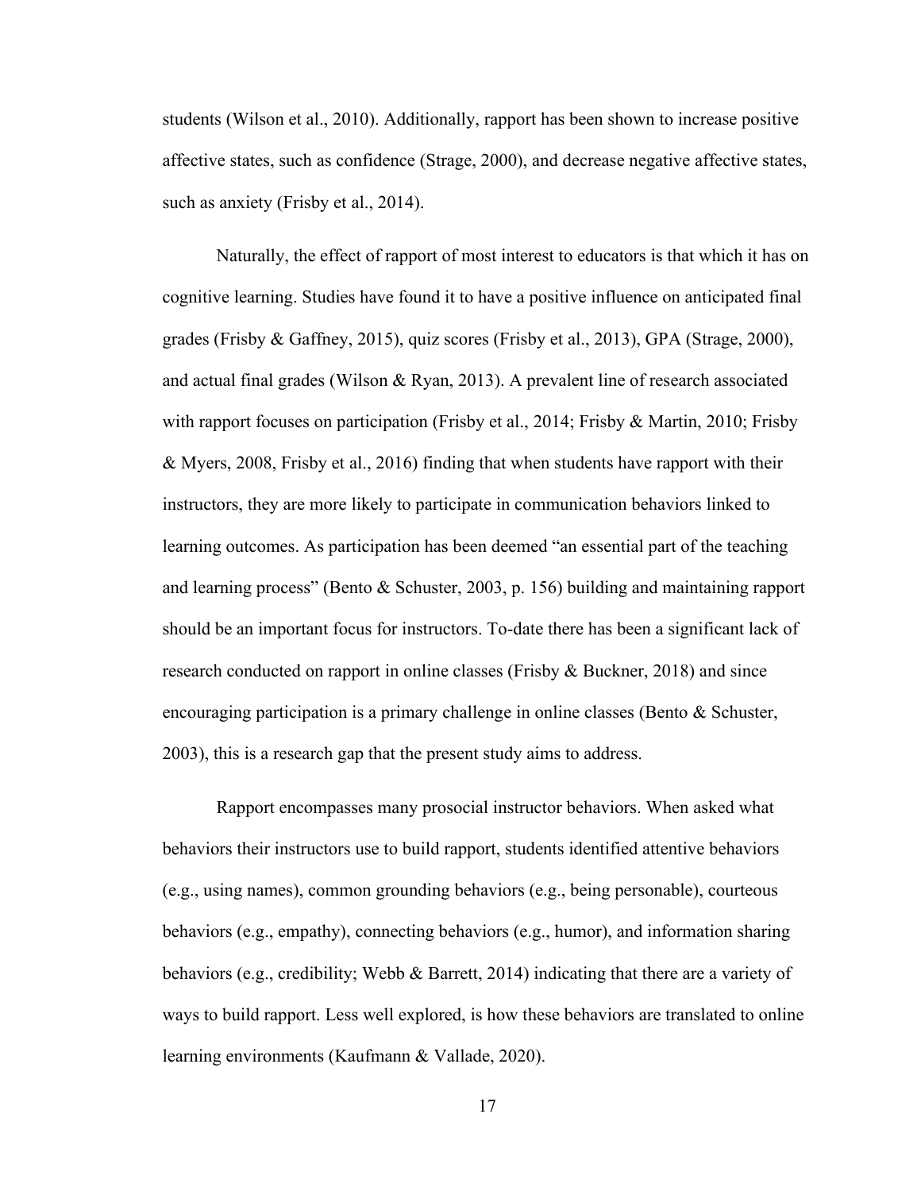students (Wilson et al., 2010). Additionally, rapport has been shown to increase positive affective states, such as confidence (Strage, 2000), and decrease negative affective states, such as anxiety (Frisby et al., 2014).

Naturally, the effect of rapport of most interest to educators is that which it has on cognitive learning. Studies have found it to have a positive influence on anticipated final grades (Frisby & Gaffney, 2015), quiz scores (Frisby et al., 2013), GPA (Strage, 2000), and actual final grades (Wilson & Ryan, 2013). A prevalent line of research associated with rapport focuses on participation (Frisby et al., 2014; Frisby & Martin, 2010; Frisby & Myers, 2008, Frisby et al., 2016) finding that when students have rapport with their instructors, they are more likely to participate in communication behaviors linked to learning outcomes. As participation has been deemed "an essential part of the teaching and learning process" (Bento & Schuster, 2003, p. 156) building and maintaining rapport should be an important focus for instructors. To-date there has been a significant lack of research conducted on rapport in online classes (Frisby & Buckner, 2018) and since encouraging participation is a primary challenge in online classes (Bento & Schuster, 2003), this is a research gap that the present study aims to address.

Rapport encompasses many prosocial instructor behaviors. When asked what behaviors their instructors use to build rapport, students identified attentive behaviors (e.g., using names), common grounding behaviors (e.g., being personable), courteous behaviors (e.g., empathy), connecting behaviors (e.g., humor), and information sharing behaviors (e.g., credibility; Webb & Barrett, 2014) indicating that there are a variety of ways to build rapport. Less well explored, is how these behaviors are translated to online learning environments (Kaufmann & Vallade, 2020).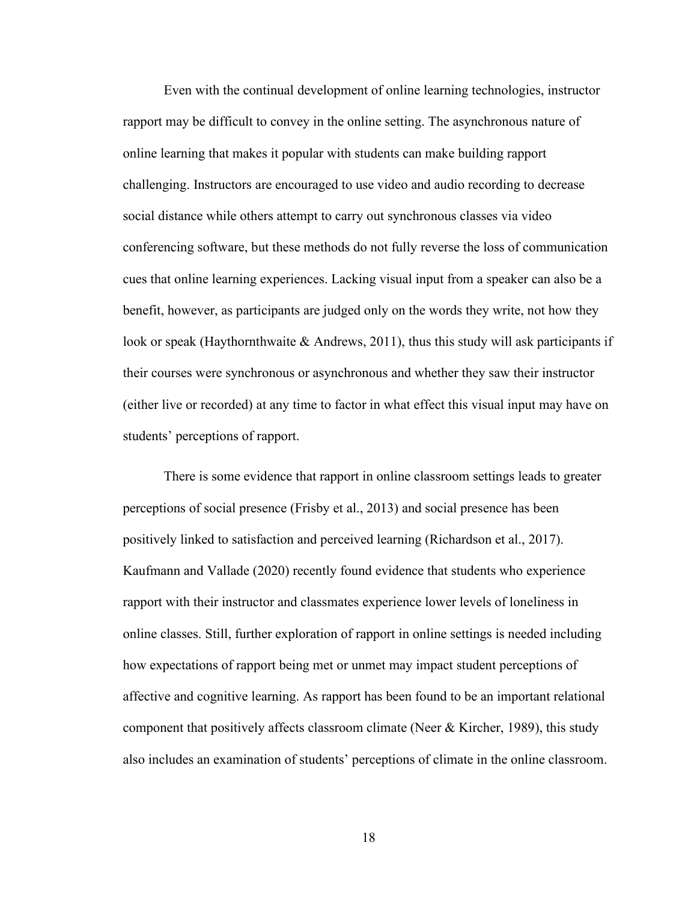Even with the continual development of online learning technologies, instructor rapport may be difficult to convey in the online setting. The asynchronous nature of online learning that makes it popular with students can make building rapport challenging. Instructors are encouraged to use video and audio recording to decrease social distance while others attempt to carry out synchronous classes via video conferencing software, but these methods do not fully reverse the loss of communication cues that online learning experiences. Lacking visual input from a speaker can also be a benefit, however, as participants are judged only on the words they write, not how they look or speak (Haythornthwaite & Andrews, 2011), thus this study will ask participants if their courses were synchronous or asynchronous and whether they saw their instructor (either live or recorded) at any time to factor in what effect this visual input may have on students' perceptions of rapport.

There is some evidence that rapport in online classroom settings leads to greater perceptions of social presence (Frisby et al., 2013) and social presence has been positively linked to satisfaction and perceived learning (Richardson et al., 2017). Kaufmann and Vallade (2020) recently found evidence that students who experience rapport with their instructor and classmates experience lower levels of loneliness in online classes. Still, further exploration of rapport in online settings is needed including how expectations of rapport being met or unmet may impact student perceptions of affective and cognitive learning. As rapport has been found to be an important relational component that positively affects classroom climate (Neer & Kircher, 1989), this study also includes an examination of students' perceptions of climate in the online classroom.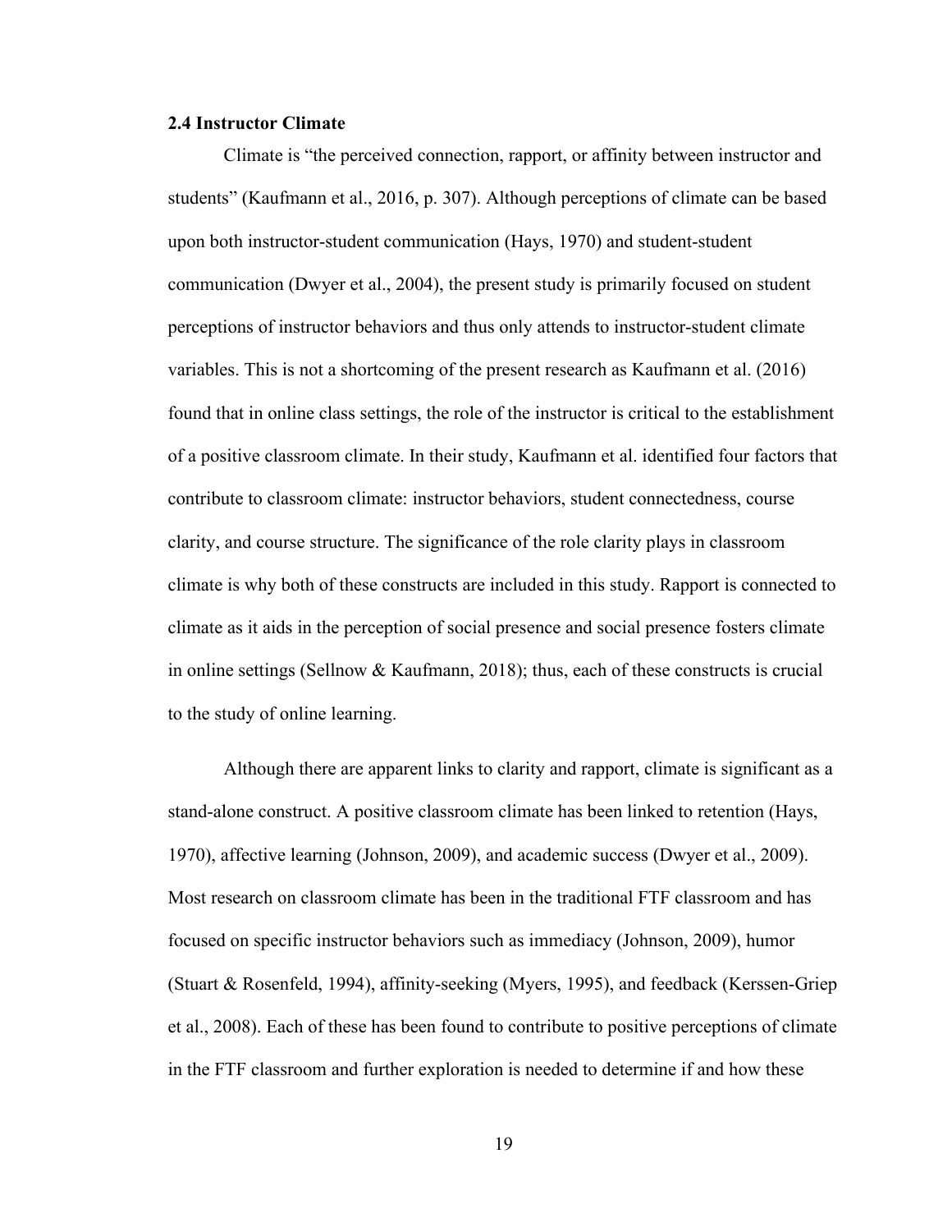### 2.4 Instructor Climate

Climate is "the perceived connection, rapport, or affinity between instructor and students" (Kaufmann et al., 2016, p. 307). Although perceptions of climate can be based upon both instructor-student communication (Hays, 1970) and student-student communication (Dwyer et al., 2004), the present study is primarily focused on student perceptions of instructor behaviors and thus only attends to instructor-student climate variables. This is not a shortcoming of the present research as Kaufmann et al. (2016) found that in online class settings, the role of the instructor is critical to the establishment of a positive classroom climate. In their study, Kaufmann et al. identified four factors that contribute to classroom climate: instructor behaviors, student connectedness, course clarity, and course structure. The significance of the role clarity plays in classroom climate is why both of these constructs are included in this study. Rapport is connected to climate as it aids in the perception of social presence and social presence fosters climate in online settings (Sellnow & Kaufmann, 2018); thus, each of these constructs is crucial to the study of online learning.

Although there are apparent links to clarity and rapport, climate is significant as a stand-alone construct. A positive classroom climate has been linked to retention (Hays, 1970), affective learning (Johnson, 2009), and academic success (Dwyer et al., 2009). Most research on classroom climate has been in the traditional FTF classroom and has focused on specific instructor behaviors such as immediacy (Johnson, 2009), humor (Stuart & Rosenfeld, 1994), affinity-seeking (Myers, 1995), and feedback (Kerssen-Griep et al., 2008). Each of these has been found to contribute to positive perceptions of climate in the FTF classroom and further exploration is needed to determine if and how these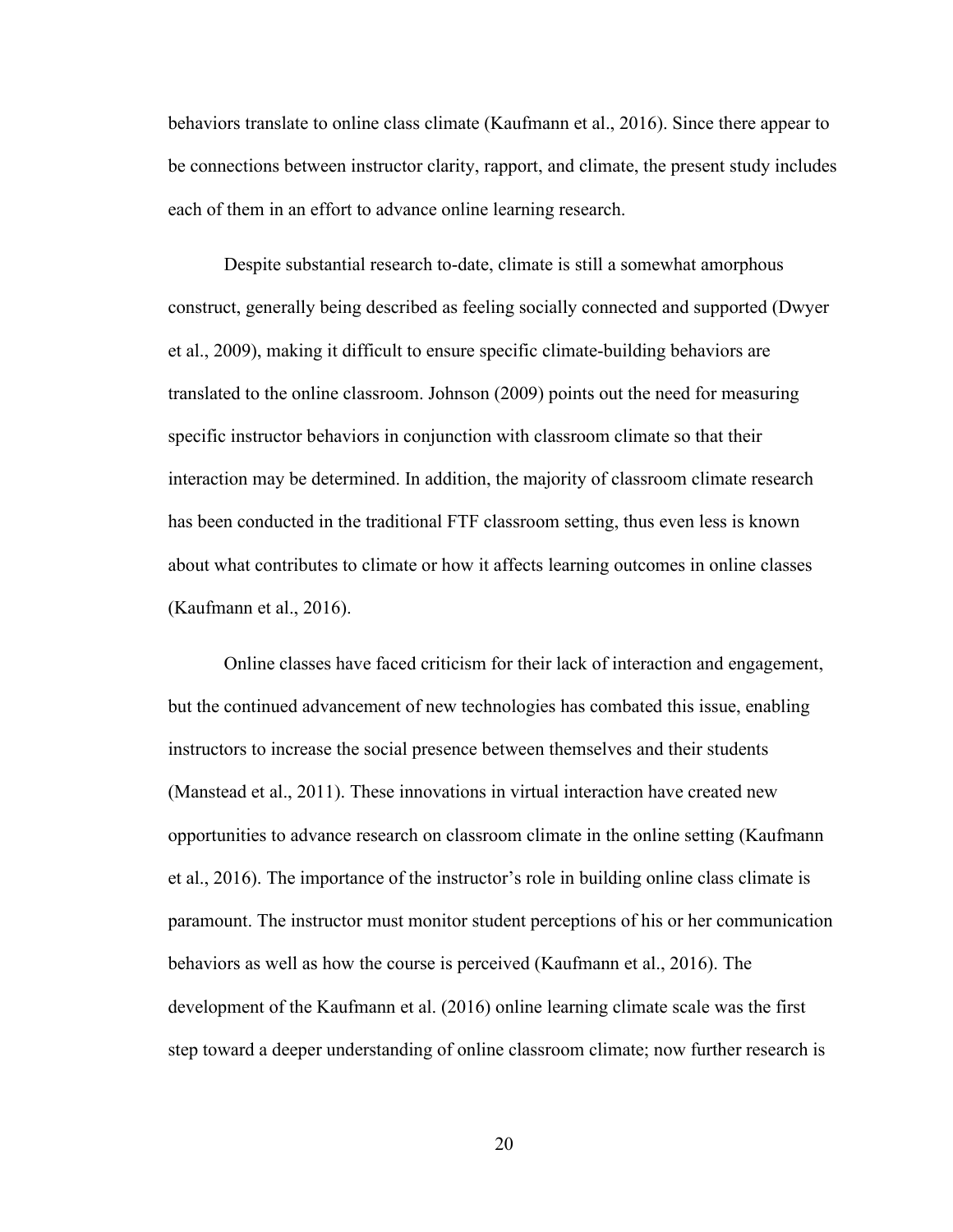behaviors translate to online class climate (Kaufmann et al., 2016). Since there appear to be connections between instructor clarity, rapport, and climate, the present study includes each of them in an effort to advance online learning research.

Despite substantial research to-date, climate is still a somewhat amorphous construct, generally being described as feeling socially connected and supported (Dwyer et al., 2009), making it difficult to ensure specific climate-building behaviors are translated to the online classroom. Johnson (2009) points out the need for measuring specific instructor behaviors in conjunction with classroom climate so that their interaction may be determined. In addition, the majority of classroom climate research has been conducted in the traditional FTF classroom setting, thus even less is known about what contributes to climate or how it affects learning outcomes in online classes (Kaufmann et al., 2016).

Online classes have faced criticism for their lack of interaction and engagement, but the continued advancement of new technologies has combated this issue, enabling instructors to increase the social presence between themselves and their students (Manstead et al., 2011). These innovations in virtual interaction have created new opportunities to advance research on classroom climate in the online setting (Kaufmann et al., 2016). The importance of the instructor's role in building online class climate is paramount. The instructor must monitor student perceptions of his or her communication behaviors as well as how the course is perceived (Kaufmann et al., 2016). The development of the Kaufmann et al. (2016) online learning climate scale was the first step toward a deeper understanding of online classroom climate; now further research is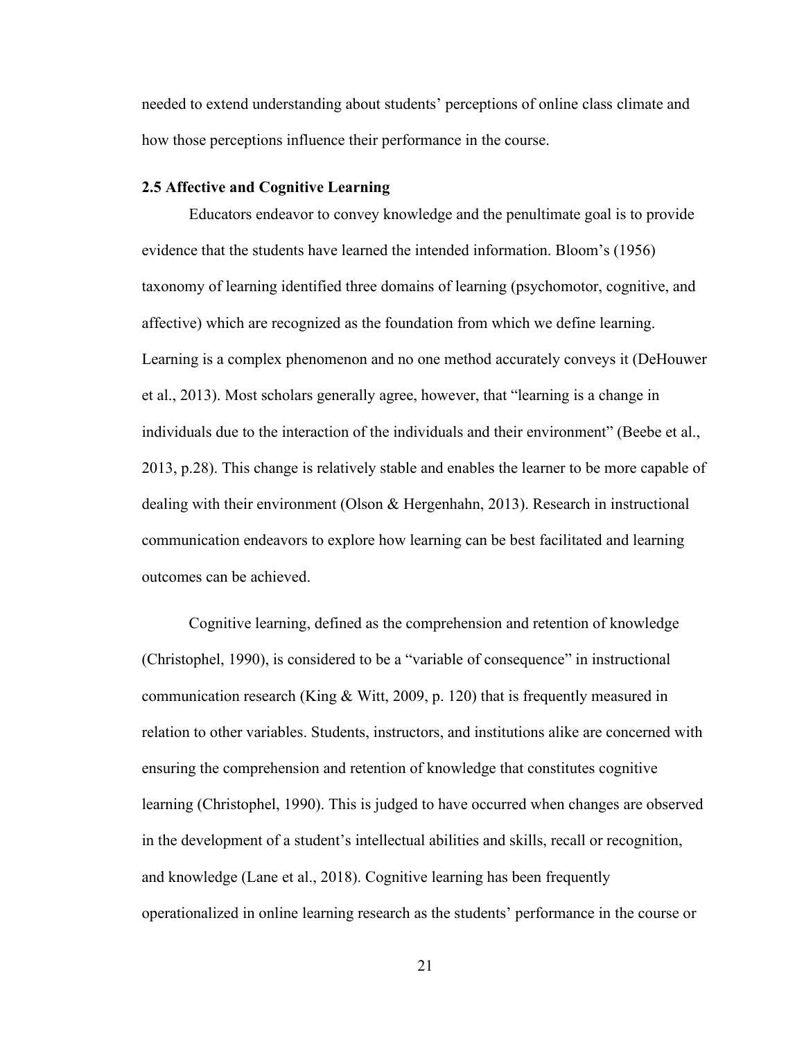needed to extend understanding about students' perceptions of online class climate and how those perceptions influence their performance in the course.

### 2.5 Affective and Cognitive Learning

Educators endeavor to convey knowledge and the penultimate goal is to provide evidence that the students have learned the intended information. Bloom's (1956) taxonomy of learning identified three domains of learning (psychomotor, cognitive, and affective) which are recognized as the foundation from which we define learning. Learning is a complex phenomenon and no one method accurately conveys it (DeHouwer et al., 2013). Most scholars generally agree, however, that "learning is a change in individuals due to the interaction of the individuals and their environment" (Beebe et al., 2013, p.28). This change is relatively stable and enables the learner to be more capable of dealing with their environment (Olson & Hergenhahn, 2013). Research in instructional communication endeavors to explore how learning can be best facilitated and learning outcomes can be achieved.

Cognitive learning, defined as the comprehension and retention of knowledge (Christophel, 1990), is considered to be a "variable of consequence" in instructional communication research (King & Witt, 2009, p. 120) that is frequently measured in relation to other variables. Students, instructors, and institutions alike are concerned with ensuring the comprehension and retention of knowledge that constitutes cognitive learning (Christophel, 1990). This is judged to have occurred when changes are observed in the development of a student's intellectual abilities and skills, recall or recognition, and knowledge (Lane et al., 2018). Cognitive learning has been frequently operationalized in online learning research as the students' performance in the course or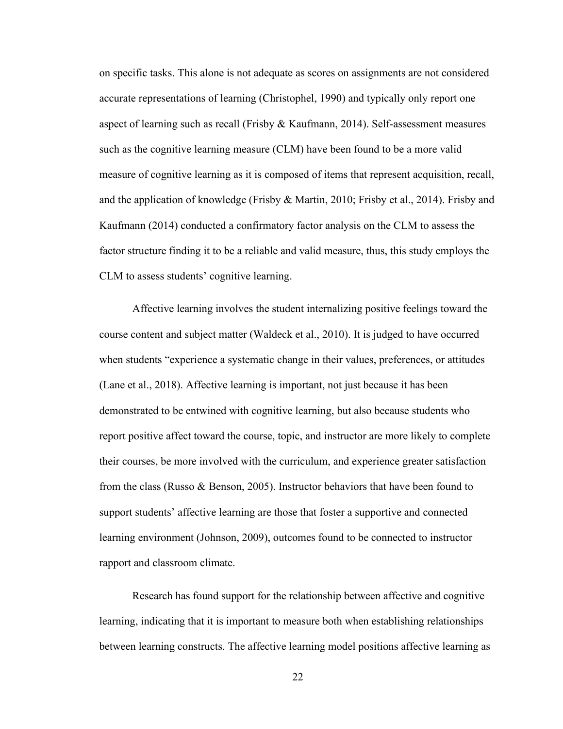on specific tasks. This alone is not adequate as scores on assignments are not considered accurate representations of learning (Christophel, 1990) and typically only report one aspect of learning such as recall (Frisby & Kaufmann, 2014). Self-assessment measures such as the cognitive learning measure (CLM) have been found to be a more valid measure of cognitive learning as it is composed of items that represent acquisition, recall, and the application of knowledge (Frisby & Martin, 2010; Frisby et al., 2014). Frisby and Kaufmann (2014) conducted a confirmatory factor analysis on the CLM to assess the factor structure finding it to be a reliable and valid measure, thus, this study employs the CLM to assess students' cognitive learning.

Affective learning involves the student internalizing positive feelings toward the course content and subject matter (Waldeck et al., 2010). It is judged to have occurred when students "experience a systematic change in their values, preferences, or attitudes (Lane et al., 2018). Affective learning is important, not just because it has been demonstrated to be entwined with cognitive learning, but also because students who report positive affect toward the course, topic, and instructor are more likely to complete their courses, be more involved with the curriculum, and experience greater satisfaction from the class (Russo & Benson, 2005). Instructor behaviors that have been found to support students' affective learning are those that foster a supportive and connected learning environment (Johnson, 2009), outcomes found to be connected to instructor rapport and classroom climate.

Research has found support for the relationship between affective and cognitive learning, indicating that it is important to measure both when establishing relationships between learning constructs. The affective learning model positions affective learning as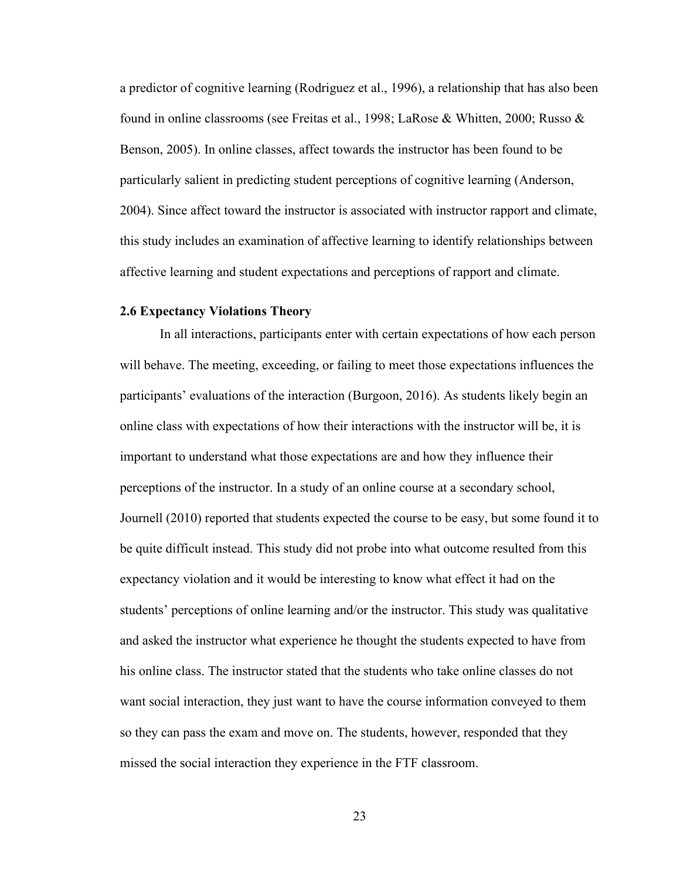a predictor of cognitive learning (Rodriguez et al., 1996), a relationship that has also been found in online classrooms (see Freitas et al., 1998; LaRose & Whitten, 2000; Russo & Benson, 2005). In online classes, affect towards the instructor has been found to be particularly salient in predicting student perceptions of cognitive learning (Anderson, 2004). Since affect toward the instructor is associated with instructor rapport and climate, this study includes an examination of affective learning to identify relationships between affective learning and student expectations and perceptions of rapport and climate.

### 2.6 Expectancy Violations Theory

In all interactions, participants enter with certain expectations of how each person will behave. The meeting, exceeding, or failing to meet those expectations influences the participants' evaluations of the interaction (Burgoon, 2016). As students likely begin an online class with expectations of how their interactions with the instructor will be, it is important to understand what those expectations are and how they influence their perceptions of the instructor. In a study of an online course at a secondary school, Journell (2010) reported that students expected the course to be easy, but some found it to be quite difficult instead. This study did not probe into what outcome resulted from this expectancy violation and it would be interesting to know what effect it had on the students' perceptions of online learning and/or the instructor. This study was qualitative and asked the instructor what experience he thought the students expected to have from his online class. The instructor stated that the students who take online classes do not want social interaction, they just want to have the course information conveyed to them so they can pass the exam and move on. The students, however, responded that they missed the social interaction they experience in the FTF classroom.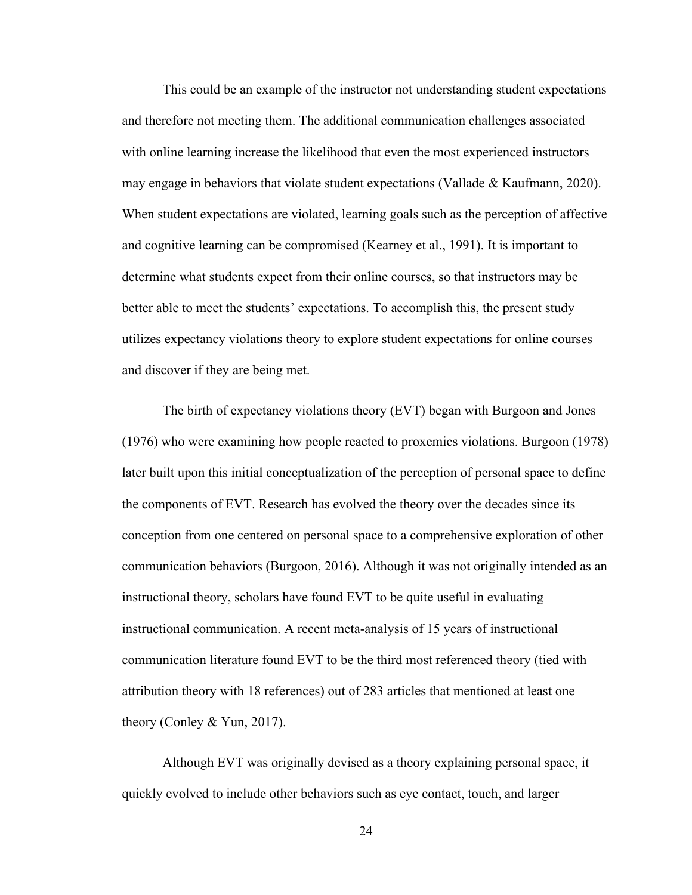This could be an example of the instructor not understanding student expectations and therefore not meeting them. The additional communication challenges associated with online learning increase the likelihood that even the most experienced instructors may engage in behaviors that violate student expectations (Vallade & Kaufmann, 2020). When student expectations are violated, learning goals such as the perception of affective and cognitive learning can be compromised (Kearney et al., 1991). It is important to determine what students expect from their online courses, so that instructors may be better able to meet the students' expectations. To accomplish this, the present study utilizes expectancy violations theory to explore student expectations for online courses and discover if they are being met.

The birth of expectancy violations theory (EVT) began with Burgoon and Jones (1976) who were examining how people reacted to proxemics violations. Burgoon (1978) later built upon this initial conceptualization of the perception of personal space to define the components of EVT. Research has evolved the theory over the decades since its conception from one centered on personal space to a comprehensive exploration of other communication behaviors (Burgoon, 2016). Although it was not originally intended as an instructional theory, scholars have found EVT to be quite useful in evaluating instructional communication. A recent meta-analysis of 15 years of instructional communication literature found EVT to be the third most referenced theory (tied with attribution theory with 18 references) out of 283 articles that mentioned at least one theory (Conley & Yun, 2017).

Although EVT was originally devised as a theory explaining personal space, it quickly evolved to include other behaviors such as eye contact, touch, and larger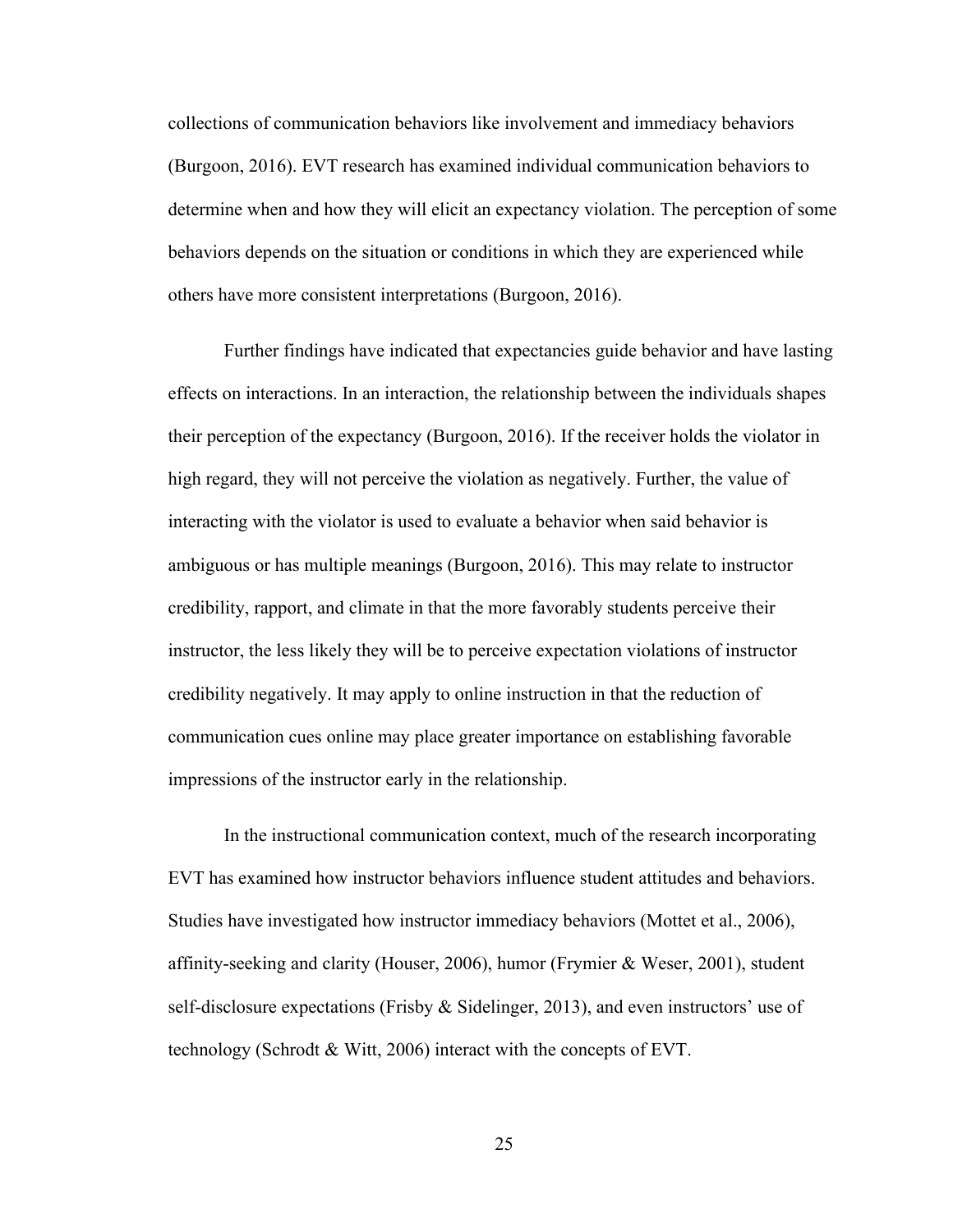collections of communication behaviors like involvement and immediacy behaviors (Burgoon, 2016). EVT research has examined individual communication behaviors to determine when and how they will elicit an expectancy violation. The perception of some behaviors depends on the situation or conditions in which they are experienced while others have more consistent interpretations (Burgoon, 2016).

Further findings have indicated that expectancies guide behavior and have lasting effects on interactions. In an interaction, the relationship between the individuals shapes their perception of the expectancy (Burgoon, 2016). If the receiver holds the violator in high regard, they will not perceive the violation as negatively. Further, the value of interacting with the violator is used to evaluate a behavior when said behavior is ambiguous or has multiple meanings (Burgoon, 2016). This may relate to instructor credibility, rapport, and climate in that the more favorably students perceive their instructor, the less likely they will be to perceive expectation violations of instructor credibility negatively. It may apply to online instruction in that the reduction of communication cues online may place greater importance on establishing favorable impressions of the instructor early in the relationship.

In the instructional communication context, much of the research incorporating EVT has examined how instructor behaviors influence student attitudes and behaviors. Studies have investigated how instructor immediacy behaviors (Mottet et al., 2006), affinity-seeking and clarity (Houser, 2006), humor (Frymier & Weser, 2001), student self-disclosure expectations (Frisby & Sidelinger, 2013), and even instructors' use of technology (Schrodt & Witt, 2006) interact with the concepts of EVT.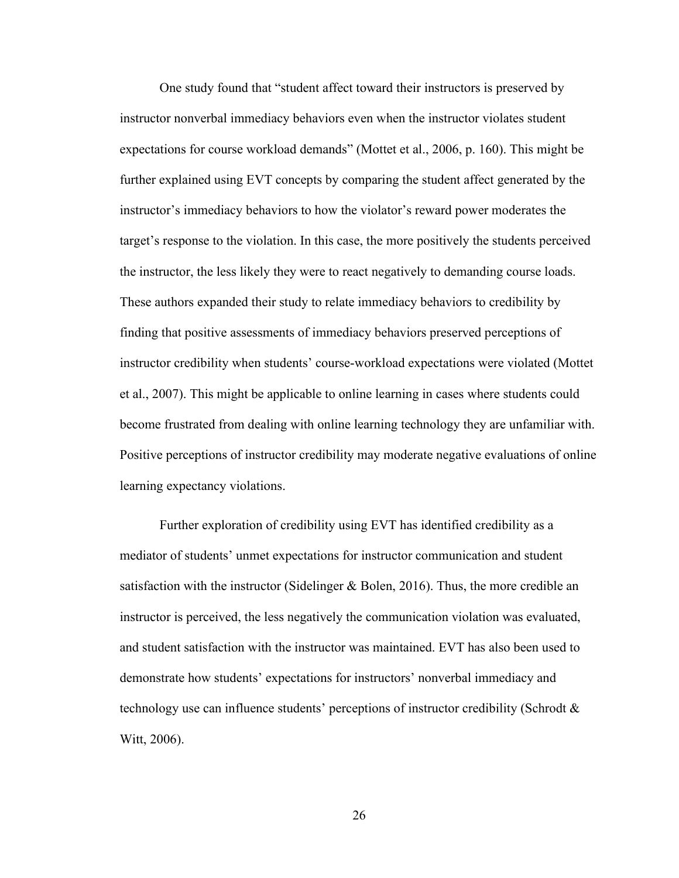One study found that "student affect toward their instructors is preserved by instructor nonverbal immediacy behaviors even when the instructor violates student expectations for course workload demands" (Mottet et al., 2006, p. 160). This might be further explained using EVT concepts by comparing the student affect generated by the instructor's immediacy behaviors to how the violator's reward power moderates the target's response to the violation. In this case, the more positively the students perceived the instructor, the less likely they were to react negatively to demanding course loads. These authors expanded their study to relate immediacy behaviors to credibility by finding that positive assessments of immediacy behaviors preserved perceptions of instructor credibility when students' course-workload expectations were violated (Mottet et al., 2007). This might be applicable to online learning in cases where students could become frustrated from dealing with online learning technology they are unfamiliar with. Positive perceptions of instructor credibility may moderate negative evaluations of online learning expectancy violations.

Further exploration of credibility using EVT has identified credibility as a mediator of students' unmet expectations for instructor communication and student satisfaction with the instructor (Sidelinger & Bolen, 2016). Thus, the more credible an instructor is perceived, the less negatively the communication violation was evaluated, and student satisfaction with the instructor was maintained. EVT has also been used to demonstrate how students' expectations for instructors' nonverbal immediacy and technology use can influence students' perceptions of instructor credibility (Schrodt & Witt, 2006).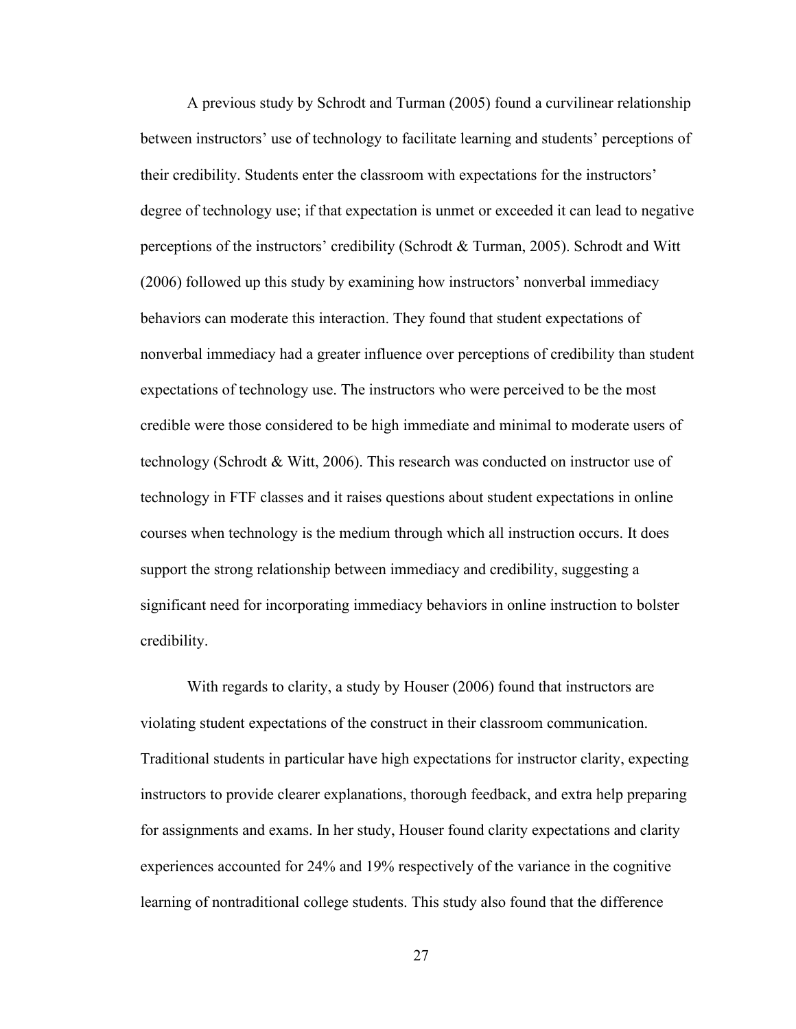A previous study by Schrodt and Turman (2005) found a curvilinear relationship between instructors' use of technology to facilitate learning and students' perceptions of their credibility. Students enter the classroom with expectations for the instructors' degree of technology use; if that expectation is unmet or exceeded it can lead to negative perceptions of the instructors' credibility (Schrodt & Turman, 2005). Schrodt and Witt (2006) followed up this study by examining how instructors' nonverbal immediacy behaviors can moderate this interaction. They found that student expectations of nonverbal immediacy had a greater influence over perceptions of credibility than student expectations of technology use. The instructors who were perceived to be the most credible were those considered to be high immediate and minimal to moderate users of technology (Schrodt & Witt, 2006). This research was conducted on instructor use of technology in FTF classes and it raises questions about student expectations in online courses when technology is the medium through which all instruction occurs. It does support the strong relationship between immediacy and credibility, suggesting a significant need for incorporating immediacy behaviors in online instruction to bolster credibility.

With regards to clarity, a study by Houser (2006) found that instructors are violating student expectations of the construct in their classroom communication. Traditional students in particular have high expectations for instructor clarity, expecting instructors to provide clearer explanations, thorough feedback, and extra help preparing for assignments and exams. In her study, Houser found clarity expectations and clarity experiences accounted for 24% and 19% respectively of the variance in the cognitive learning of nontraditional college students. This study also found that the difference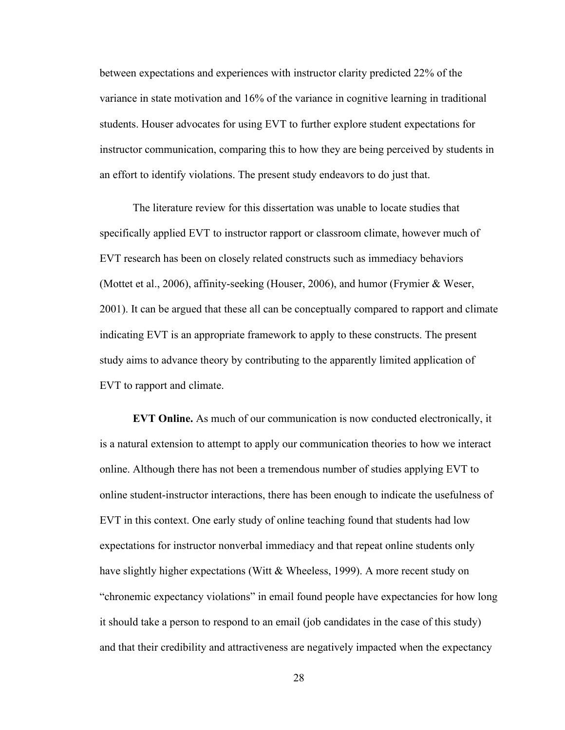between expectations and experiences with instructor clarity predicted 22% of the variance in state motivation and 16% of the variance in cognitive learning in traditional students. Houser advocates for using EVT to further explore student expectations for instructor communication, comparing this to how they are being perceived by students in an effort to identify violations. The present study endeavors to do just that.

The literature review for this dissertation was unable to locate studies that specifically applied EVT to instructor rapport or classroom climate, however much of EVT research has been on closely related constructs such as immediacy behaviors (Mottet et al., 2006), affinity-seeking (Houser, 2006), and humor (Frymier & Weser, 2001). It can be argued that these all can be conceptually compared to rapport and climate indicating EVT is an appropriate framework to apply to these constructs. The present study aims to advance theory by contributing to the apparently limited application of EVT to rapport and climate.

**EVT Online.** As much of our communication is now conducted electronically, it is a natural extension to attempt to apply our communication theories to how we interact online. Although there has not been a tremendous number of studies applying EVT to online student-instructor interactions, there has been enough to indicate the usefulness of EVT in this context. One early study of online teaching found that students had low expectations for instructor nonverbal immediacy and that repeat online students only have slightly higher expectations (Witt & Wheeless, 1999). A more recent study on "chronemic expectancy violations" in email found people have expectancies for how long it should take a person to respond to an email (job candidates in the case of this study) and that their credibility and attractiveness are negatively impacted when the expectancy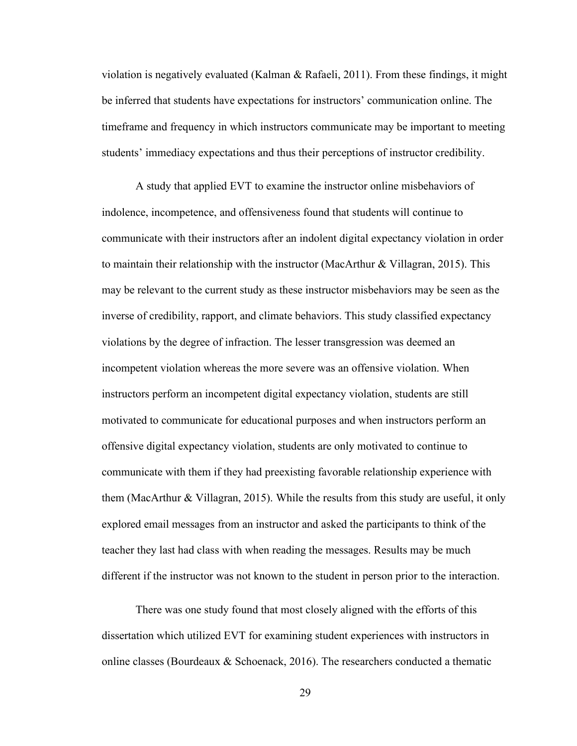violation is negatively evaluated (Kalman & Rafaeli, 2011). From these findings, it might be inferred that students have expectations for instructors' communication online. The timeframe and frequency in which instructors communicate may be important to meeting students' immediacy expectations and thus their perceptions of instructor credibility.

A study that applied EVT to examine the instructor online misbehaviors of indolence, incompetence, and offensiveness found that students will continue to communicate with their instructors after an indolent digital expectancy violation in order to maintain their relationship with the instructor (MacArthur & Villagran, 2015). This may be relevant to the current study as these instructor misbehaviors may be seen as the inverse of credibility, rapport, and climate behaviors. This study classified expectancy violations by the degree of infraction. The lesser transgression was deemed an incompetent violation whereas the more severe was an offensive violation. When instructors perform an incompetent digital expectancy violation, students are still motivated to communicate for educational purposes and when instructors perform an offensive digital expectancy violation, students are only motivated to continue to communicate with them if they had preexisting favorable relationship experience with them (MacArthur & Villagran, 2015). While the results from this study are useful, it only explored email messages from an instructor and asked the participants to think of the teacher they last had class with when reading the messages. Results may be much different if the instructor was not known to the student in person prior to the interaction.

There was one study found that most closely aligned with the efforts of this dissertation which utilized EVT for examining student experiences with instructors in online classes (Bourdeaux & Schoenack, 2016). The researchers conducted a thematic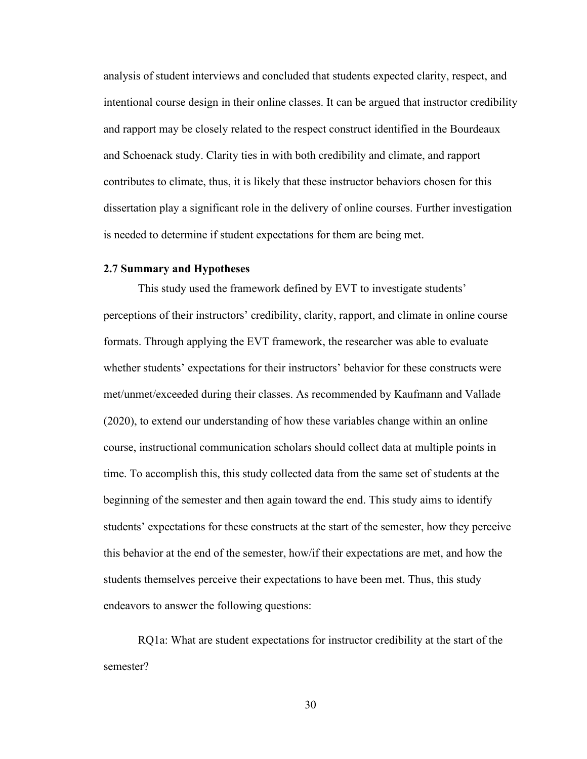analysis of student interviews and concluded that students expected clarity, respect, and intentional course design in their online classes. It can be argued that instructor credibility and rapport may be closely related to the respect construct identified in the Bourdeaux and Schoenack study. Clarity ties in with both credibility and climate, and rapport contributes to climate, thus, it is likely that these instructor behaviors chosen for this dissertation play a significant role in the delivery of online courses. Further investigation is needed to determine if student expectations for them are being met.

### 2.7 Summary and Hypotheses

This study used the framework defined by EVT to investigate students' perceptions of their instructors' credibility, clarity, rapport, and climate in online course formats. Through applying the EVT framework, the researcher was able to evaluate whether students' expectations for their instructors' behavior for these constructs were met/unmet/exceeded during their classes. As recommended by Kaufmann and Vallade (2020), to extend our understanding of how these variables change within an online course, instructional communication scholars should collect data at multiple points in time. To accomplish this, this study collected data from the same set of students at the beginning of the semester and then again toward the end. This study aims to identify students' expectations for these constructs at the start of the semester, how they perceive this behavior at the end of the semester, how/if their expectations are met, and how the students themselves perceive their expectations to have been met. Thus, this study endeavors to answer the following questions:

RQ1a: What are student expectations for instructor credibility at the start of the semester?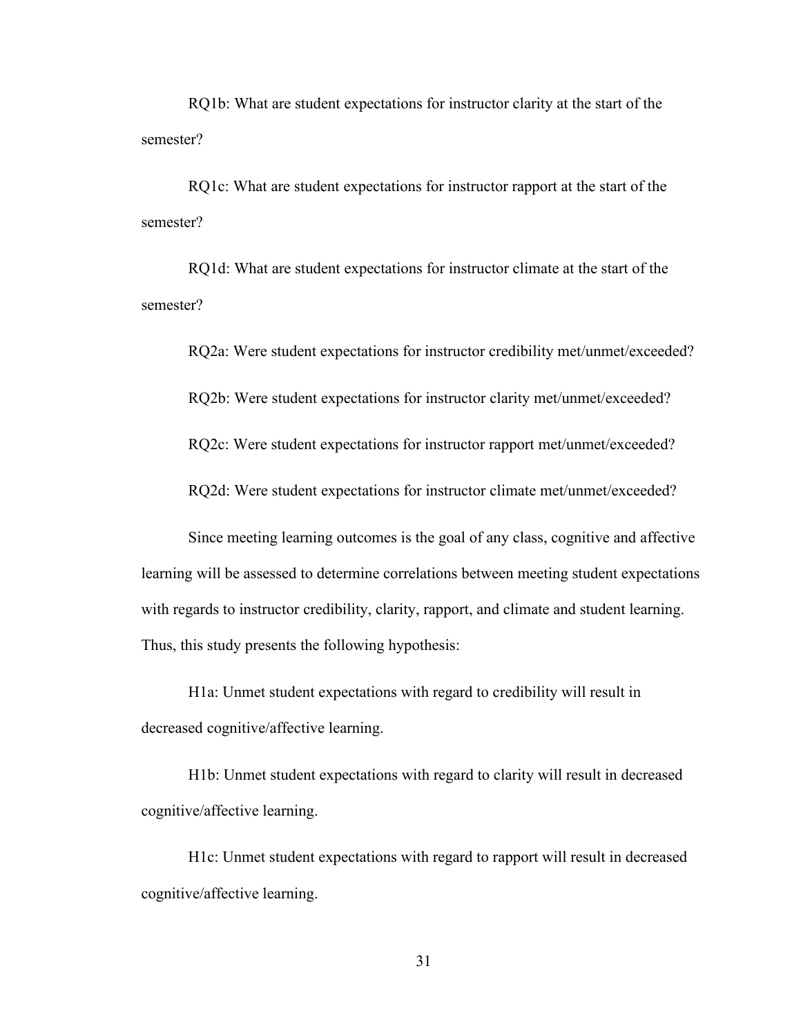RQ1b: What are student expectations for instructor clarity at the start of the semester?

RQ1c: What are student expectations for instructor rapport at the start of the semester?

RQ1d: What are student expectations for instructor climate at the start of the semester?

RQ2a: Were student expectations for instructor credibility met/unmet/exceeded?

RQ2b: Were student expectations for instructor clarity met/unmet/exceeded?

RQ2c: Were student expectations for instructor rapport met/unmet/exceeded?

RQ2d: Were student expectations for instructor climate met/unmet/exceeded?

Since meeting learning outcomes is the goal of any class, cognitive and affective learning will be assessed to determine correlations between meeting student expectations with regards to instructor credibility, clarity, rapport, and climate and student learning. Thus, this study presents the following hypothesis:

H1a: Unmet student expectations with regard to credibility will result in decreased cognitive/affective learning.

H1b: Unmet student expectations with regard to clarity will result in decreased cognitive/affective learning.

H1c: Unmet student expectations with regard to rapport will result in decreased cognitive/affective learning.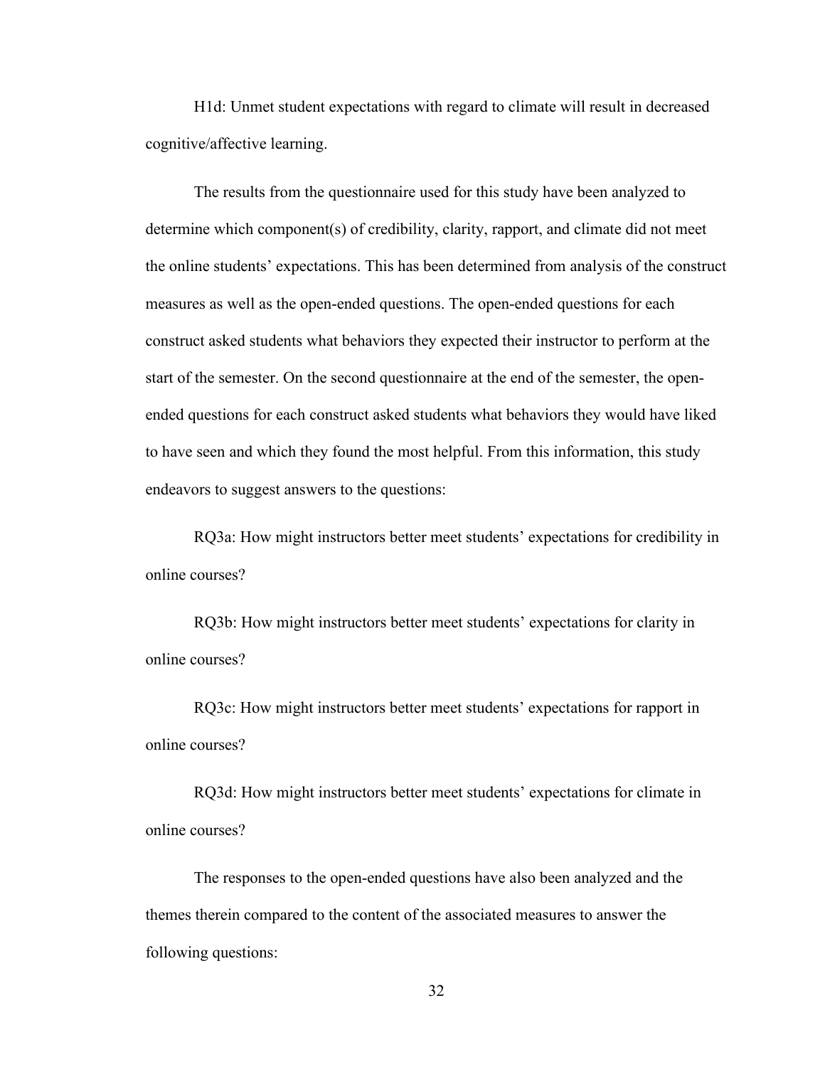H1d: Unmet student expectations with regard to climate will result in decreased cognitive/affective learning.

The results from the questionnaire used for this study have been analyzed to determine which component(s) of credibility, clarity, rapport, and climate did not meet the online students' expectations. This has been determined from analysis of the construct measures as well as the open-ended questions. The open-ended questions for each construct asked students what behaviors they expected their instructor to perform at the start of the semester. On the second questionnaire at the end of the semester, the open-ended questions for each construct asked students what behaviors they would have liked to have seen and which they found the most helpful. From this information, this study endeavors to suggest answers to the questions:

RQ3a: How might instructors better meet students' expectations for credibility in online courses?

RQ3b: How might instructors better meet students' expectations for clarity in online courses?

RQ3c: How might instructors better meet students' expectations for rapport in online courses?

RQ3d: How might instructors better meet students' expectations for climate in online courses?

The responses to the open-ended questions have also been analyzed and the themes therein compared to the content of the associated measures to answer the following questions: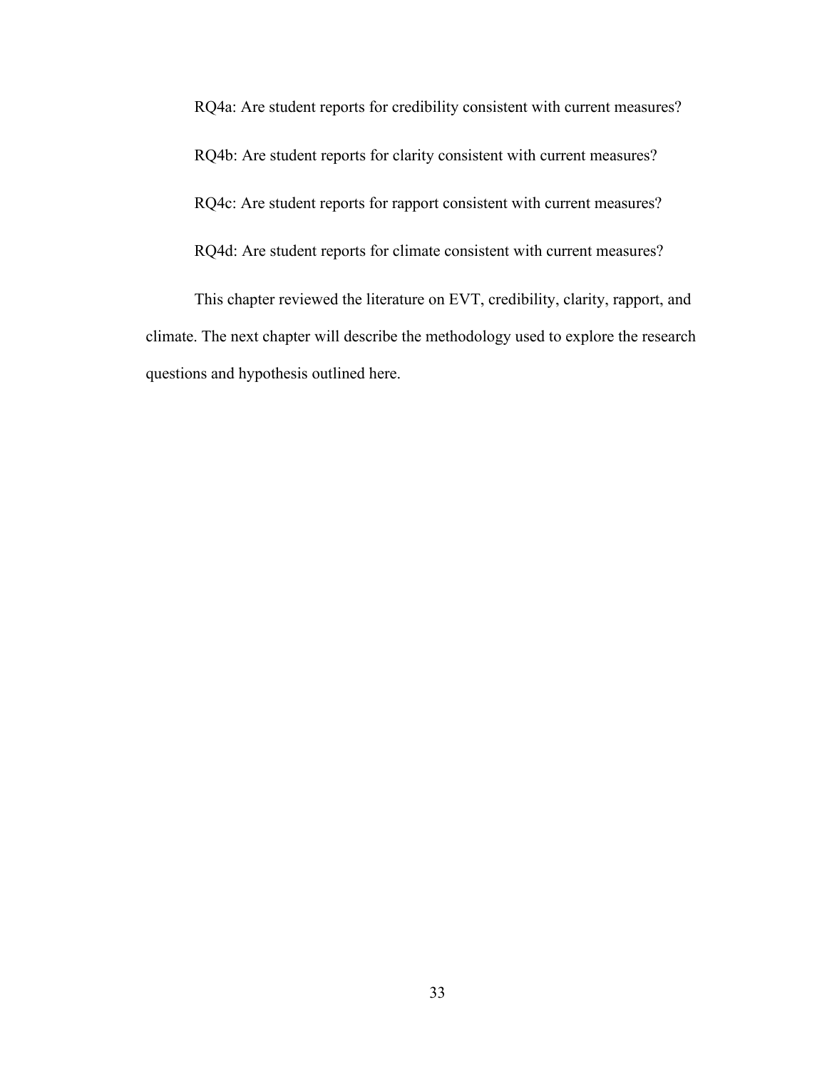RQ4a: Are student reports for credibility consistent with current measures?

RQ4b: Are student reports for clarity consistent with current measures?

RQ4c: Are student reports for rapport consistent with current measures?

RQ4d: Are student reports for climate consistent with current measures?

This chapter reviewed the literature on EVT, credibility, clarity, rapport, and climate. The next chapter will describe the methodology used to explore the research questions and hypothesis outlined here.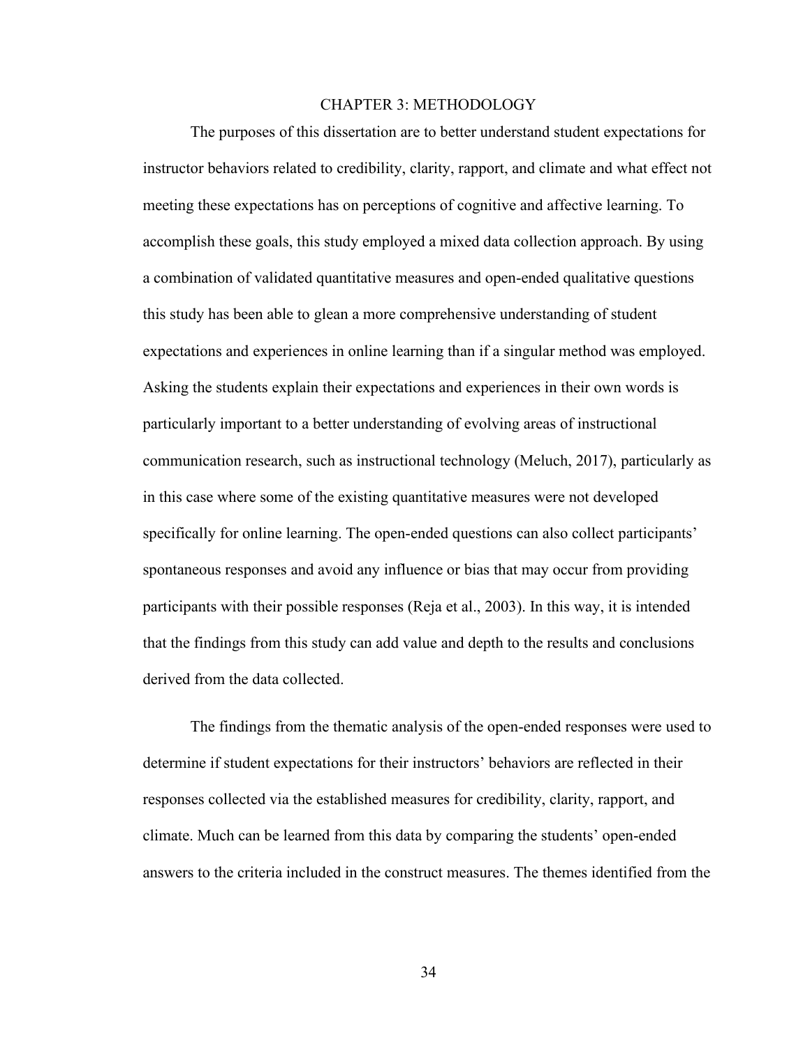# CHAPTER 3: METHODOLOGY

The purposes of this dissertation are to better understand student expectations for instructor behaviors related to credibility, clarity, rapport, and climate and what effect not meeting these expectations has on perceptions of cognitive and affective learning. To accomplish these goals, this study employed a mixed data collection approach. By using a combination of validated quantitative measures and open-ended qualitative questions this study has been able to glean a more comprehensive understanding of student expectations and experiences in online learning than if a singular method was employed. Asking the students explain their expectations and experiences in their own words is particularly important to a better understanding of evolving areas of instructional communication research, such as instructional technology (Meluch, 2017), particularly as in this case where some of the existing quantitative measures were not developed specifically for online learning. The open-ended questions can also collect participants' spontaneous responses and avoid any influence or bias that may occur from providing participants with their possible responses (Reja et al., 2003). In this way, it is intended that the findings from this study can add value and depth to the results and conclusions derived from the data collected.

The findings from the thematic analysis of the open-ended responses were used to determine if student expectations for their instructors' behaviors are reflected in their responses collected via the established measures for credibility, clarity, rapport, and climate. Much can be learned from this data by comparing the students' open-ended answers to the criteria included in the construct measures. The themes identified from the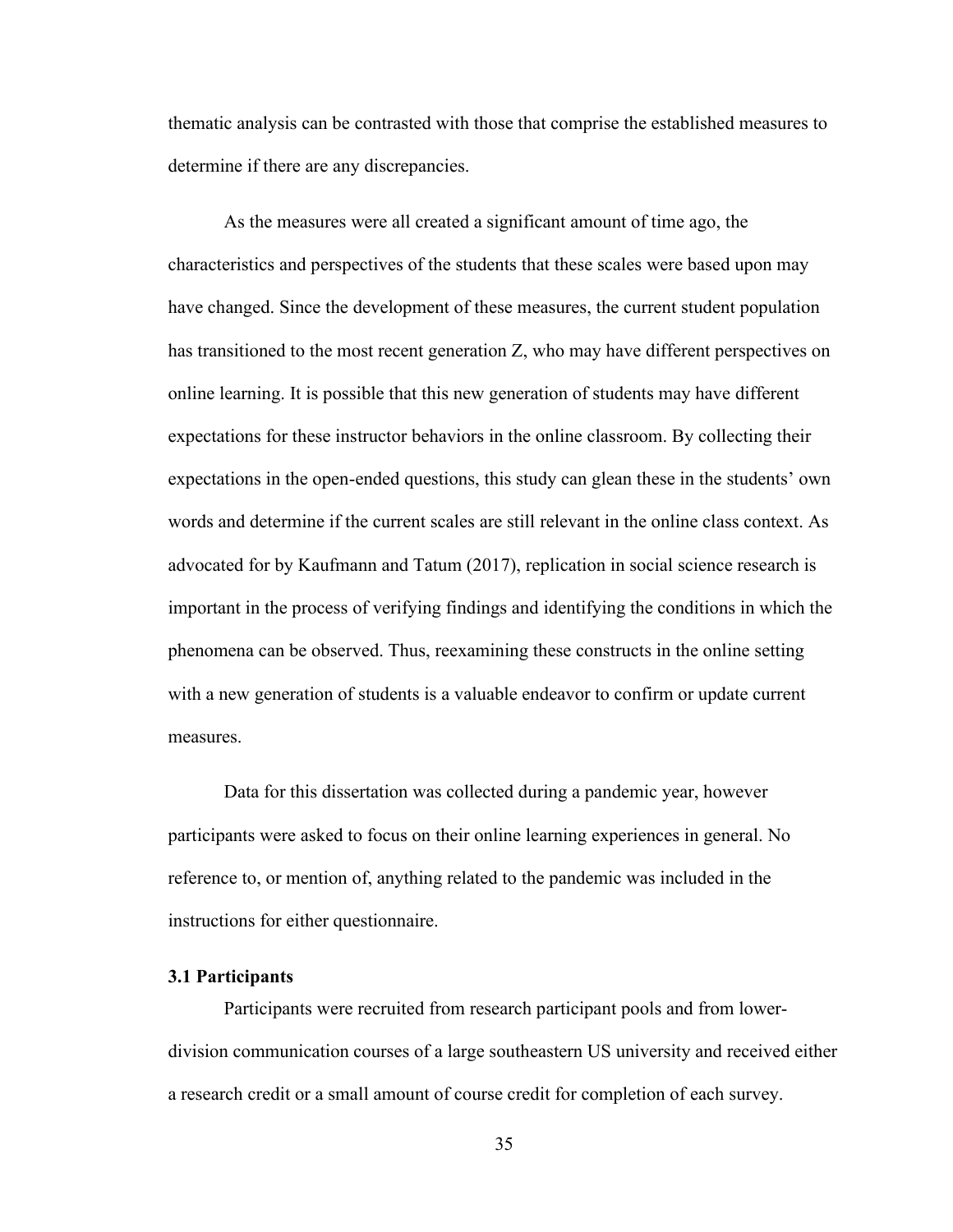thematic analysis can be contrasted with those that comprise the established measures to determine if there are any discrepancies.

As the measures were all created a significant amount of time ago, the characteristics and perspectives of the students that these scales were based upon may have changed. Since the development of these measures, the current student population has transitioned to the most recent generation Z, who may have different perspectives on online learning. It is possible that this new generation of students may have different expectations for these instructor behaviors in the online classroom. By collecting their expectations in the open-ended questions, this study can glean these in the students' own words and determine if the current scales are still relevant in the online class context. As advocated for by Kaufmann and Tatum (2017), replication in social science research is important in the process of verifying findings and identifying the conditions in which the phenomena can be observed. Thus, reexamining these constructs in the online setting with a new generation of students is a valuable endeavor to confirm or update current measures.

Data for this dissertation was collected during a pandemic year, however participants were asked to focus on their online learning experiences in general. No reference to, or mention of, anything related to the pandemic was included in the instructions for either questionnaire.

### 3.1 Participants

Participants were recruited from research participant pools and from lower-division communication courses of a large southeastern US university and received either a research credit or a small amount of course credit for completion of each survey.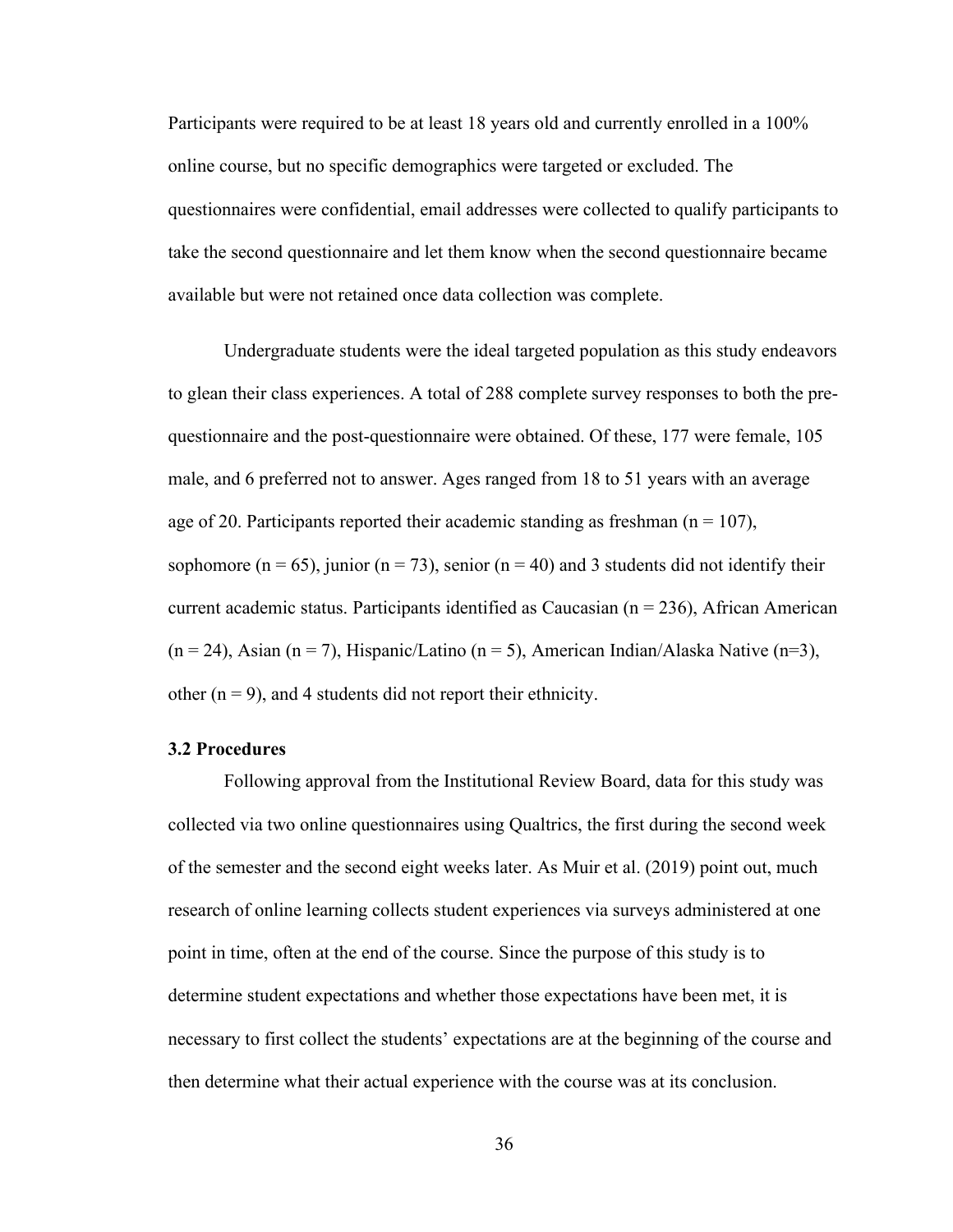Participants were required to be at least 18 years old and currently enrolled in a 100% online course, but no specific demographics were targeted or excluded. The questionnaires were confidential, email addresses were collected to qualify participants to take the second questionnaire and let them know when the second questionnaire became available but were not retained once data collection was complete.

Undergraduate students were the ideal targeted population as this study endeavors to glean their class experiences. A total of 288 complete survey responses to both the pre-questionnaire and the post-questionnaire were obtained. Of these, 177 were female, 105 male, and 6 preferred not to answer. Ages ranged from 18 to 51 years with an average age of 20. Participants reported their academic standing as freshman ($n = 107$), sophomore ($n = 65$), junior ($n = 73$), senior ($n = 40$) and 3 students did not identify their current academic status. Participants identified as Caucasian ($n = 236$), African American ($n = 24$), Asian ($n = 7$), Hispanic/Latino ($n = 5$), American Indian/Alaska Native ($n=3$), other ($n = 9$), and 4 students did not report their ethnicity.

### 3.2 Procedures

Following approval from the Institutional Review Board, data for this study was collected via two online questionnaires using Qualtrics, the first during the second week of the semester and the second eight weeks later. As Muir et al. (2019) point out, much research of online learning collects student experiences via surveys administered at one point in time, often at the end of the course. Since the purpose of this study is to determine student expectations and whether those expectations have been met, it is necessary to first collect the students' expectations are at the beginning of the course and then determine what their actual experience with the course was at its conclusion.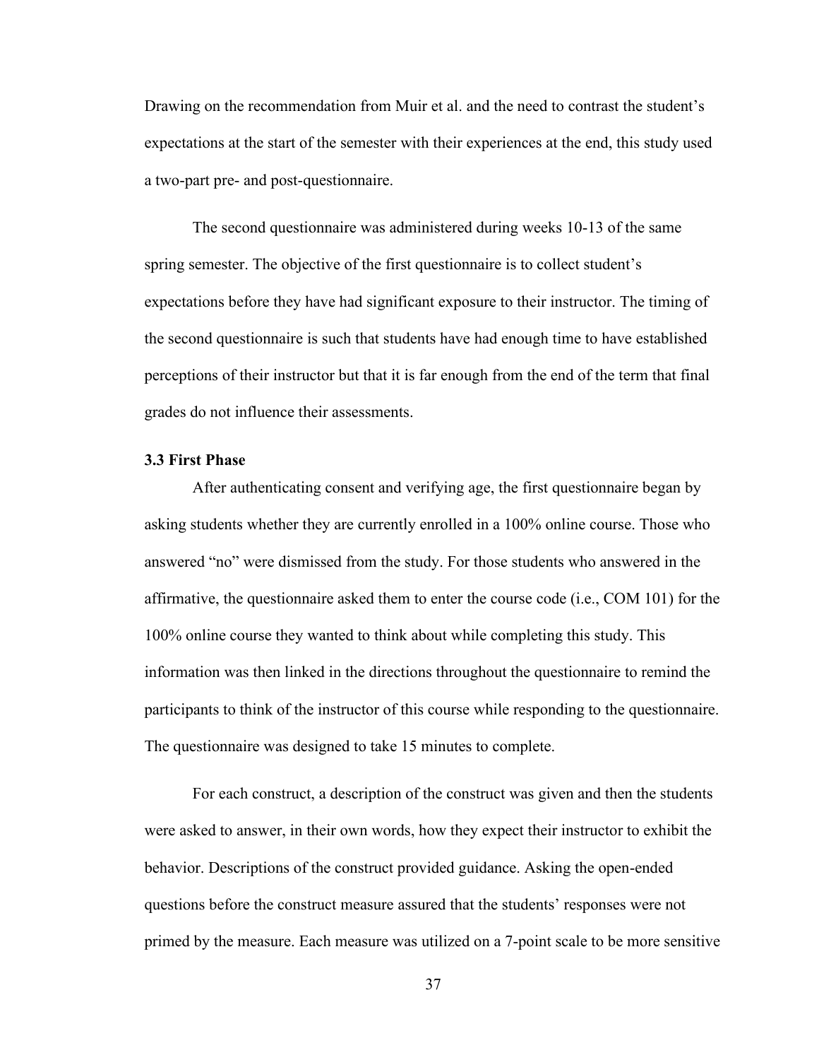Drawing on the recommendation from Muir et al. and the need to contrast the student's expectations at the start of the semester with their experiences at the end, this study used a two-part pre- and post-questionnaire.

The second questionnaire was administered during weeks 10-13 of the same spring semester. The objective of the first questionnaire is to collect student's expectations before they have had significant exposure to their instructor. The timing of the second questionnaire is such that students have had enough time to have established perceptions of their instructor but that it is far enough from the end of the term that final grades do not influence their assessments.

### 3.3 First Phase

After authenticating consent and verifying age, the first questionnaire began by asking students whether they are currently enrolled in a 100% online course. Those who answered "no" were dismissed from the study. For those students who answered in the affirmative, the questionnaire asked them to enter the course code (i.e., COM 101) for the 100% online course they wanted to think about while completing this study. This information was then linked in the directions throughout the questionnaire to remind the participants to think of the instructor of this course while responding to the questionnaire. The questionnaire was designed to take 15 minutes to complete.

For each construct, a description of the construct was given and then the students were asked to answer, in their own words, how they expect their instructor to exhibit the behavior. Descriptions of the construct provided guidance. Asking the open-ended questions before the construct measure assured that the students' responses were not primed by the measure. Each measure was utilized on a 7-point scale to be more sensitive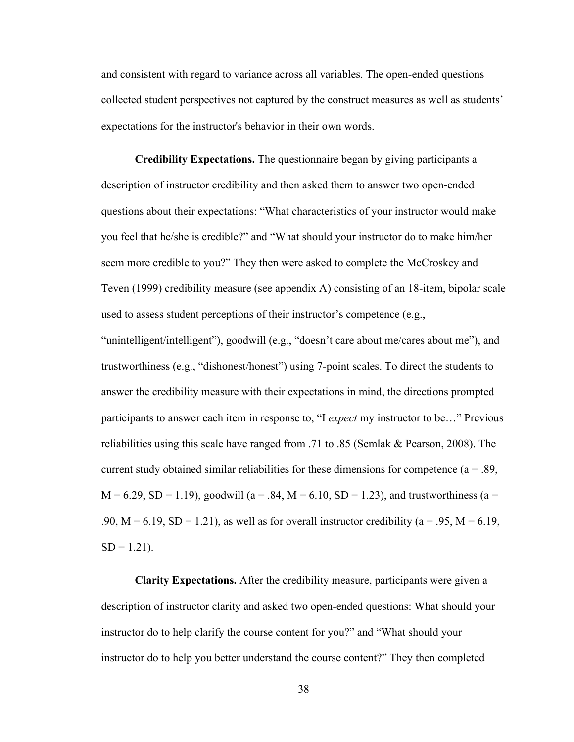and consistent with regard to variance across all variables. The open-ended questions collected student perspectives not captured by the construct measures as well as students' expectations for the instructor's behavior in their own words.

**Credibility Expectations.** The questionnaire began by giving participants a description of instructor credibility and then asked them to answer two open-ended questions about their expectations: "What characteristics of your instructor would make you feel that he/she is credible?" and "What should your instructor do to make him/her seem more credible to you?" They then were asked to complete the McCroskey and Teven (1999) credibility measure (see appendix A) consisting of an 18-item, bipolar scale used to assess student perceptions of their instructor's competence (e.g., "unintelligent/intelligent"), goodwill (e.g., "doesn't care about me/cares about me"), and trustworthiness (e.g., "dishonest/honest") using 7-point scales. To direct the students to answer the credibility measure with their expectations in mind, the directions prompted participants to answer each item in response to, "I *expect* my instructor to be…" Previous reliabilities using this scale have ranged from .71 to .85 (Semlak & Pearson, 2008). The current study obtained similar reliabilities for these dimensions for competence (a = .89, M = 6.29, SD = 1.19), goodwill (a = .84, M = 6.10, SD = 1.23), and trustworthiness (a = .90, M = 6.19, SD = 1.21), as well as for overall instructor credibility (a = .95, M = 6.19, SD = 1.21).

**Clarity Expectations.** After the credibility measure, participants were given a description of instructor clarity and asked two open-ended questions: What should your instructor do to help clarify the course content for you?" and "What should your instructor do to help you better understand the course content?" They then completed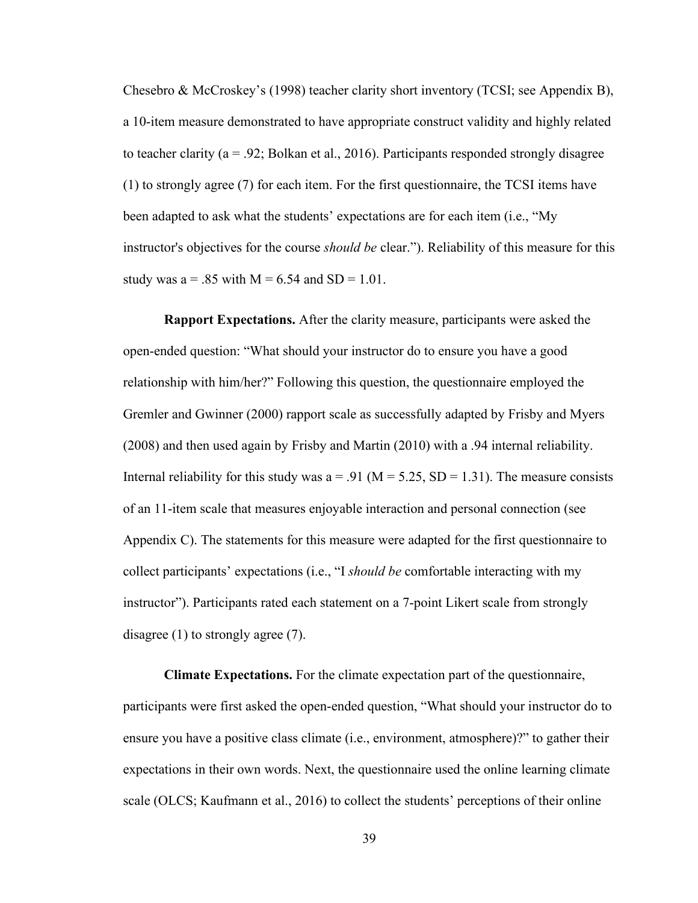Chesebro & McCroskey's (1998) teacher clarity short inventory (TCSI; see Appendix B), a 10-item measure demonstrated to have appropriate construct validity and highly related to teacher clarity (a = .92; Bolkan et al., 2016). Participants responded strongly disagree (1) to strongly agree (7) for each item. For the first questionnaire, the TCSI items have been adapted to ask what the students' expectations are for each item (i.e., "My instructor's objectives for the course *should be* clear."). Reliability of this measure for this study was a = .85 with M = 6.54 and SD = 1.01.

**Rapport Expectations.** After the clarity measure, participants were asked the open-ended question: "What should your instructor do to ensure you have a good relationship with him/her?" Following this question, the questionnaire employed the Gremler and Gwinner (2000) rapport scale as successfully adapted by Frisby and Myers (2008) and then used again by Frisby and Martin (2010) with a .94 internal reliability. Internal reliability for this study was a = .91 (M = 5.25, SD = 1.31). The measure consists of an 11-item scale that measures enjoyable interaction and personal connection (see Appendix C). The statements for this measure were adapted for the first questionnaire to collect participants' expectations (i.e., "I *should be* comfortable interacting with my instructor"). Participants rated each statement on a 7-point Likert scale from strongly disagree (1) to strongly agree (7).

**Climate Expectations.** For the climate expectation part of the questionnaire, participants were first asked the open-ended question, "What should your instructor do to ensure you have a positive class climate (i.e., environment, atmosphere)?" to gather their expectations in their own words. Next, the questionnaire used the online learning climate scale (OLCS; Kaufmann et al., 2016) to collect the students' perceptions of their online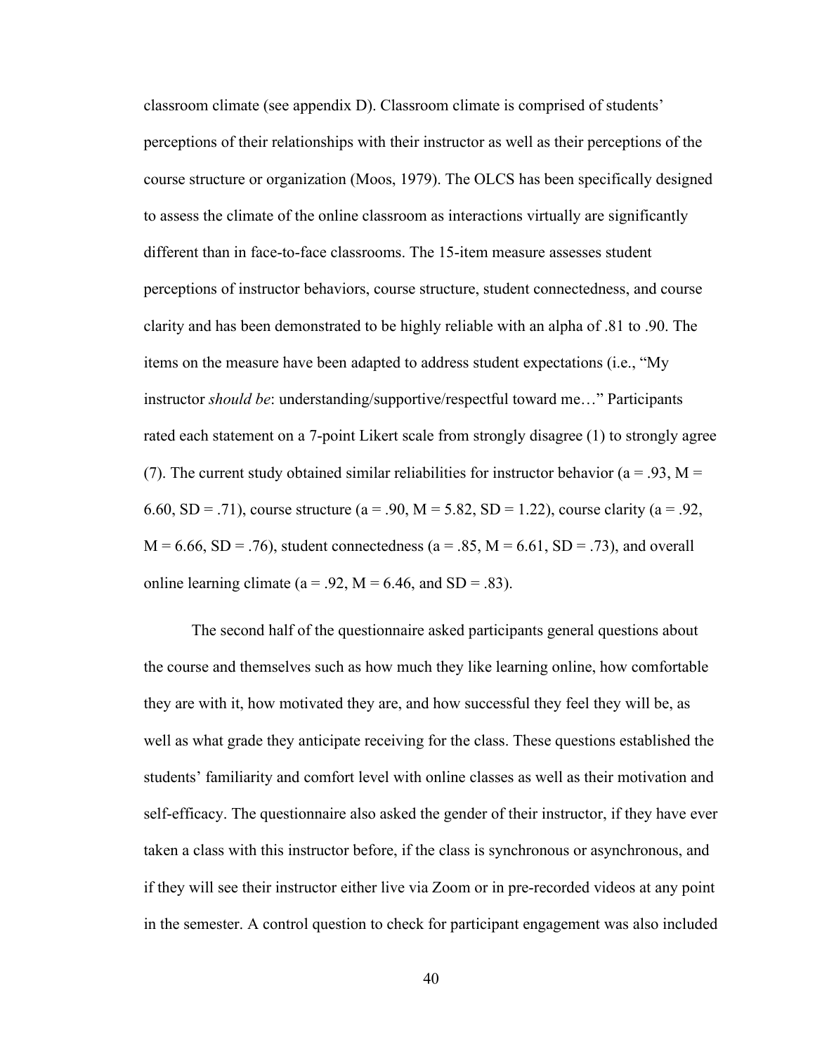classroom climate (see appendix D). Classroom climate is comprised of students' perceptions of their relationships with their instructor as well as their perceptions of the course structure or organization (Moos, 1979). The OLCS has been specifically designed to assess the climate of the online classroom as interactions virtually are significantly different than in face-to-face classrooms. The 15-item measure assesses student perceptions of instructor behaviors, course structure, student connectedness, and course clarity and has been demonstrated to be highly reliable with an alpha of .81 to .90. The items on the measure have been adapted to address student expectations (i.e., "My instructor *should be*: understanding/supportive/respectful toward me…" Participants rated each statement on a 7-point Likert scale from strongly disagree (1) to strongly agree (7). The current study obtained similar reliabilities for instructor behavior ($a = .93$, $M = 6.60$, $SD = .71$), course structure ($a = .90$, $M = 5.82$, $SD = 1.22$), course clarity ($a = .92$, $M = 6.66$, $SD = .76$), student connectedness ($a = .85$, $M = 6.61$, $SD = .73$), and overall online learning climate ($a = .92$, $M = 6.46$, and $SD = .83$).

The second half of the questionnaire asked participants general questions about the course and themselves such as how much they like learning online, how comfortable they are with it, how motivated they are, and how successful they feel they will be, as well as what grade they anticipate receiving for the class. These questions established the students' familiarity and comfort level with online classes as well as their motivation and self-efficacy. The questionnaire also asked the gender of their instructor, if they have ever taken a class with this instructor before, if the class is synchronous or asynchronous, and if they will see their instructor either live via Zoom or in pre-recorded videos at any point in the semester. A control question to check for participant engagement was also included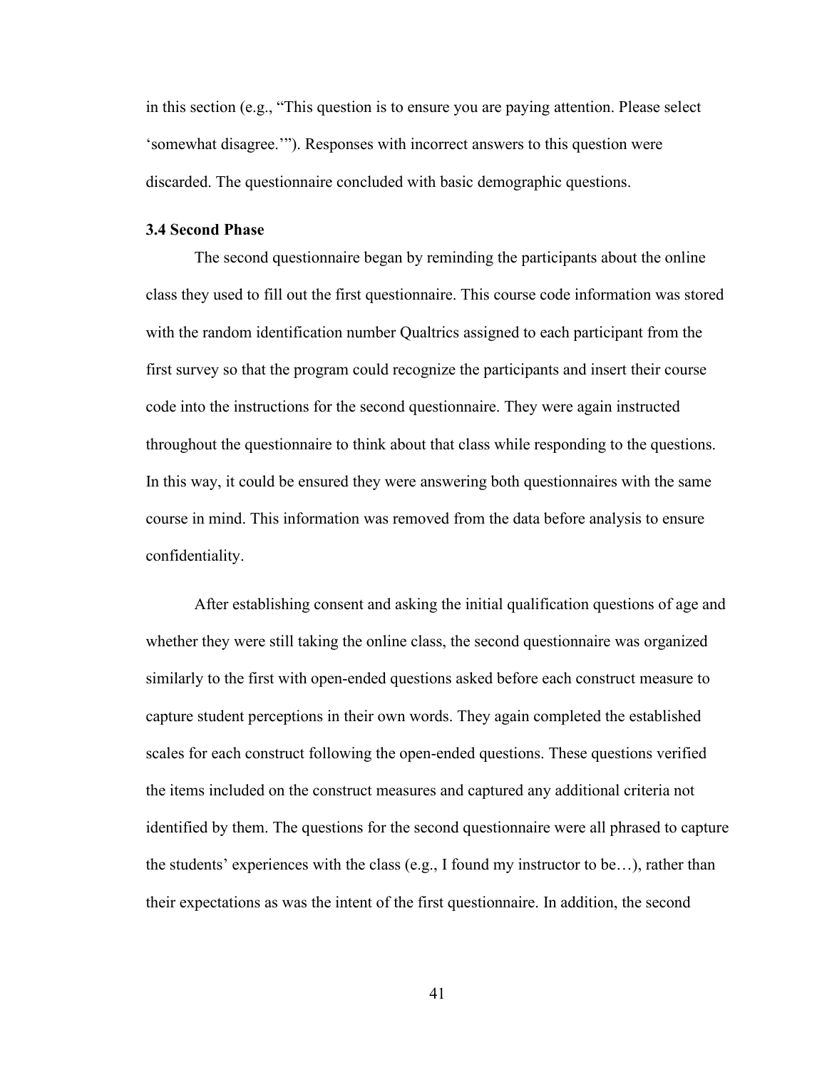in this section (e.g., "This question is to ensure you are paying attention. Please select 'somewhat disagree.'"). Responses with incorrect answers to this question were discarded. The questionnaire concluded with basic demographic questions.

### 3.4 Second Phase

The second questionnaire began by reminding the participants about the online class they used to fill out the first questionnaire. This course code information was stored with the random identification number Qualtrics assigned to each participant from the first survey so that the program could recognize the participants and insert their course code into the instructions for the second questionnaire. They were again instructed throughout the questionnaire to think about that class while responding to the questions. In this way, it could be ensured they were answering both questionnaires with the same course in mind. This information was removed from the data before analysis to ensure confidentiality.

After establishing consent and asking the initial qualification questions of age and whether they were still taking the online class, the second questionnaire was organized similarly to the first with open-ended questions asked before each construct measure to capture student perceptions in their own words. They again completed the established scales for each construct following the open-ended questions. These questions verified the items included on the construct measures and captured any additional criteria not identified by them. The questions for the second questionnaire were all phrased to capture the students' experiences with the class (e.g., I found my instructor to be…), rather than their expectations as was the intent of the first questionnaire. In addition, the second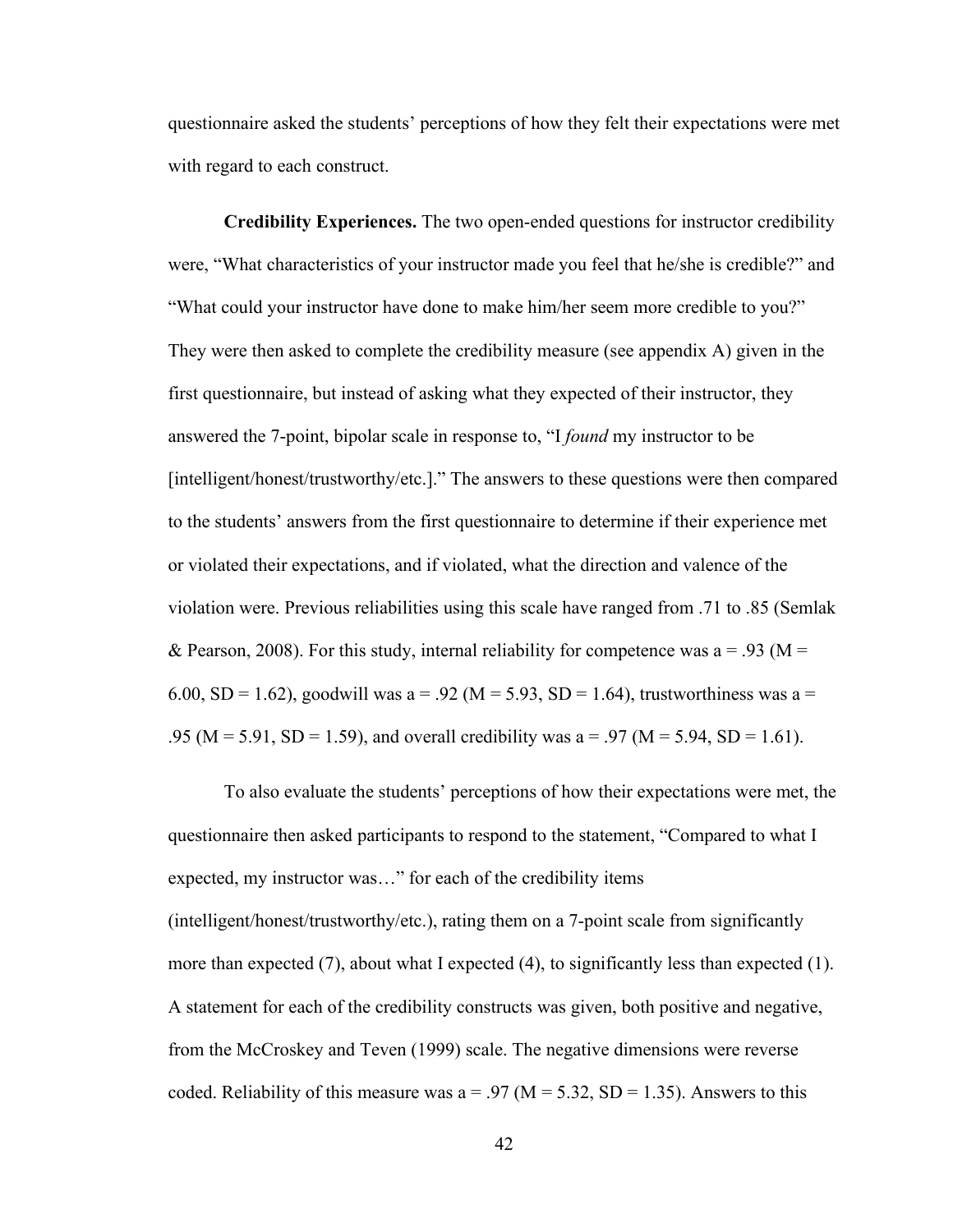questionnaire asked the students' perceptions of how they felt their expectations were met with regard to each construct.

**Credibility Experiences.** The two open-ended questions for instructor credibility were, "What characteristics of your instructor made you feel that he/she is credible?" and "What could your instructor have done to make him/her seem more credible to you?" They were then asked to complete the credibility measure (see appendix A) given in the first questionnaire, but instead of asking what they expected of their instructor, they answered the 7-point, bipolar scale in response to, "I *found* my instructor to be [intelligent/honest/trustworthy/etc.]." The answers to these questions were then compared to the students' answers from the first questionnaire to determine if their experience met or violated their expectations, and if violated, what the direction and valence of the violation were. Previous reliabilities using this scale have ranged from .71 to .85 (Semlak & Pearson, 2008). For this study, internal reliability for competence was a = .93 (M = 6.00, SD = 1.62), goodwill was a = .92 (M = 5.93, SD = 1.64), trustworthiness was a = .95 (M = 5.91, SD = 1.59), and overall credibility was a = .97 (M = 5.94, SD = 1.61).

To also evaluate the students' perceptions of how their expectations were met, the questionnaire then asked participants to respond to the statement, "Compared to what I expected, my instructor was…" for each of the credibility items (intelligent/honest/trustworthy/etc.), rating them on a 7-point scale from significantly more than expected (7), about what I expected (4), to significantly less than expected (1). A statement for each of the credibility constructs was given, both positive and negative, from the McCroskey and Teven (1999) scale. The negative dimensions were reverse coded. Reliability of this measure was a = .97 (M = 5.32, SD = 1.35). Answers to this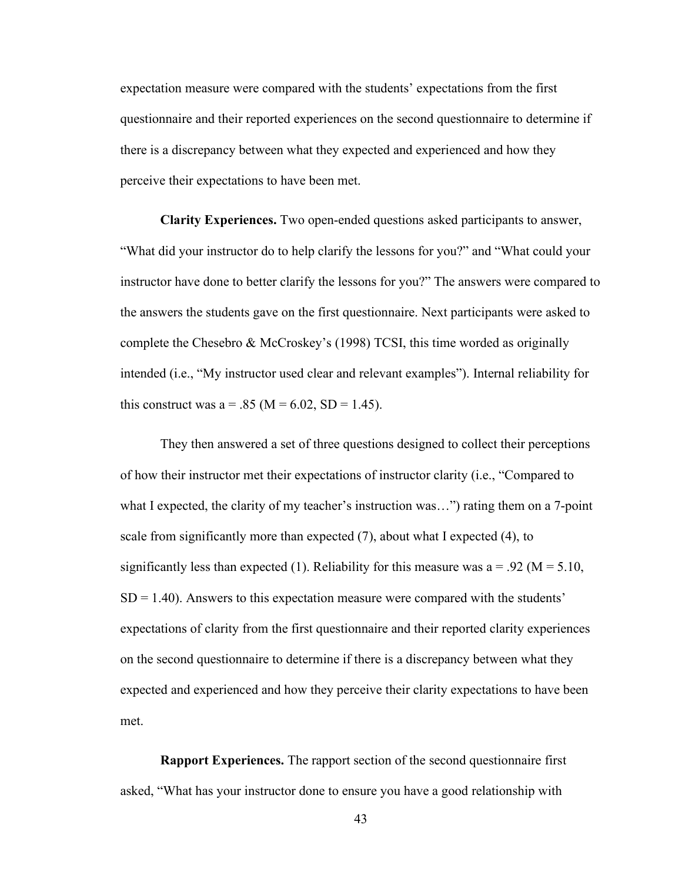expectation measure were compared with the students' expectations from the first questionnaire and their reported experiences on the second questionnaire to determine if there is a discrepancy between what they expected and experienced and how they perceive their expectations to have been met.

**Clarity Experiences.** Two open-ended questions asked participants to answer, "What did your instructor do to help clarify the lessons for you?" and "What could your instructor have done to better clarify the lessons for you?" The answers were compared to the answers the students gave on the first questionnaire. Next participants were asked to complete the Chesebro & McCroskey's (1998) TCSI, this time worded as originally intended (i.e., "My instructor used clear and relevant examples"). Internal reliability for this construct was a = .85 (M = 6.02, SD = 1.45).

They then answered a set of three questions designed to collect their perceptions of how their instructor met their expectations of instructor clarity (i.e., "Compared to what I expected, the clarity of my teacher's instruction was…") rating them on a 7-point scale from significantly more than expected (7), about what I expected (4), to significantly less than expected (1). Reliability for this measure was a = .92 (M = 5.10, SD = 1.40). Answers to this expectation measure were compared with the students' expectations of clarity from the first questionnaire and their reported clarity experiences on the second questionnaire to determine if there is a discrepancy between what they expected and experienced and how they perceive their clarity expectations to have been met.

**Rapport Experiences.** The rapport section of the second questionnaire first asked, "What has your instructor done to ensure you have a good relationship with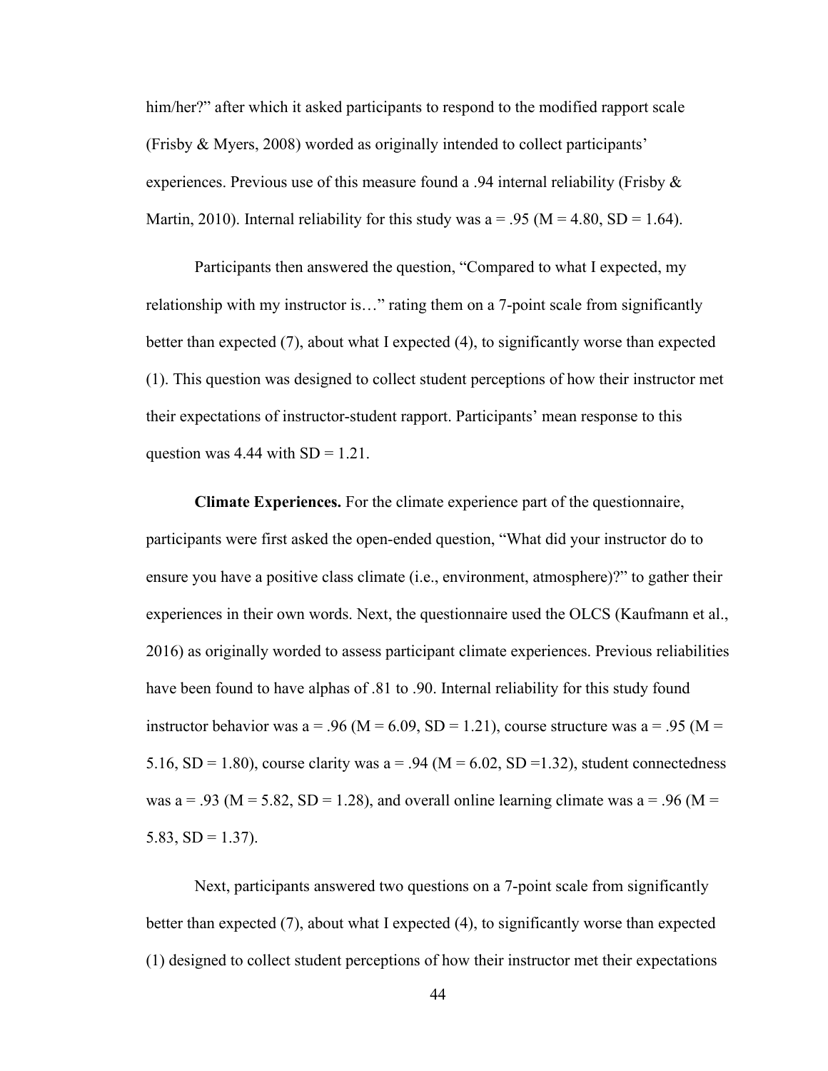him/her?" after which it asked participants to respond to the modified rapport scale (Frisby & Myers, 2008) worded as originally intended to collect participants' experiences. Previous use of this measure found a .94 internal reliability (Frisby & Martin, 2010). Internal reliability for this study was a = .95 ($M = 4.80$, $SD = 1.64$).

Participants then answered the question, "Compared to what I expected, my relationship with my instructor is…" rating them on a 7-point scale from significantly better than expected (7), about what I expected (4), to significantly worse than expected (1). This question was designed to collect student perceptions of how their instructor met their expectations of instructor-student rapport. Participants' mean response to this question was 4.44 with $SD = 1.21$.

**Climate Experiences.** For the climate experience part of the questionnaire, participants were first asked the open-ended question, "What did your instructor do to ensure you have a positive class climate (i.e., environment, atmosphere)?" to gather their experiences in their own words. Next, the questionnaire used the OLCS (Kaufmann et al., 2016) as originally worded to assess participant climate experiences. Previous reliabilities have been found to have alphas of .81 to .90. Internal reliability for this study found instructor behavior was a = .96 ($M = 6.09$, $SD = 1.21$), course structure was a = .95 ($M = 5.16$, $SD = 1.80$), course clarity was a = .94 ($M = 6.02$, $SD = 1.32$), student connectedness was a = .93 ($M = 5.82$, $SD = 1.28$), and overall online learning climate was a = .96 ($M = 5.83$, $SD = 1.37$).

Next, participants answered two questions on a 7-point scale from significantly better than expected (7), about what I expected (4), to significantly worse than expected (1) designed to collect student perceptions of how their instructor met their expectations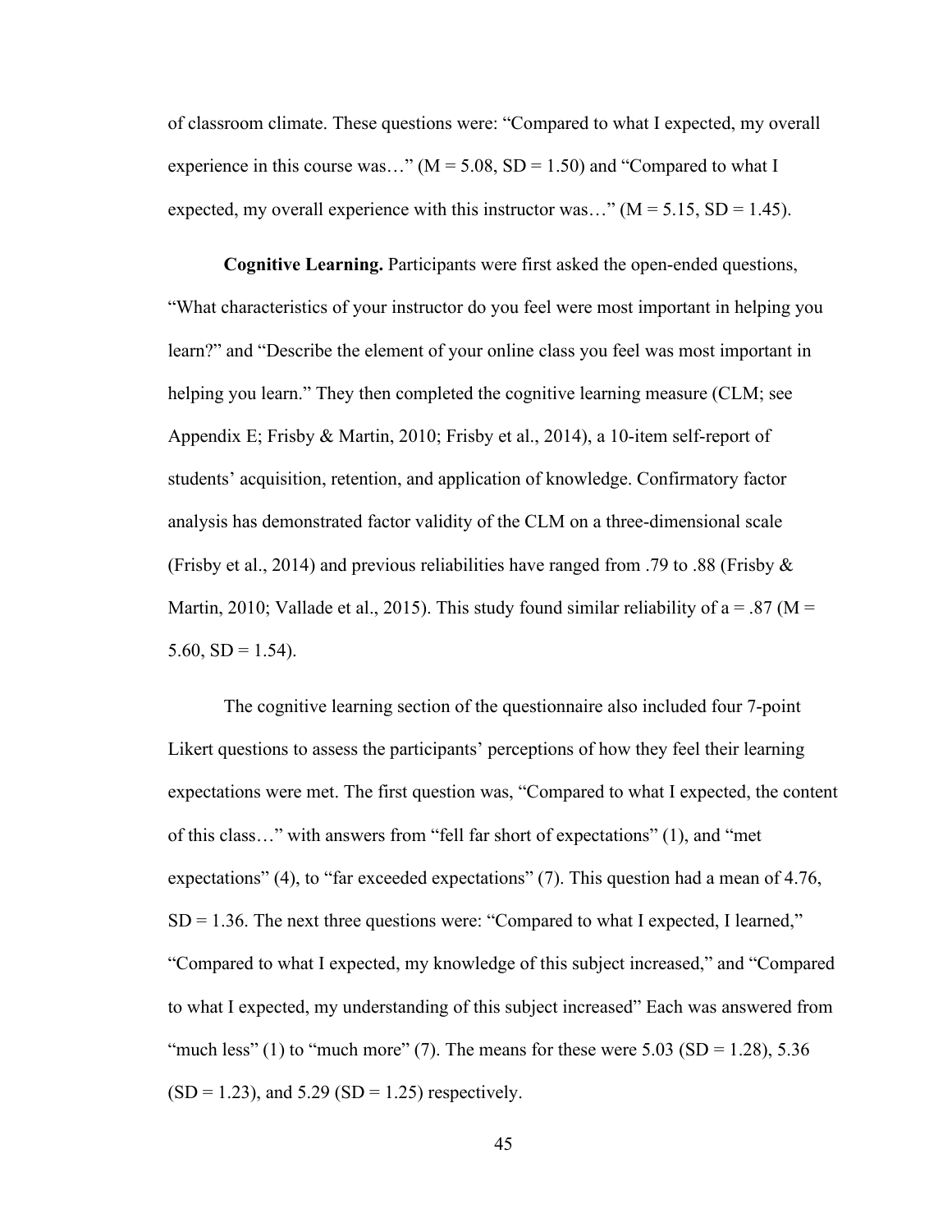of classroom climate. These questions were: “Compared to what I expected, my overall experience in this course was…” ($M = 5.08$, $SD = 1.50$) and “Compared to what I expected, my overall experience with this instructor was…” ($M = 5.15$, $SD = 1.45$).

**Cognitive Learning.** Participants were first asked the open-ended questions, “What characteristics of your instructor do you feel were most important in helping you learn?” and “Describe the element of your online class you feel was most important in helping you learn.” They then completed the cognitive learning measure (CLM; see Appendix E; Frisby & Martin, 2010; Frisby et al., 2014), a 10-item self-report of students’ acquisition, retention, and application of knowledge. Confirmatory factor analysis has demonstrated factor validity of the CLM on a three-dimensional scale (Frisby et al., 2014) and previous reliabilities have ranged from .79 to .88 (Frisby & Martin, 2010; Vallade et al., 2015). This study found similar reliability of a = .87 ($M = 5.60$, $SD = 1.54$).

The cognitive learning section of the questionnaire also included four 7-point Likert questions to assess the participants’ perceptions of how they feel their learning expectations were met. The first question was, “Compared to what I expected, the content of this class…” with answers from “fell far short of expectations” (1), and “met expectations” (4), to “far exceeded expectations” (7). This question had a mean of 4.76, $SD = 1.36$. The next three questions were: “Compared to what I expected, I learned,” “Compared to what I expected, my knowledge of this subject increased,” and “Compared to what I expected, my understanding of this subject increased” Each was answered from “much less” (1) to “much more” (7). The means for these were 5.03 ($SD = 1.28$), 5.36 ($SD = 1.23$), and 5.29 ($SD = 1.25$) respectively.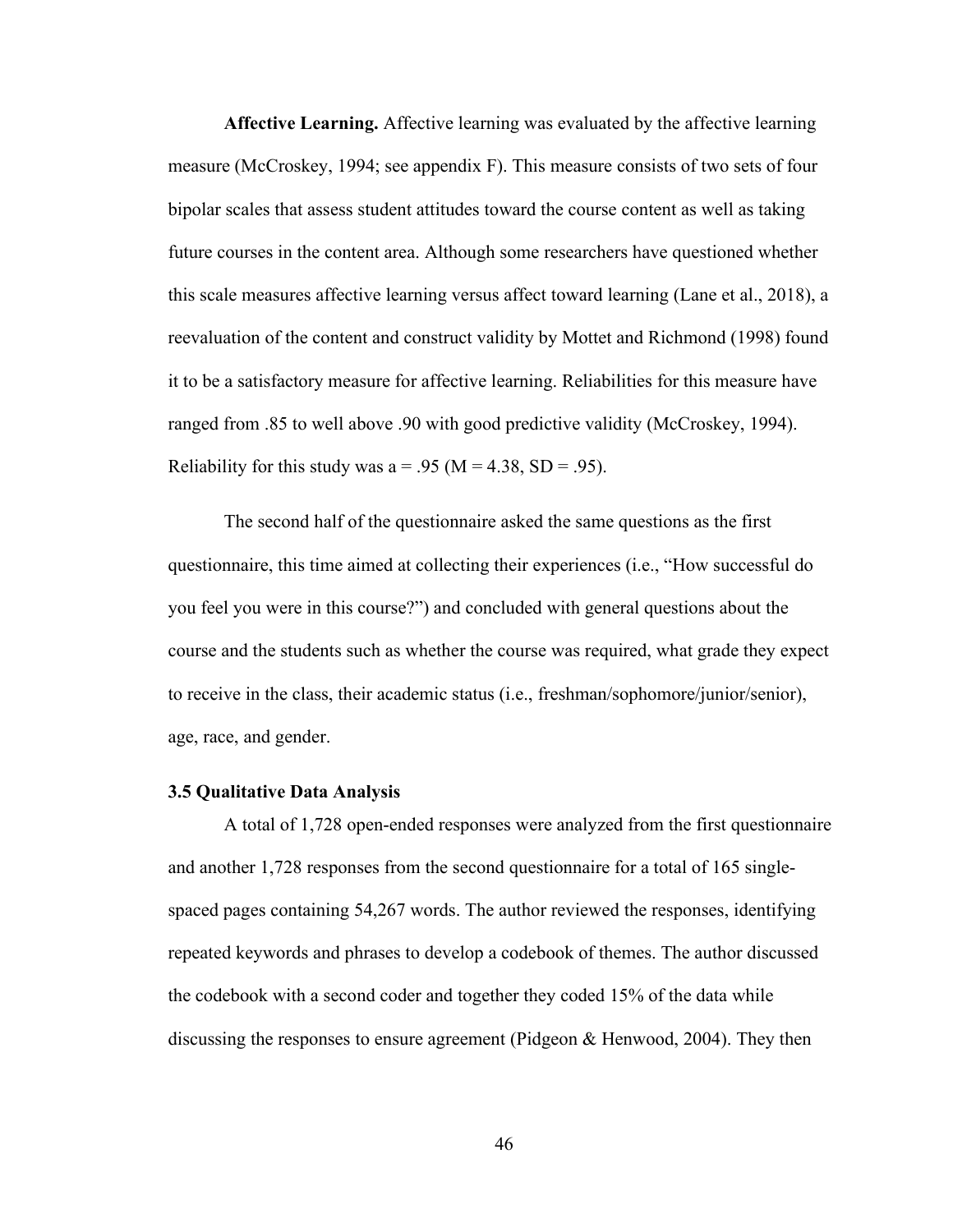**Affective Learning.** Affective learning was evaluated by the affective learning measure (McCroskey, 1994; see appendix F). This measure consists of two sets of four bipolar scales that assess student attitudes toward the course content as well as taking future courses in the content area. Although some researchers have questioned whether this scale measures affective learning versus affect toward learning (Lane et al., 2018), a reevaluation of the content and construct validity by Mottet and Richmond (1998) found it to be a satisfactory measure for affective learning. Reliabilities for this measure have ranged from .85 to well above .90 with good predictive validity (McCroskey, 1994). Reliability for this study was a = .95 ($M = 4.38$, $SD = .95$).

The second half of the questionnaire asked the same questions as the first questionnaire, this time aimed at collecting their experiences (i.e., "How successful do you feel you were in this course?") and concluded with general questions about the course and the students such as whether the course was required, what grade they expect to receive in the class, their academic status (i.e., freshman/sophomore/junior/senior), age, race, and gender.

### 3.5 Qualitative Data Analysis

A total of 1,728 open-ended responses were analyzed from the first questionnaire and another 1,728 responses from the second questionnaire for a total of 165 single-spaced pages containing 54,267 words. The author reviewed the responses, identifying repeated keywords and phrases to develop a codebook of themes. The author discussed the codebook with a second coder and together they coded 15% of the data while discussing the responses to ensure agreement (Pidgeon & Henwood, 2004). They then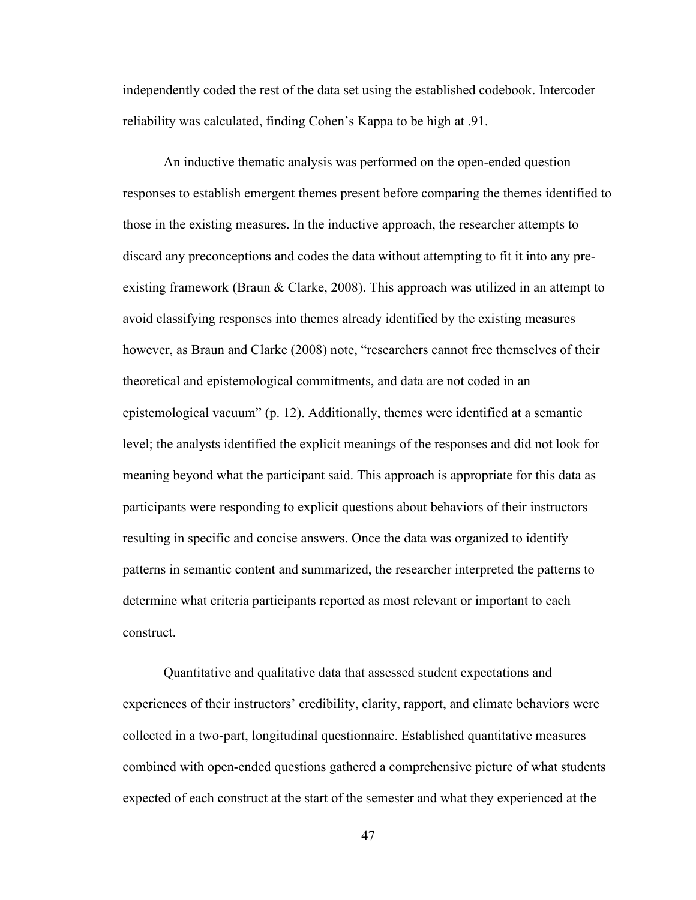independently coded the rest of the data set using the established codebook. Intercoder reliability was calculated, finding Cohen's Kappa to be high at .91.

An inductive thematic analysis was performed on the open-ended question responses to establish emergent themes present before comparing the themes identified to those in the existing measures. In the inductive approach, the researcher attempts to discard any preconceptions and codes the data without attempting to fit it into any pre-existing framework (Braun & Clarke, 2008). This approach was utilized in an attempt to avoid classifying responses into themes already identified by the existing measures however, as Braun and Clarke (2008) note, "researchers cannot free themselves of their theoretical and epistemological commitments, and data are not coded in an epistemological vacuum" (p. 12). Additionally, themes were identified at a semantic level; the analysts identified the explicit meanings of the responses and did not look for meaning beyond what the participant said. This approach is appropriate for this data as participants were responding to explicit questions about behaviors of their instructors resulting in specific and concise answers. Once the data was organized to identify patterns in semantic content and summarized, the researcher interpreted the patterns to determine what criteria participants reported as most relevant or important to each construct.

Quantitative and qualitative data that assessed student expectations and experiences of their instructors' credibility, clarity, rapport, and climate behaviors were collected in a two-part, longitudinal questionnaire. Established quantitative measures combined with open-ended questions gathered a comprehensive picture of what students expected of each construct at the start of the semester and what they experienced at the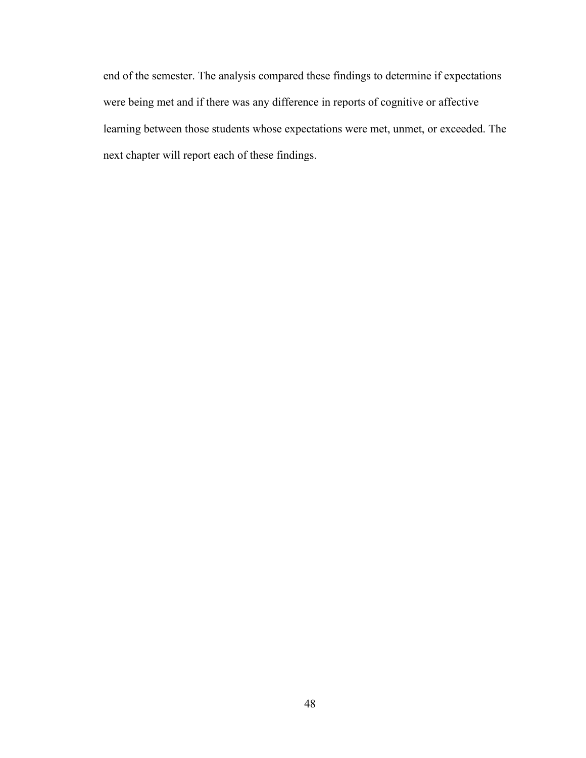end of the semester. The analysis compared these findings to determine if expectations were being met and if there was any difference in reports of cognitive or affective learning between those students whose expectations were met, unmet, or exceeded. The next chapter will report each of these findings.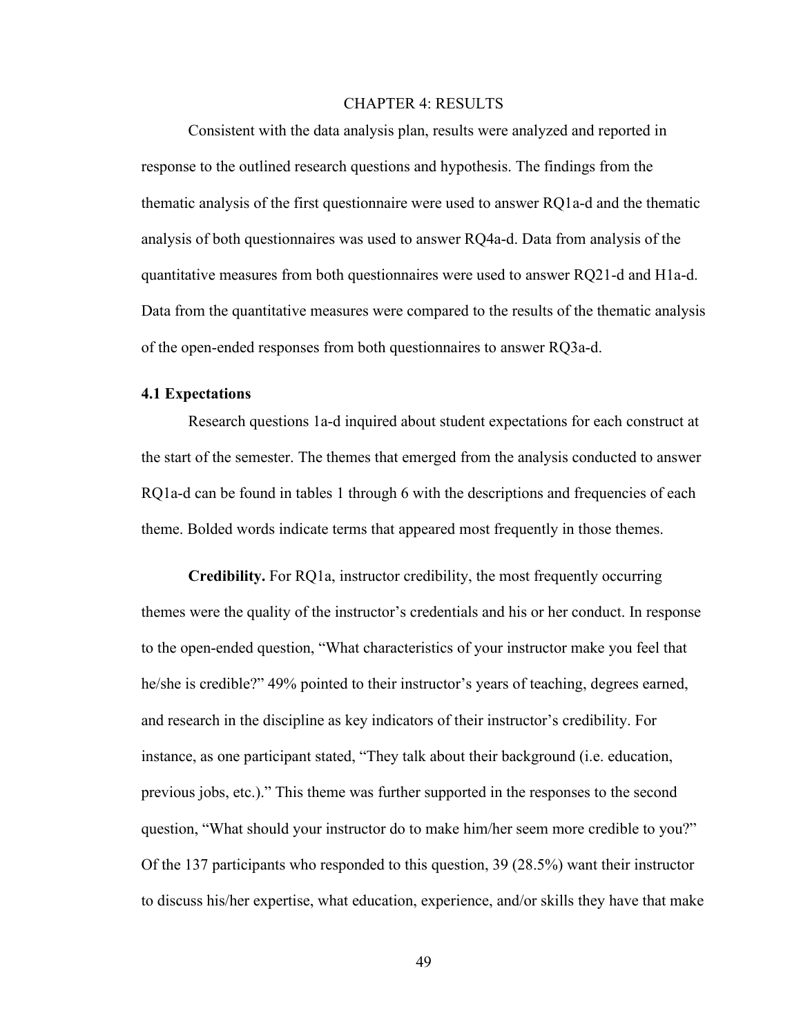# CHAPTER 4: RESULTS

Consistent with the data analysis plan, results were analyzed and reported in response to the outlined research questions and hypothesis. The findings from the thematic analysis of the first questionnaire were used to answer RQ1a-d and the thematic analysis of both questionnaires was used to answer RQ4a-d. Data from analysis of the quantitative measures from both questionnaires were used to answer RQ21-d and H1a-d. Data from the quantitative measures were compared to the results of the thematic analysis of the open-ended responses from both questionnaires to answer RQ3a-d.

## 4.1 Expectations

Research questions 1a-d inquired about student expectations for each construct at the start of the semester. The themes that emerged from the analysis conducted to answer RQ1a-d can be found in tables 1 through 6 with the descriptions and frequencies of each theme. Bolded words indicate terms that appeared most frequently in those themes.

**Credibility.** For RQ1a, instructor credibility, the most frequently occurring themes were the quality of the instructor's credentials and his or her conduct. In response to the open-ended question, "What characteristics of your instructor make you feel that he/she is credible?" 49% pointed to their instructor's years of teaching, degrees earned, and research in the discipline as key indicators of their instructor's credibility. For instance, as one participant stated, "They talk about their background (i.e. education, previous jobs, etc.)." This theme was further supported in the responses to the second question, "What should your instructor do to make him/her seem more credible to you?" Of the 137 participants who responded to this question, 39 (28.5%) want their instructor to discuss his/her expertise, what education, experience, and/or skills they have that make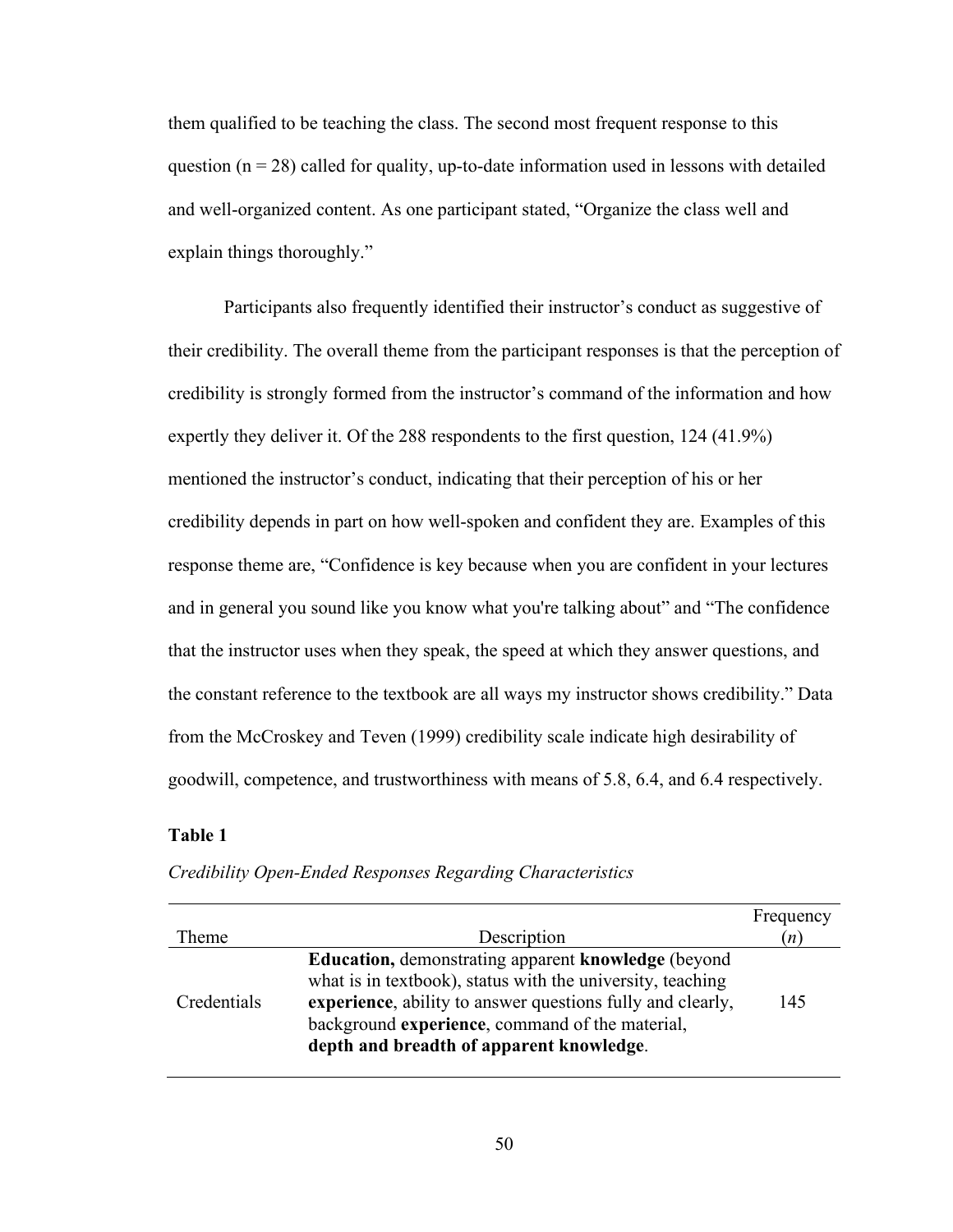them qualified to be teaching the class. The second most frequent response to this question (n = 28) called for quality, up-to-date information used in lessons with detailed and well-organized content. As one participant stated, "Organize the class well and explain things thoroughly."

Participants also frequently identified their instructor's conduct as suggestive of their credibility. The overall theme from the participant responses is that the perception of credibility is strongly formed from the instructor's command of the information and how expertly they deliver it. Of the 288 respondents to the first question, 124 (41.9%) mentioned the instructor's conduct, indicating that their perception of his or her credibility depends in part on how well-spoken and confident they are. Examples of this response theme are, "Confidence is key because when you are confident in your lectures and in general you sound like you know what you're talking about" and "The confidence that the instructor uses when they speak, the speed at which they answer questions, and the constant reference to the textbook are all ways my instructor shows credibility." Data from the McCroskey and Teven (1999) credibility scale indicate high desirability of goodwill, competence, and trustworthiness with means of 5.8, 6.4, and 6.4 respectively.

**Table 1**

*Credibility Open-Ended Responses Regarding Characteristics*

| Theme | Description | Frequency (*n*) |
|---|---|---|
| Credentials | **Education,** demonstrating apparent **knowledge** (beyond what is in textbook), status with the university, teaching **experience**, ability to answer questions fully and clearly, background **experience**, command of the material, **depth and breadth of apparent knowledge**. | 145 |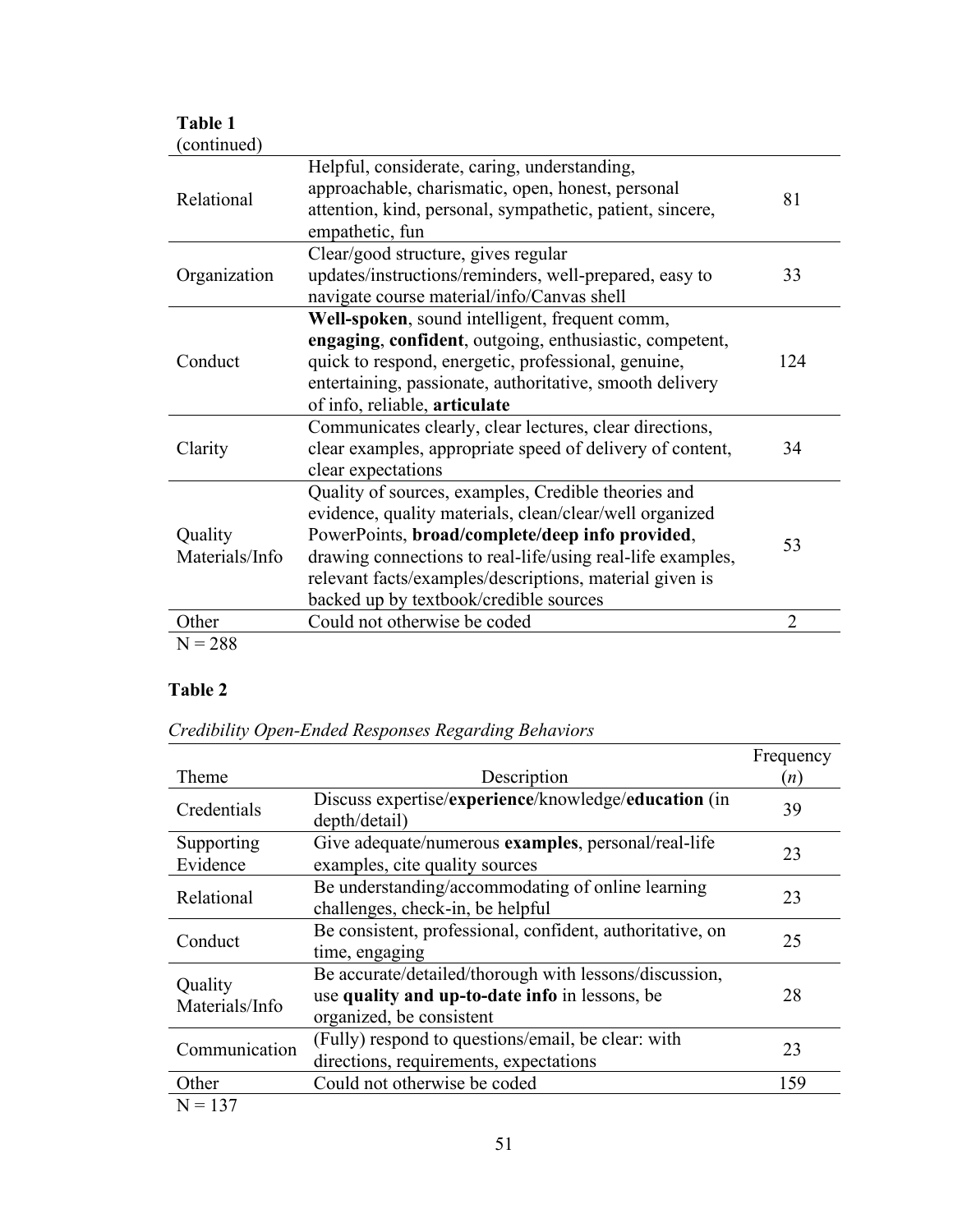**Table 1**
(continued)

| | | |
|---|---|---|
| Relational | Helpful, considerate, caring, understanding, approachable, charismatic, open, honest, personal attention, kind, personal, sympathetic, patient, sincere, empathetic, fun | 81 |
| Organization | Clear/good structure, gives regular updates/instructions/reminders, well-prepared, easy to navigate course material/info/Canvas shell | 33 |
| Conduct | **Well-spoken**, sound intelligent, frequent comm, **engaging**, **confident**, outgoing, enthusiastic, competent, quick to respond, energetic, professional, genuine, entertaining, passionate, authoritative, smooth delivery of info, reliable, **articulate** | 124 |
| Clarity | Communicates clearly, clear lectures, clear directions, clear examples, appropriate speed of delivery of content, clear expectations | 34 |
| Quality Materials/Info | Quality of sources, examples, Credible theories and evidence, quality materials, clean/clear/well organized PowerPoints, **broad/complete/deep info provided**, drawing connections to real-life/using real-life examples, relevant facts/examples/descriptions, material given is backed up by textbook/credible sources | 53 |
| Other | Could not otherwise be coded | 2 |

N = 288

**Table 2**

*Credibility Open-Ended Responses Regarding Behaviors*

| Theme | Description | Frequency (*n*) |
|---|---|---|
| Credentials | Discuss expertise/**experience**/knowledge/**education** (in depth/detail) | 39 |
| Supporting Evidence | Give adequate/numerous **examples**, personal/real-life examples, cite quality sources | 23 |
| Relational | Be understanding/accommodating of online learning challenges, check-in, be helpful | 23 |
| Conduct | Be consistent, professional, confident, authoritative, on time, engaging | 25 |
| Quality Materials/Info | Be accurate/detailed/thorough with lessons/discussion, use **quality and up-to-date info** in lessons, be organized, be consistent | 28 |
| Communication | (Fully) respond to questions/email, be clear: with directions, requirements, expectations | 23 |
| Other | Could not otherwise be coded | 159 |

N = 137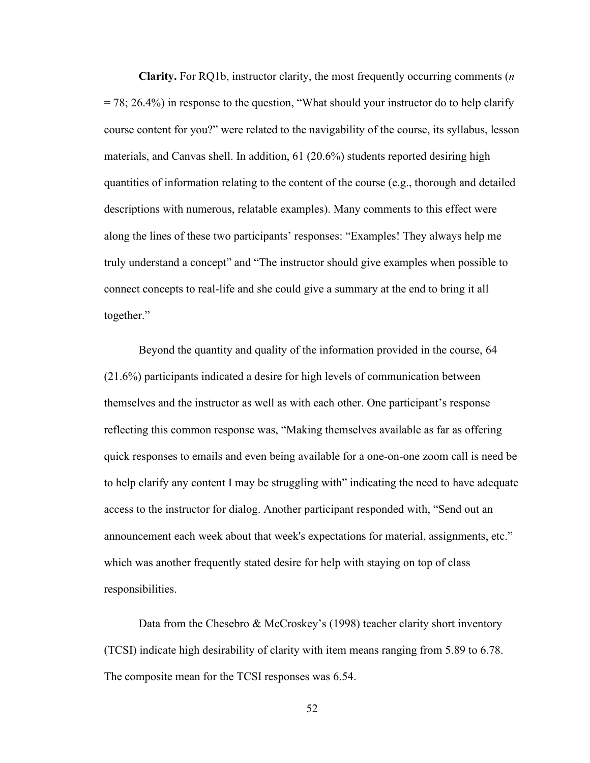**Clarity.** For RQ1b, instructor clarity, the most frequently occurring comments (*n* = 78; 26.4%) in response to the question, "What should your instructor do to help clarify course content for you?" were related to the navigability of the course, its syllabus, lesson materials, and Canvas shell. In addition, 61 (20.6%) students reported desiring high quantities of information relating to the content of the course (e.g., thorough and detailed descriptions with numerous, relatable examples). Many comments to this effect were along the lines of these two participants' responses: "Examples! They always help me truly understand a concept" and "The instructor should give examples when possible to connect concepts to real-life and she could give a summary at the end to bring it all together."

Beyond the quantity and quality of the information provided in the course, 64 (21.6%) participants indicated a desire for high levels of communication between themselves and the instructor as well as with each other. One participant's response reflecting this common response was, "Making themselves available as far as offering quick responses to emails and even being available for a one-on-one zoom call is need be to help clarify any content I may be struggling with" indicating the need to have adequate access to the instructor for dialog. Another participant responded with, "Send out an announcement each week about that week's expectations for material, assignments, etc." which was another frequently stated desire for help with staying on top of class responsibilities.

Data from the Chesebro & McCroskey's (1998) teacher clarity short inventory (TCSI) indicate high desirability of clarity with item means ranging from 5.89 to 6.78. The composite mean for the TCSI responses was 6.54.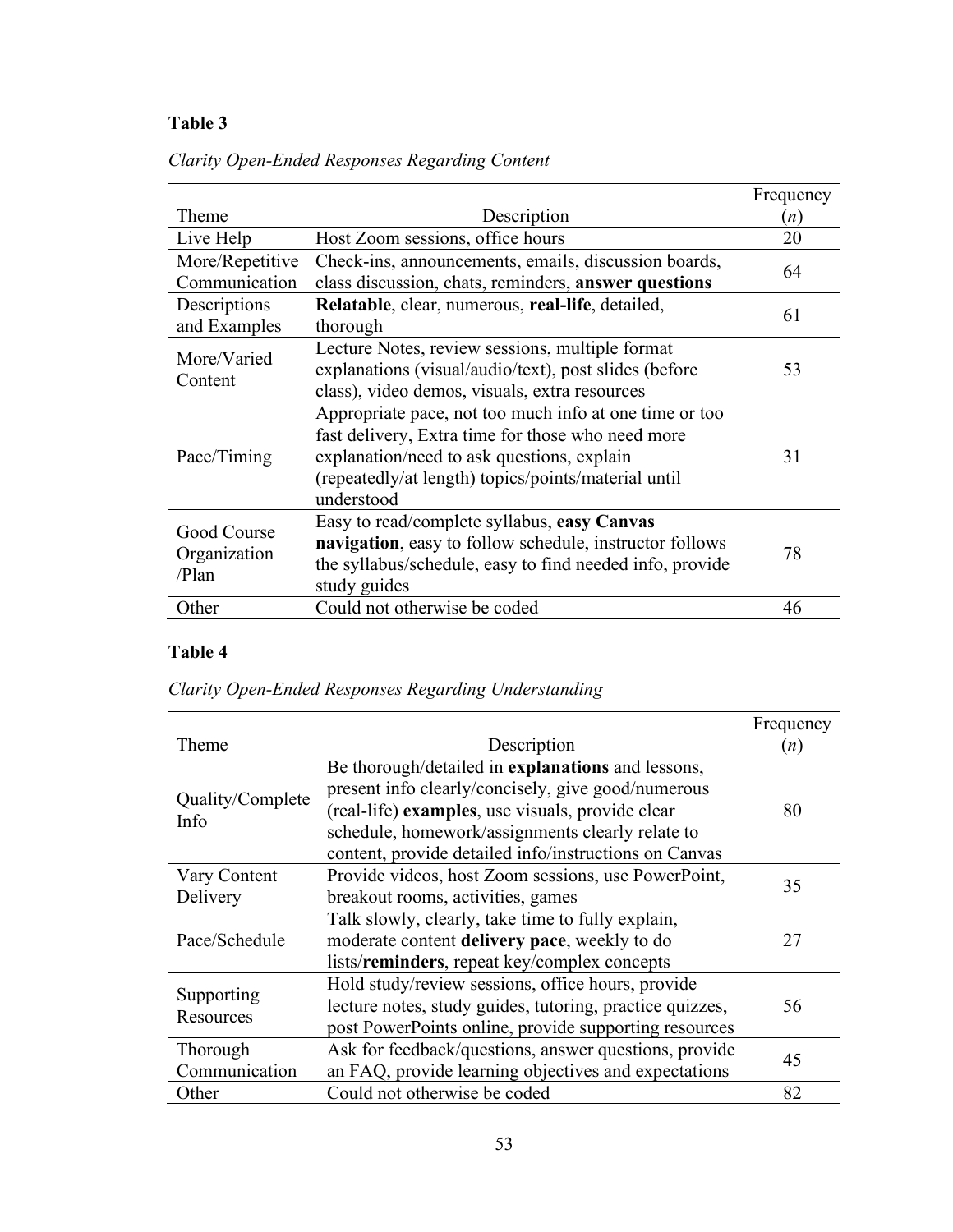**Table 3**

*Clarity Open-Ended Responses Regarding Content*

| Theme | Description | Frequency (*n*) |
|---|---|---|
| Live Help | Host Zoom sessions, office hours | 20 |
| More/Repetitive Communication | Check-ins, announcements, emails, discussion boards, class discussion, chats, reminders, **answer questions** | 64 |
| Descriptions and Examples | **Relatable**, clear, numerous, **real-life**, detailed, thorough | 61 |
| More/Varied Content | Lecture Notes, review sessions, multiple format explanations (visual/audio/text), post slides (before class), video demos, visuals, extra resources | 53 |
| Pace/Timing | Appropriate pace, not too much info at one time or too fast delivery, Extra time for those who need more explanation/need to ask questions, explain (repeatedly/at length) topics/points/material until understood | 31 |
| Good Course Organization /Plan | Easy to read/complete syllabus, **easy Canvas navigation**, easy to follow schedule, instructor follows the syllabus/schedule, easy to find needed info, provide study guides | 78 |
| Other | Could not otherwise be coded | 46 |

**Table 4**

*Clarity Open-Ended Responses Regarding Understanding*

| Theme | Description | Frequency (*n*) |
|---|---|---|
| Quality/Complete Info | Be thorough/detailed in **explanations** and lessons, present info clearly/concisely, give good/numerous (real-life) **examples**, use visuals, provide clear schedule, homework/assignments clearly relate to content, provide detailed info/instructions on Canvas | 80 |
| Vary Content Delivery | Provide videos, host Zoom sessions, use PowerPoint, breakout rooms, activities, games | 35 |
| Pace/Schedule | Talk slowly, clearly, take time to fully explain, moderate content **delivery pace**, weekly to do lists/**reminders**, repeat key/complex concepts | 27 |
| Supporting Resources | Hold study/review sessions, office hours, provide lecture notes, study guides, tutoring, practice quizzes, post PowerPoints online, provide supporting resources | 56 |
| Thorough Communication | Ask for feedback/questions, answer questions, provide an FAQ, provide learning objectives and expectations | 45 |
| Other | Could not otherwise be coded | 82 |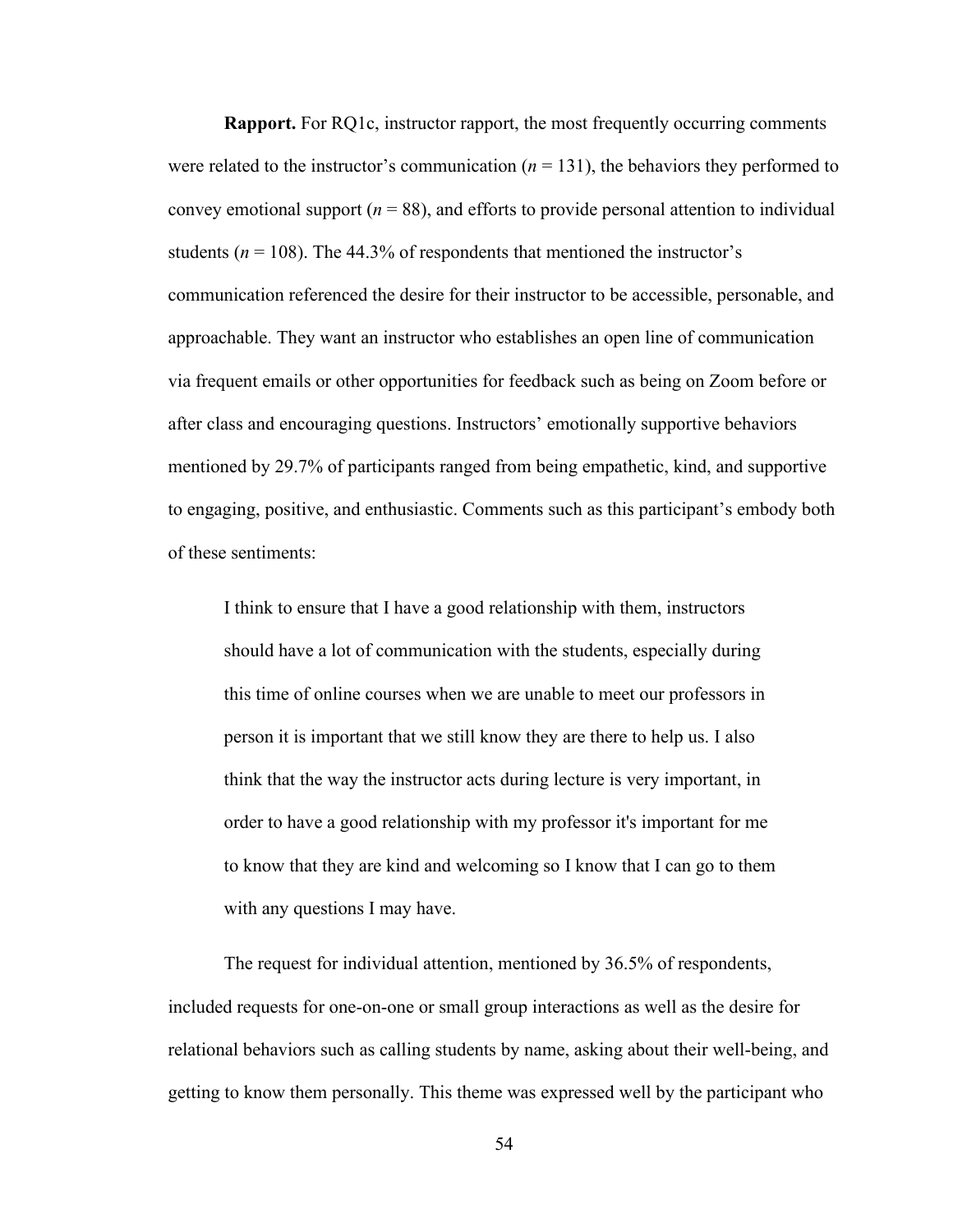**Rapport.** For RQ1c, instructor rapport, the most frequently occurring comments were related to the instructor's communication (*n* = 131), the behaviors they performed to convey emotional support (*n* = 88), and efforts to provide personal attention to individual students (*n* = 108). The 44.3% of respondents that mentioned the instructor's communication referenced the desire for their instructor to be accessible, personable, and approachable. They want an instructor who establishes an open line of communication via frequent emails or other opportunities for feedback such as being on Zoom before or after class and encouraging questions. Instructors' emotionally supportive behaviors mentioned by 29.7% of participants ranged from being empathetic, kind, and supportive to engaging, positive, and enthusiastic. Comments such as this participant's embody both of these sentiments:

> I think to ensure that I have a good relationship with them, instructors should have a lot of communication with the students, especially during this time of online courses when we are unable to meet our professors in person it is important that we still know they are there to help us. I also think that the way the instructor acts during lecture is very important, in order to have a good relationship with my professor it's important for me to know that they are kind and welcoming so I know that I can go to them with any questions I may have.

The request for individual attention, mentioned by 36.5% of respondents, included requests for one-on-one or small group interactions as well as the desire for relational behaviors such as calling students by name, asking about their well-being, and getting to know them personally. This theme was expressed well by the participant who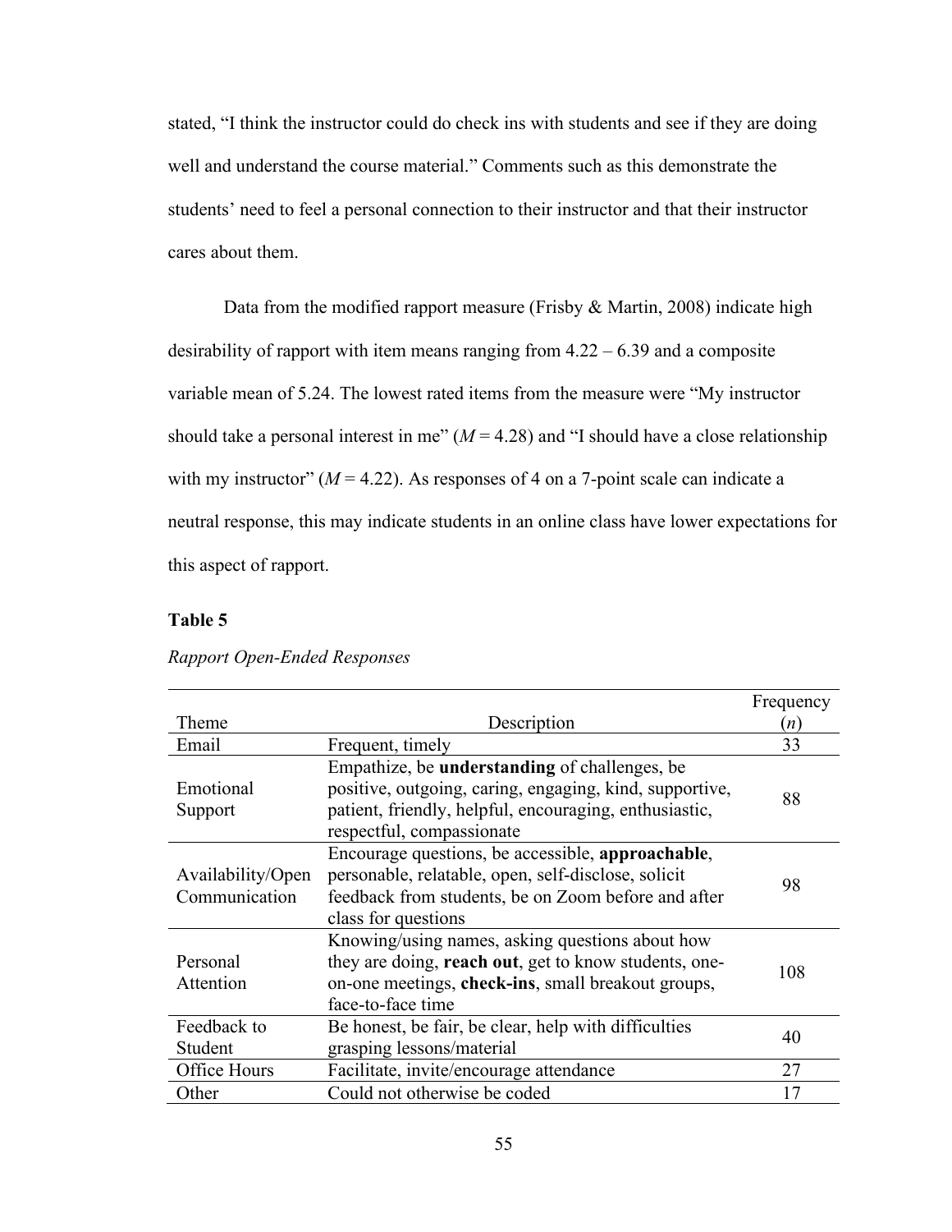stated, "I think the instructor could do check ins with students and see if they are doing well and understand the course material." Comments such as this demonstrate the students' need to feel a personal connection to their instructor and that their instructor cares about them.

Data from the modified rapport measure (Frisby & Martin, 2008) indicate high desirability of rapport with item means ranging from 4.22 – 6.39 and a composite variable mean of 5.24. The lowest rated items from the measure were "My instructor should take a personal interest in me" ($M = 4.28$) and "I should have a close relationship with my instructor" ($M = 4.22$). As responses of 4 on a 7-point scale can indicate a neutral response, this may indicate students in an online class have lower expectations for this aspect of rapport.

**Table 5**

*Rapport Open-Ended Responses*

| Theme | Description | Frequency (*n*) |
|---|---|---|
| Email | Frequent, timely | 33 |
| Emotional Support | Empathize, be **understanding** of challenges, be positive, outgoing, caring, engaging, kind, supportive, patient, friendly, helpful, encouraging, enthusiastic, respectful, compassionate | 88 |
| Availability/Open Communication | Encourage questions, be accessible, **approachable**, personable, relatable, open, self-disclose, solicit feedback from students, be on Zoom before and after class for questions | 98 |
| Personal Attention | Knowing/using names, asking questions about how they are doing, **reach out**, get to know students, one-on-one meetings, **check-ins**, small breakout groups, face-to-face time | 108 |
| Feedback to Student | Be honest, be fair, be clear, help with difficulties grasping lessons/material | 40 |
| Office Hours | Facilitate, invite/encourage attendance | 27 |
| Other | Could not otherwise be coded | 17 |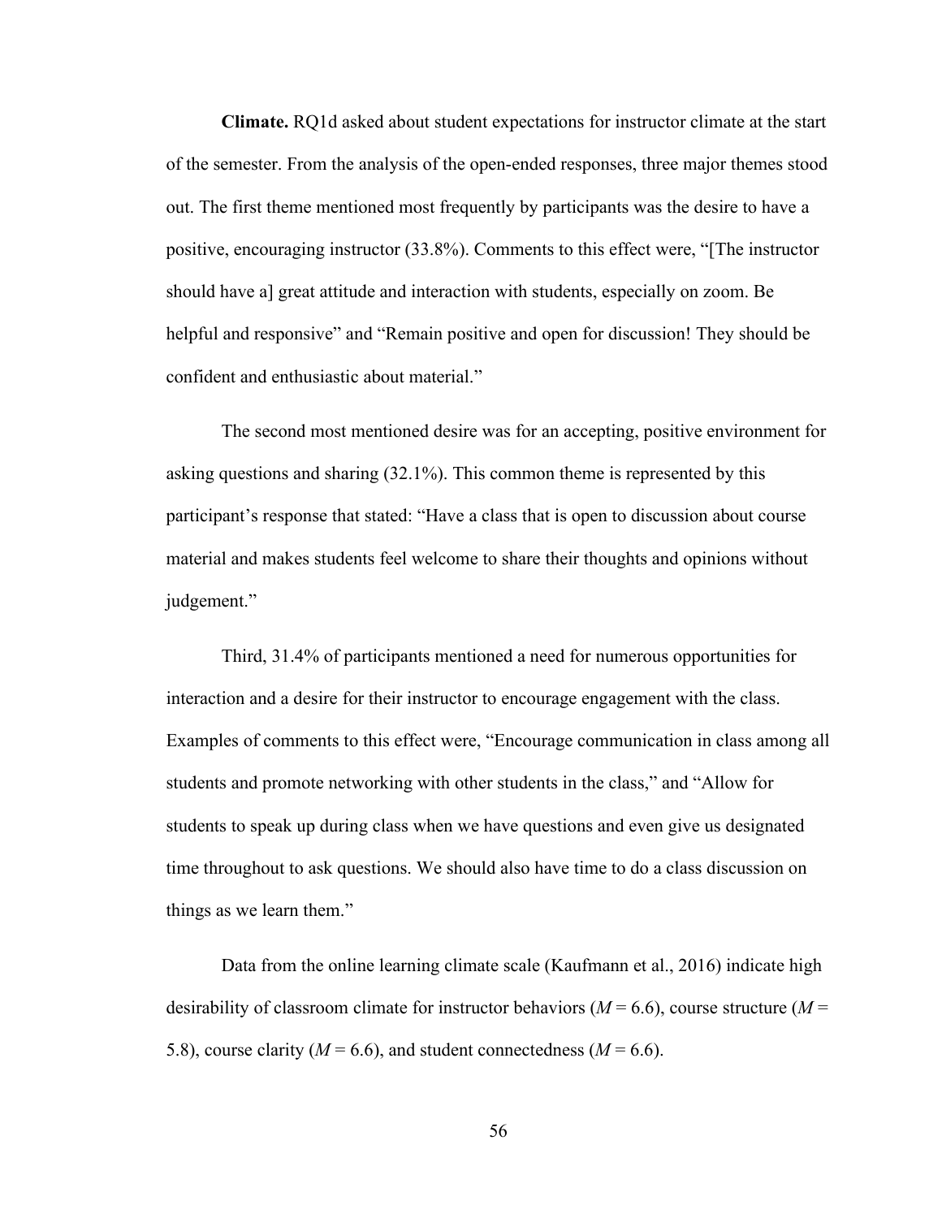**Climate.** RQ1d asked about student expectations for instructor climate at the start of the semester. From the analysis of the open-ended responses, three major themes stood out. The first theme mentioned most frequently by participants was the desire to have a positive, encouraging instructor (33.8%). Comments to this effect were, "[The instructor should have a] great attitude and interaction with students, especially on zoom. Be helpful and responsive" and "Remain positive and open for discussion! They should be confident and enthusiastic about material."

The second most mentioned desire was for an accepting, positive environment for asking questions and sharing (32.1%). This common theme is represented by this participant's response that stated: "Have a class that is open to discussion about course material and makes students feel welcome to share their thoughts and opinions without judgement."

Third, 31.4% of participants mentioned a need for numerous opportunities for interaction and a desire for their instructor to encourage engagement with the class. Examples of comments to this effect were, "Encourage communication in class among all students and promote networking with other students in the class," and "Allow for students to speak up during class when we have questions and even give us designated time throughout to ask questions. We should also have time to do a class discussion on things as we learn them."

Data from the online learning climate scale (Kaufmann et al., 2016) indicate high desirability of classroom climate for instructor behaviors ($M = 6.6$), course structure ($M = 5.8$), course clarity ($M = 6.6$), and student connectedness ($M = 6.6$).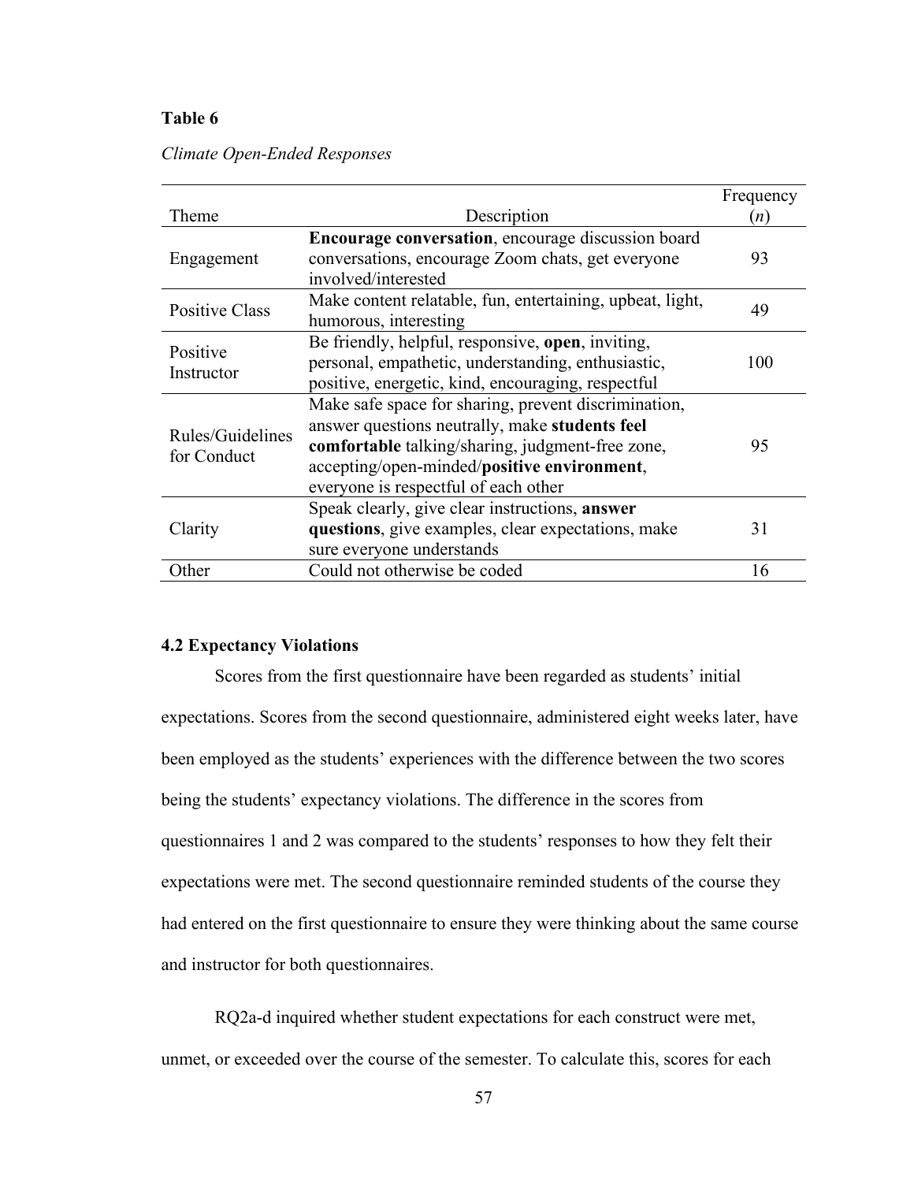**Table 6**

*Climate Open-Ended Responses*

| Theme | Description | Frequency (*n*) |
|---|---|---|
| Engagement | **Encourage conversation**, encourage discussion board conversations, encourage Zoom chats, get everyone involved/interested | 93 |
| Positive Class | Make content relatable, fun, entertaining, upbeat, light, humorous, interesting | 49 |
| Positive Instructor | Be friendly, helpful, responsive, **open**, inviting, personal, empathetic, understanding, enthusiastic, positive, energetic, kind, encouraging, respectful | 100 |
| Rules/Guidelines for Conduct | Make safe space for sharing, prevent discrimination, answer questions neutrally, make **students feel comfortable** talking/sharing, judgment-free zone, accepting/open-minded/**positive environment**, everyone is respectful of each other | 95 |
| Clarity | Speak clearly, give clear instructions, **answer questions**, give examples, clear expectations, make sure everyone understands | 31 |
| Other | Could not otherwise be coded | 16 |

### 4.2 Expectancy Violations

Scores from the first questionnaire have been regarded as students' initial expectations. Scores from the second questionnaire, administered eight weeks later, have been employed as the students' experiences with the difference between the two scores being the students' expectancy violations. The difference in the scores from questionnaires 1 and 2 was compared to the students' responses to how they felt their expectations were met. The second questionnaire reminded students of the course they had entered on the first questionnaire to ensure they were thinking about the same course and instructor for both questionnaires.

RQ2a-d inquired whether student expectations for each construct were met, unmet, or exceeded over the course of the semester. To calculate this, scores for each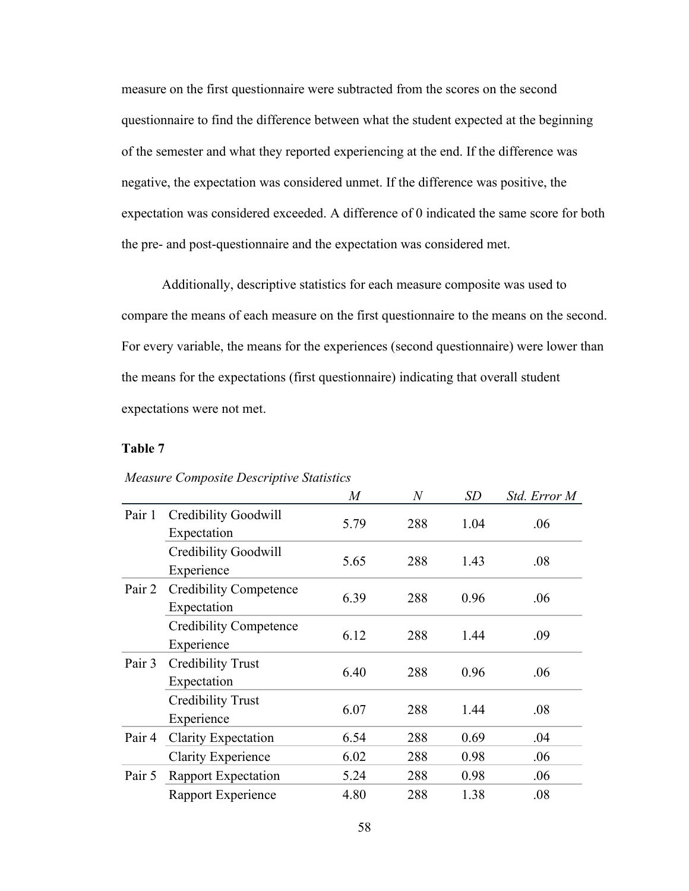measure on the first questionnaire were subtracted from the scores on the second questionnaire to find the difference between what the student expected at the beginning of the semester and what they reported experiencing at the end. If the difference was negative, the expectation was considered unmet. If the difference was positive, the expectation was considered exceeded. A difference of 0 indicated the same score for both the pre- and post-questionnaire and the expectation was considered met.

Additionally, descriptive statistics for each measure composite was used to compare the means of each measure on the first questionnaire to the means on the second. For every variable, the means for the experiences (second questionnaire) were lower than the means for the expectations (first questionnaire) indicating that overall student expectations were not met.

**Table 7**

*Measure Composite Descriptive Statistics*

| | | *M* | *N* | *SD* | *Std. Error M* |
|---|---|---|---|---|---|
| Pair 1 | Credibility Goodwill Expectation | 5.79 | 288 | 1.04 | .06 |
| | Credibility Goodwill Experience | 5.65 | 288 | 1.43 | .08 |
| Pair 2 | Credibility Competence Expectation | 6.39 | 288 | 0.96 | .06 |
| | Credibility Competence Experience | 6.12 | 288 | 1.44 | .09 |
| Pair 3 | Credibility Trust Expectation | 6.40 | 288 | 0.96 | .06 |
| | Credibility Trust Experience | 6.07 | 288 | 1.44 | .08 |
| Pair 4 | Clarity Expectation | 6.54 | 288 | 0.69 | .04 |
| | Clarity Experience | 6.02 | 288 | 0.98 | .06 |
| Pair 5 | Rapport Expectation | 5.24 | 288 | 0.98 | .06 |
| | Rapport Experience | 4.80 | 288 | 1.38 | .08 |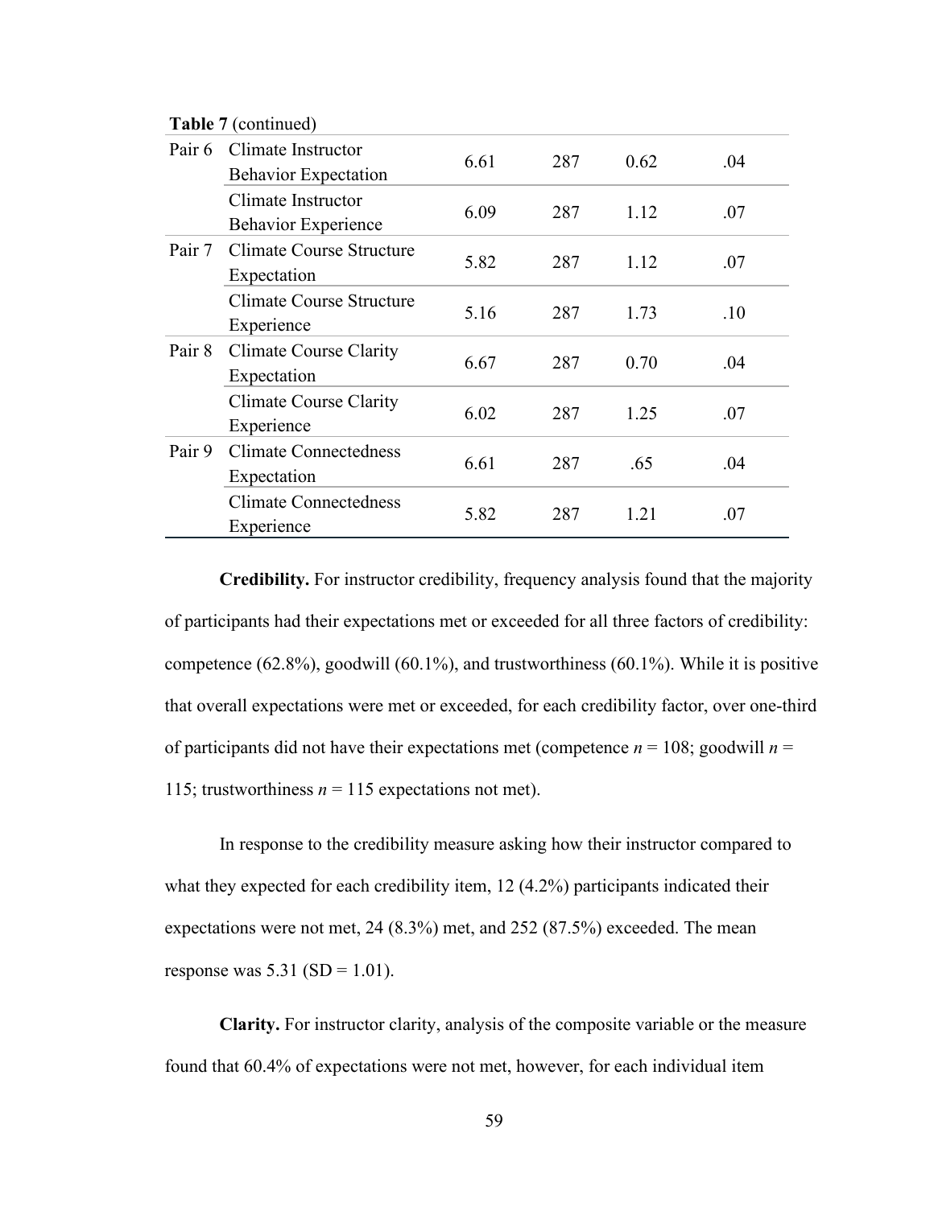**Table 7** (continued)

| | | | | | |
|---|---|---|---|---|---|
| Pair 6 | Climate Instructor Behavior Expectation | 6.61 | 287 | 0.62 | .04 |
| | Climate Instructor Behavior Experience | 6.09 | 287 | 1.12 | .07 |
| Pair 7 | Climate Course Structure Expectation | 5.82 | 287 | 1.12 | .07 |
| | Climate Course Structure Experience | 5.16 | 287 | 1.73 | .10 |
| Pair 8 | Climate Course Clarity Expectation | 6.67 | 287 | 0.70 | .04 |
| | Climate Course Clarity Experience | 6.02 | 287 | 1.25 | .07 |
| Pair 9 | Climate Connectedness Expectation | 6.61 | 287 | .65 | .04 |
| | Climate Connectedness Experience | 5.82 | 287 | 1.21 | .07 |

**Credibility.** For instructor credibility, frequency analysis found that the majority of participants had their expectations met or exceeded for all three factors of credibility: competence (62.8%), goodwill (60.1%), and trustworthiness (60.1%). While it is positive that overall expectations were met or exceeded, for each credibility factor, over one-third of participants did not have their expectations met (competence $n$ = 108; goodwill $n$ = 115; trustworthiness $n$ = 115 expectations not met).

In response to the credibility measure asking how their instructor compared to what they expected for each credibility item, 12 (4.2%) participants indicated their expectations were not met, 24 (8.3%) met, and 252 (87.5%) exceeded. The mean response was 5.31 (SD = 1.01).

**Clarity.** For instructor clarity, analysis of the composite variable or the measure found that 60.4% of expectations were not met, however, for each individual item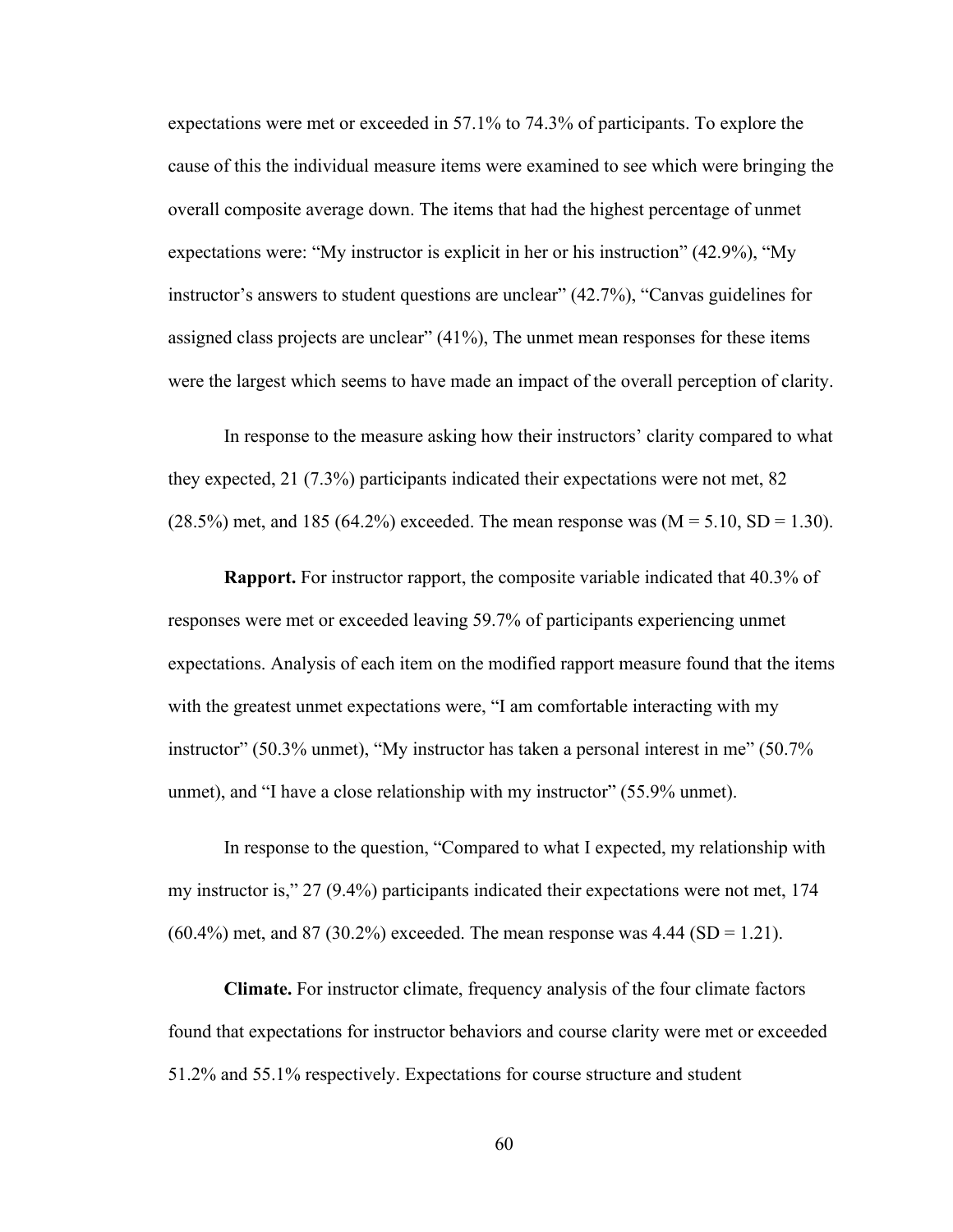expectations were met or exceeded in 57.1% to 74.3% of participants. To explore the cause of this the individual measure items were examined to see which were bringing the overall composite average down. The items that had the highest percentage of unmet expectations were: "My instructor is explicit in her or his instruction" (42.9%), "My instructor's answers to student questions are unclear" (42.7%), "Canvas guidelines for assigned class projects are unclear" (41%), The unmet mean responses for these items were the largest which seems to have made an impact of the overall perception of clarity.

In response to the measure asking how their instructors' clarity compared to what they expected, 21 (7.3%) participants indicated their expectations were not met, 82 (28.5%) met, and 185 (64.2%) exceeded. The mean response was ($M = 5.10$, $SD = 1.30$).

**Rapport.** For instructor rapport, the composite variable indicated that 40.3% of responses were met or exceeded leaving 59.7% of participants experiencing unmet expectations. Analysis of each item on the modified rapport measure found that the items with the greatest unmet expectations were, "I am comfortable interacting with my instructor" (50.3% unmet), "My instructor has taken a personal interest in me" (50.7% unmet), and "I have a close relationship with my instructor" (55.9% unmet).

In response to the question, "Compared to what I expected, my relationship with my instructor is," 27 (9.4%) participants indicated their expectations were not met, 174 (60.4%) met, and 87 (30.2%) exceeded. The mean response was 4.44 ($SD = 1.21$).

**Climate.** For instructor climate, frequency analysis of the four climate factors found that expectations for instructor behaviors and course clarity were met or exceeded 51.2% and 55.1% respectively. Expectations for course structure and student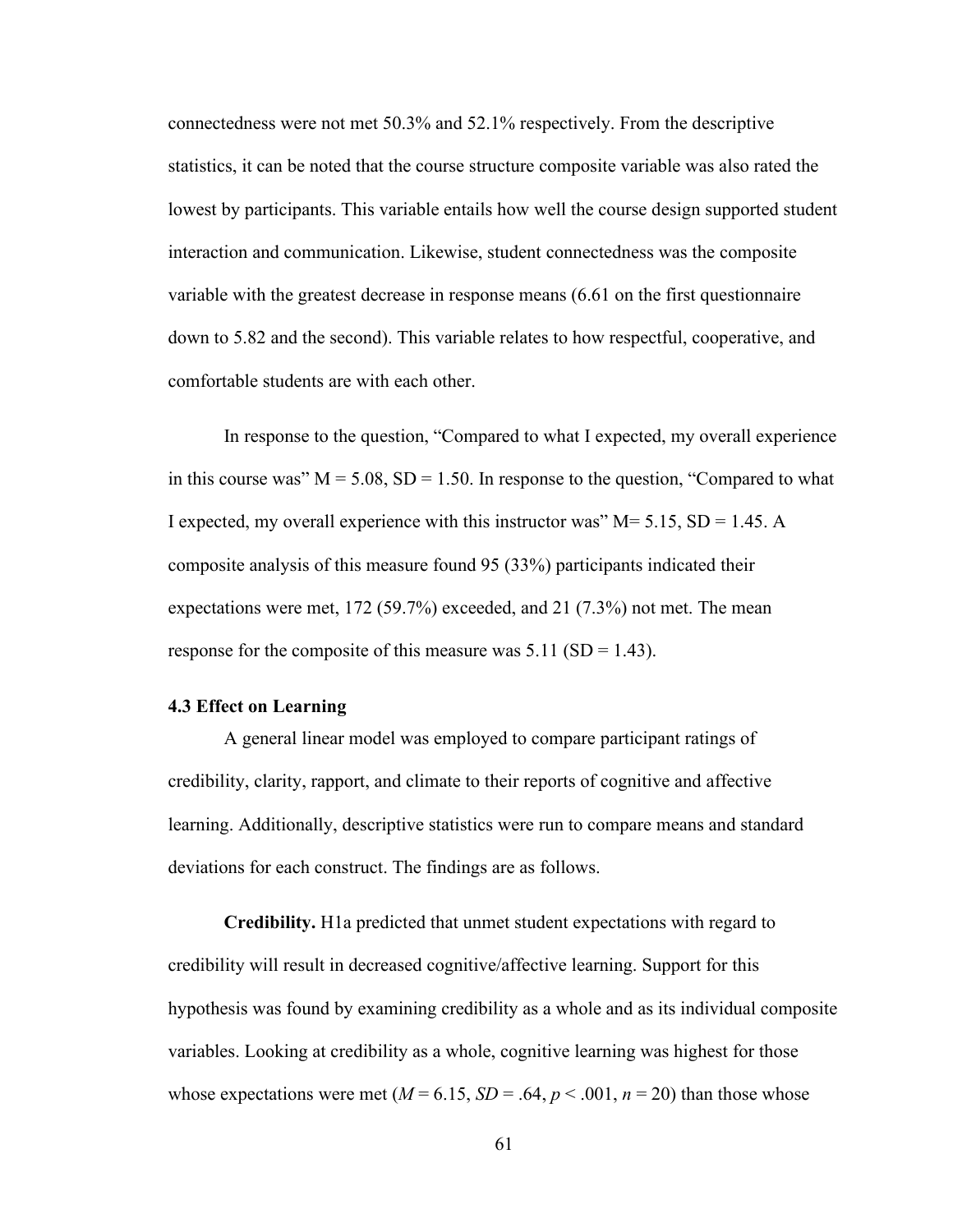connectedness were not met 50.3% and 52.1% respectively. From the descriptive statistics, it can be noted that the course structure composite variable was also rated the lowest by participants. This variable entails how well the course design supported student interaction and communication. Likewise, student connectedness was the composite variable with the greatest decrease in response means (6.61 on the first questionnaire down to 5.82 and the second). This variable relates to how respectful, cooperative, and comfortable students are with each other.

In response to the question, "Compared to what I expected, my overall experience in this course was" $M = 5.08$, $SD = 1.50$. In response to the question, "Compared to what I expected, my overall experience with this instructor was" $M= 5.15$, $SD = 1.45$. A composite analysis of this measure found 95 (33%) participants indicated their expectations were met, 172 (59.7%) exceeded, and 21 (7.3%) not met. The mean response for the composite of this measure was 5.11 ($SD = 1.43$).

### 4.3 Effect on Learning

A general linear model was employed to compare participant ratings of credibility, clarity, rapport, and climate to their reports of cognitive and affective learning. Additionally, descriptive statistics were run to compare means and standard deviations for each construct. The findings are as follows.

**Credibility.** H1a predicted that unmet student expectations with regard to credibility will result in decreased cognitive/affective learning. Support for this hypothesis was found by examining credibility as a whole and as its individual composite variables. Looking at credibility as a whole, cognitive learning was highest for those whose expectations were met ($M = 6.15$, $SD = .64$, $p < .001$, $n = 20$) than those whose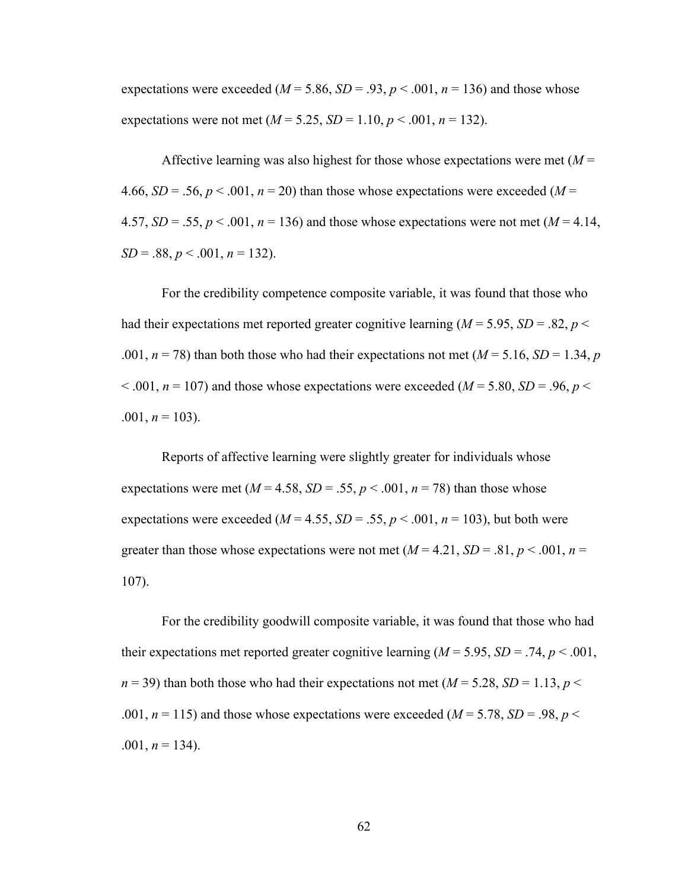expectations were exceeded ($M = 5.86$, $SD = .93$, $p < .001$, $n = 136$) and those whose expectations were not met ($M = 5.25$, $SD = 1.10$, $p < .001$, $n = 132$).

Affective learning was also highest for those whose expectations were met ($M = 4.66$, $SD = .56$, $p < .001$, $n = 20$) than those whose expectations were exceeded ($M = 4.57$, $SD = .55$, $p < .001$, $n = 136$) and those whose expectations were not met ($M = 4.14$, $SD = .88$, $p < .001$, $n = 132$).

For the credibility competence composite variable, it was found that those who had their expectations met reported greater cognitive learning ($M = 5.95$, $SD = .82$, $p < .001$, $n = 78$) than both those who had their expectations not met ($M = 5.16$, $SD = 1.34$, $p < .001$, $n = 107$) and those whose expectations were exceeded ($M = 5.80$, $SD = .96$, $p < .001$, $n = 103$).

Reports of affective learning were slightly greater for individuals whose expectations were met ($M = 4.58$, $SD = .55$, $p < .001$, $n = 78$) than those whose expectations were exceeded ($M = 4.55$, $SD = .55$, $p < .001$, $n = 103$), but both were greater than those whose expectations were not met ($M = 4.21$, $SD = .81$, $p < .001$, $n = 107$).

For the credibility goodwill composite variable, it was found that those who had their expectations met reported greater cognitive learning ($M = 5.95$, $SD = .74$, $p < .001$, $n = 39$) than both those who had their expectations not met ($M = 5.28$, $SD = 1.13$, $p < .001$, $n = 115$) and those whose expectations were exceeded ($M = 5.78$, $SD = .98$, $p < .001$, $n = 134$).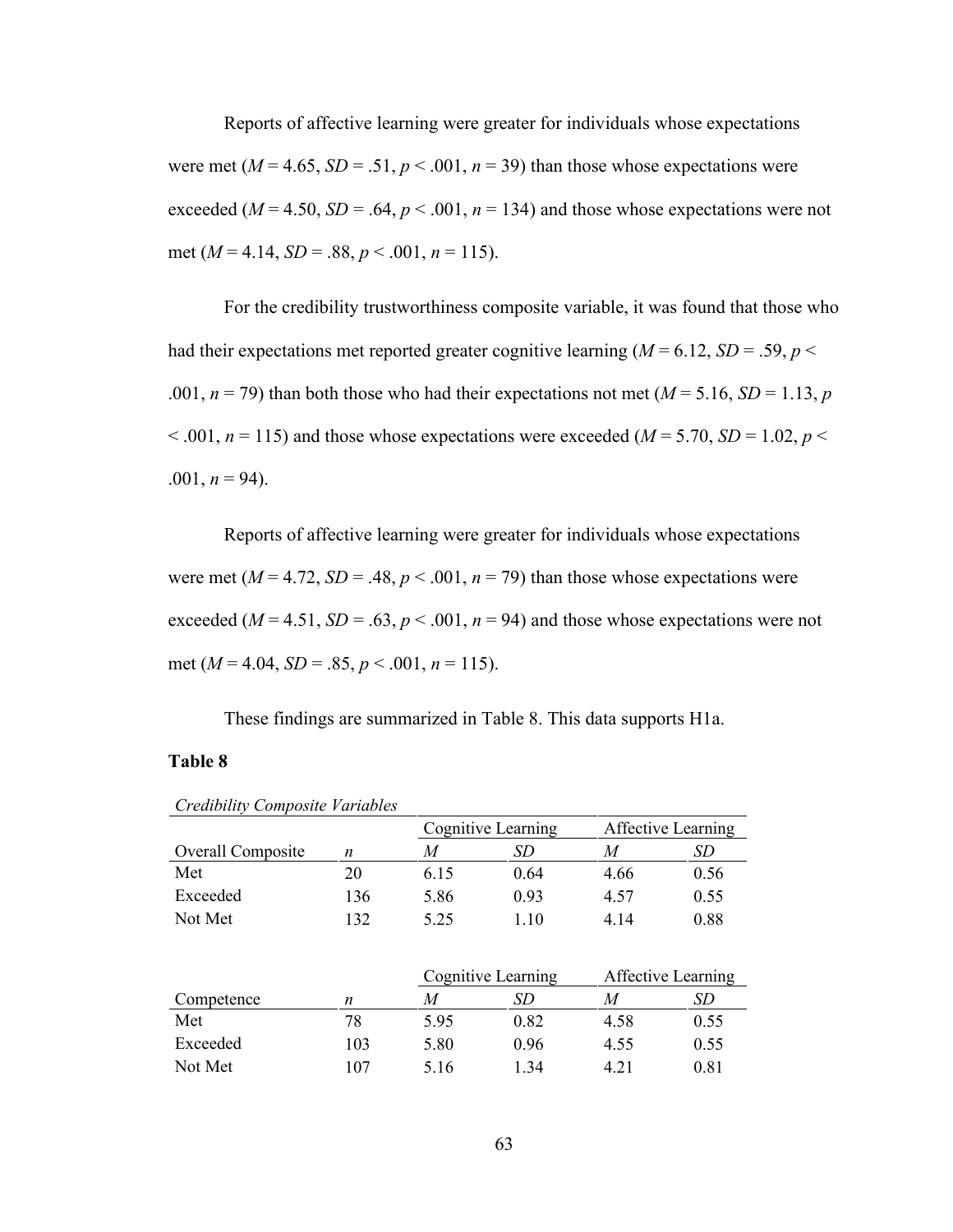Reports of affective learning were greater for individuals whose expectations were met ($M = 4.65$, $SD = .51$, $p < .001$, $n = 39$) than those whose expectations were exceeded ($M = 4.50$, $SD = .64$, $p < .001$, $n = 134$) and those whose expectations were not met ($M = 4.14$, $SD = .88$, $p < .001$, $n = 115$).

For the credibility trustworthiness composite variable, it was found that those who had their expectations met reported greater cognitive learning ($M = 6.12$, $SD = .59$, $p < .001$, $n = 79$) than both those who had their expectations not met ($M = 5.16$, $SD = 1.13$, $p < .001$, $n = 115$) and those whose expectations were exceeded ($M = 5.70$, $SD = 1.02$, $p < .001$, $n = 94$).

Reports of affective learning were greater for individuals whose expectations were met ($M = 4.72$, $SD = .48$, $p < .001$, $n = 79$) than those whose expectations were exceeded ($M = 4.51$, $SD = .63$, $p < .001$, $n = 94$) and those whose expectations were not met ($M = 4.04$, $SD = .85$, $p < .001$, $n = 115$).

These findings are summarized in Table 8. This data supports H1a.

**Table 8**

*Credibility Composite Variables*

| | | Cognitive Learning | | Affective Learning | |
|---|---|---|---|---|---|
| Overall Composite | *n* | *M* | *SD* | *M* | *SD* |
| Met | 20 | 6.15 | 0.64 | 4.66 | 0.56 |
| Exceeded | 136 | 5.86 | 0.93 | 4.57 | 0.55 |
| Not Met | 132 | 5.25 | 1.10 | 4.14 | 0.88 |

| | | Cognitive Learning | | Affective Learning | |
|---|---|---|---|---|---|
| Competence | *n* | *M* | *SD* | *M* | *SD* |
| Met | 78 | 5.95 | 0.82 | 4.58 | 0.55 |
| Exceeded | 103 | 5.80 | 0.96 | 4.55 | 0.55 |
| Not Met | 107 | 5.16 | 1.34 | 4.21 | 0.81 |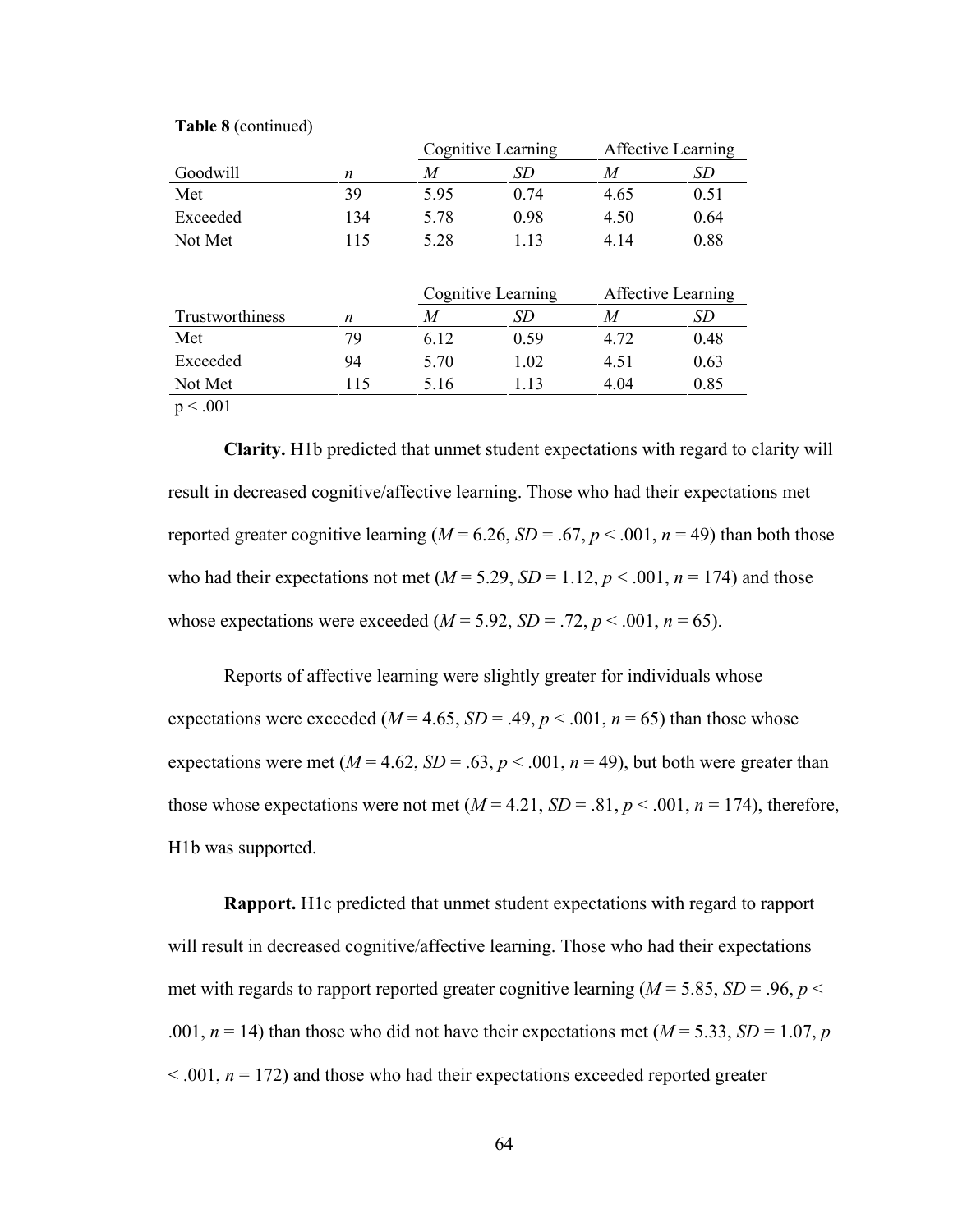**Table 8** (continued)

| Goodwill | *n* | Cognitive Learning *M* | Cognitive Learning *SD* | Affective Learning *M* | Affective Learning *SD* |
|---|---|---|---|---|---|
| Met | 39 | 5.95 | 0.74 | 4.65 | 0.51 |
| Exceeded | 134 | 5.78 | 0.98 | 4.50 | 0.64 |
| Not Met | 115 | 5.28 | 1.13 | 4.14 | 0.88 |

| Trustworthiness | *n* | Cognitive Learning *M* | Cognitive Learning *SD* | Affective Learning *M* | Affective Learning *SD* |
|---|---|---|---|---|---|
| Met | 79 | 6.12 | 0.59 | 4.72 | 0.48 |
| Exceeded | 94 | 5.70 | 1.02 | 4.51 | 0.63 |
| Not Met | 115 | 5.16 | 1.13 | 4.04 | 0.85 |

$p < .001$

**Clarity.** H1b predicted that unmet student expectations with regard to clarity will result in decreased cognitive/affective learning. Those who had their expectations met reported greater cognitive learning ($M = 6.26$, $SD = .67$, $p < .001$, $n = 49$) than both those who had their expectations not met ($M = 5.29$, $SD = 1.12$, $p < .001$, $n = 174$) and those whose expectations were exceeded ($M = 5.92$, $SD = .72$, $p < .001$, $n = 65$).

Reports of affective learning were slightly greater for individuals whose expectations were exceeded ($M = 4.65$, $SD = .49$, $p < .001$, $n = 65$) than those whose expectations were met ($M = 4.62$, $SD = .63$, $p < .001$, $n = 49$), but both were greater than those whose expectations were not met ($M = 4.21$, $SD = .81$, $p < .001$, $n = 174$), therefore, H1b was supported.

**Rapport.** H1c predicted that unmet student expectations with regard to rapport will result in decreased cognitive/affective learning. Those who had their expectations met with regards to rapport reported greater cognitive learning ($M = 5.85$, $SD = .96$, $p < .001$, $n = 14$) than those who did not have their expectations met ($M = 5.33$, $SD = 1.07$, $p < .001$, $n = 172$) and those who had their expectations exceeded reported greater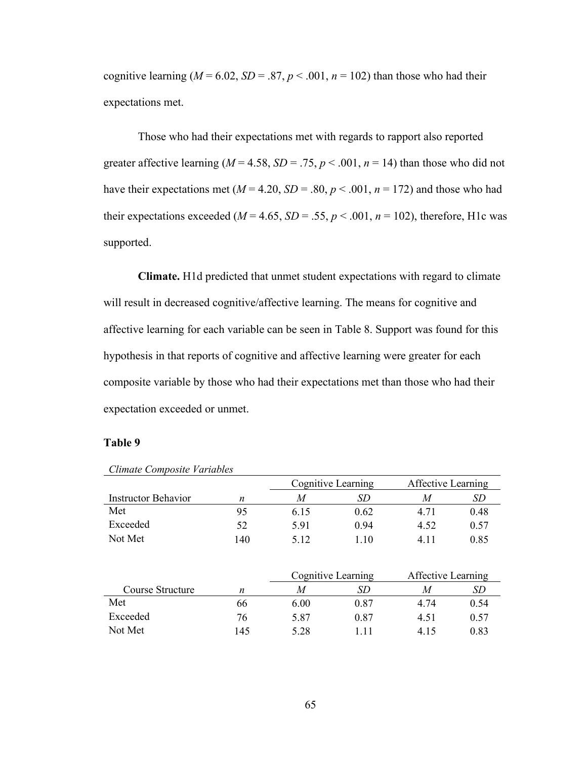cognitive learning ($M = 6.02$, $SD = .87$, $p < .001$, $n = 102$) than those who had their expectations met.

Those who had their expectations met with regards to rapport also reported greater affective learning ($M = 4.58$, $SD = .75$, $p < .001$, $n = 14$) than those who did not have their expectations met ($M = 4.20$, $SD = .80$, $p < .001$, $n = 172$) and those who had their expectations exceeded ($M = 4.65$, $SD = .55$, $p < .001$, $n = 102$), therefore, H1c was supported.

**Climate.** H1d predicted that unmet student expectations with regard to climate will result in decreased cognitive/affective learning. The means for cognitive and affective learning for each variable can be seen in Table 8. Support was found for this hypothesis in that reports of cognitive and affective learning were greater for each composite variable by those who had their expectations met than those who had their expectation exceeded or unmet.

**Table 9**

*Climate Composite Variables*

| | | Cognitive Learning | | Affective Learning | |
|---|---|---|---|---|---|
| Instructor Behavior | *n* | *M* | *SD* | *M* | *SD* |
| Met | 95 | 6.15 | 0.62 | 4.71 | 0.48 |
| Exceeded | 52 | 5.91 | 0.94 | 4.52 | 0.57 |
| Not Met | 140 | 5.12 | 1.10 | 4.11 | 0.85 |

| | | Cognitive Learning | | Affective Learning | |
|---|---|---|---|---|---|
| Course Structure | *n* | *M* | *SD* | *M* | *SD* |
| Met | 66 | 6.00 | 0.87 | 4.74 | 0.54 |
| Exceeded | 76 | 5.87 | 0.87 | 4.51 | 0.57 |
| Not Met | 145 | 5.28 | 1.11 | 4.15 | 0.83 |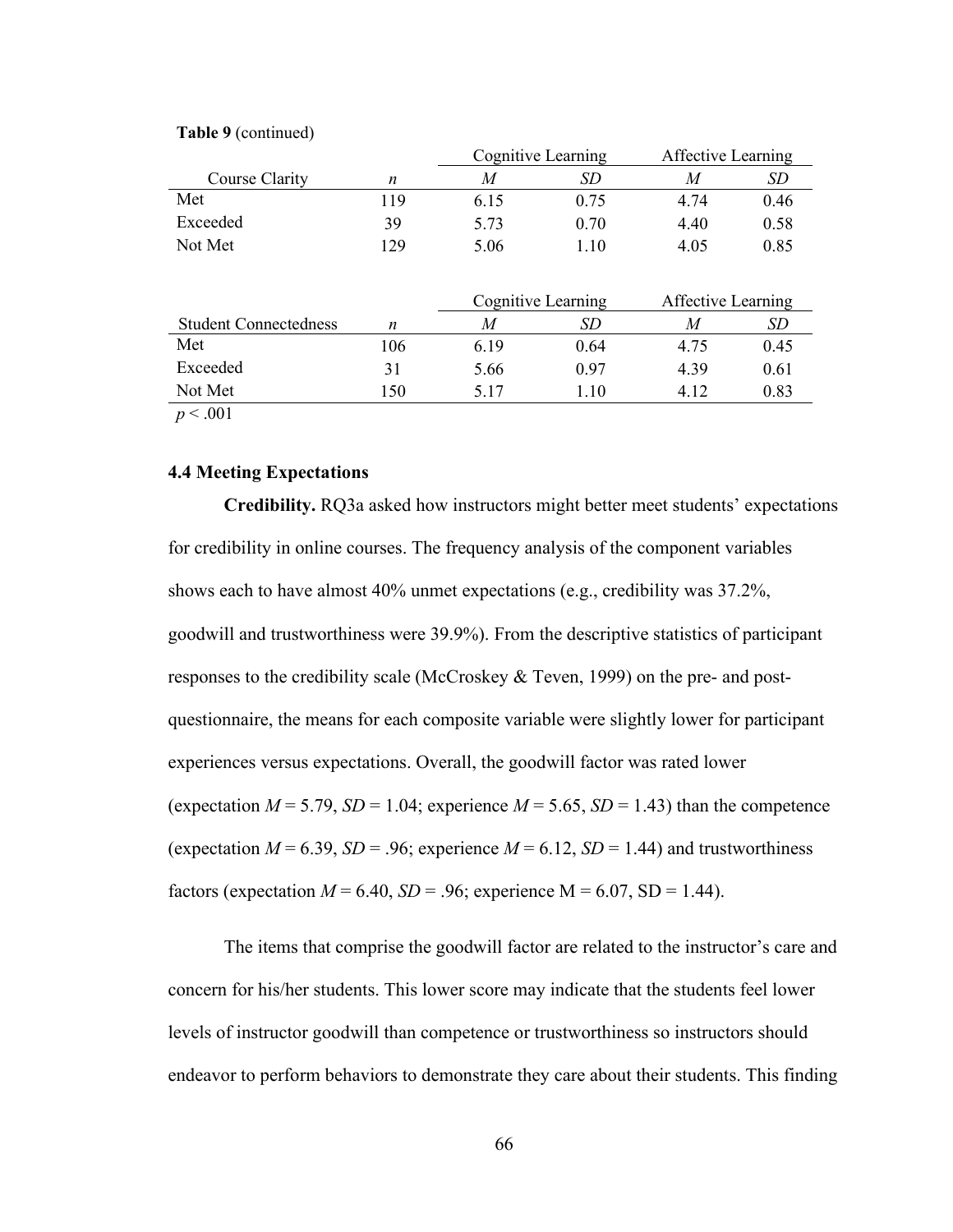**Table 9** (continued)

| Course Clarity | $n$ | Cognitive Learning | | Affective Learning | |
|---|---|---|---|---|---|
| | | $M$ | $SD$ | $M$ | $SD$ |
| Met | 119 | 6.15 | 0.75 | 4.74 | 0.46 |
| Exceeded | 39 | 5.73 | 0.70 | 4.40 | 0.58 |
| Not Met | 129 | 5.06 | 1.10 | 4.05 | 0.85 |

| Student Connectedness | $n$ | Cognitive Learning | | Affective Learning | |
|---|---|---|---|---|---|
| | | $M$ | $SD$ | $M$ | $SD$ |
| Met | 106 | 6.19 | 0.64 | 4.75 | 0.45 |
| Exceeded | 31 | 5.66 | 0.97 | 4.39 | 0.61 |
| Not Met | 150 | 5.17 | 1.10 | 4.12 | 0.83 |

$p < .001$

### 4.4 Meeting Expectations

**Credibility.** RQ3a asked how instructors might better meet students' expectations for credibility in online courses. The frequency analysis of the component variables shows each to have almost 40% unmet expectations (e.g., credibility was 37.2%, goodwill and trustworthiness were 39.9%). From the descriptive statistics of participant responses to the credibility scale (McCroskey & Teven, 1999) on the pre- and post-questionnaire, the means for each composite variable were slightly lower for participant experiences versus expectations. Overall, the goodwill factor was rated lower (expectation $M = 5.79$, $SD = 1.04$; experience $M = 5.65$, $SD = 1.43$) than the competence (expectation $M = 6.39$, $SD = .96$; experience $M = 6.12$, $SD = 1.44$) and trustworthiness factors (expectation $M = 6.40$, $SD = .96$; experience $M = 6.07$, $SD = 1.44$).

The items that comprise the goodwill factor are related to the instructor's care and concern for his/her students. This lower score may indicate that the students feel lower levels of instructor goodwill than competence or trustworthiness so instructors should endeavor to perform behaviors to demonstrate they care about their students. This finding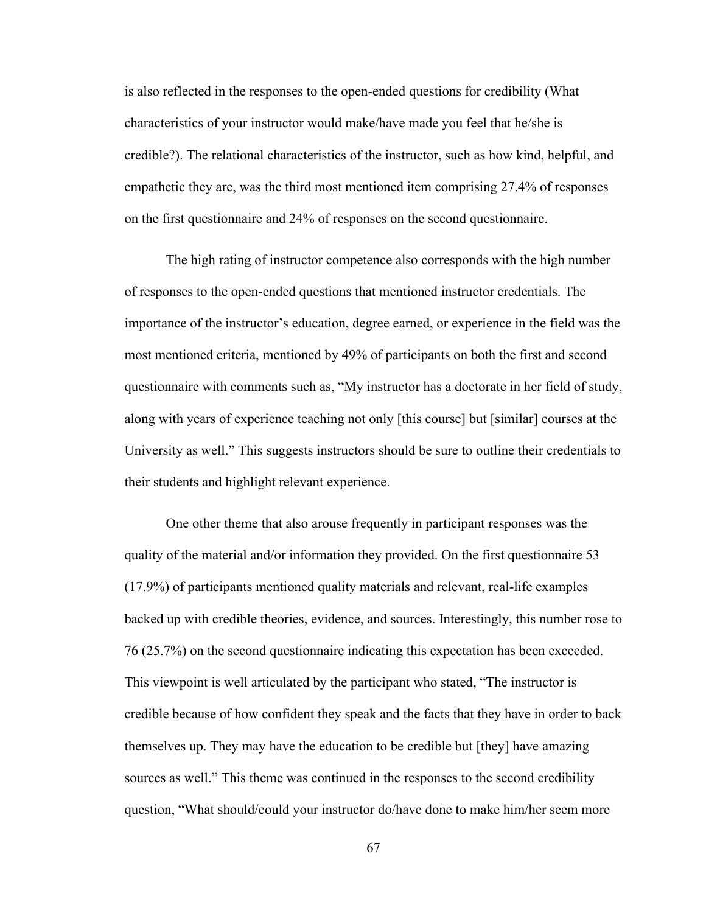is also reflected in the responses to the open-ended questions for credibility (What characteristics of your instructor would make/have made you feel that he/she is credible?). The relational characteristics of the instructor, such as how kind, helpful, and empathetic they are, was the third most mentioned item comprising 27.4% of responses on the first questionnaire and 24% of responses on the second questionnaire.

The high rating of instructor competence also corresponds with the high number of responses to the open-ended questions that mentioned instructor credentials. The importance of the instructor's education, degree earned, or experience in the field was the most mentioned criteria, mentioned by 49% of participants on both the first and second questionnaire with comments such as, "My instructor has a doctorate in her field of study, along with years of experience teaching not only [this course] but [similar] courses at the University as well." This suggests instructors should be sure to outline their credentials to their students and highlight relevant experience.

One other theme that also arouse frequently in participant responses was the quality of the material and/or information they provided. On the first questionnaire 53 (17.9%) of participants mentioned quality materials and relevant, real-life examples backed up with credible theories, evidence, and sources. Interestingly, this number rose to 76 (25.7%) on the second questionnaire indicating this expectation has been exceeded. This viewpoint is well articulated by the participant who stated, "The instructor is credible because of how confident they speak and the facts that they have in order to back themselves up. They may have the education to be credible but [they] have amazing sources as well." This theme was continued in the responses to the second credibility question, "What should/could your instructor do/have done to make him/her seem more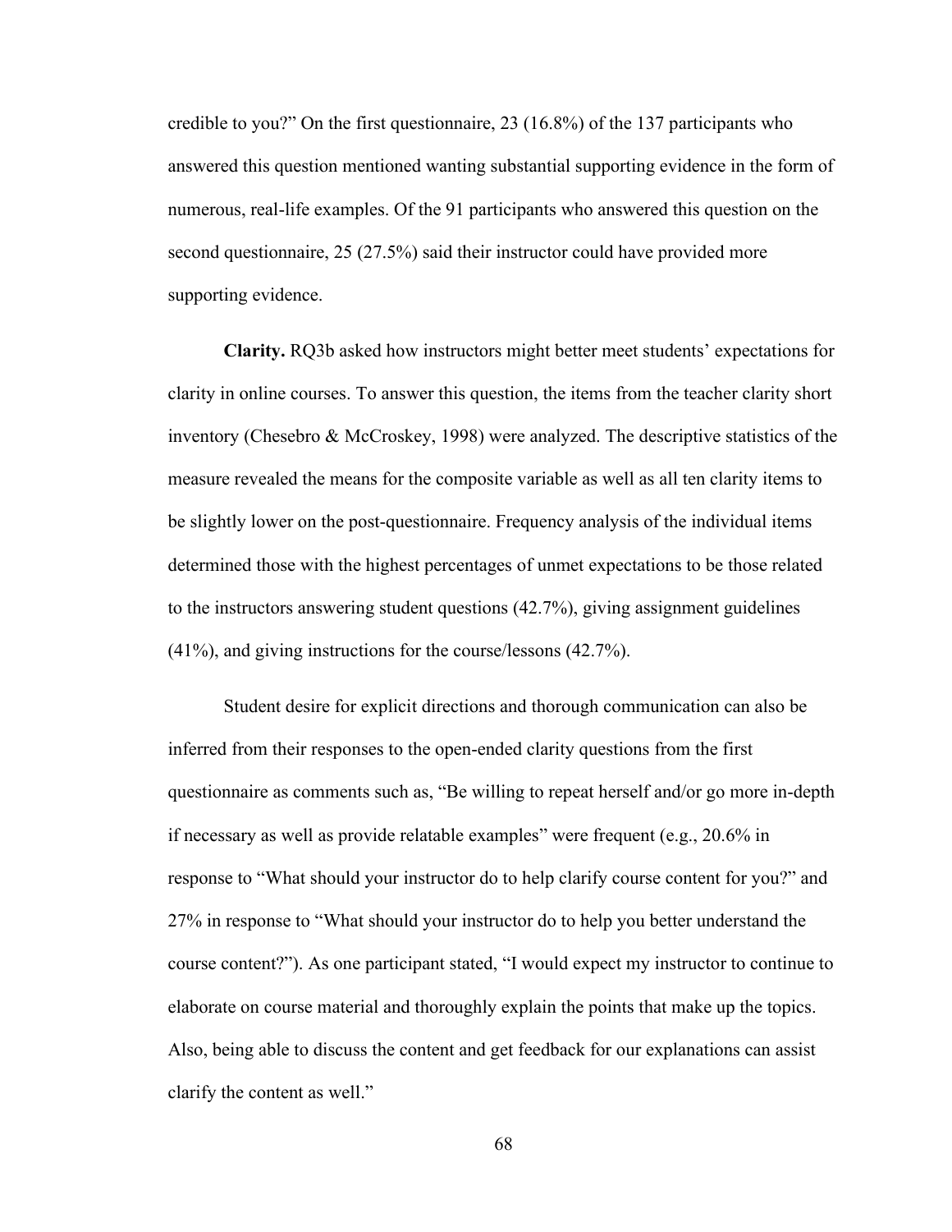credible to you?" On the first questionnaire, 23 (16.8%) of the 137 participants who answered this question mentioned wanting substantial supporting evidence in the form of numerous, real-life examples. Of the 91 participants who answered this question on the second questionnaire, 25 (27.5%) said their instructor could have provided more supporting evidence.

**Clarity.** RQ3b asked how instructors might better meet students' expectations for clarity in online courses. To answer this question, the items from the teacher clarity short inventory (Chesebro & McCroskey, 1998) were analyzed. The descriptive statistics of the measure revealed the means for the composite variable as well as all ten clarity items to be slightly lower on the post-questionnaire. Frequency analysis of the individual items determined those with the highest percentages of unmet expectations to be those related to the instructors answering student questions (42.7%), giving assignment guidelines (41%), and giving instructions for the course/lessons (42.7%).

Student desire for explicit directions and thorough communication can also be inferred from their responses to the open-ended clarity questions from the first questionnaire as comments such as, "Be willing to repeat herself and/or go more in-depth if necessary as well as provide relatable examples" were frequent (e.g., 20.6% in response to "What should your instructor do to help clarify course content for you?" and 27% in response to "What should your instructor do to help you better understand the course content?"). As one participant stated, "I would expect my instructor to continue to elaborate on course material and thoroughly explain the points that make up the topics. Also, being able to discuss the content and get feedback for our explanations can assist clarify the content as well."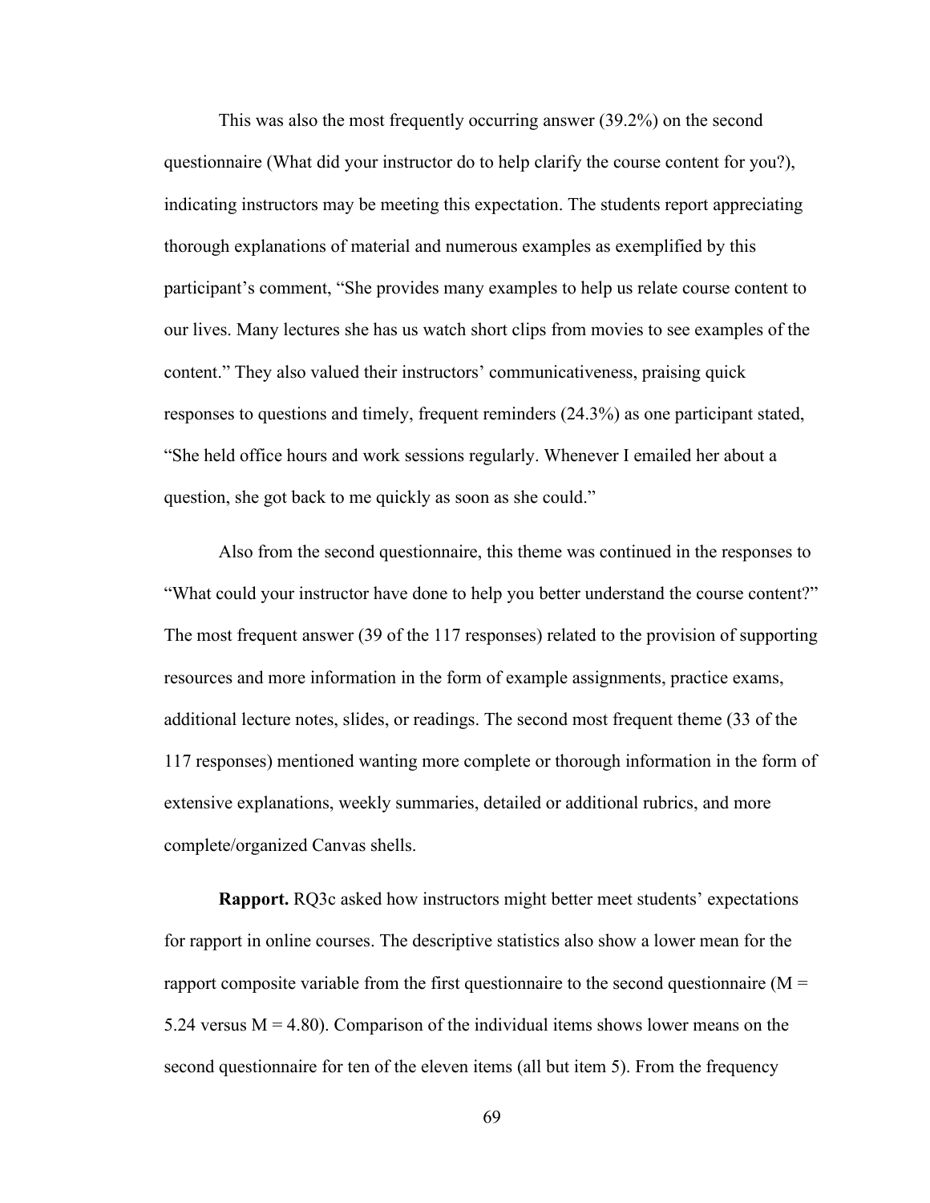This was also the most frequently occurring answer (39.2%) on the second questionnaire (What did your instructor do to help clarify the course content for you?), indicating instructors may be meeting this expectation. The students report appreciating thorough explanations of material and numerous examples as exemplified by this participant's comment, "She provides many examples to help us relate course content to our lives. Many lectures she has us watch short clips from movies to see examples of the content." They also valued their instructors' communicativeness, praising quick responses to questions and timely, frequent reminders (24.3%) as one participant stated, "She held office hours and work sessions regularly. Whenever I emailed her about a question, she got back to me quickly as soon as she could."

Also from the second questionnaire, this theme was continued in the responses to "What could your instructor have done to help you better understand the course content?" The most frequent answer (39 of the 117 responses) related to the provision of supporting resources and more information in the form of example assignments, practice exams, additional lecture notes, slides, or readings. The second most frequent theme (33 of the 117 responses) mentioned wanting more complete or thorough information in the form of extensive explanations, weekly summaries, detailed or additional rubrics, and more complete/organized Canvas shells.

**Rapport.** RQ3c asked how instructors might better meet students' expectations for rapport in online courses. The descriptive statistics also show a lower mean for the rapport composite variable from the first questionnaire to the second questionnaire ($M = 5.24$ versus $M = 4.80$). Comparison of the individual items shows lower means on the second questionnaire for ten of the eleven items (all but item 5). From the frequency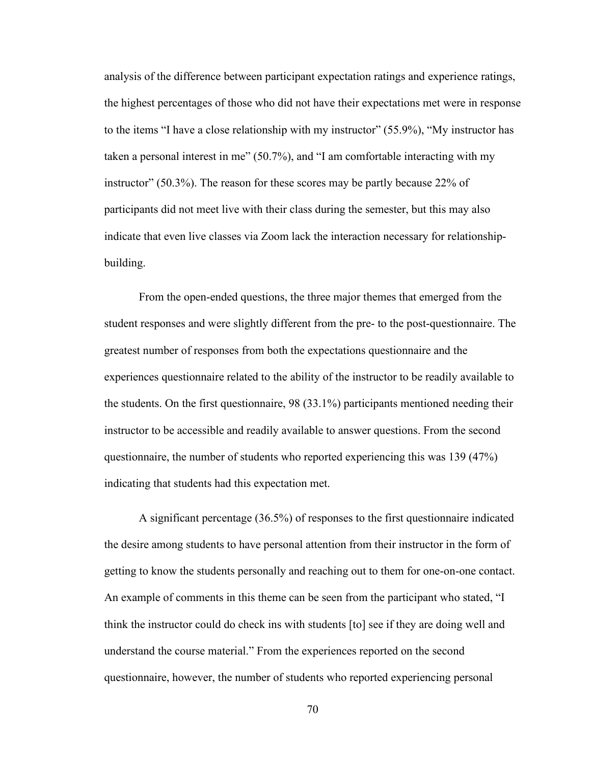analysis of the difference between participant expectation ratings and experience ratings, the highest percentages of those who did not have their expectations met were in response to the items “I have a close relationship with my instructor” (55.9%), “My instructor has taken a personal interest in me” (50.7%), and “I am comfortable interacting with my instructor” (50.3%). The reason for these scores may be partly because 22% of participants did not meet live with their class during the semester, but this may also indicate that even live classes via Zoom lack the interaction necessary for relationship-building.

From the open-ended questions, the three major themes that emerged from the student responses and were slightly different from the pre- to the post-questionnaire. The greatest number of responses from both the expectations questionnaire and the experiences questionnaire related to the ability of the instructor to be readily available to the students. On the first questionnaire, 98 (33.1%) participants mentioned needing their instructor to be accessible and readily available to answer questions. From the second questionnaire, the number of students who reported experiencing this was 139 (47%) indicating that students had this expectation met.

A significant percentage (36.5%) of responses to the first questionnaire indicated the desire among students to have personal attention from their instructor in the form of getting to know the students personally and reaching out to them for one-on-one contact. An example of comments in this theme can be seen from the participant who stated, “I think the instructor could do check ins with students [to] see if they are doing well and understand the course material.” From the experiences reported on the second questionnaire, however, the number of students who reported experiencing personal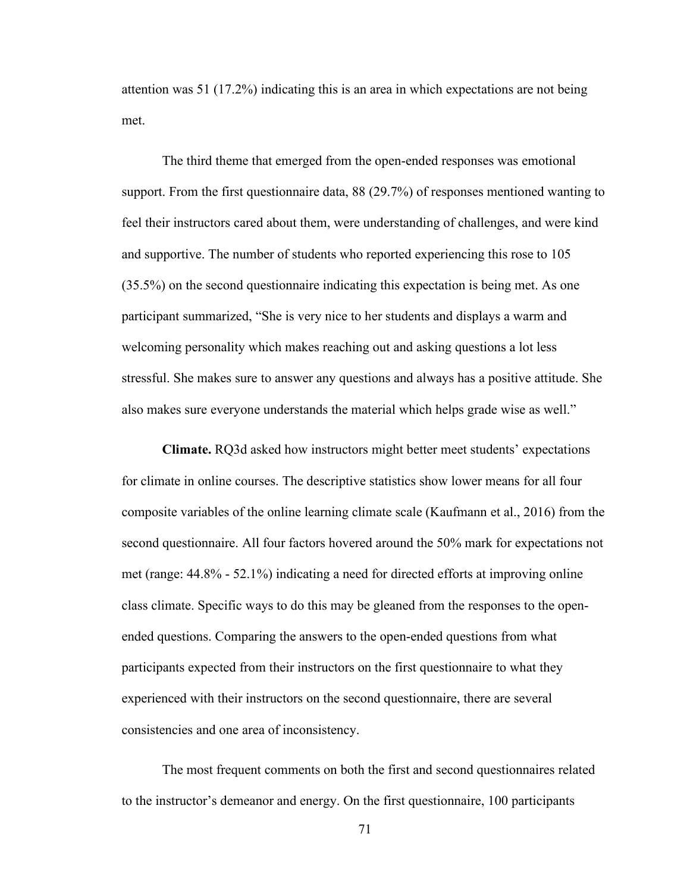attention was 51 (17.2%) indicating this is an area in which expectations are not being met.

The third theme that emerged from the open-ended responses was emotional support. From the first questionnaire data, 88 (29.7%) of responses mentioned wanting to feel their instructors cared about them, were understanding of challenges, and were kind and supportive. The number of students who reported experiencing this rose to 105 (35.5%) on the second questionnaire indicating this expectation is being met. As one participant summarized, "She is very nice to her students and displays a warm and welcoming personality which makes reaching out and asking questions a lot less stressful. She makes sure to answer any questions and always has a positive attitude. She also makes sure everyone understands the material which helps grade wise as well."

**Climate.** RQ3d asked how instructors might better meet students' expectations for climate in online courses. The descriptive statistics show lower means for all four composite variables of the online learning climate scale (Kaufmann et al., 2016) from the second questionnaire. All four factors hovered around the 50% mark for expectations not met (range: 44.8% - 52.1%) indicating a need for directed efforts at improving online class climate. Specific ways to do this may be gleaned from the responses to the open-ended questions. Comparing the answers to the open-ended questions from what participants expected from their instructors on the first questionnaire to what they experienced with their instructors on the second questionnaire, there are several consistencies and one area of inconsistency.

The most frequent comments on both the first and second questionnaires related to the instructor's demeanor and energy. On the first questionnaire, 100 participants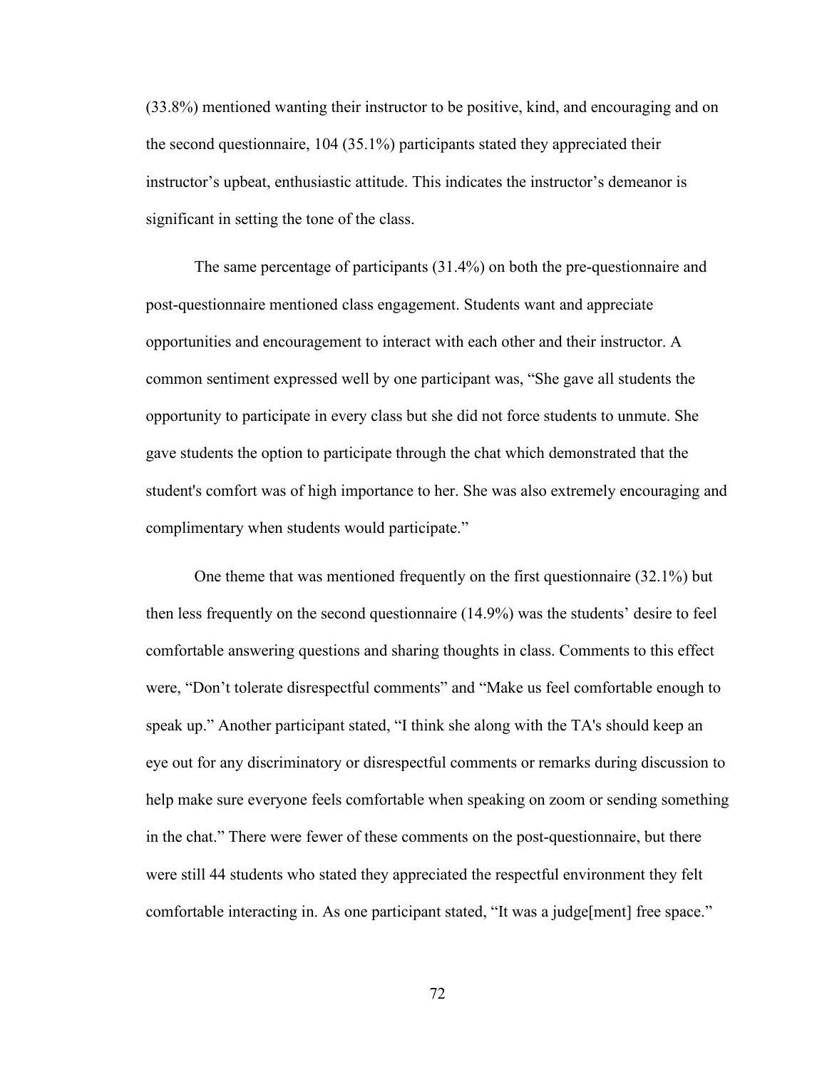(33.8%) mentioned wanting their instructor to be positive, kind, and encouraging and on the second questionnaire, 104 (35.1%) participants stated they appreciated their instructor's upbeat, enthusiastic attitude. This indicates the instructor's demeanor is significant in setting the tone of the class.

The same percentage of participants (31.4%) on both the pre-questionnaire and post-questionnaire mentioned class engagement. Students want and appreciate opportunities and encouragement to interact with each other and their instructor. A common sentiment expressed well by one participant was, "She gave all students the opportunity to participate in every class but she did not force students to unmute. She gave students the option to participate through the chat which demonstrated that the student's comfort was of high importance to her. She was also extremely encouraging and complimentary when students would participate."

One theme that was mentioned frequently on the first questionnaire (32.1%) but then less frequently on the second questionnaire (14.9%) was the students' desire to feel comfortable answering questions and sharing thoughts in class. Comments to this effect were, "Don't tolerate disrespectful comments" and "Make us feel comfortable enough to speak up." Another participant stated, "I think she along with the TA's should keep an eye out for any discriminatory or disrespectful comments or remarks during discussion to help make sure everyone feels comfortable when speaking on zoom or sending something in the chat." There were fewer of these comments on the post-questionnaire, but there were still 44 students who stated they appreciated the respectful environment they felt comfortable interacting in. As one participant stated, "It was a judge[ment] free space."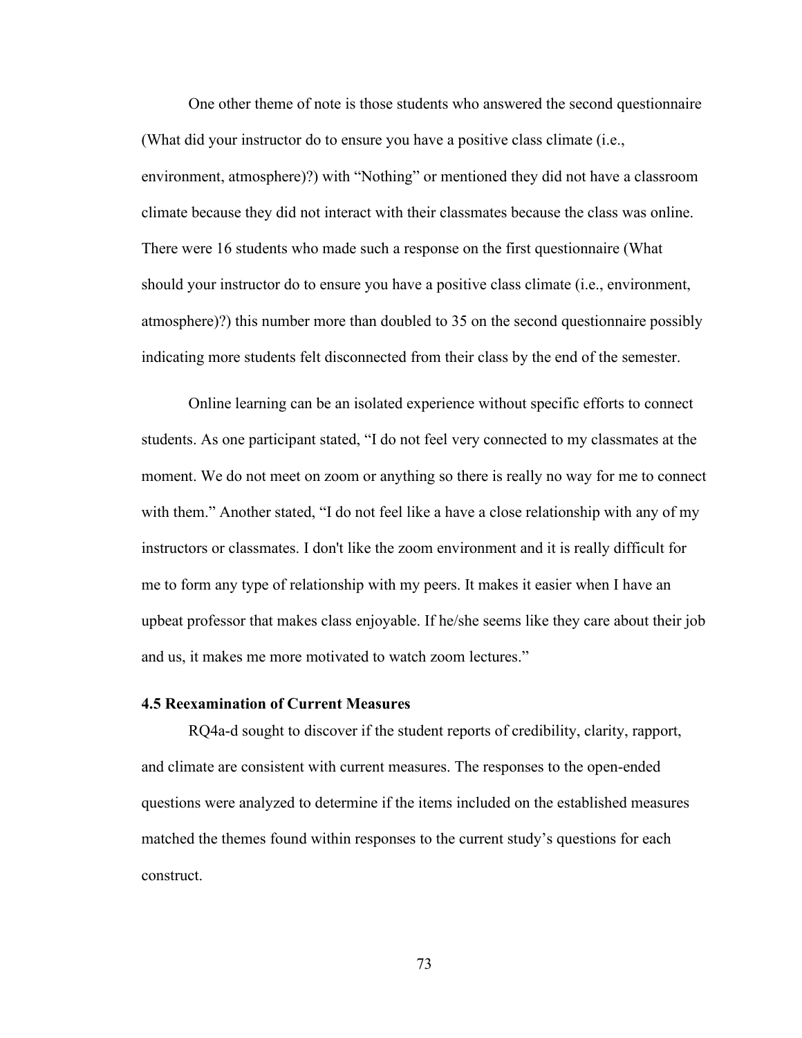One other theme of note is those students who answered the second questionnaire (What did your instructor do to ensure you have a positive class climate (i.e., environment, atmosphere)?) with “Nothing” or mentioned they did not have a classroom climate because they did not interact with their classmates because the class was online. There were 16 students who made such a response on the first questionnaire (What should your instructor do to ensure you have a positive class climate (i.e., environment, atmosphere)?) this number more than doubled to 35 on the second questionnaire possibly indicating more students felt disconnected from their class by the end of the semester.

Online learning can be an isolated experience without specific efforts to connect students. As one participant stated, “I do not feel very connected to my classmates at the moment. We do not meet on zoom or anything so there is really no way for me to connect with them.” Another stated, “I do not feel like a have a close relationship with any of my instructors or classmates. I don't like the zoom environment and it is really difficult for me to form any type of relationship with my peers. It makes it easier when I have an upbeat professor that makes class enjoyable. If he/she seems like they care about their job and us, it makes me more motivated to watch zoom lectures.”

### 4.5 Reexamination of Current Measures

RQ4a-d sought to discover if the student reports of credibility, clarity, rapport, and climate are consistent with current measures. The responses to the open-ended questions were analyzed to determine if the items included on the established measures matched the themes found within responses to the current study’s questions for each construct.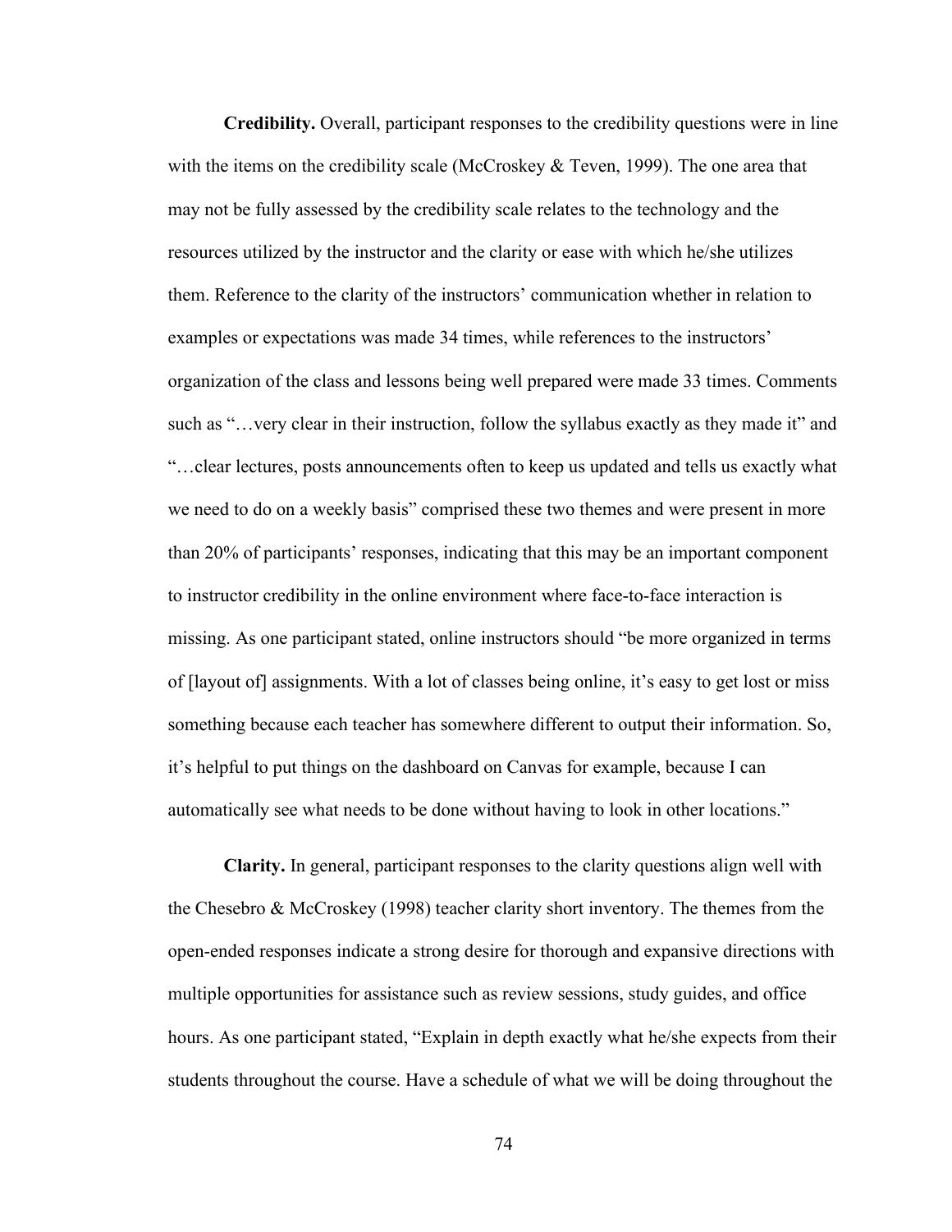**Credibility.** Overall, participant responses to the credibility questions were in line with the items on the credibility scale (McCroskey & Teven, 1999). The one area that may not be fully assessed by the credibility scale relates to the technology and the resources utilized by the instructor and the clarity or ease with which he/she utilizes them. Reference to the clarity of the instructors' communication whether in relation to examples or expectations was made 34 times, while references to the instructors' organization of the class and lessons being well prepared were made 33 times. Comments such as "…very clear in their instruction, follow the syllabus exactly as they made it" and "…clear lectures, posts announcements often to keep us updated and tells us exactly what we need to do on a weekly basis" comprised these two themes and were present in more than 20% of participants' responses, indicating that this may be an important component to instructor credibility in the online environment where face-to-face interaction is missing. As one participant stated, online instructors should "be more organized in terms of [layout of] assignments. With a lot of classes being online, it's easy to get lost or miss something because each teacher has somewhere different to output their information. So, it's helpful to put things on the dashboard on Canvas for example, because I can automatically see what needs to be done without having to look in other locations."

**Clarity.** In general, participant responses to the clarity questions align well with the Chesebro & McCroskey (1998) teacher clarity short inventory. The themes from the open-ended responses indicate a strong desire for thorough and expansive directions with multiple opportunities for assistance such as review sessions, study guides, and office hours. As one participant stated, "Explain in depth exactly what he/she expects from their students throughout the course. Have a schedule of what we will be doing throughout the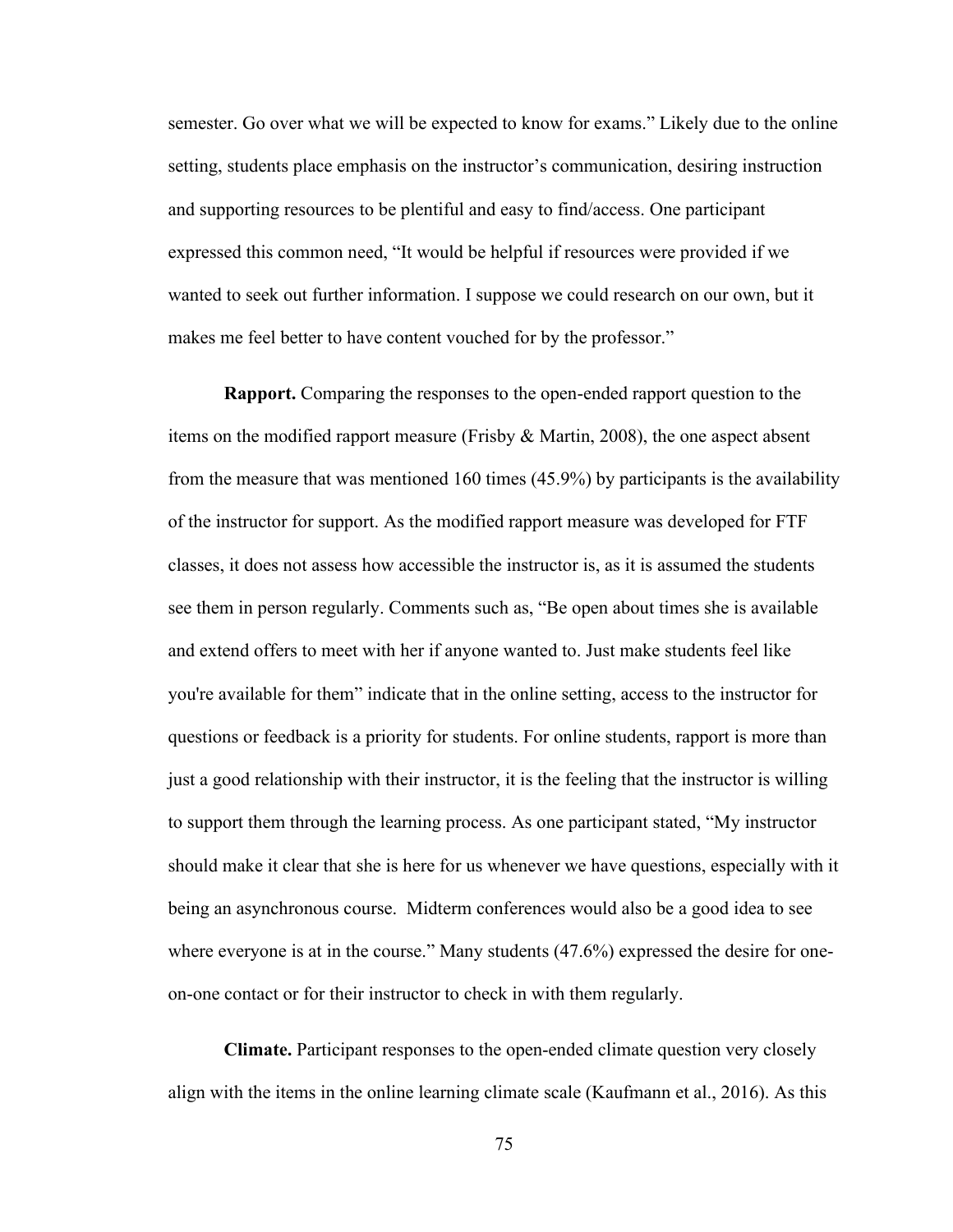semester. Go over what we will be expected to know for exams." Likely due to the online setting, students place emphasis on the instructor's communication, desiring instruction and supporting resources to be plentiful and easy to find/access. One participant expressed this common need, "It would be helpful if resources were provided if we wanted to seek out further information. I suppose we could research on our own, but it makes me feel better to have content vouched for by the professor."

**Rapport.** Comparing the responses to the open-ended rapport question to the items on the modified rapport measure (Frisby & Martin, 2008), the one aspect absent from the measure that was mentioned 160 times (45.9%) by participants is the availability of the instructor for support. As the modified rapport measure was developed for FTF classes, it does not assess how accessible the instructor is, as it is assumed the students see them in person regularly. Comments such as, "Be open about times she is available and extend offers to meet with her if anyone wanted to. Just make students feel like you're available for them" indicate that in the online setting, access to the instructor for questions or feedback is a priority for students. For online students, rapport is more than just a good relationship with their instructor, it is the feeling that the instructor is willing to support them through the learning process. As one participant stated, "My instructor should make it clear that she is here for us whenever we have questions, especially with it being an asynchronous course. Midterm conferences would also be a good idea to see where everyone is at in the course." Many students (47.6%) expressed the desire for one-on-one contact or for their instructor to check in with them regularly.

**Climate.** Participant responses to the open-ended climate question very closely align with the items in the online learning climate scale (Kaufmann et al., 2016). As this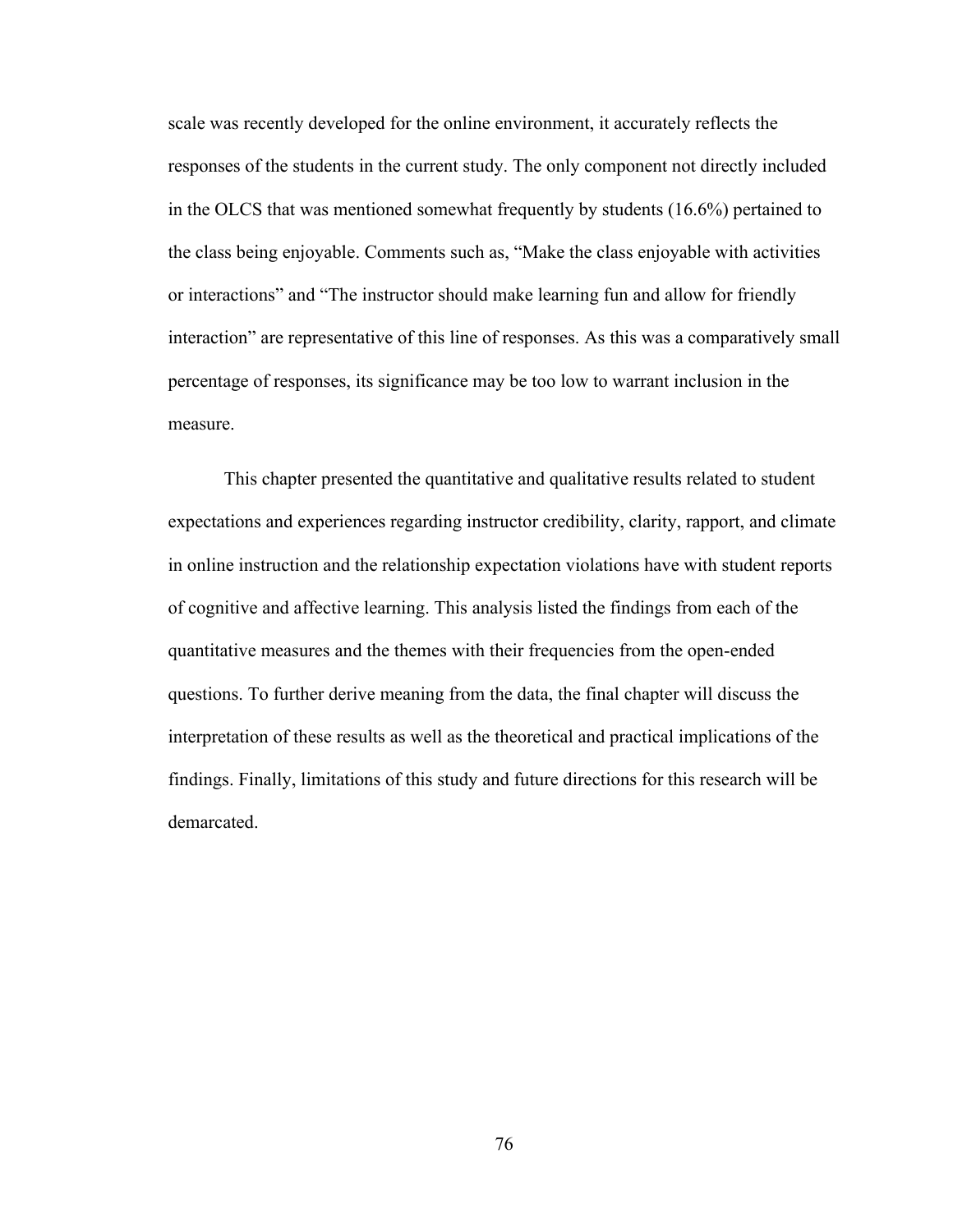scale was recently developed for the online environment, it accurately reflects the responses of the students in the current study. The only component not directly included in the OLCS that was mentioned somewhat frequently by students (16.6%) pertained to the class being enjoyable. Comments such as, "Make the class enjoyable with activities or interactions" and "The instructor should make learning fun and allow for friendly interaction" are representative of this line of responses. As this was a comparatively small percentage of responses, its significance may be too low to warrant inclusion in the measure.

This chapter presented the quantitative and qualitative results related to student expectations and experiences regarding instructor credibility, clarity, rapport, and climate in online instruction and the relationship expectation violations have with student reports of cognitive and affective learning. This analysis listed the findings from each of the quantitative measures and the themes with their frequencies from the open-ended questions. To further derive meaning from the data, the final chapter will discuss the interpretation of these results as well as the theoretical and practical implications of the findings. Finally, limitations of this study and future directions for this research will be demarcated.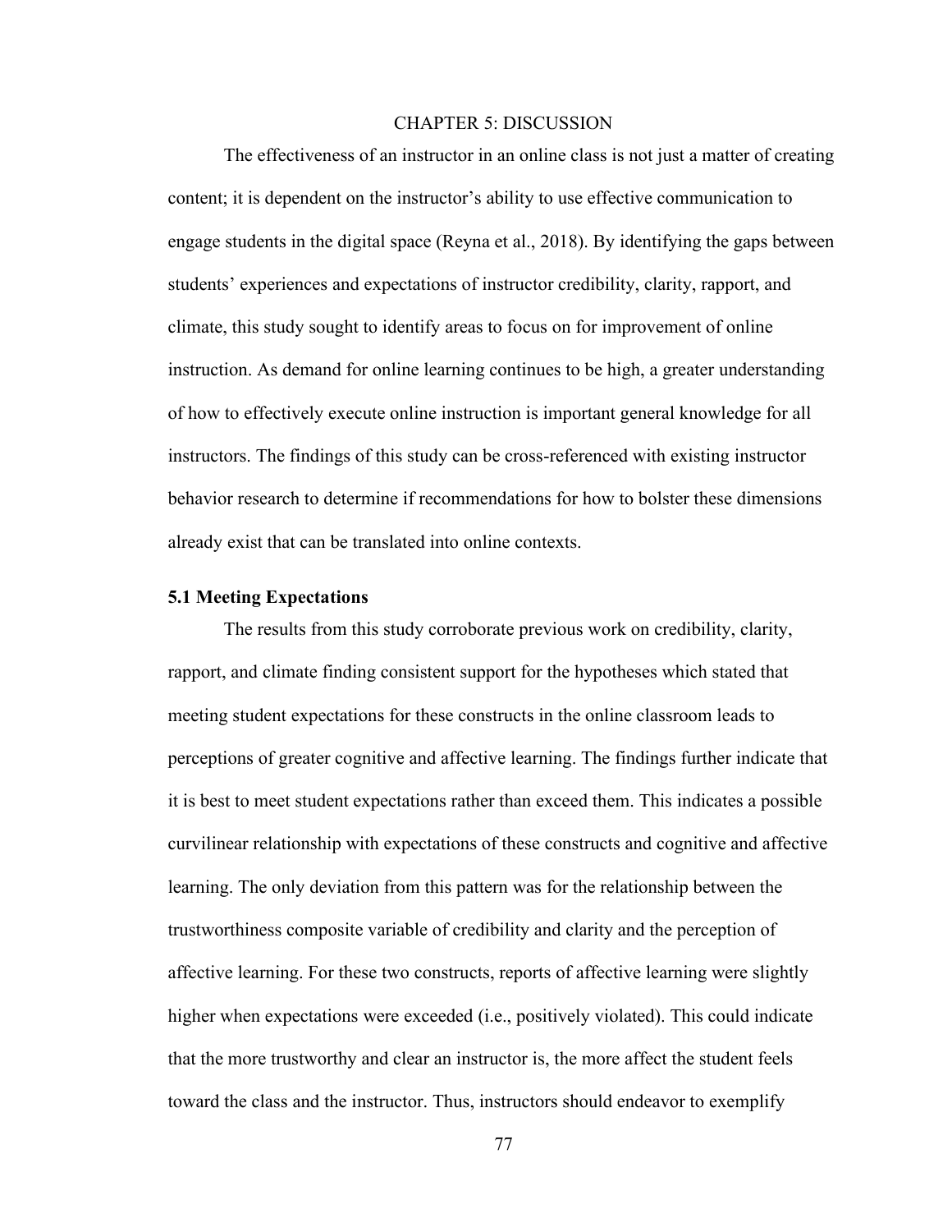# CHAPTER 5: DISCUSSION

The effectiveness of an instructor in an online class is not just a matter of creating content; it is dependent on the instructor's ability to use effective communication to engage students in the digital space (Reyna et al., 2018). By identifying the gaps between students' experiences and expectations of instructor credibility, clarity, rapport, and climate, this study sought to identify areas to focus on for improvement of online instruction. As demand for online learning continues to be high, a greater understanding of how to effectively execute online instruction is important general knowledge for all instructors. The findings of this study can be cross-referenced with existing instructor behavior research to determine if recommendations for how to bolster these dimensions already exist that can be translated into online contexts.

## 5.1 Meeting Expectations

The results from this study corroborate previous work on credibility, clarity, rapport, and climate finding consistent support for the hypotheses which stated that meeting student expectations for these constructs in the online classroom leads to perceptions of greater cognitive and affective learning. The findings further indicate that it is best to meet student expectations rather than exceed them. This indicates a possible curvilinear relationship with expectations of these constructs and cognitive and affective learning. The only deviation from this pattern was for the relationship between the trustworthiness composite variable of credibility and clarity and the perception of affective learning. For these two constructs, reports of affective learning were slightly higher when expectations were exceeded (i.e., positively violated). This could indicate that the more trustworthy and clear an instructor is, the more affect the student feels toward the class and the instructor. Thus, instructors should endeavor to exemplify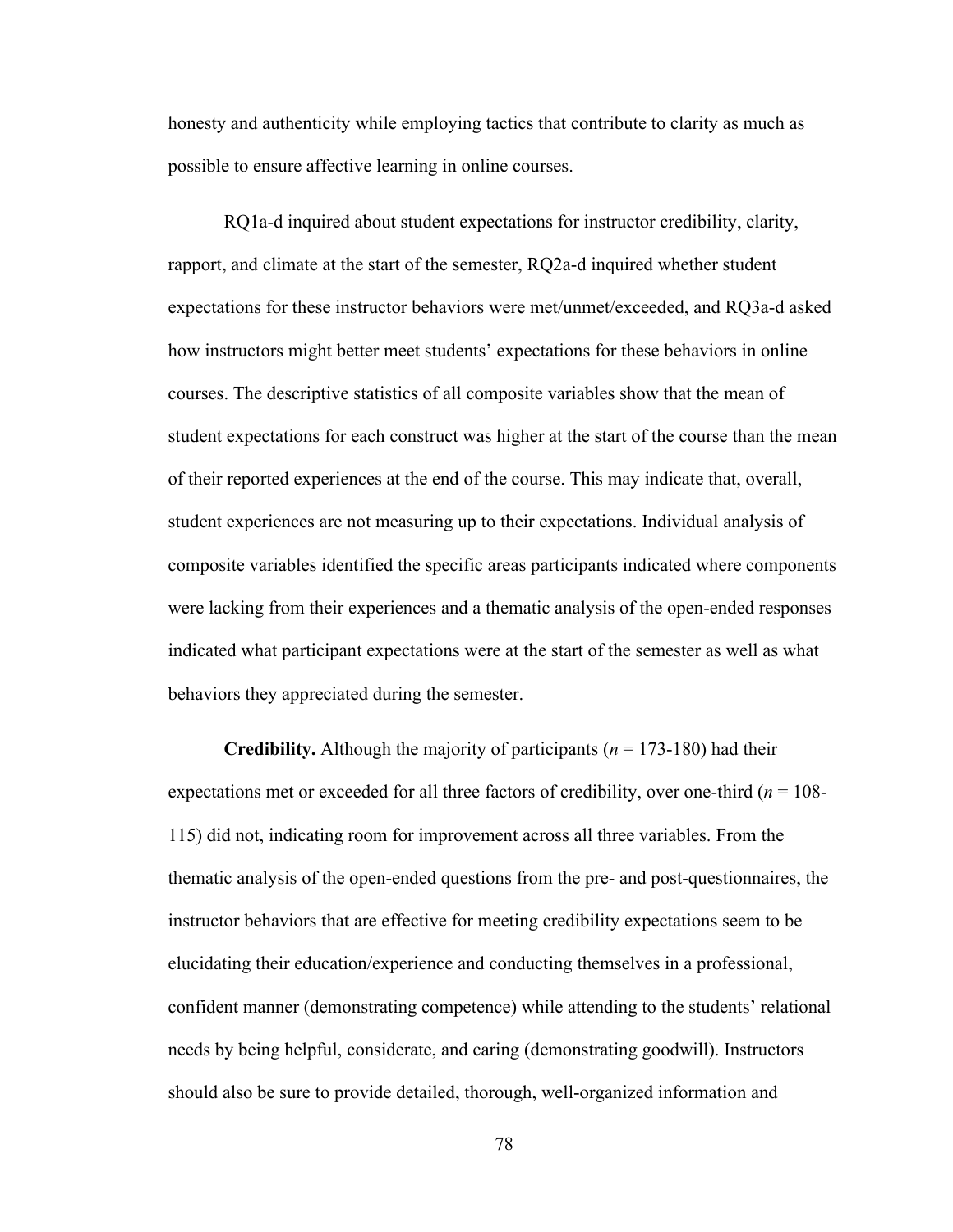honesty and authenticity while employing tactics that contribute to clarity as much as possible to ensure affective learning in online courses.

RQ1a-d inquired about student expectations for instructor credibility, clarity, rapport, and climate at the start of the semester, RQ2a-d inquired whether student expectations for these instructor behaviors were met/unmet/exceeded, and RQ3a-d asked how instructors might better meet students' expectations for these behaviors in online courses. The descriptive statistics of all composite variables show that the mean of student expectations for each construct was higher at the start of the course than the mean of their reported experiences at the end of the course. This may indicate that, overall, student experiences are not measuring up to their expectations. Individual analysis of composite variables identified the specific areas participants indicated where components were lacking from their experiences and a thematic analysis of the open-ended responses indicated what participant expectations were at the start of the semester as well as what behaviors they appreciated during the semester.

**Credibility.** Although the majority of participants ($n$ = 173-180) had their expectations met or exceeded for all three factors of credibility, over one-third ($n$ = 108-115) did not, indicating room for improvement across all three variables. From the thematic analysis of the open-ended questions from the pre- and post-questionnaires, the instructor behaviors that are effective for meeting credibility expectations seem to be elucidating their education/experience and conducting themselves in a professional, confident manner (demonstrating competence) while attending to the students' relational needs by being helpful, considerate, and caring (demonstrating goodwill). Instructors should also be sure to provide detailed, thorough, well-organized information and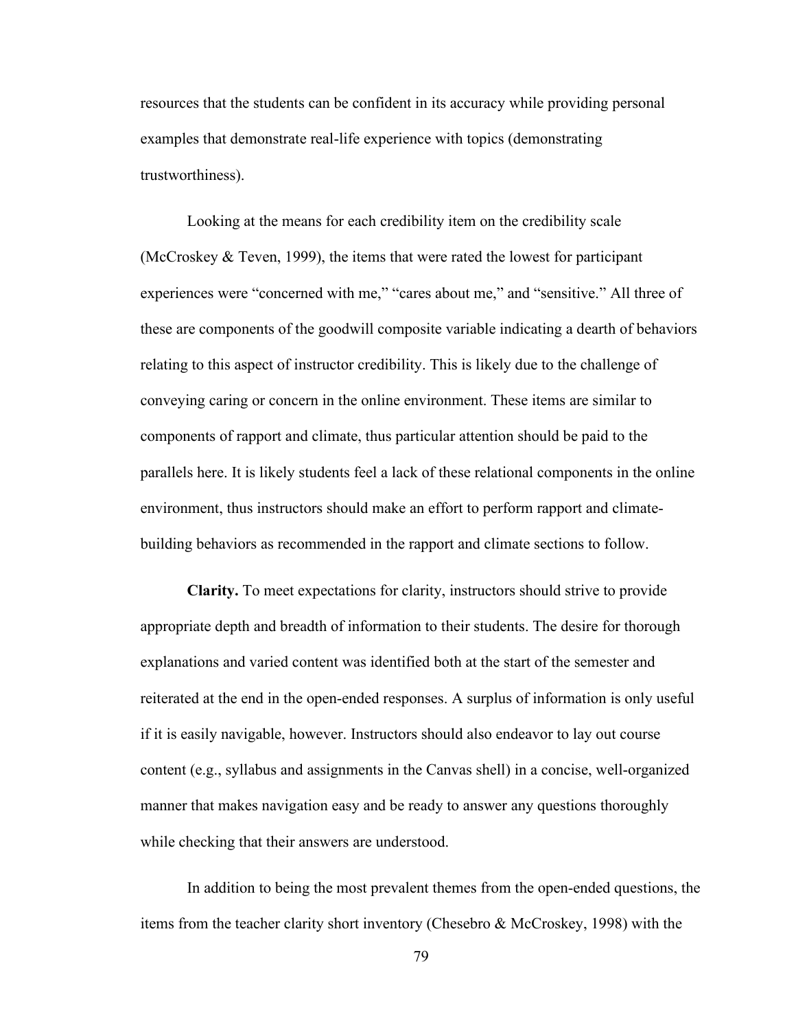resources that the students can be confident in its accuracy while providing personal examples that demonstrate real-life experience with topics (demonstrating trustworthiness).

Looking at the means for each credibility item on the credibility scale (McCroskey & Teven, 1999), the items that were rated the lowest for participant experiences were "concerned with me," "cares about me," and "sensitive." All three of these are components of the goodwill composite variable indicating a dearth of behaviors relating to this aspect of instructor credibility. This is likely due to the challenge of conveying caring or concern in the online environment. These items are similar to components of rapport and climate, thus particular attention should be paid to the parallels here. It is likely students feel a lack of these relational components in the online environment, thus instructors should make an effort to perform rapport and climate-building behaviors as recommended in the rapport and climate sections to follow.

**Clarity.** To meet expectations for clarity, instructors should strive to provide appropriate depth and breadth of information to their students. The desire for thorough explanations and varied content was identified both at the start of the semester and reiterated at the end in the open-ended responses. A surplus of information is only useful if it is easily navigable, however. Instructors should also endeavor to lay out course content (e.g., syllabus and assignments in the Canvas shell) in a concise, well-organized manner that makes navigation easy and be ready to answer any questions thoroughly while checking that their answers are understood.

In addition to being the most prevalent themes from the open-ended questions, the items from the teacher clarity short inventory (Chesebro & McCroskey, 1998) with the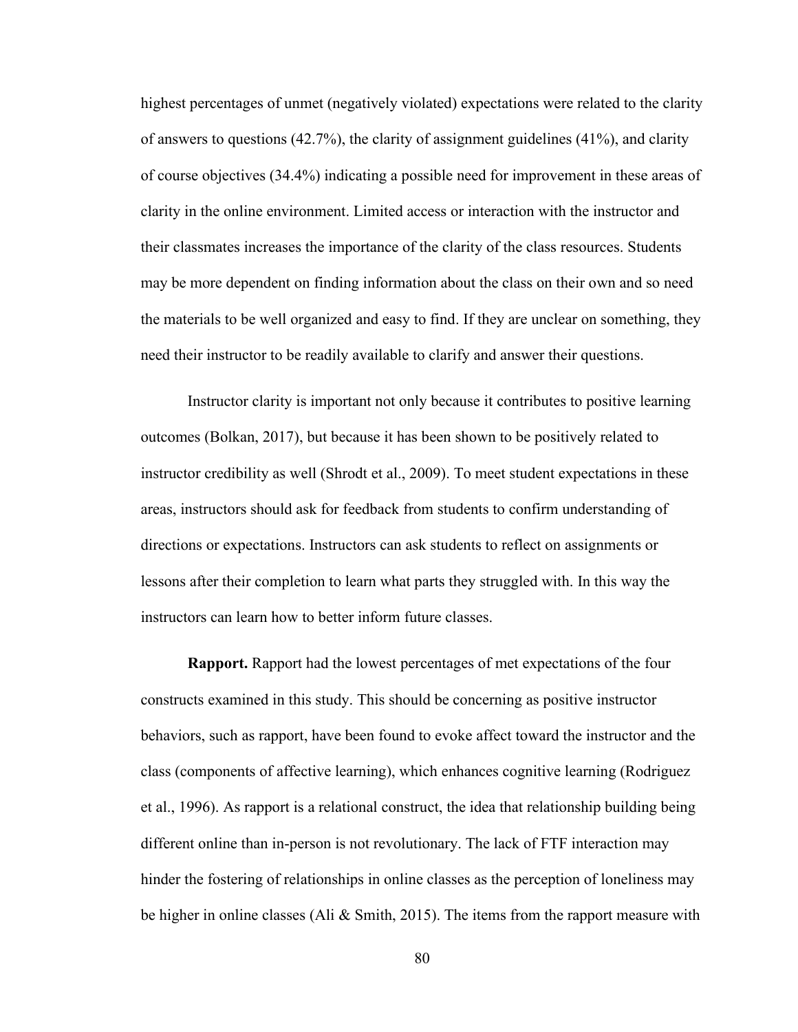highest percentages of unmet (negatively violated) expectations were related to the clarity of answers to questions (42.7%), the clarity of assignment guidelines (41%), and clarity of course objectives (34.4%) indicating a possible need for improvement in these areas of clarity in the online environment. Limited access or interaction with the instructor and their classmates increases the importance of the clarity of the class resources. Students may be more dependent on finding information about the class on their own and so need the materials to be well organized and easy to find. If they are unclear on something, they need their instructor to be readily available to clarify and answer their questions.

Instructor clarity is important not only because it contributes to positive learning outcomes (Bolkan, 2017), but because it has been shown to be positively related to instructor credibility as well (Shrodt et al., 2009). To meet student expectations in these areas, instructors should ask for feedback from students to confirm understanding of directions or expectations. Instructors can ask students to reflect on assignments or lessons after their completion to learn what parts they struggled with. In this way the instructors can learn how to better inform future classes.

**Rapport.** Rapport had the lowest percentages of met expectations of the four constructs examined in this study. This should be concerning as positive instructor behaviors, such as rapport, have been found to evoke affect toward the instructor and the class (components of affective learning), which enhances cognitive learning (Rodriguez et al., 1996). As rapport is a relational construct, the idea that relationship building being different online than in-person is not revolutionary. The lack of FTF interaction may hinder the fostering of relationships in online classes as the perception of loneliness may be higher in online classes (Ali & Smith, 2015). The items from the rapport measure with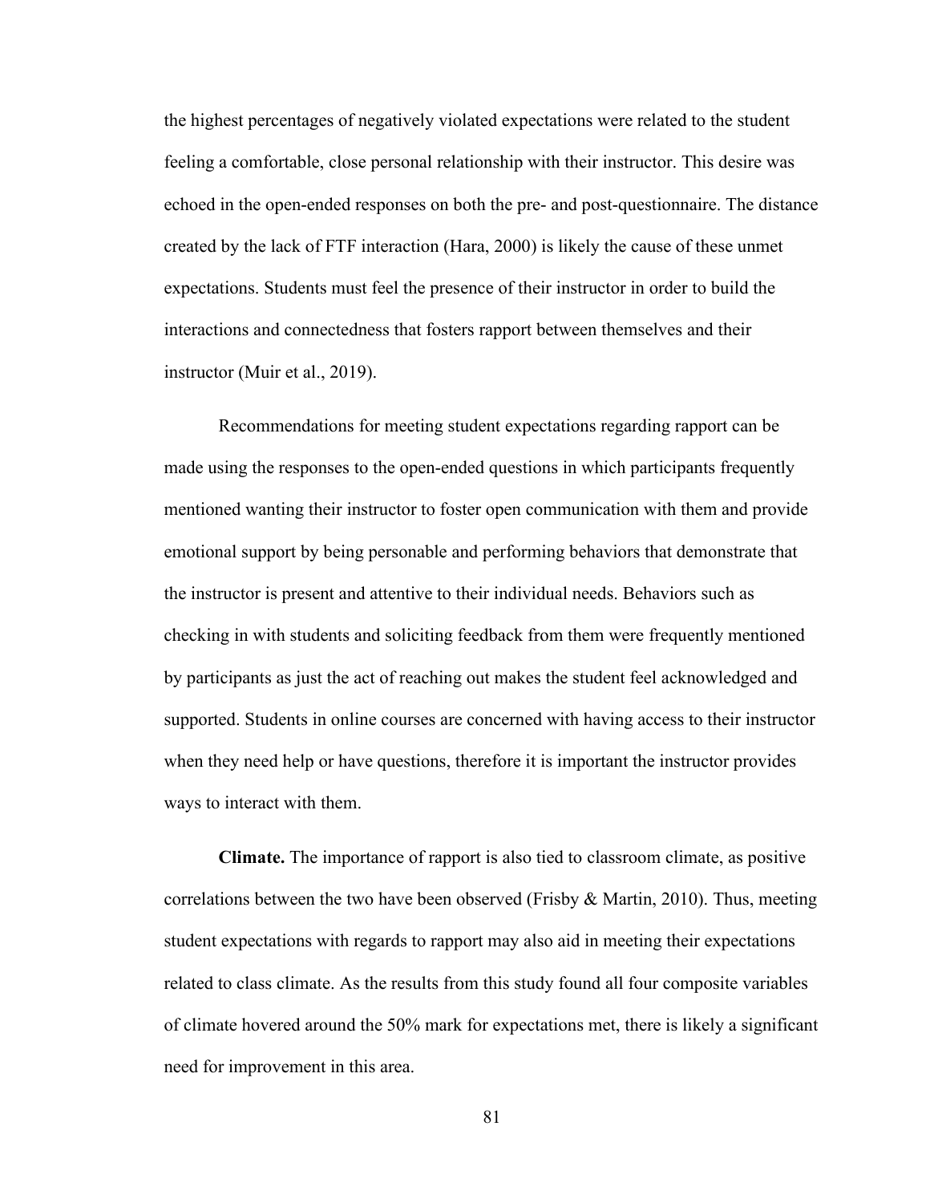the highest percentages of negatively violated expectations were related to the student feeling a comfortable, close personal relationship with their instructor. This desire was echoed in the open-ended responses on both the pre- and post-questionnaire. The distance created by the lack of FTF interaction (Hara, 2000) is likely the cause of these unmet expectations. Students must feel the presence of their instructor in order to build the interactions and connectedness that fosters rapport between themselves and their instructor (Muir et al., 2019).

Recommendations for meeting student expectations regarding rapport can be made using the responses to the open-ended questions in which participants frequently mentioned wanting their instructor to foster open communication with them and provide emotional support by being personable and performing behaviors that demonstrate that the instructor is present and attentive to their individual needs. Behaviors such as checking in with students and soliciting feedback from them were frequently mentioned by participants as just the act of reaching out makes the student feel acknowledged and supported. Students in online courses are concerned with having access to their instructor when they need help or have questions, therefore it is important the instructor provides ways to interact with them.

**Climate.** The importance of rapport is also tied to classroom climate, as positive correlations between the two have been observed (Frisby & Martin, 2010). Thus, meeting student expectations with regards to rapport may also aid in meeting their expectations related to class climate. As the results from this study found all four composite variables of climate hovered around the 50% mark for expectations met, there is likely a significant need for improvement in this area.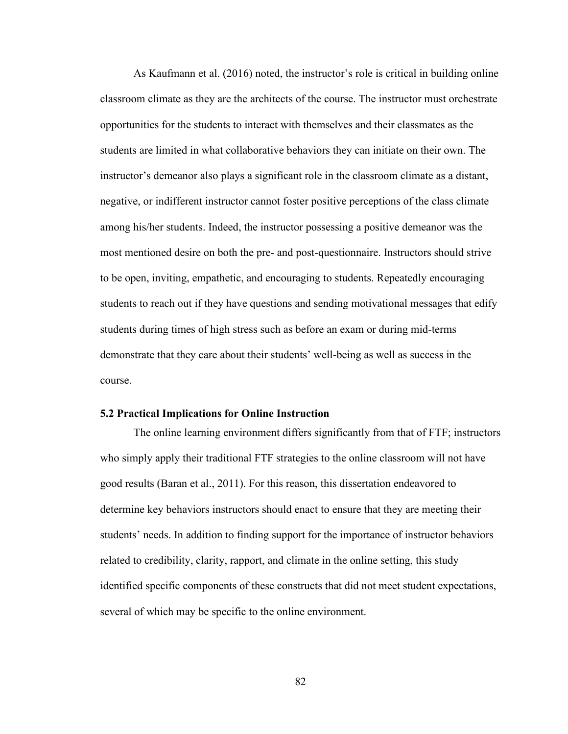As Kaufmann et al. (2016) noted, the instructor's role is critical in building online classroom climate as they are the architects of the course. The instructor must orchestrate opportunities for the students to interact with themselves and their classmates as the students are limited in what collaborative behaviors they can initiate on their own. The instructor's demeanor also plays a significant role in the classroom climate as a distant, negative, or indifferent instructor cannot foster positive perceptions of the class climate among his/her students. Indeed, the instructor possessing a positive demeanor was the most mentioned desire on both the pre- and post-questionnaire. Instructors should strive to be open, inviting, empathetic, and encouraging to students. Repeatedly encouraging students to reach out if they have questions and sending motivational messages that edify students during times of high stress such as before an exam or during mid-terms demonstrate that they care about their students' well-being as well as success in the course.

### 5.2 Practical Implications for Online Instruction

The online learning environment differs significantly from that of FTF; instructors who simply apply their traditional FTF strategies to the online classroom will not have good results (Baran et al., 2011). For this reason, this dissertation endeavored to determine key behaviors instructors should enact to ensure that they are meeting their students' needs. In addition to finding support for the importance of instructor behaviors related to credibility, clarity, rapport, and climate in the online setting, this study identified specific components of these constructs that did not meet student expectations, several of which may be specific to the online environment.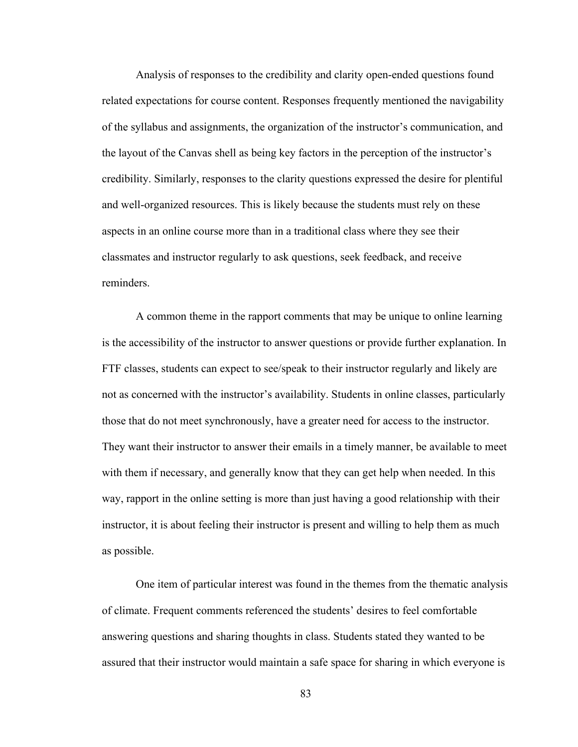Analysis of responses to the credibility and clarity open-ended questions found related expectations for course content. Responses frequently mentioned the navigability of the syllabus and assignments, the organization of the instructor's communication, and the layout of the Canvas shell as being key factors in the perception of the instructor's credibility. Similarly, responses to the clarity questions expressed the desire for plentiful and well-organized resources. This is likely because the students must rely on these aspects in an online course more than in a traditional class where they see their classmates and instructor regularly to ask questions, seek feedback, and receive reminders.

A common theme in the rapport comments that may be unique to online learning is the accessibility of the instructor to answer questions or provide further explanation. In FTF classes, students can expect to see/speak to their instructor regularly and likely are not as concerned with the instructor's availability. Students in online classes, particularly those that do not meet synchronously, have a greater need for access to the instructor. They want their instructor to answer their emails in a timely manner, be available to meet with them if necessary, and generally know that they can get help when needed. In this way, rapport in the online setting is more than just having a good relationship with their instructor, it is about feeling their instructor is present and willing to help them as much as possible.

One item of particular interest was found in the themes from the thematic analysis of climate. Frequent comments referenced the students' desires to feel comfortable answering questions and sharing thoughts in class. Students stated they wanted to be assured that their instructor would maintain a safe space for sharing in which everyone is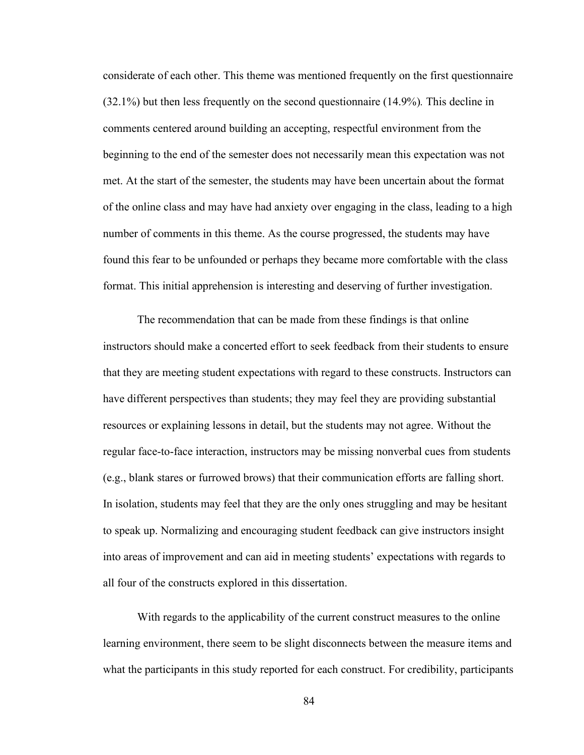considerate of each other. This theme was mentioned frequently on the first questionnaire (32.1%) but then less frequently on the second questionnaire (14.9%). This decline in comments centered around building an accepting, respectful environment from the beginning to the end of the semester does not necessarily mean this expectation was not met. At the start of the semester, the students may have been uncertain about the format of the online class and may have had anxiety over engaging in the class, leading to a high number of comments in this theme. As the course progressed, the students may have found this fear to be unfounded or perhaps they became more comfortable with the class format. This initial apprehension is interesting and deserving of further investigation.

The recommendation that can be made from these findings is that online instructors should make a concerted effort to seek feedback from their students to ensure that they are meeting student expectations with regard to these constructs. Instructors can have different perspectives than students; they may feel they are providing substantial resources or explaining lessons in detail, but the students may not agree. Without the regular face-to-face interaction, instructors may be missing nonverbal cues from students (e.g., blank stares or furrowed brows) that their communication efforts are falling short. In isolation, students may feel that they are the only ones struggling and may be hesitant to speak up. Normalizing and encouraging student feedback can give instructors insight into areas of improvement and can aid in meeting students' expectations with regards to all four of the constructs explored in this dissertation.

With regards to the applicability of the current construct measures to the online learning environment, there seem to be slight disconnects between the measure items and what the participants in this study reported for each construct. For credibility, participants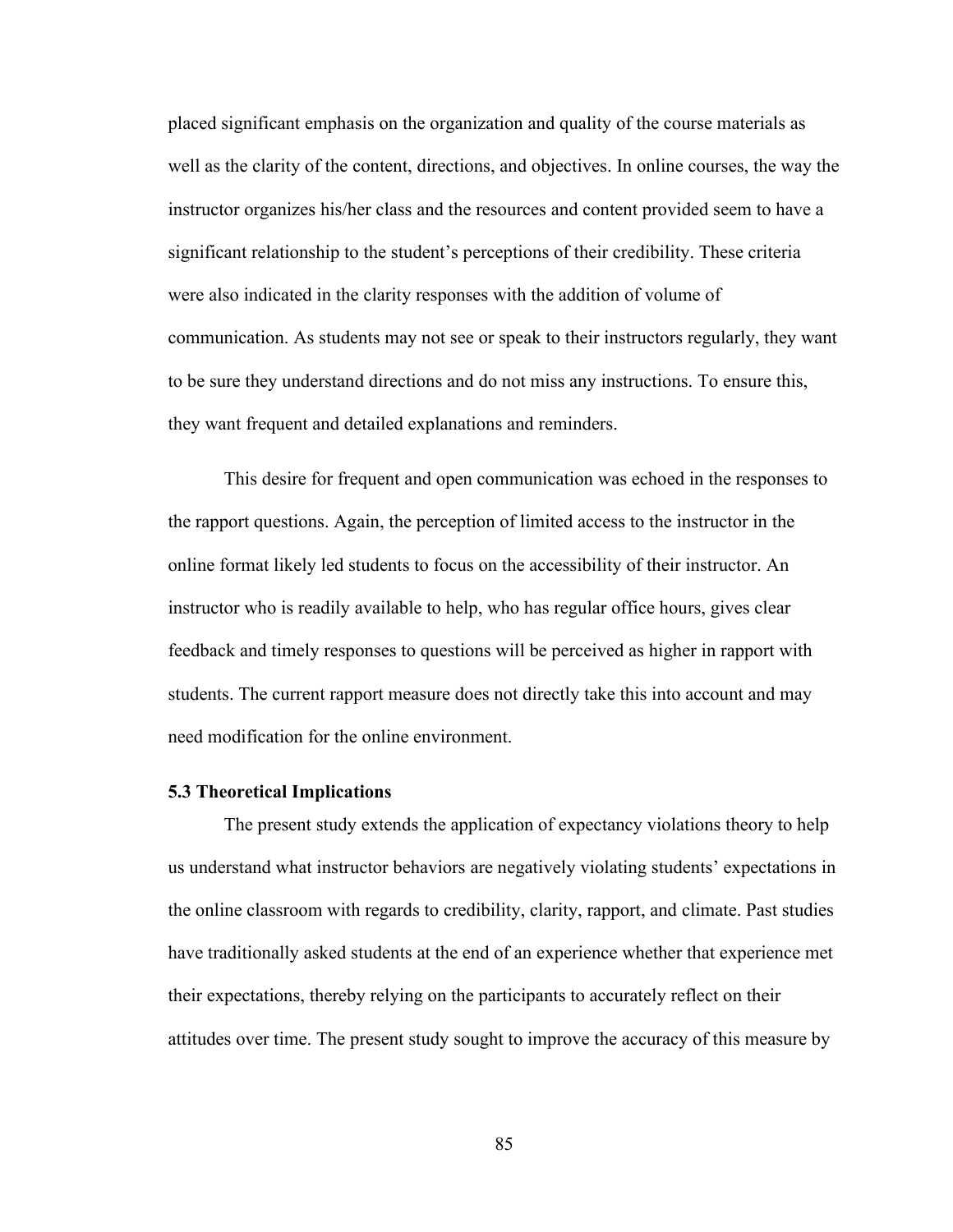placed significant emphasis on the organization and quality of the course materials as well as the clarity of the content, directions, and objectives. In online courses, the way the instructor organizes his/her class and the resources and content provided seem to have a significant relationship to the student's perceptions of their credibility. These criteria were also indicated in the clarity responses with the addition of volume of communication. As students may not see or speak to their instructors regularly, they want to be sure they understand directions and do not miss any instructions. To ensure this, they want frequent and detailed explanations and reminders.

This desire for frequent and open communication was echoed in the responses to the rapport questions. Again, the perception of limited access to the instructor in the online format likely led students to focus on the accessibility of their instructor. An instructor who is readily available to help, who has regular office hours, gives clear feedback and timely responses to questions will be perceived as higher in rapport with students. The current rapport measure does not directly take this into account and may need modification for the online environment.

### 5.3 Theoretical Implications

The present study extends the application of expectancy violations theory to help us understand what instructor behaviors are negatively violating students' expectations in the online classroom with regards to credibility, clarity, rapport, and climate. Past studies have traditionally asked students at the end of an experience whether that experience met their expectations, thereby relying on the participants to accurately reflect on their attitudes over time. The present study sought to improve the accuracy of this measure by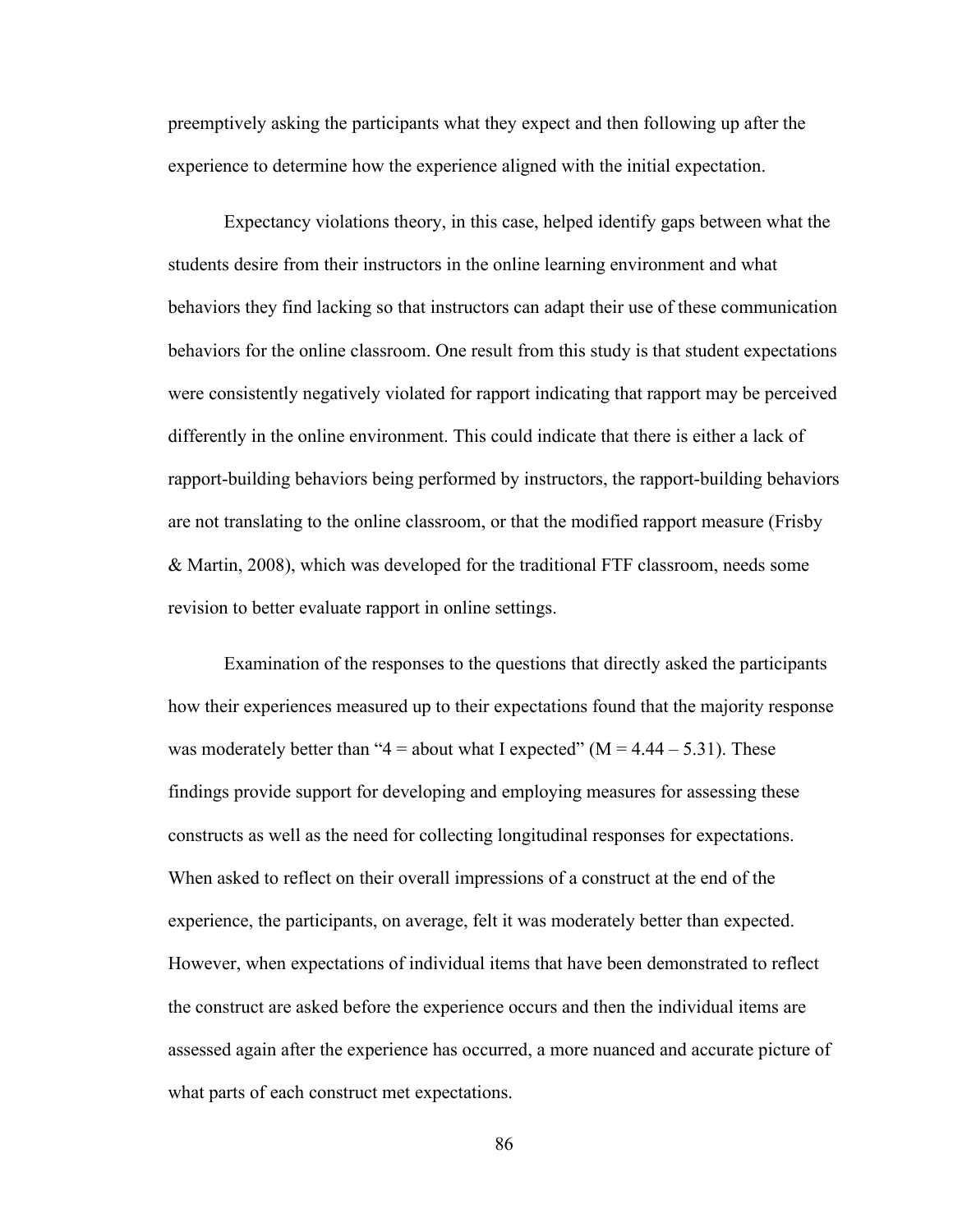preemptively asking the participants what they expect and then following up after the experience to determine how the experience aligned with the initial expectation.

Expectancy violations theory, in this case, helped identify gaps between what the students desire from their instructors in the online learning environment and what behaviors they find lacking so that instructors can adapt their use of these communication behaviors for the online classroom. One result from this study is that student expectations were consistently negatively violated for rapport indicating that rapport may be perceived differently in the online environment. This could indicate that there is either a lack of rapport-building behaviors being performed by instructors, the rapport-building behaviors are not translating to the online classroom, or that the modified rapport measure (Frisby & Martin, 2008), which was developed for the traditional FTF classroom, needs some revision to better evaluate rapport in online settings.

Examination of the responses to the questions that directly asked the participants how their experiences measured up to their expectations found that the majority response was moderately better than "4 = about what I expected" ($M = 4.44 – 5.31$). These findings provide support for developing and employing measures for assessing these constructs as well as the need for collecting longitudinal responses for expectations. When asked to reflect on their overall impressions of a construct at the end of the experience, the participants, on average, felt it was moderately better than expected. However, when expectations of individual items that have been demonstrated to reflect the construct are asked before the experience occurs and then the individual items are assessed again after the experience has occurred, a more nuanced and accurate picture of what parts of each construct met expectations.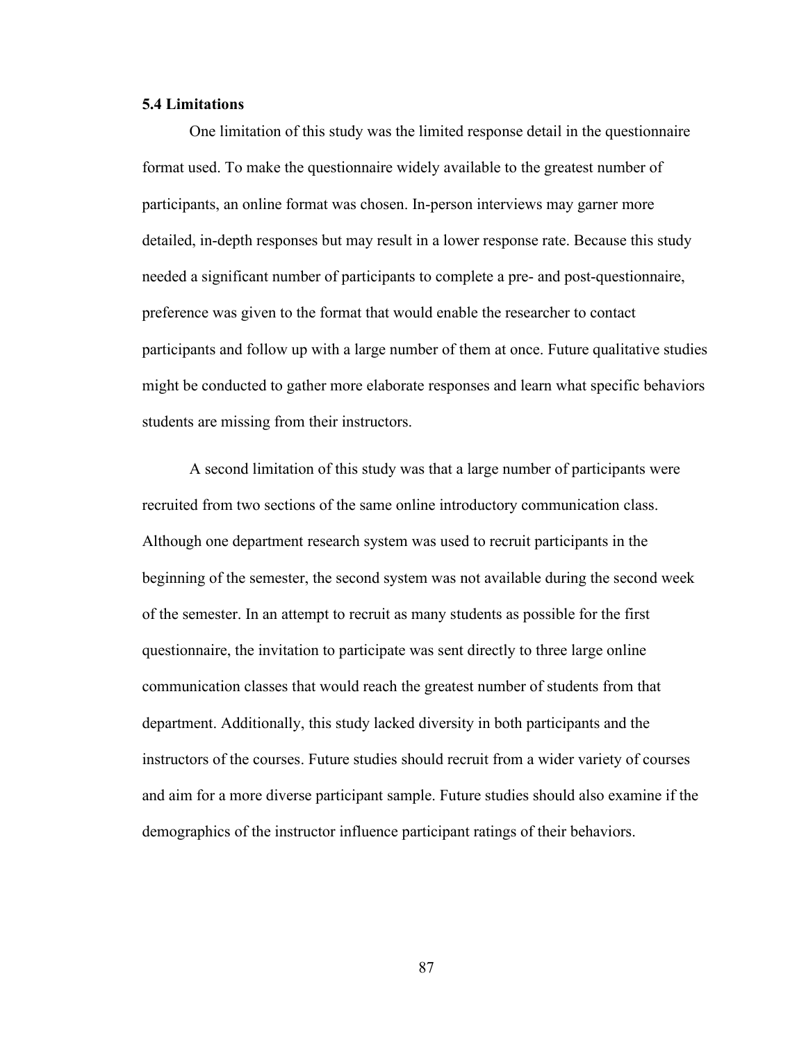### 5.4 Limitations

One limitation of this study was the limited response detail in the questionnaire format used. To make the questionnaire widely available to the greatest number of participants, an online format was chosen. In-person interviews may garner more detailed, in-depth responses but may result in a lower response rate. Because this study needed a significant number of participants to complete a pre- and post-questionnaire, preference was given to the format that would enable the researcher to contact participants and follow up with a large number of them at once. Future qualitative studies might be conducted to gather more elaborate responses and learn what specific behaviors students are missing from their instructors.

A second limitation of this study was that a large number of participants were recruited from two sections of the same online introductory communication class. Although one department research system was used to recruit participants in the beginning of the semester, the second system was not available during the second week of the semester. In an attempt to recruit as many students as possible for the first questionnaire, the invitation to participate was sent directly to three large online communication classes that would reach the greatest number of students from that department. Additionally, this study lacked diversity in both participants and the instructors of the courses. Future studies should recruit from a wider variety of courses and aim for a more diverse participant sample. Future studies should also examine if the demographics of the instructor influence participant ratings of their behaviors.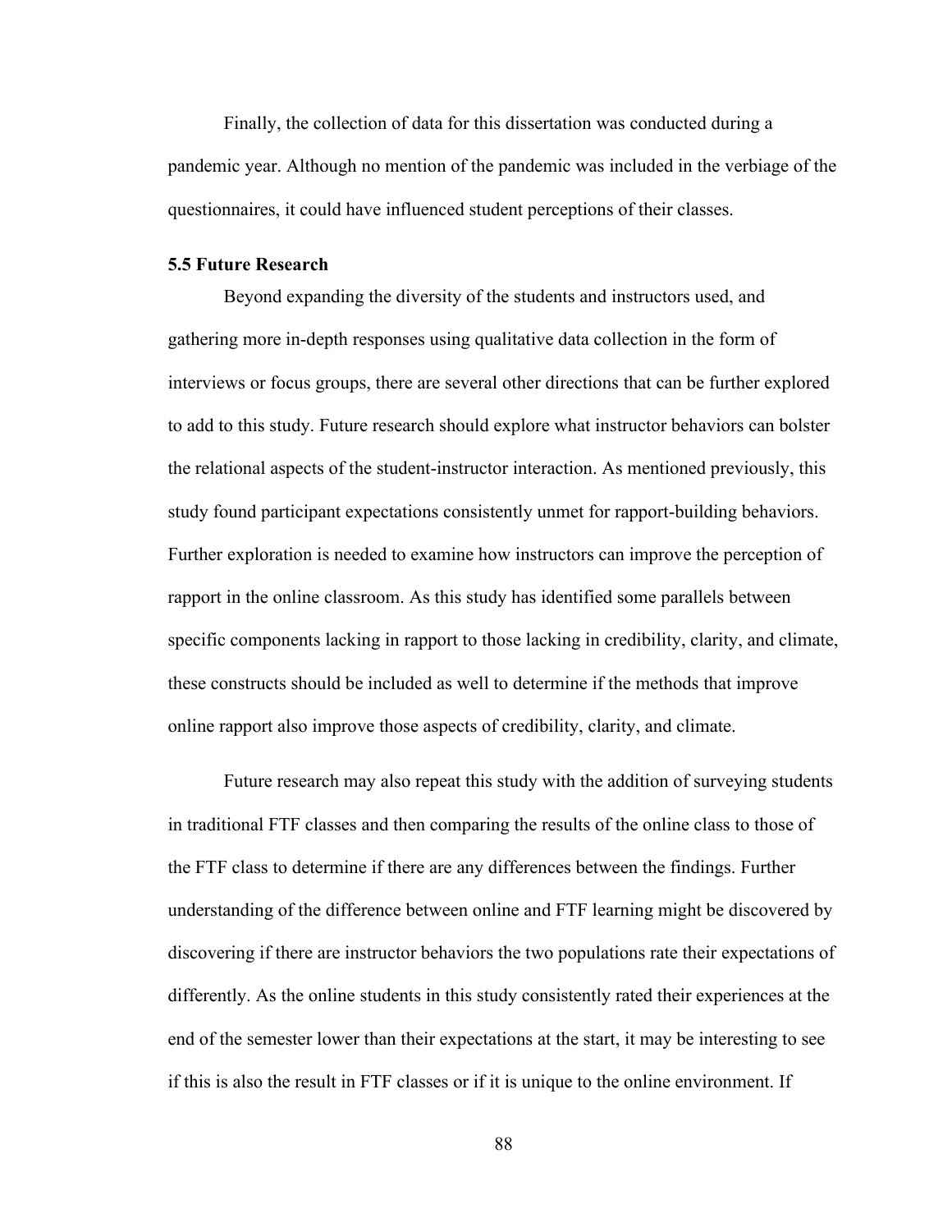Finally, the collection of data for this dissertation was conducted during a pandemic year. Although no mention of the pandemic was included in the verbiage of the questionnaires, it could have influenced student perceptions of their classes.

### 5.5 Future Research

Beyond expanding the diversity of the students and instructors used, and gathering more in-depth responses using qualitative data collection in the form of interviews or focus groups, there are several other directions that can be further explored to add to this study. Future research should explore what instructor behaviors can bolster the relational aspects of the student-instructor interaction. As mentioned previously, this study found participant expectations consistently unmet for rapport-building behaviors. Further exploration is needed to examine how instructors can improve the perception of rapport in the online classroom. As this study has identified some parallels between specific components lacking in rapport to those lacking in credibility, clarity, and climate, these constructs should be included as well to determine if the methods that improve online rapport also improve those aspects of credibility, clarity, and climate.

Future research may also repeat this study with the addition of surveying students in traditional FTF classes and then comparing the results of the online class to those of the FTF class to determine if there are any differences between the findings. Further understanding of the difference between online and FTF learning might be discovered by discovering if there are instructor behaviors the two populations rate their expectations of differently. As the online students in this study consistently rated their experiences at the end of the semester lower than their expectations at the start, it may be interesting to see if this is also the result in FTF classes or if it is unique to the online environment. If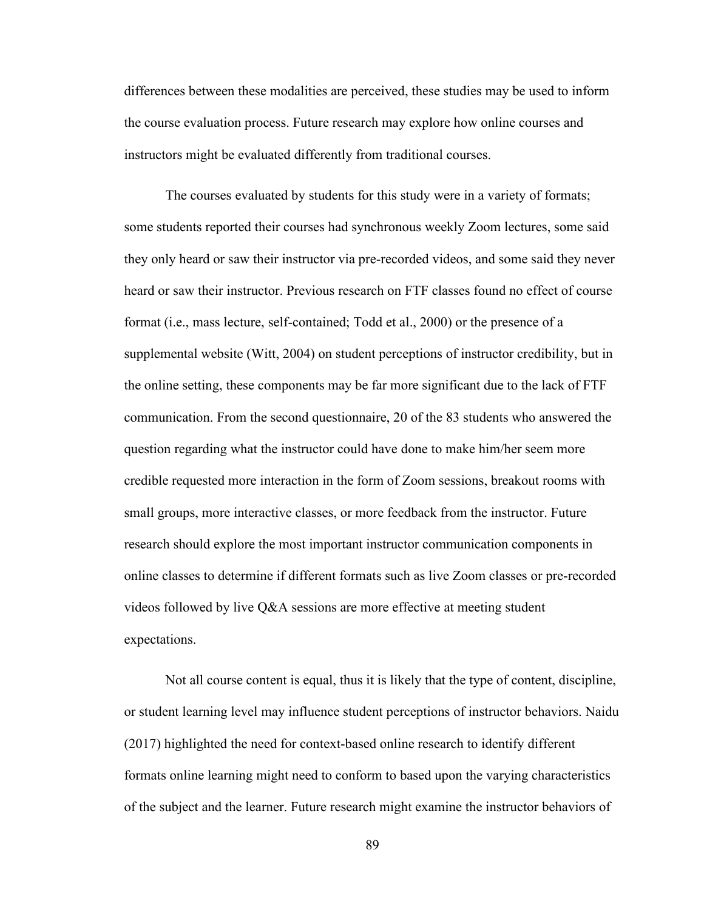differences between these modalities are perceived, these studies may be used to inform the course evaluation process. Future research may explore how online courses and instructors might be evaluated differently from traditional courses.

The courses evaluated by students for this study were in a variety of formats; some students reported their courses had synchronous weekly Zoom lectures, some said they only heard or saw their instructor via pre-recorded videos, and some said they never heard or saw their instructor. Previous research on FTF classes found no effect of course format (i.e., mass lecture, self-contained; Todd et al., 2000) or the presence of a supplemental website (Witt, 2004) on student perceptions of instructor credibility, but in the online setting, these components may be far more significant due to the lack of FTF communication. From the second questionnaire, 20 of the 83 students who answered the question regarding what the instructor could have done to make him/her seem more credible requested more interaction in the form of Zoom sessions, breakout rooms with small groups, more interactive classes, or more feedback from the instructor. Future research should explore the most important instructor communication components in online classes to determine if different formats such as live Zoom classes or pre-recorded videos followed by live Q&A sessions are more effective at meeting student expectations.

Not all course content is equal, thus it is likely that the type of content, discipline, or student learning level may influence student perceptions of instructor behaviors. Naidu (2017) highlighted the need for context-based online research to identify different formats online learning might need to conform to based upon the varying characteristics of the subject and the learner. Future research might examine the instructor behaviors of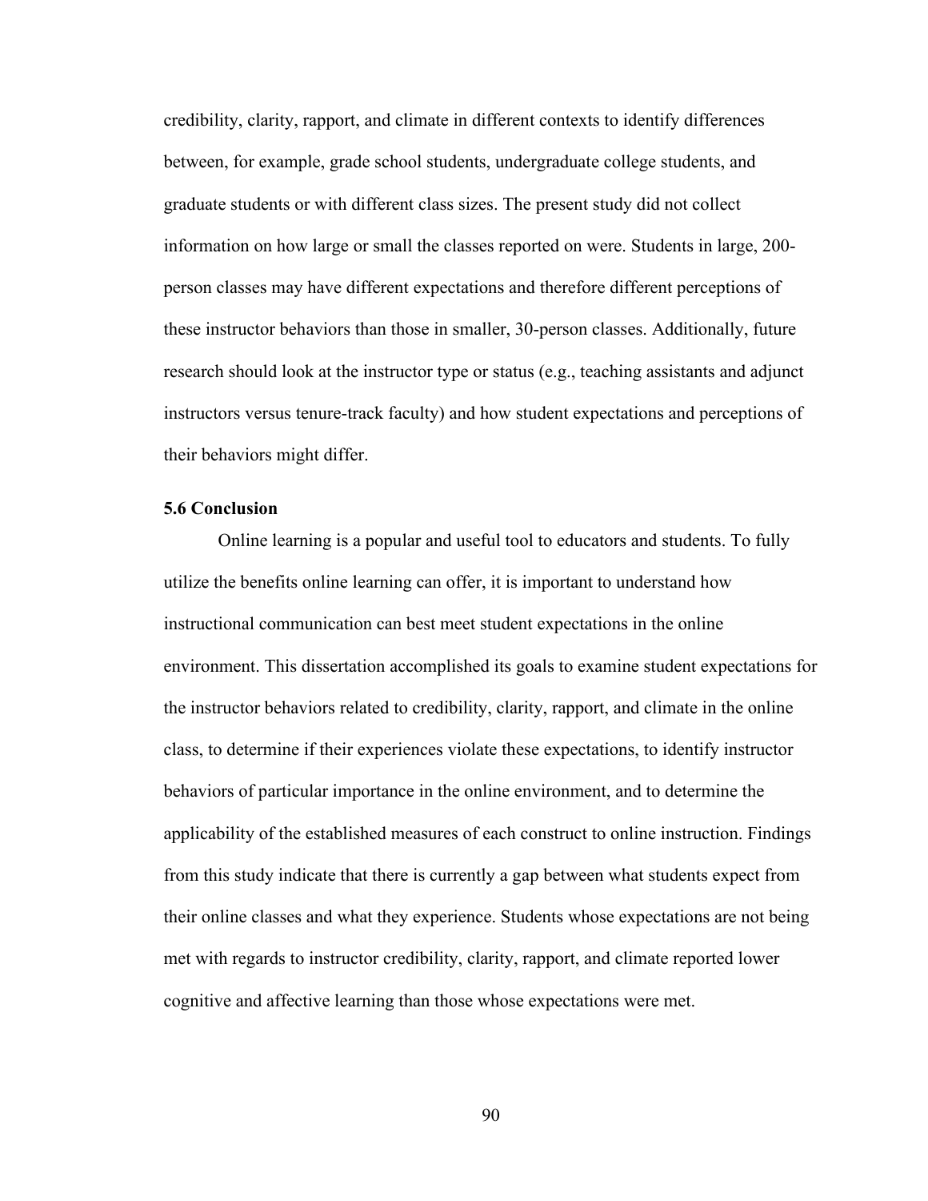credibility, clarity, rapport, and climate in different contexts to identify differences between, for example, grade school students, undergraduate college students, and graduate students or with different class sizes. The present study did not collect information on how large or small the classes reported on were. Students in large, 200-person classes may have different expectations and therefore different perceptions of these instructor behaviors than those in smaller, 30-person classes. Additionally, future research should look at the instructor type or status (e.g., teaching assistants and adjunct instructors versus tenure-track faculty) and how student expectations and perceptions of their behaviors might differ.

### 5.6 Conclusion

Online learning is a popular and useful tool to educators and students. To fully utilize the benefits online learning can offer, it is important to understand how instructional communication can best meet student expectations in the online environment. This dissertation accomplished its goals to examine student expectations for the instructor behaviors related to credibility, clarity, rapport, and climate in the online class, to determine if their experiences violate these expectations, to identify instructor behaviors of particular importance in the online environment, and to determine the applicability of the established measures of each construct to online instruction. Findings from this study indicate that there is currently a gap between what students expect from their online classes and what they experience. Students whose expectations are not being met with regards to instructor credibility, clarity, rapport, and climate reported lower cognitive and affective learning than those whose expectations were met.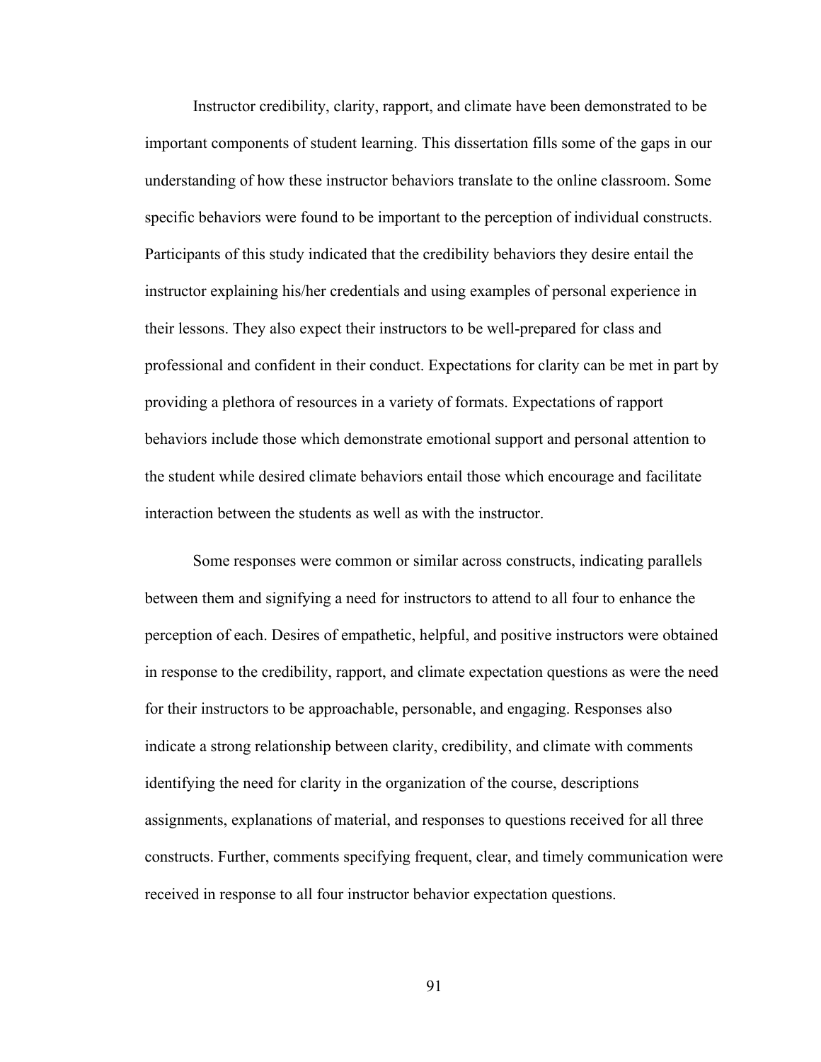Instructor credibility, clarity, rapport, and climate have been demonstrated to be important components of student learning. This dissertation fills some of the gaps in our understanding of how these instructor behaviors translate to the online classroom. Some specific behaviors were found to be important to the perception of individual constructs. Participants of this study indicated that the credibility behaviors they desire entail the instructor explaining his/her credentials and using examples of personal experience in their lessons. They also expect their instructors to be well-prepared for class and professional and confident in their conduct. Expectations for clarity can be met in part by providing a plethora of resources in a variety of formats. Expectations of rapport behaviors include those which demonstrate emotional support and personal attention to the student while desired climate behaviors entail those which encourage and facilitate interaction between the students as well as with the instructor.

Some responses were common or similar across constructs, indicating parallels between them and signifying a need for instructors to attend to all four to enhance the perception of each. Desires of empathetic, helpful, and positive instructors were obtained in response to the credibility, rapport, and climate expectation questions as were the need for their instructors to be approachable, personable, and engaging. Responses also indicate a strong relationship between clarity, credibility, and climate with comments identifying the need for clarity in the organization of the course, descriptions assignments, explanations of material, and responses to questions received for all three constructs. Further, comments specifying frequent, clear, and timely communication were received in response to all four instructor behavior expectation questions.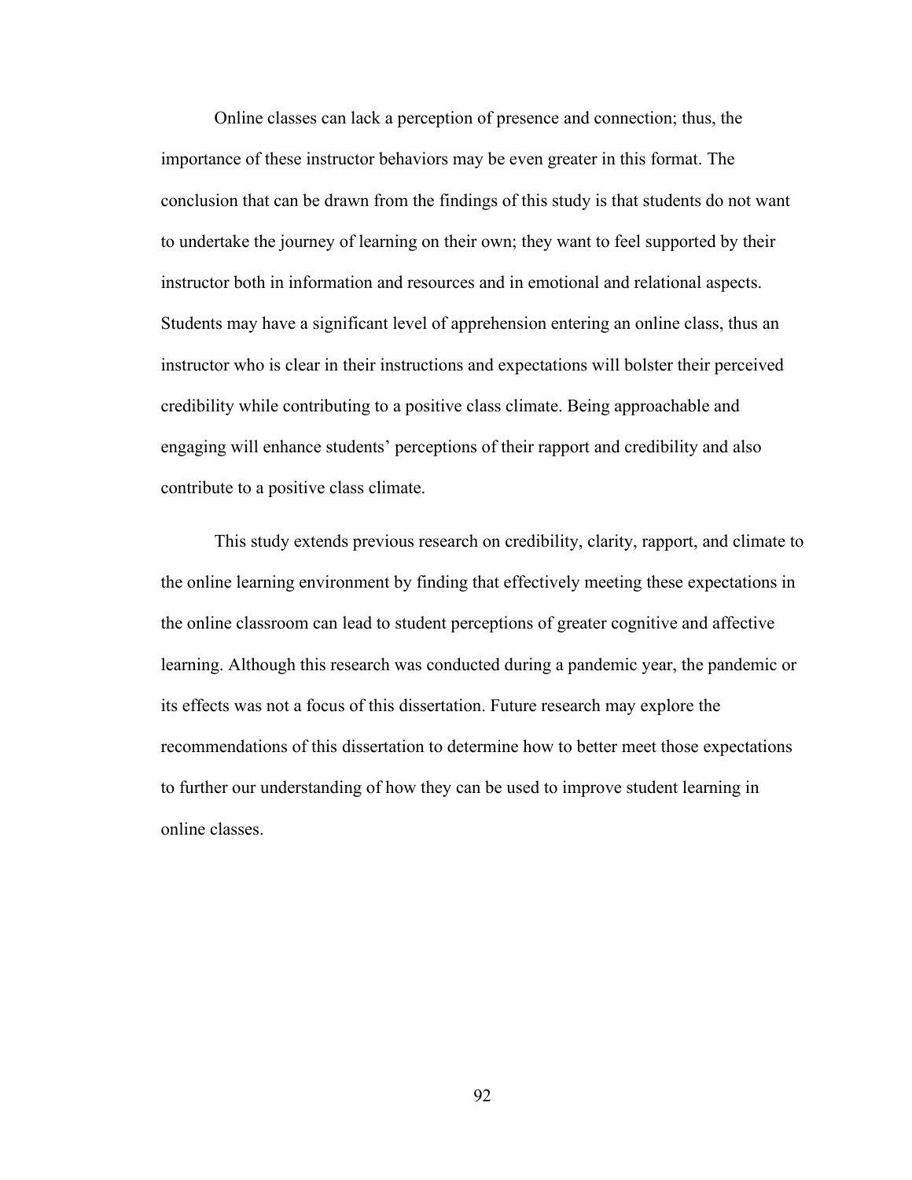Online classes can lack a perception of presence and connection; thus, the importance of these instructor behaviors may be even greater in this format. The conclusion that can be drawn from the findings of this study is that students do not want to undertake the journey of learning on their own; they want to feel supported by their instructor both in information and resources and in emotional and relational aspects. Students may have a significant level of apprehension entering an online class, thus an instructor who is clear in their instructions and expectations will bolster their perceived credibility while contributing to a positive class climate. Being approachable and engaging will enhance students' perceptions of their rapport and credibility and also contribute to a positive class climate.

This study extends previous research on credibility, clarity, rapport, and climate to the online learning environment by finding that effectively meeting these expectations in the online classroom can lead to student perceptions of greater cognitive and affective learning. Although this research was conducted during a pandemic year, the pandemic or its effects was not a focus of this dissertation. Future research may explore the recommendations of this dissertation to determine how to better meet those expectations to further our understanding of how they can be used to improve student learning in online classes.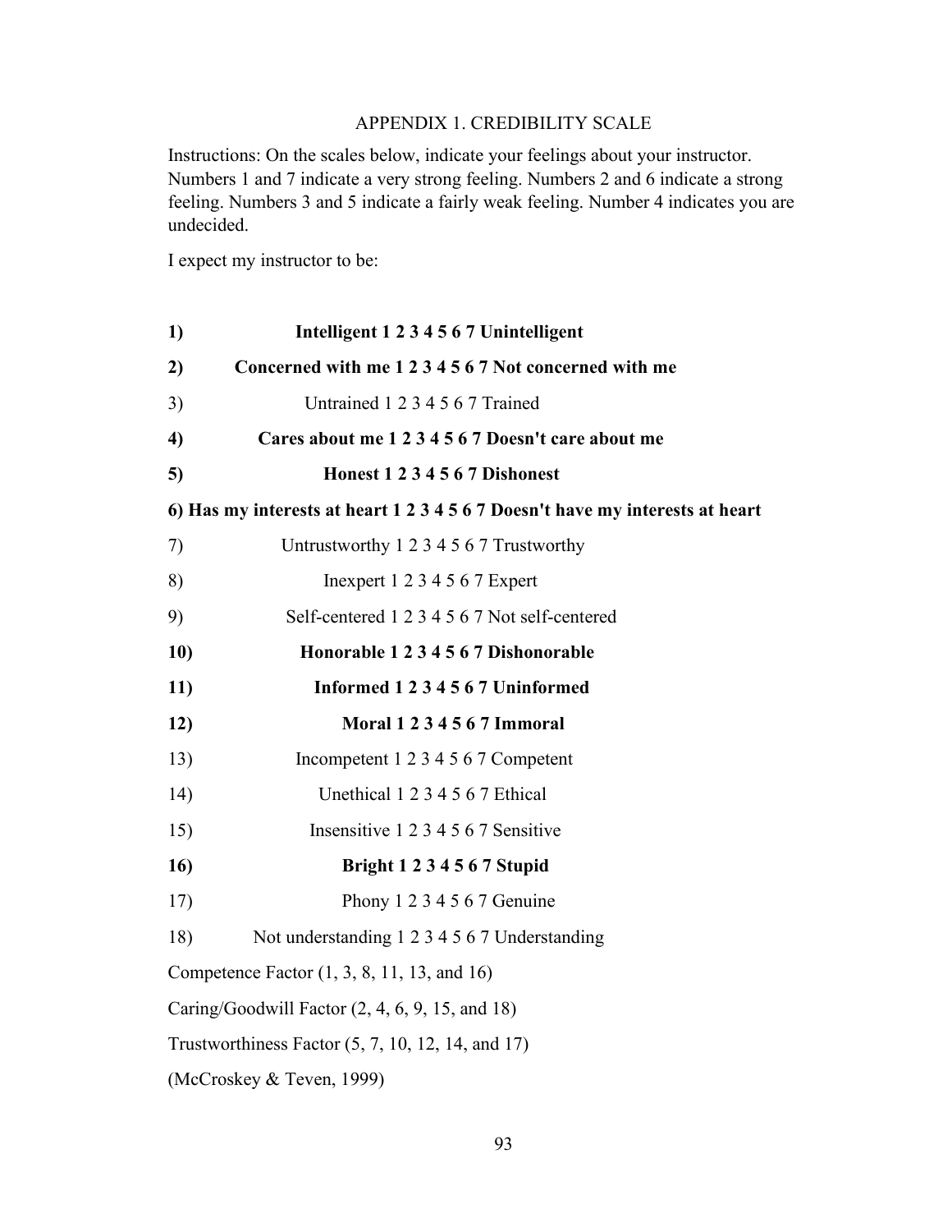APPENDIX 1. CREDIBILITY SCALE

Instructions: On the scales below, indicate your feelings about your instructor. Numbers 1 and 7 indicate a very strong feeling. Numbers 2 and 6 indicate a strong feeling. Numbers 3 and 5 indicate a fairly weak feeling. Number 4 indicates you are undecided.

I expect my instructor to be:

**1) Intelligent 1 2 3 4 5 6 7 Unintelligent**

**2) Concerned with me 1 2 3 4 5 6 7 Not concerned with me**

3) Untrained 1 2 3 4 5 6 7 Trained

**4) Cares about me 1 2 3 4 5 6 7 Doesn't care about me**

**5) Honest 1 2 3 4 5 6 7 Dishonest**

**6) Has my interests at heart 1 2 3 4 5 6 7 Doesn't have my interests at heart**

7) Untrustworthy 1 2 3 4 5 6 7 Trustworthy

8) Inexpert 1 2 3 4 5 6 7 Expert

9) Self-centered 1 2 3 4 5 6 7 Not self-centered

**10) Honorable 1 2 3 4 5 6 7 Dishonorable**

**11) Informed 1 2 3 4 5 6 7 Uninformed**

**12) Moral 1 2 3 4 5 6 7 Immoral**

13) Incompetent 1 2 3 4 5 6 7 Competent

14) Unethical 1 2 3 4 5 6 7 Ethical

15) Insensitive 1 2 3 4 5 6 7 Sensitive

**16) Bright 1 2 3 4 5 6 7 Stupid**

17) Phony 1 2 3 4 5 6 7 Genuine

18) Not understanding 1 2 3 4 5 6 7 Understanding

Competence Factor (1, 3, 8, 11, 13, and 16)

Caring/Goodwill Factor (2, 4, 6, 9, 15, and 18)

Trustworthiness Factor (5, 7, 10, 12, 14, and 17)

(McCroskey & Teven, 1999)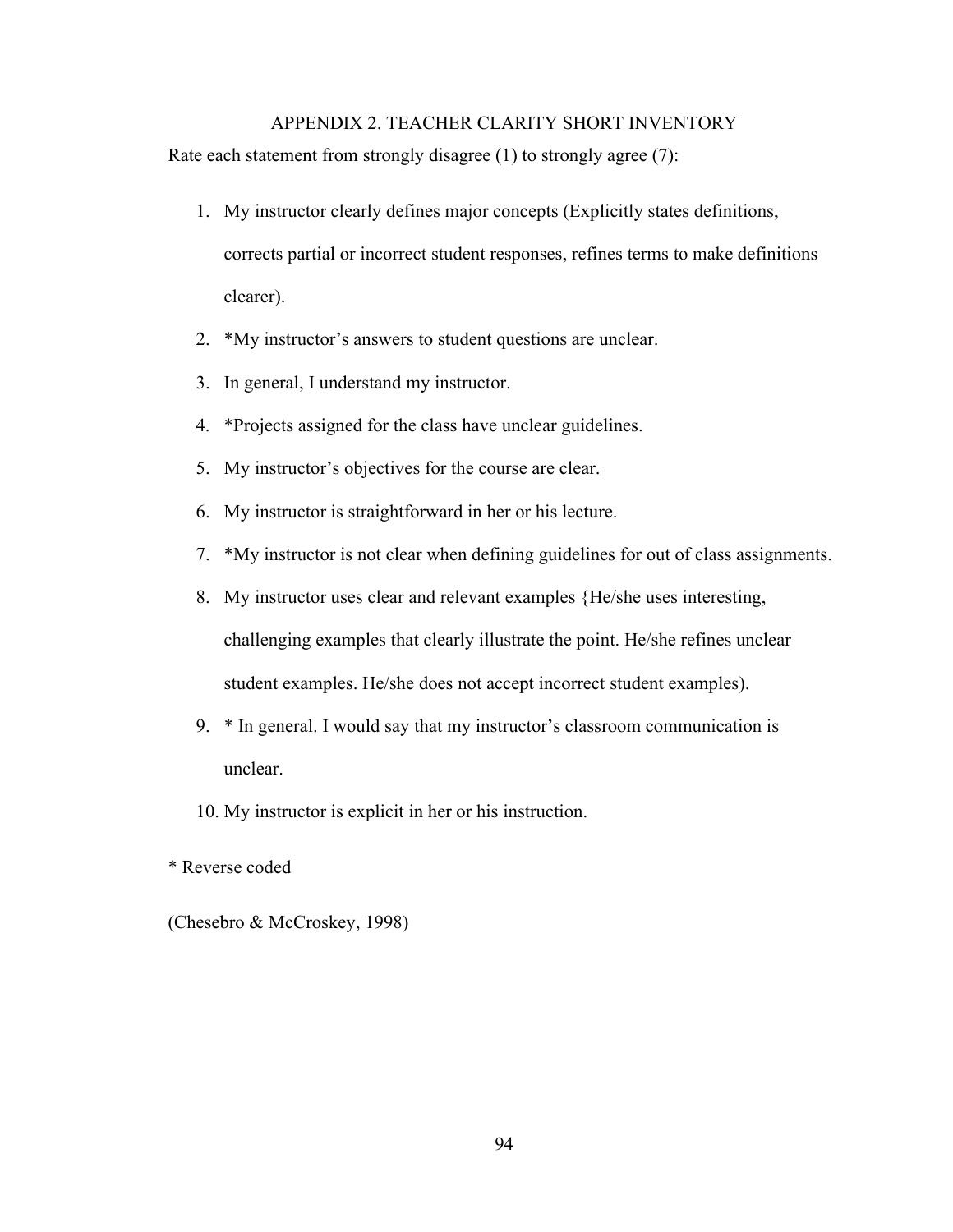## APPENDIX 2. TEACHER CLARITY SHORT INVENTORY

Rate each statement from strongly disagree (1) to strongly agree (7):

1. My instructor clearly defines major concepts (Explicitly states definitions, corrects partial or incorrect student responses, refines terms to make definitions clearer).
2. *My instructor's answers to student questions are unclear.
3. In general, I understand my instructor.
4. *Projects assigned for the class have unclear guidelines.
5. My instructor's objectives for the course are clear.
6. My instructor is straightforward in her or his lecture.
7. *My instructor is not clear when defining guidelines for out of class assignments.
8. My instructor uses clear and relevant examples {He/she uses interesting, challenging examples that clearly illustrate the point. He/she refines unclear student examples. He/she does not accept incorrect student examples).
9. * In general. I would say that my instructor's classroom communication is unclear.
10. My instructor is explicit in her or his instruction.

* Reverse coded

(Chesebro & McCroskey, 1998)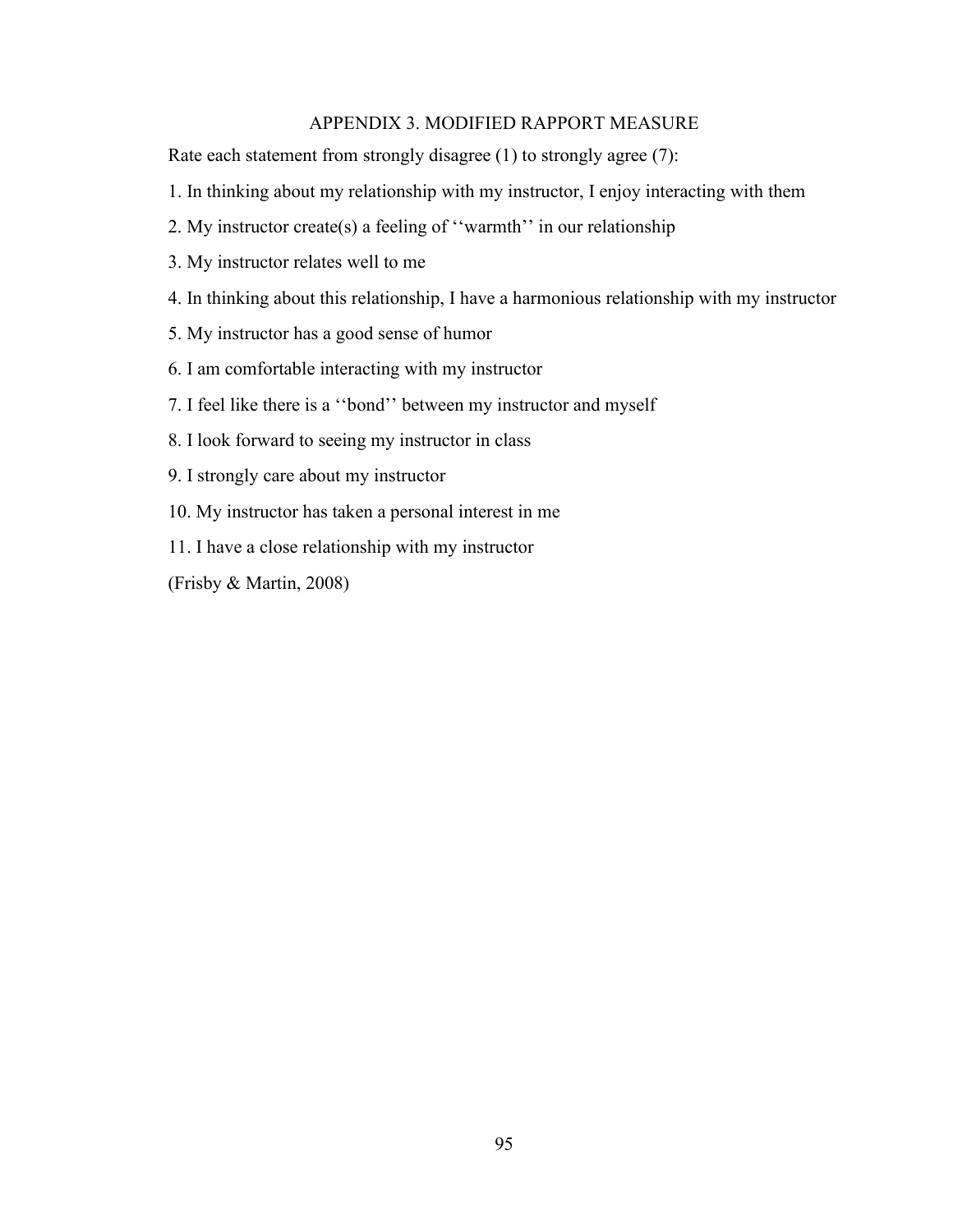## APPENDIX 3. MODIFIED RAPPORT MEASURE

Rate each statement from strongly disagree (1) to strongly agree (7):

1. In thinking about my relationship with my instructor, I enjoy interacting with them
2. My instructor create(s) a feeling of ‘‘warmth’’ in our relationship
3. My instructor relates well to me
4. In thinking about this relationship, I have a harmonious relationship with my instructor
5. My instructor has a good sense of humor
6. I am comfortable interacting with my instructor
7. I feel like there is a ‘‘bond’’ between my instructor and myself
8. I look forward to seeing my instructor in class
9. I strongly care about my instructor
10. My instructor has taken a personal interest in me
11. I have a close relationship with my instructor

(Frisby & Martin, 2008)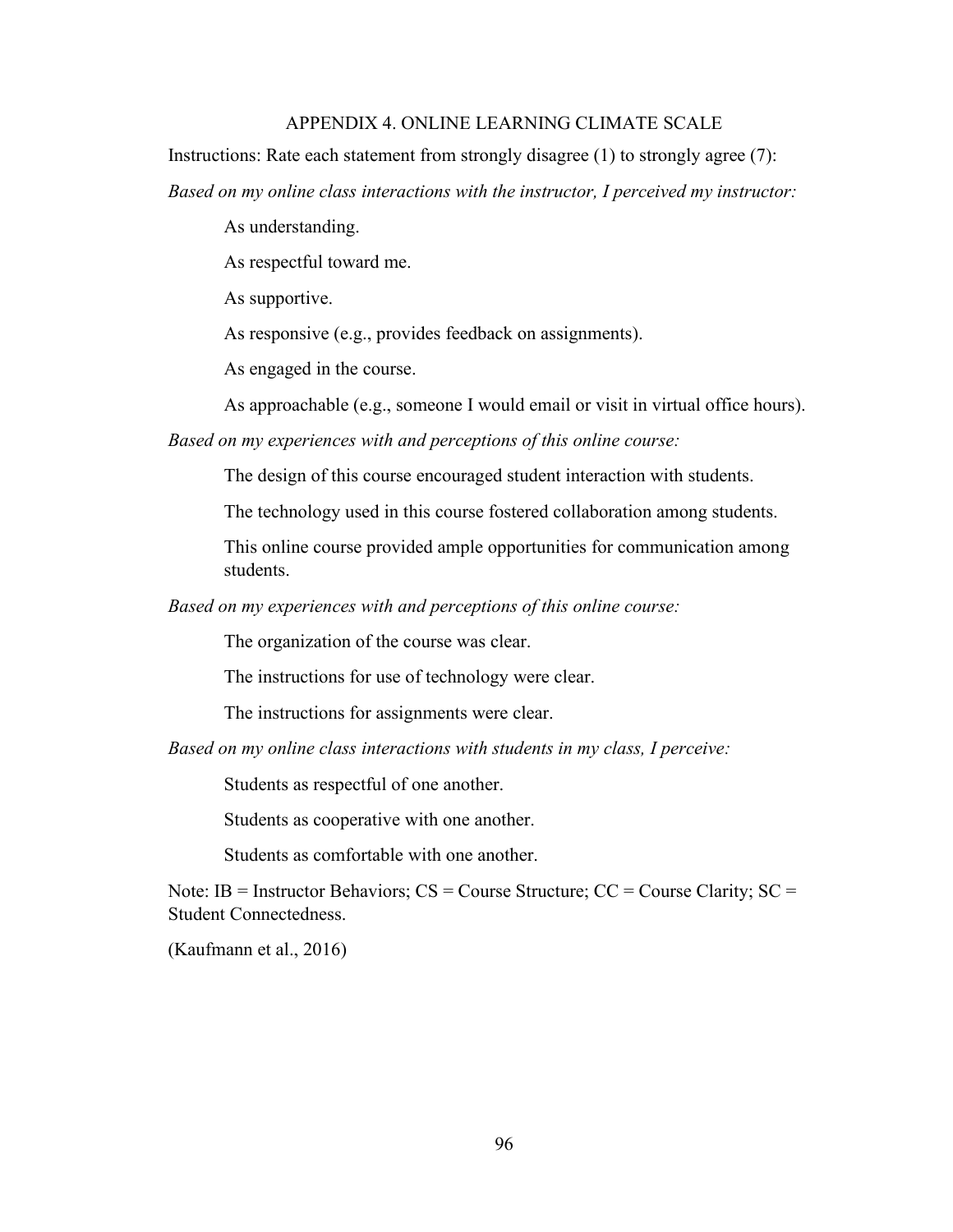## APPENDIX 4. ONLINE LEARNING CLIMATE SCALE

Instructions: Rate each statement from strongly disagree (1) to strongly agree (7):

*Based on my online class interactions with the instructor, I perceived my instructor:*

As understanding.

As respectful toward me.

As supportive.

As responsive (e.g., provides feedback on assignments).

As engaged in the course.

As approachable (e.g., someone I would email or visit in virtual office hours).

*Based on my experiences with and perceptions of this online course:*

The design of this course encouraged student interaction with students.

The technology used in this course fostered collaboration among students.

This online course provided ample opportunities for communication among students.

*Based on my experiences with and perceptions of this online course:*

The organization of the course was clear.

The instructions for use of technology were clear.

The instructions for assignments were clear.

*Based on my online class interactions with students in my class, I perceive:*

Students as respectful of one another.

Students as cooperative with one another.

Students as comfortable with one another.

Note: IB = Instructor Behaviors; CS = Course Structure; CC = Course Clarity; SC = Student Connectedness.

(Kaufmann et al., 2016)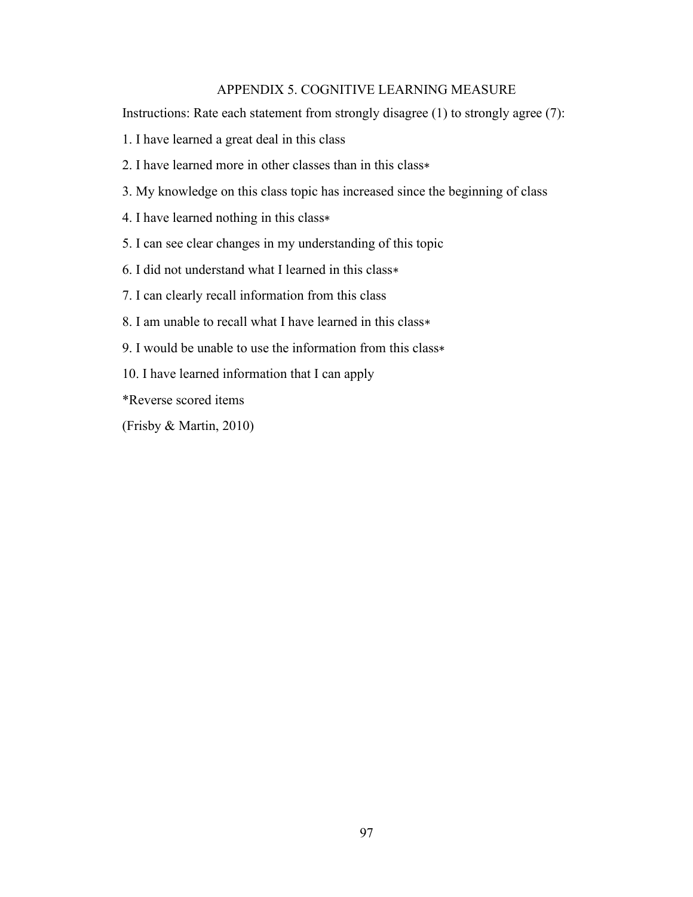## APPENDIX 5. COGNITIVE LEARNING MEASURE

Instructions: Rate each statement from strongly disagree (1) to strongly agree (7):

1. I have learned a great deal in this class
2. I have learned more in other classes than in this class*
3. My knowledge on this class topic has increased since the beginning of class
4. I have learned nothing in this class*
5. I can see clear changes in my understanding of this topic
6. I did not understand what I learned in this class*
7. I can clearly recall information from this class
8. I am unable to recall what I have learned in this class*
9. I would be unable to use the information from this class*
10. I have learned information that I can apply

*Reverse scored items

(Frisby & Martin, 2010)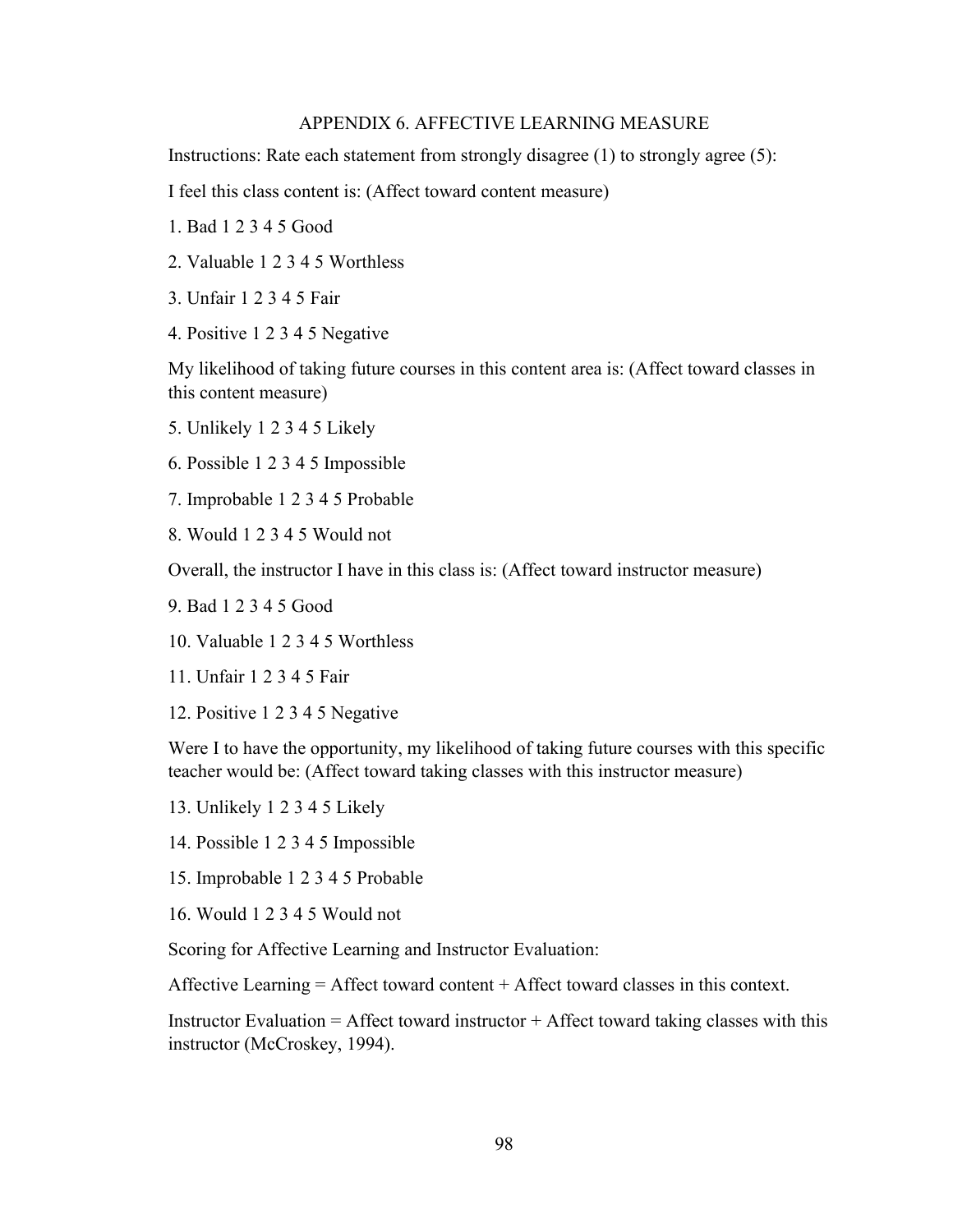## APPENDIX 6. AFFECTIVE LEARNING MEASURE

Instructions: Rate each statement from strongly disagree (1) to strongly agree (5):

I feel this class content is: (Affect toward content measure)

1. Bad 1 2 3 4 5 Good
2. Valuable 1 2 3 4 5 Worthless
3. Unfair 1 2 3 4 5 Fair
4. Positive 1 2 3 4 5 Negative

My likelihood of taking future courses in this content area is: (Affect toward classes in this content measure)

5. Unlikely 1 2 3 4 5 Likely
6. Possible 1 2 3 4 5 Impossible
7. Improbable 1 2 3 4 5 Probable
8. Would 1 2 3 4 5 Would not

Overall, the instructor I have in this class is: (Affect toward instructor measure)

9. Bad 1 2 3 4 5 Good
10. Valuable 1 2 3 4 5 Worthless
11. Unfair 1 2 3 4 5 Fair
12. Positive 1 2 3 4 5 Negative

Were I to have the opportunity, my likelihood of taking future courses with this specific teacher would be: (Affect toward taking classes with this instructor measure)

13. Unlikely 1 2 3 4 5 Likely
14. Possible 1 2 3 4 5 Impossible
15. Improbable 1 2 3 4 5 Probable
16. Would 1 2 3 4 5 Would not

Scoring for Affective Learning and Instructor Evaluation:

Affective Learning = Affect toward content + Affect toward classes in this context.

Instructor Evaluation = Affect toward instructor + Affect toward taking classes with this instructor (McCroskey, 1994).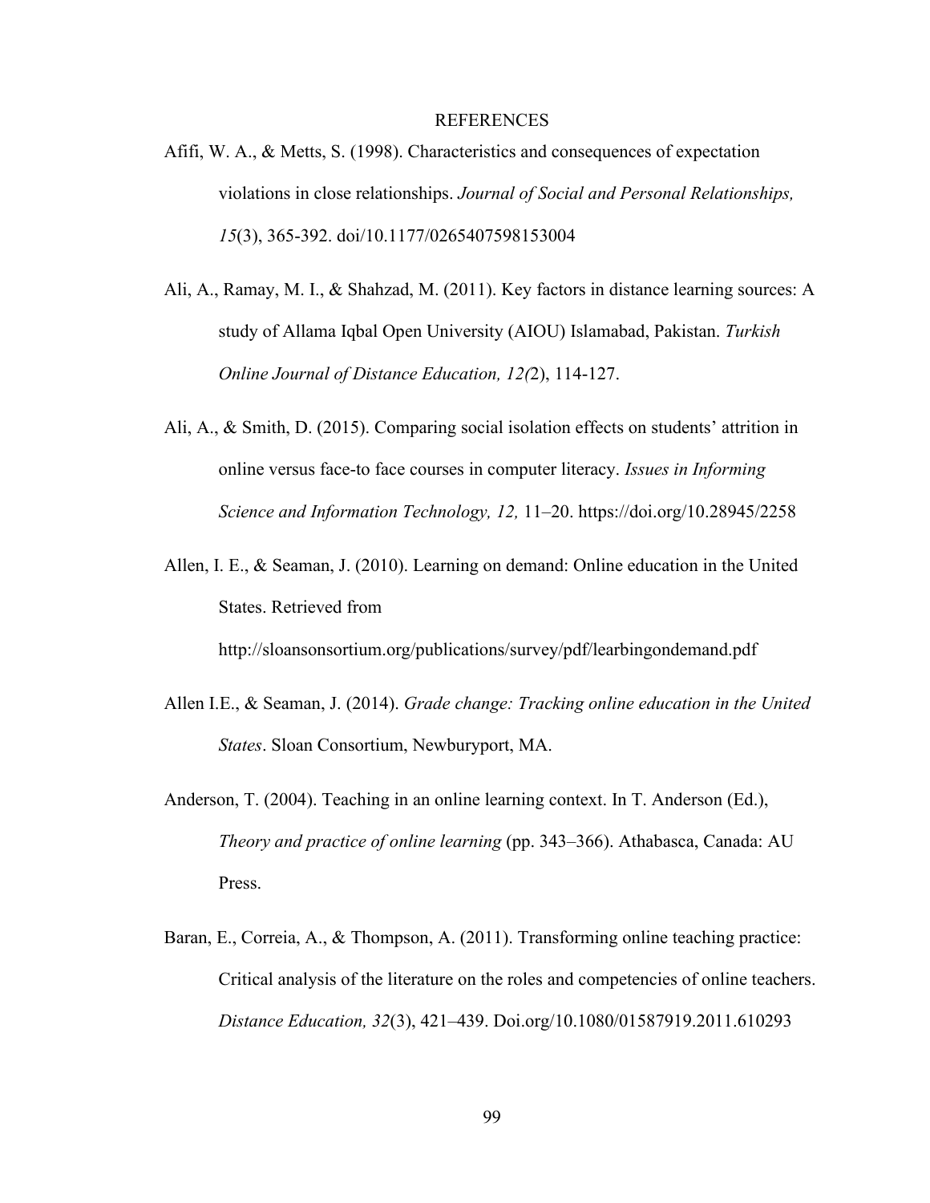# REFERENCES

Afifi, W. A., & Metts, S. (1998). Characteristics and consequences of expectation violations in close relationships. *Journal of Social and Personal Relationships, 15*(3), 365-392. doi/10.1177/0265407598153004

Ali, A., Ramay, M. I., & Shahzad, M. (2011). Key factors in distance learning sources: A study of Allama Iqbal Open University (AIOU) Islamabad, Pakistan. *Turkish Online Journal of Distance Education, 12(*2), 114-127.

Ali, A., & Smith, D. (2015). Comparing social isolation effects on students' attrition in online versus face-to face courses in computer literacy. *Issues in Informing Science and Information Technology, 12,* 11–20. https://doi.org/10.28945/2258

Allen, I. E., & Seaman, J. (2010). Learning on demand: Online education in the United States. Retrieved from http://sloansonsortium.org/publications/survey/pdf/learbingondemand.pdf

Allen I.E., & Seaman, J. (2014). *Grade change: Tracking online education in the United States*. Sloan Consortium, Newburyport, MA.

Anderson, T. (2004). Teaching in an online learning context. In T. Anderson (Ed.), *Theory and practice of online learning* (pp. 343–366). Athabasca, Canada: AU Press.

Baran, E., Correia, A., & Thompson, A. (2011). Transforming online teaching practice: Critical analysis of the literature on the roles and competencies of online teachers. *Distance Education, 32*(3), 421–439. Doi.org/10.1080/01587919.2011.610293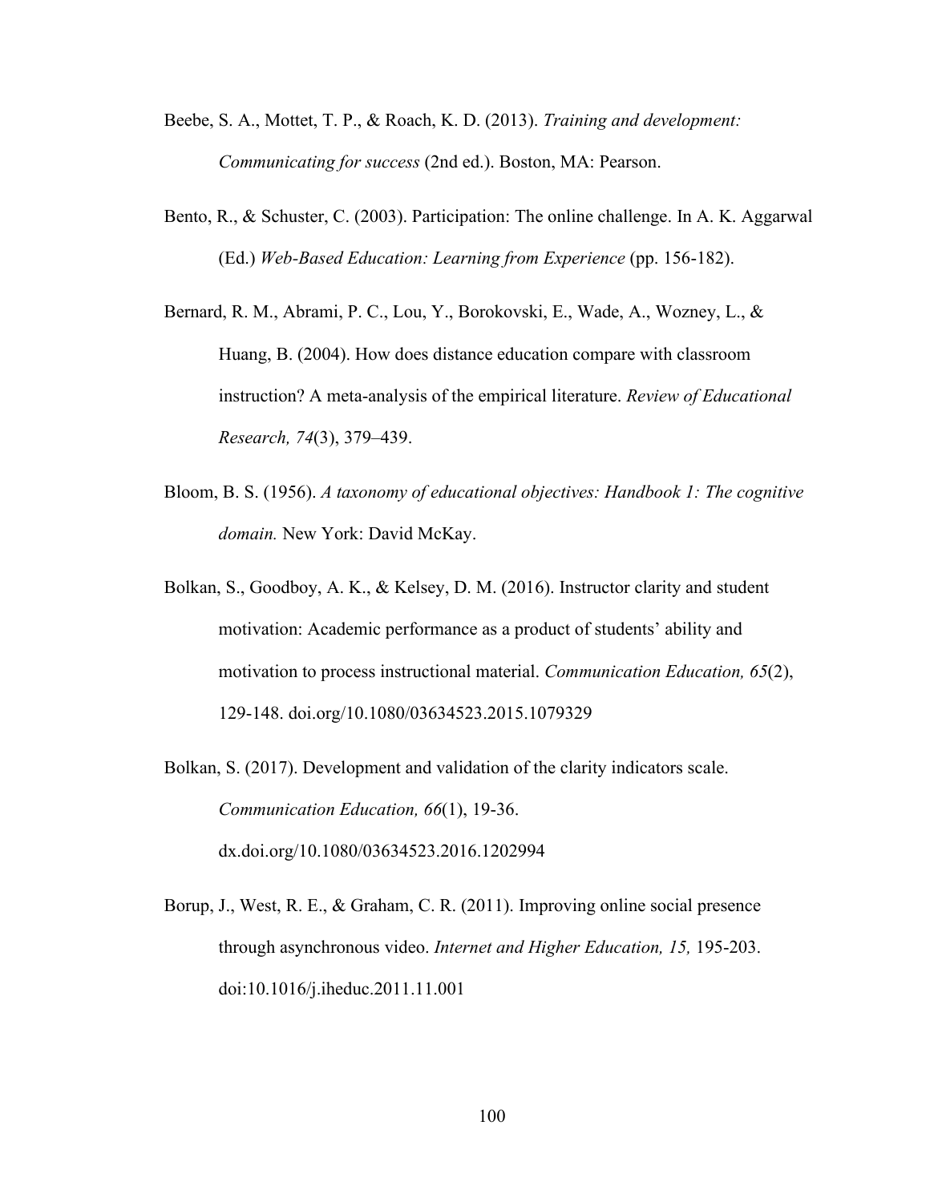Beebe, S. A., Mottet, T. P., & Roach, K. D. (2013). *Training and development: Communicating for success* (2nd ed.). Boston, MA: Pearson.

Bento, R., & Schuster, C. (2003). Participation: The online challenge. In A. K. Aggarwal (Ed.) *Web-Based Education: Learning from Experience* (pp. 156-182).

Bernard, R. M., Abrami, P. C., Lou, Y., Borokovski, E., Wade, A., Wozney, L., & Huang, B. (2004). How does distance education compare with classroom instruction? A meta-analysis of the empirical literature. *Review of Educational Research, 74*(3), 379–439.

Bloom, B. S. (1956). *A taxonomy of educational objectives: Handbook 1: The cognitive domain.* New York: David McKay.

Bolkan, S., Goodboy, A. K., & Kelsey, D. M. (2016). Instructor clarity and student motivation: Academic performance as a product of students' ability and motivation to process instructional material. *Communication Education, 65*(2), 129-148. doi.org/10.1080/03634523.2015.1079329

Bolkan, S. (2017). Development and validation of the clarity indicators scale. *Communication Education, 66*(1), 19-36. dx.doi.org/10.1080/03634523.2016.1202994

Borup, J., West, R. E., & Graham, C. R. (2011). Improving online social presence through asynchronous video. *Internet and Higher Education, 15,* 195-203. doi:10.1016/j.iheduc.2011.11.001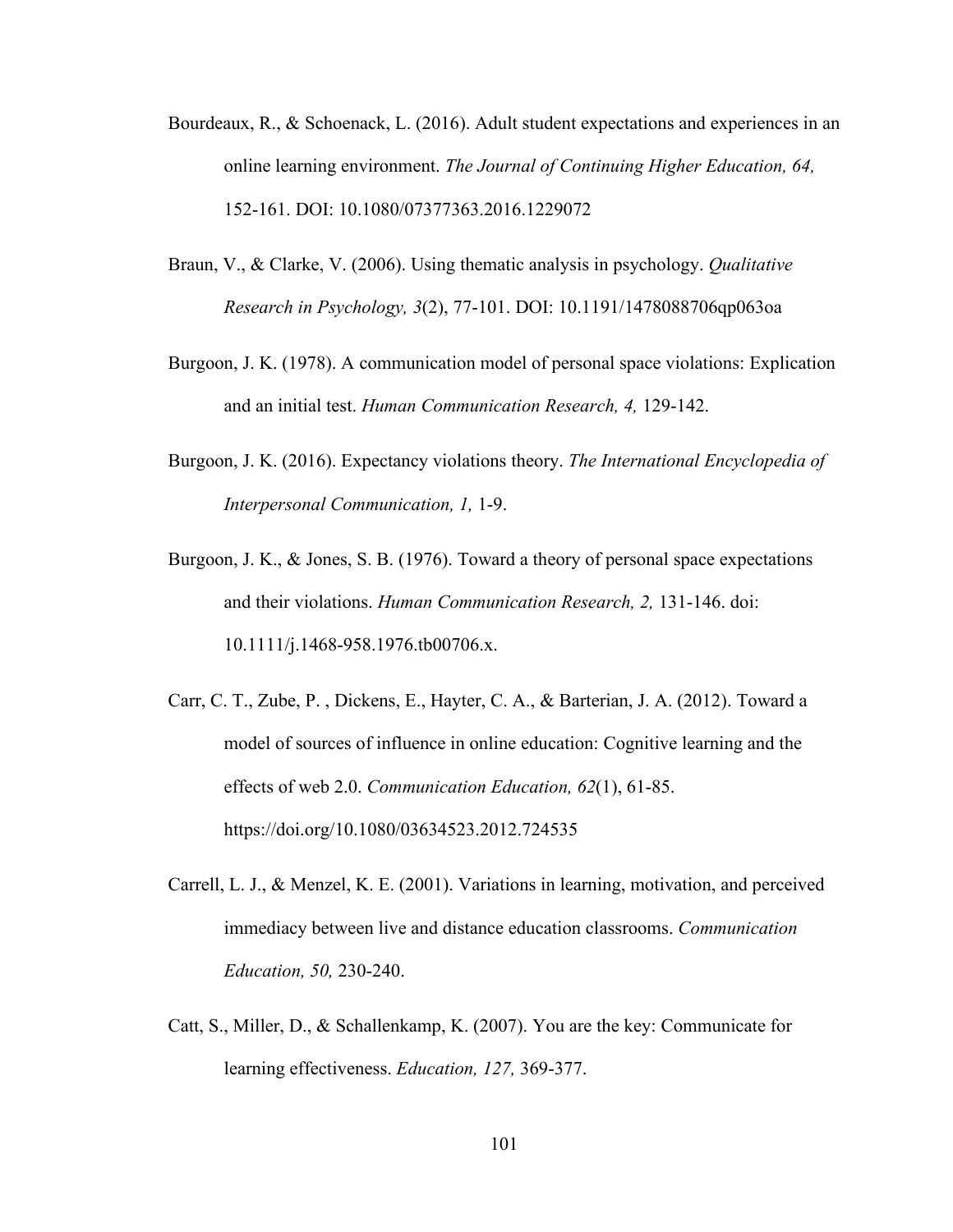Bourdeaux, R., & Schoenack, L. (2016). Adult student expectations and experiences in an online learning environment. *The Journal of Continuing Higher Education, 64,* 152-161. DOI: 10.1080/07377363.2016.1229072

Braun, V., & Clarke, V. (2006). Using thematic analysis in psychology. *Qualitative Research in Psychology, 3*(2), 77-101. DOI: 10.1191/1478088706qp063oa

Burgoon, J. K. (1978). A communication model of personal space violations: Explication and an initial test. *Human Communication Research, 4,* 129-142.

Burgoon, J. K. (2016). Expectancy violations theory. *The International Encyclopedia of Interpersonal Communication, 1,* 1-9.

Burgoon, J. K., & Jones, S. B. (1976). Toward a theory of personal space expectations and their violations. *Human Communication Research, 2,* 131-146. doi: 10.1111/j.1468-958.1976.tb00706.x.

Carr, C. T., Zube, P. , Dickens, E., Hayter, C. A., & Barterian, J. A. (2012). Toward a model of sources of influence in online education: Cognitive learning and the effects of web 2.0. *Communication Education, 62*(1), 61-85. https://doi.org/10.1080/03634523.2012.724535

Carrell, L. J., & Menzel, K. E. (2001). Variations in learning, motivation, and perceived immediacy between live and distance education classrooms. *Communication Education, 50,* 230-240.

Catt, S., Miller, D., & Schallenkamp, K. (2007). You are the key: Communicate for learning effectiveness. *Education, 127,* 369-377.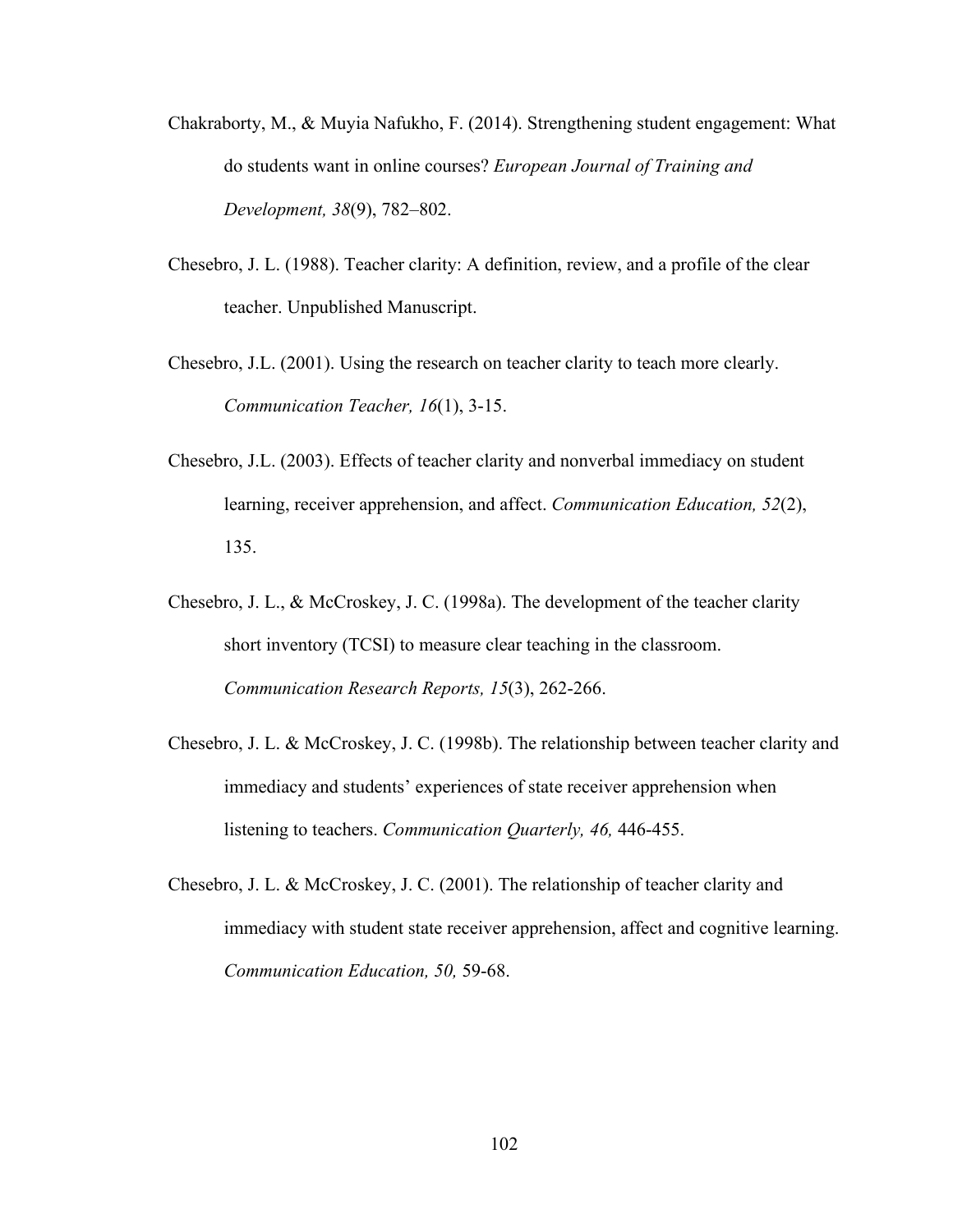Chakraborty, M., & Muyia Nafukho, F. (2014). Strengthening student engagement: What do students want in online courses? *European Journal of Training and Development, 38*(9), 782–802.

Chesebro, J. L. (1988). Teacher clarity: A definition, review, and a profile of the clear teacher. Unpublished Manuscript.

Chesebro, J.L. (2001). Using the research on teacher clarity to teach more clearly. *Communication Teacher, 16*(1), 3-15.

Chesebro, J.L. (2003). Effects of teacher clarity and nonverbal immediacy on student learning, receiver apprehension, and affect. *Communication Education, 52*(2), 135.

Chesebro, J. L., & McCroskey, J. C. (1998a). The development of the teacher clarity short inventory (TCSI) to measure clear teaching in the classroom. *Communication Research Reports, 15*(3), 262-266.

Chesebro, J. L. & McCroskey, J. C. (1998b). The relationship between teacher clarity and immediacy and students' experiences of state receiver apprehension when listening to teachers. *Communication Quarterly, 46,* 446-455.

Chesebro, J. L. & McCroskey, J. C. (2001). The relationship of teacher clarity and immediacy with student state receiver apprehension, affect and cognitive learning. *Communication Education, 50,* 59-68.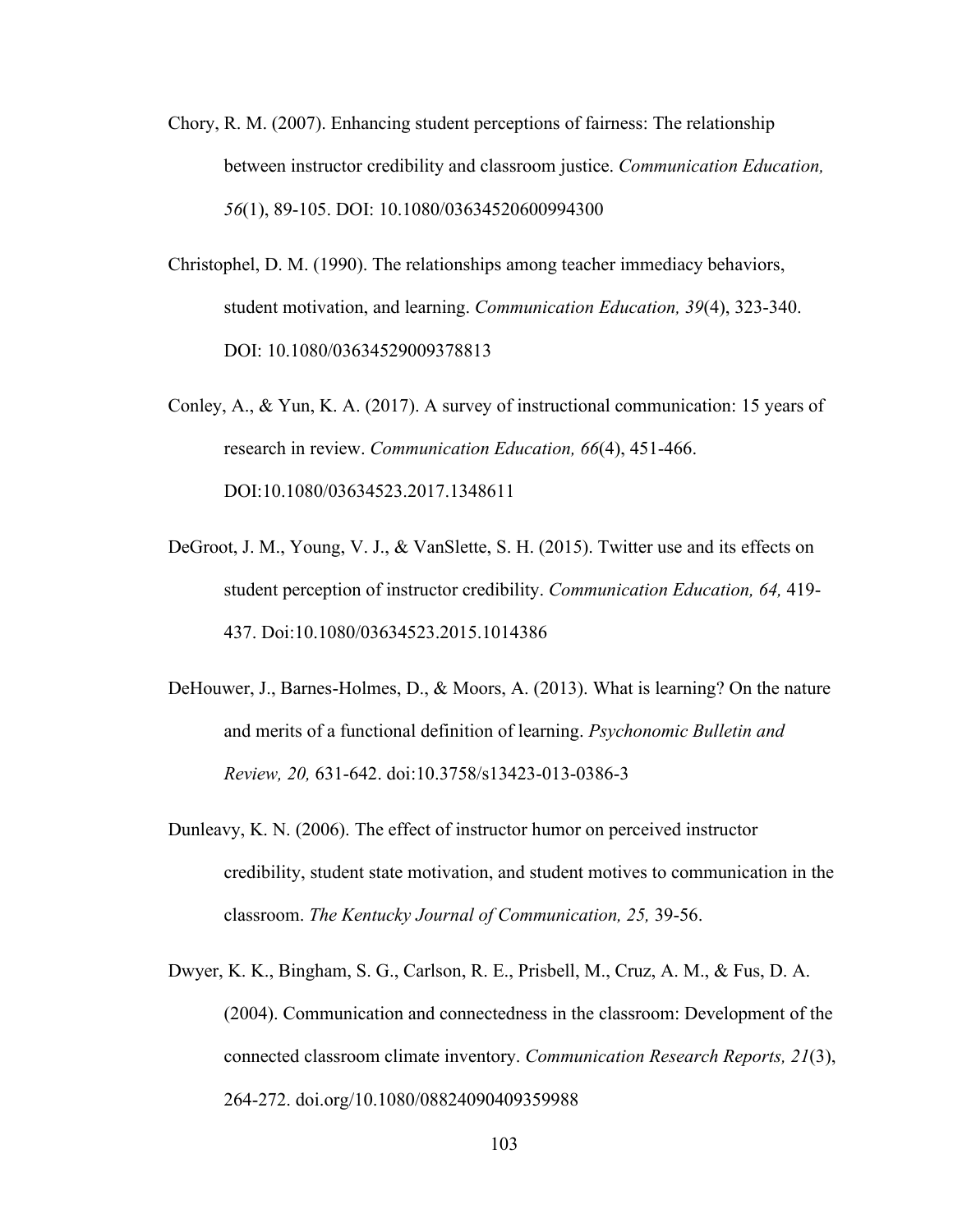Chory, R. M. (2007). Enhancing student perceptions of fairness: The relationship between instructor credibility and classroom justice. *Communication Education, 56*(1), 89-105. DOI: 10.1080/03634520600994300

Christophel, D. M. (1990). The relationships among teacher immediacy behaviors, student motivation, and learning. *Communication Education, 39*(4), 323-340. DOI: 10.1080/03634529009378813

Conley, A., & Yun, K. A. (2017). A survey of instructional communication: 15 years of research in review. *Communication Education, 66*(4), 451-466. DOI:10.1080/03634523.2017.1348611

DeGroot, J. M., Young, V. J., & VanSlette, S. H. (2015). Twitter use and its effects on student perception of instructor credibility. *Communication Education, 64,* 419-437. Doi:10.1080/03634523.2015.1014386

DeHouwer, J., Barnes-Holmes, D., & Moors, A. (2013). What is learning? On the nature and merits of a functional definition of learning. *Psychonomic Bulletin and Review, 20,* 631-642. doi:10.3758/s13423-013-0386-3

Dunleavy, K. N. (2006). The effect of instructor humor on perceived instructor credibility, student state motivation, and student motives to communication in the classroom. *The Kentucky Journal of Communication, 25,* 39-56.

Dwyer, K. K., Bingham, S. G., Carlson, R. E., Prisbell, M., Cruz, A. M., & Fus, D. A. (2004). Communication and connectedness in the classroom: Development of the connected classroom climate inventory. *Communication Research Reports, 21*(3), 264-272. doi.org/10.1080/08824090409359988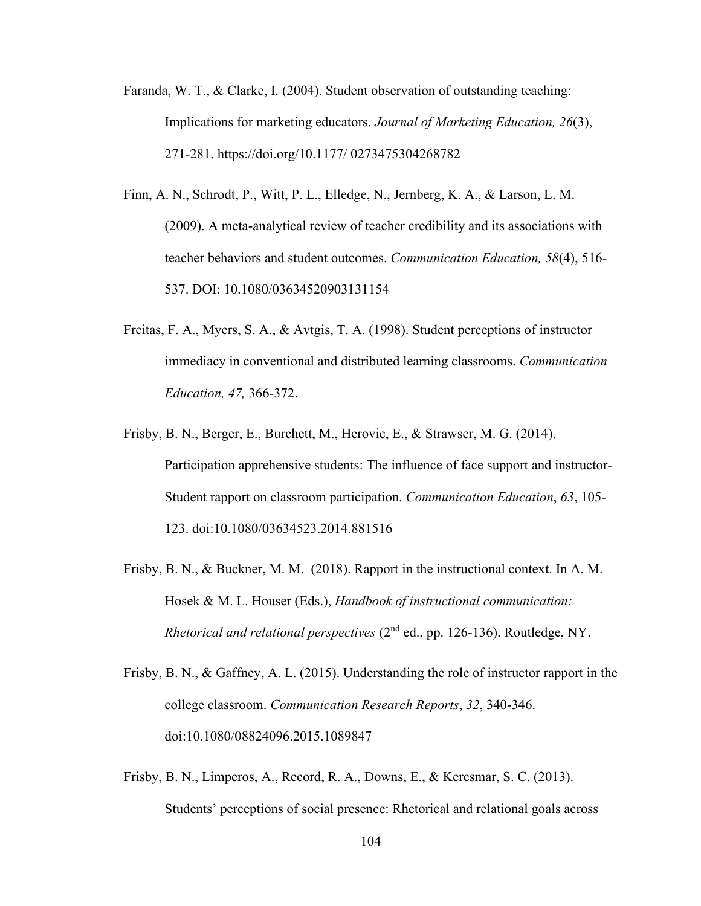Faranda, W. T., & Clarke, I. (2004). Student observation of outstanding teaching: Implications for marketing educators. *Journal of Marketing Education, 26*(3), 271-281. https://doi.org/10.1177/ 0273475304268782

Finn, A. N., Schrodt, P., Witt, P. L., Elledge, N., Jernberg, K. A., & Larson, L. M. (2009). A meta-analytical review of teacher credibility and its associations with teacher behaviors and student outcomes. *Communication Education, 58*(4), 516-537. DOI: 10.1080/03634520903131154

Freitas, F. A., Myers, S. A., & Avtgis, T. A. (1998). Student perceptions of instructor immediacy in conventional and distributed learning classrooms. *Communication Education, 47,* 366-372.

Frisby, B. N., Berger, E., Burchett, M., Herovic, E., & Strawser, M. G. (2014). Participation apprehensive students: The influence of face support and instructor-Student rapport on classroom participation. *Communication Education*, *63*, 105-123. doi:10.1080/03634523.2014.881516

Frisby, B. N., & Buckner, M. M. (2018). Rapport in the instructional context. In A. M. Hosek & M. L. Houser (Eds.), *Handbook of instructional communication: Rhetorical and relational perspectives* (2nd ed., pp. 126-136). Routledge, NY.

Frisby, B. N., & Gaffney, A. L. (2015). Understanding the role of instructor rapport in the college classroom. *Communication Research Reports*, *32*, 340-346. doi:10.1080/08824096.2015.1089847

Frisby, B. N., Limperos, A., Record, R. A., Downs, E., & Kercsmar, S. C. (2013). Students' perceptions of social presence: Rhetorical and relational goals across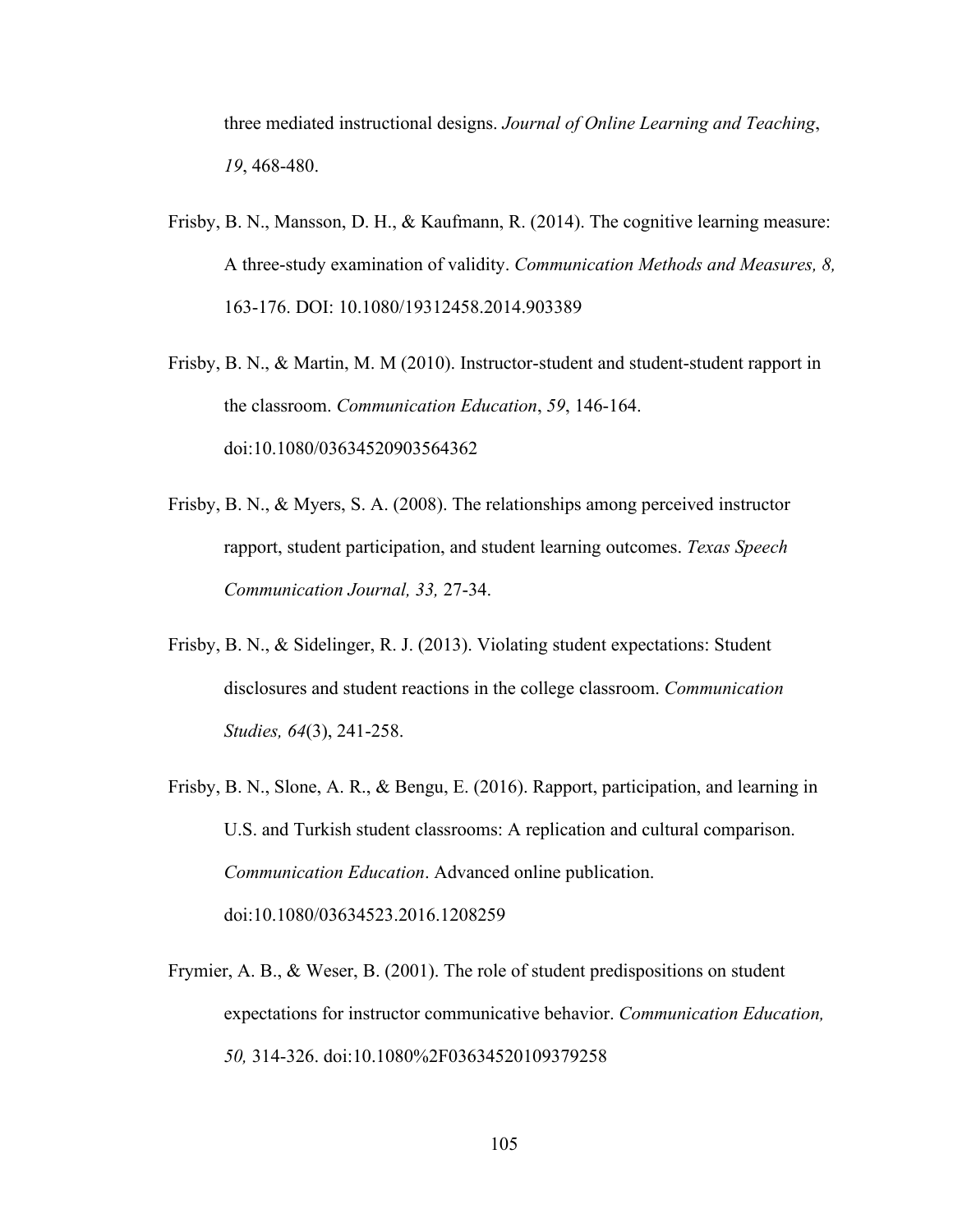three mediated instructional designs. *Journal of Online Learning and Teaching*, *19*, 468-480.

Frisby, B. N., Mansson, D. H., & Kaufmann, R. (2014). The cognitive learning measure: A three-study examination of validity. *Communication Methods and Measures, 8,* 163-176. DOI: 10.1080/19312458.2014.903389

Frisby, B. N., & Martin, M. M (2010). Instructor-student and student-student rapport in the classroom. *Communication Education*, *59*, 146-164. doi:10.1080/03634520903564362

Frisby, B. N., & Myers, S. A. (2008). The relationships among perceived instructor rapport, student participation, and student learning outcomes. *Texas Speech Communication Journal, 33,* 27-34.

Frisby, B. N., & Sidelinger, R. J. (2013). Violating student expectations: Student disclosures and student reactions in the college classroom. *Communication Studies, 64*(3), 241-258.

Frisby, B. N., Slone, A. R., & Bengu, E. (2016). Rapport, participation, and learning in U.S. and Turkish student classrooms: A replication and cultural comparison. *Communication Education*. Advanced online publication. doi:10.1080/03634523.2016.1208259

Frymier, A. B., & Weser, B. (2001). The role of student predispositions on student expectations for instructor communicative behavior. *Communication Education, 50,* 314-326. doi:10.1080%2F03634520109379258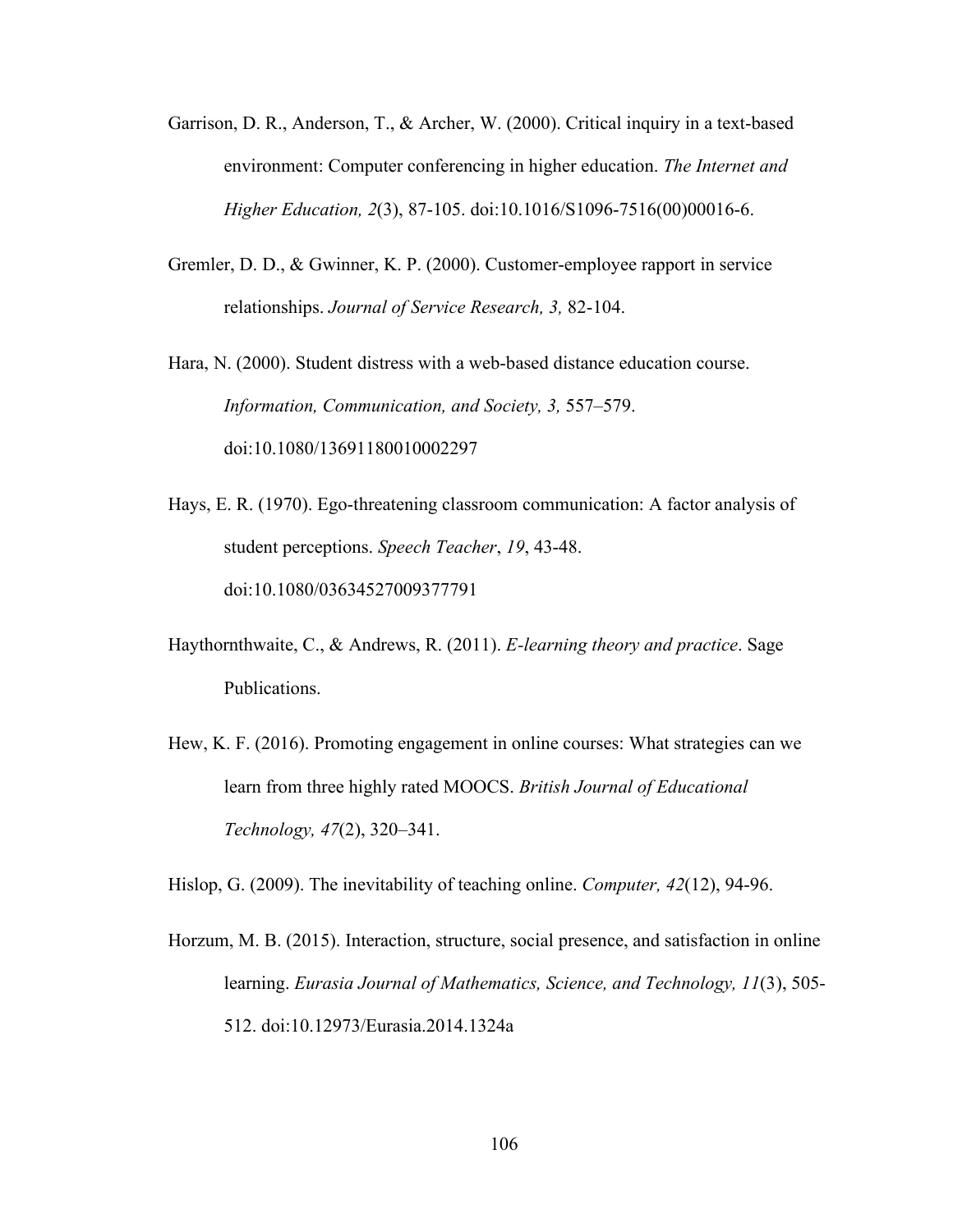Garrison, D. R., Anderson, T., & Archer, W. (2000). Critical inquiry in a text-based environment: Computer conferencing in higher education. *The Internet and Higher Education, 2*(3), 87-105. doi:10.1016/S1096-7516(00)00016-6.

Gremler, D. D., & Gwinner, K. P. (2000). Customer-employee rapport in service relationships. *Journal of Service Research, 3,* 82-104.

Hara, N. (2000). Student distress with a web-based distance education course. *Information, Communication, and Society, 3,* 557–579. doi:10.1080/13691180010002297

Hays, E. R. (1970). Ego-threatening classroom communication: A factor analysis of student perceptions. *Speech Teacher*, *19*, 43-48. doi:10.1080/03634527009377791

Haythornthwaite, C., & Andrews, R. (2011). *E-learning theory and practice*. Sage Publications.

Hew, K. F. (2016). Promoting engagement in online courses: What strategies can we learn from three highly rated MOOCS. *British Journal of Educational Technology, 47*(2), 320–341.

Hislop, G. (2009). The inevitability of teaching online. *Computer, 42*(12), 94-96.

Horzum, M. B. (2015). Interaction, structure, social presence, and satisfaction in online learning. *Eurasia Journal of Mathematics, Science, and Technology, 11*(3), 505-512. doi:10.12973/Eurasia.2014.1324a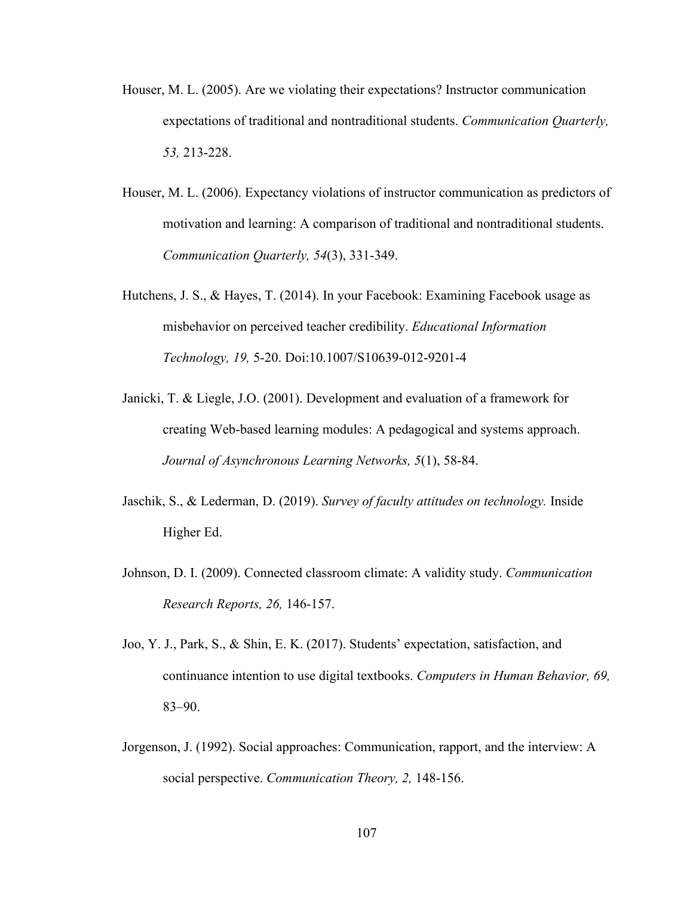Houser, M. L. (2005). Are we violating their expectations? Instructor communication expectations of traditional and nontraditional students. *Communication Quarterly, 53,* 213-228.

Houser, M. L. (2006). Expectancy violations of instructor communication as predictors of motivation and learning: A comparison of traditional and nontraditional students. *Communication Quarterly, 54*(3), 331-349.

Hutchens, J. S., & Hayes, T. (2014). In your Facebook: Examining Facebook usage as misbehavior on perceived teacher credibility. *Educational Information Technology, 19,* 5-20. Doi:10.1007/S10639-012-9201-4

Janicki, T. & Liegle, J.O. (2001). Development and evaluation of a framework for creating Web-based learning modules: A pedagogical and systems approach. *Journal of Asynchronous Learning Networks, 5*(1), 58-84.

Jaschik, S., & Lederman, D. (2019). *Survey of faculty attitudes on technology.* Inside Higher Ed.

Johnson, D. I. (2009). Connected classroom climate: A validity study. *Communication Research Reports, 26,* 146-157.

Joo, Y. J., Park, S., & Shin, E. K. (2017). Students' expectation, satisfaction, and continuance intention to use digital textbooks. *Computers in Human Behavior, 69,* 83–90.

Jorgenson, J. (1992). Social approaches: Communication, rapport, and the interview: A social perspective. *Communication Theory, 2,* 148-156.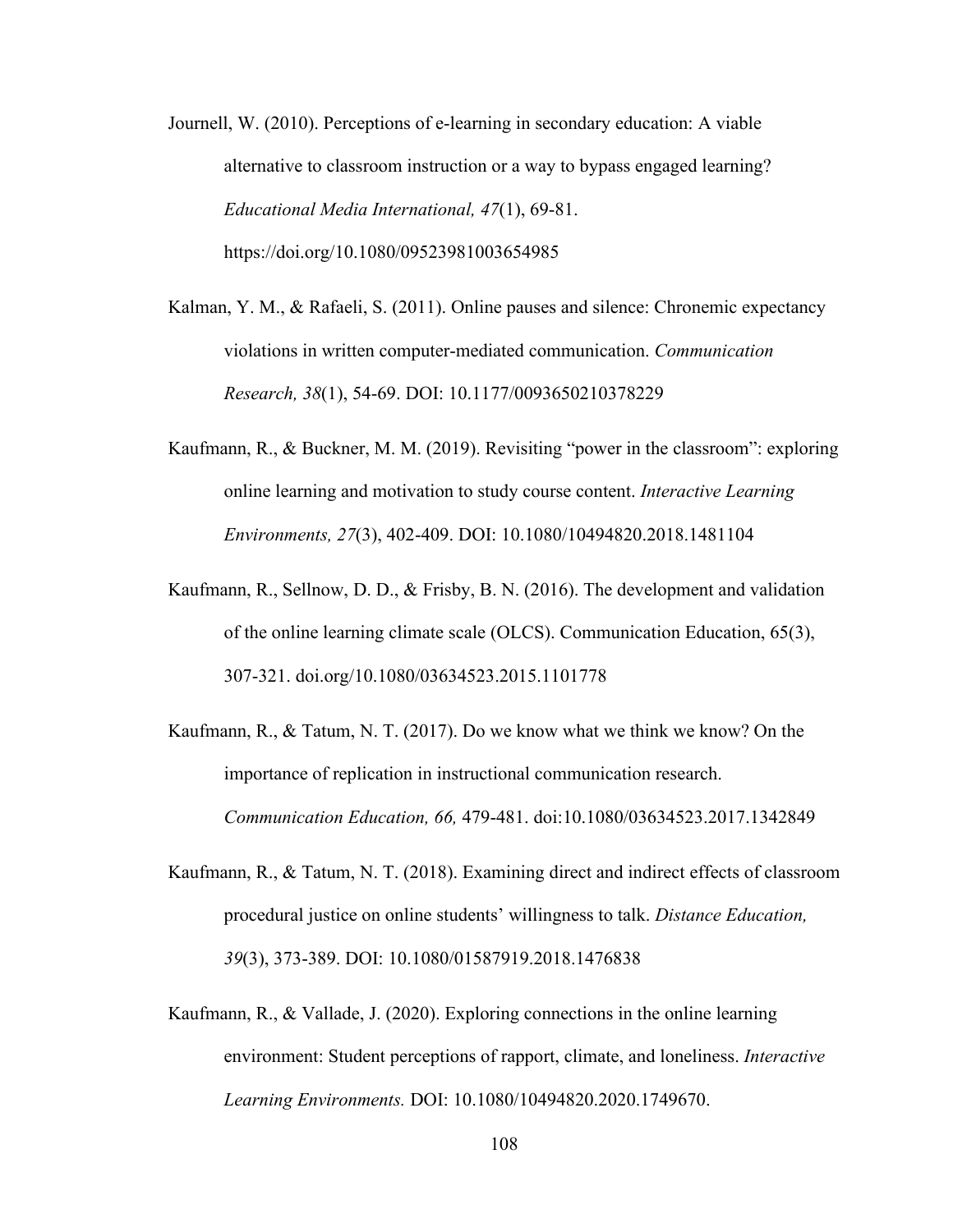Journell, W. (2010). Perceptions of e-learning in secondary education: A viable alternative to classroom instruction or a way to bypass engaged learning? *Educational Media International, 47*(1), 69-81. https://doi.org/10.1080/09523981003654985

Kalman, Y. M., & Rafaeli, S. (2011). Online pauses and silence: Chronemic expectancy violations in written computer-mediated communication. *Communication Research, 38*(1), 54-69. DOI: 10.1177/0093650210378229

Kaufmann, R., & Buckner, M. M. (2019). Revisiting "power in the classroom": exploring online learning and motivation to study course content. *Interactive Learning Environments, 27*(3), 402-409. DOI: 10.1080/10494820.2018.1481104

Kaufmann, R., Sellnow, D. D., & Frisby, B. N. (2016). The development and validation of the online learning climate scale (OLCS). Communication Education, 65(3), 307-321. doi.org/10.1080/03634523.2015.1101778

Kaufmann, R., & Tatum, N. T. (2017). Do we know what we think we know? On the importance of replication in instructional communication research. *Communication Education, 66,* 479-481. doi:10.1080/03634523.2017.1342849

Kaufmann, R., & Tatum, N. T. (2018). Examining direct and indirect effects of classroom procedural justice on online students' willingness to talk. *Distance Education, 39*(3), 373-389. DOI: 10.1080/01587919.2018.1476838

Kaufmann, R., & Vallade, J. (2020). Exploring connections in the online learning environment: Student perceptions of rapport, climate, and loneliness. *Interactive Learning Environments.* DOI: 10.1080/10494820.2020.1749670.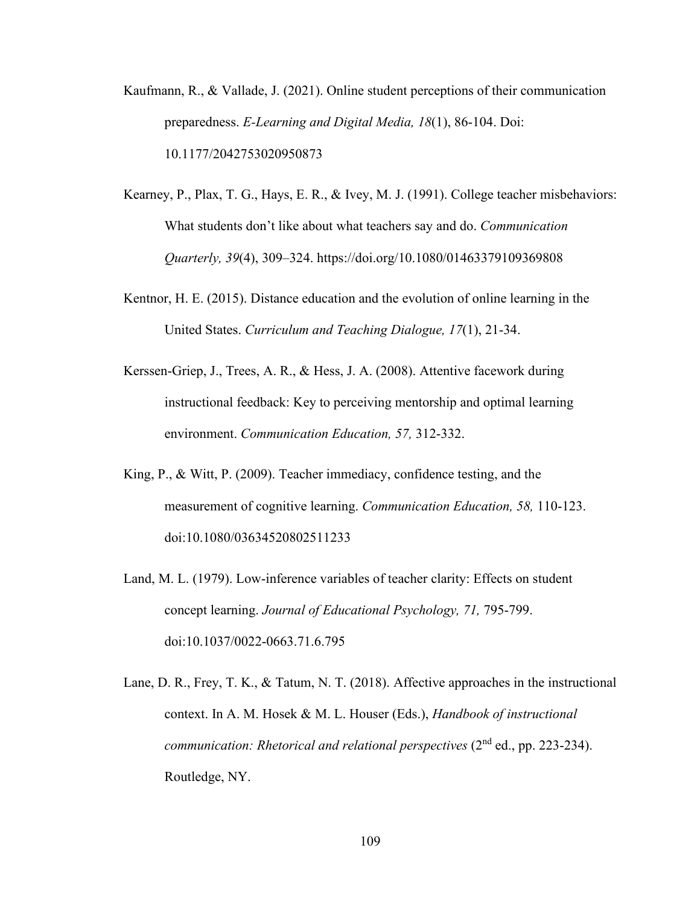Kaufmann, R., & Vallade, J. (2021). Online student perceptions of their communication preparedness. *E-Learning and Digital Media, 18*(1), 86-104. Doi: 10.1177/2042753020950873

Kearney, P., Plax, T. G., Hays, E. R., & Ivey, M. J. (1991). College teacher misbehaviors: What students don't like about what teachers say and do. *Communication Quarterly, 39*(4), 309–324. https://doi.org/10.1080/01463379109369808

Kentnor, H. E. (2015). Distance education and the evolution of online learning in the United States. *Curriculum and Teaching Dialogue, 17*(1), 21-34.

Kerssen-Griep, J., Trees, A. R., & Hess, J. A. (2008). Attentive facework during instructional feedback: Key to perceiving mentorship and optimal learning environment. *Communication Education, 57,* 312-332.

King, P., & Witt, P. (2009). Teacher immediacy, confidence testing, and the measurement of cognitive learning. *Communication Education, 58,* 110-123. doi:10.1080/03634520802511233

Land, M. L. (1979). Low-inference variables of teacher clarity: Effects on student concept learning. *Journal of Educational Psychology, 71,* 795-799. doi:10.1037/0022-0663.71.6.795

Lane, D. R., Frey, T. K., & Tatum, N. T. (2018). Affective approaches in the instructional context. In A. M. Hosek & M. L. Houser (Eds.), *Handbook of instructional communication: Rhetorical and relational perspectives* (2nd ed., pp. 223-234). Routledge, NY.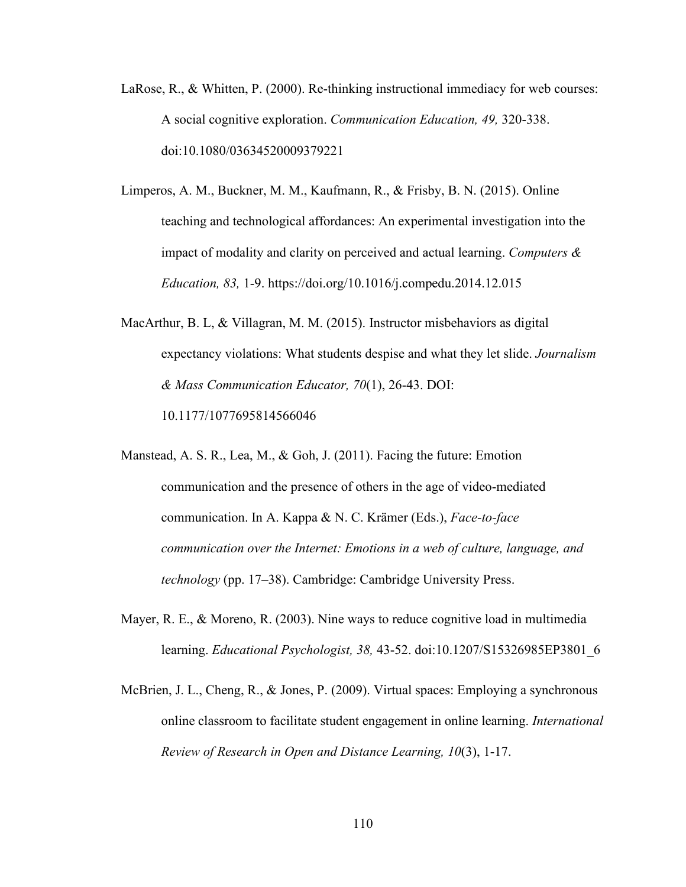LaRose, R., & Whitten, P. (2000). Re-thinking instructional immediacy for web courses: A social cognitive exploration. *Communication Education, 49,* 320-338. doi:10.1080/03634520009379221

Limperos, A. M., Buckner, M. M., Kaufmann, R., & Frisby, B. N. (2015). Online teaching and technological affordances: An experimental investigation into the impact of modality and clarity on perceived and actual learning. *Computers & Education, 83,* 1-9. https://doi.org/10.1016/j.compedu.2014.12.015

MacArthur, B. L, & Villagran, M. M. (2015). Instructor misbehaviors as digital expectancy violations: What students despise and what they let slide. *Journalism & Mass Communication Educator, 70*(1), 26-43. DOI: 10.1177/1077695814566046

Manstead, A. S. R., Lea, M., & Goh, J. (2011). Facing the future: Emotion communication and the presence of others in the age of video-mediated communication. In A. Kappa & N. C. Krämer (Eds.), *Face-to-face communication over the Internet: Emotions in a web of culture, language, and technology* (pp. 17–38). Cambridge: Cambridge University Press.

Mayer, R. E., & Moreno, R. (2003). Nine ways to reduce cognitive load in multimedia learning. *Educational Psychologist, 38,* 43-52. doi:10.1207/S15326985EP3801_6

McBrien, J. L., Cheng, R., & Jones, P. (2009). Virtual spaces: Employing a synchronous online classroom to facilitate student engagement in online learning. *International Review of Research in Open and Distance Learning, 10*(3), 1-17.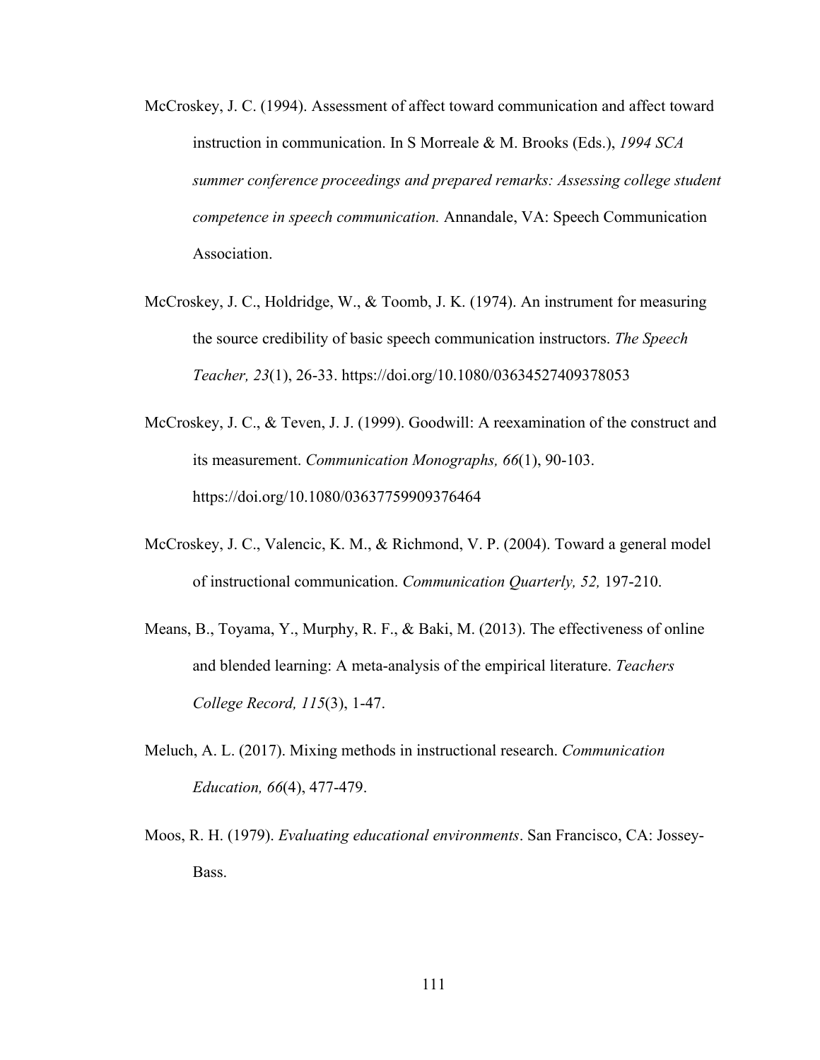McCroskey, J. C. (1994). Assessment of affect toward communication and affect toward instruction in communication. In S Morreale & M. Brooks (Eds.), *1994 SCA summer conference proceedings and prepared remarks: Assessing college student competence in speech communication.* Annandale, VA: Speech Communication Association.

McCroskey, J. C., Holdridge, W., & Toomb, J. K. (1974). An instrument for measuring the source credibility of basic speech communication instructors. *The Speech Teacher, 23*(1), 26-33. https://doi.org/10.1080/03634527409378053

McCroskey, J. C., & Teven, J. J. (1999). Goodwill: A reexamination of the construct and its measurement. *Communication Monographs, 66*(1), 90-103. https://doi.org/10.1080/03637759909376464

McCroskey, J. C., Valencic, K. M., & Richmond, V. P. (2004). Toward a general model of instructional communication. *Communication Quarterly, 52,* 197-210.

Means, B., Toyama, Y., Murphy, R. F., & Baki, M. (2013). The effectiveness of online and blended learning: A meta-analysis of the empirical literature. *Teachers College Record, 115*(3), 1-47.

Meluch, A. L. (2017). Mixing methods in instructional research. *Communication Education, 66*(4), 477-479.

Moos, R. H. (1979). *Evaluating educational environments*. San Francisco, CA: Jossey-Bass.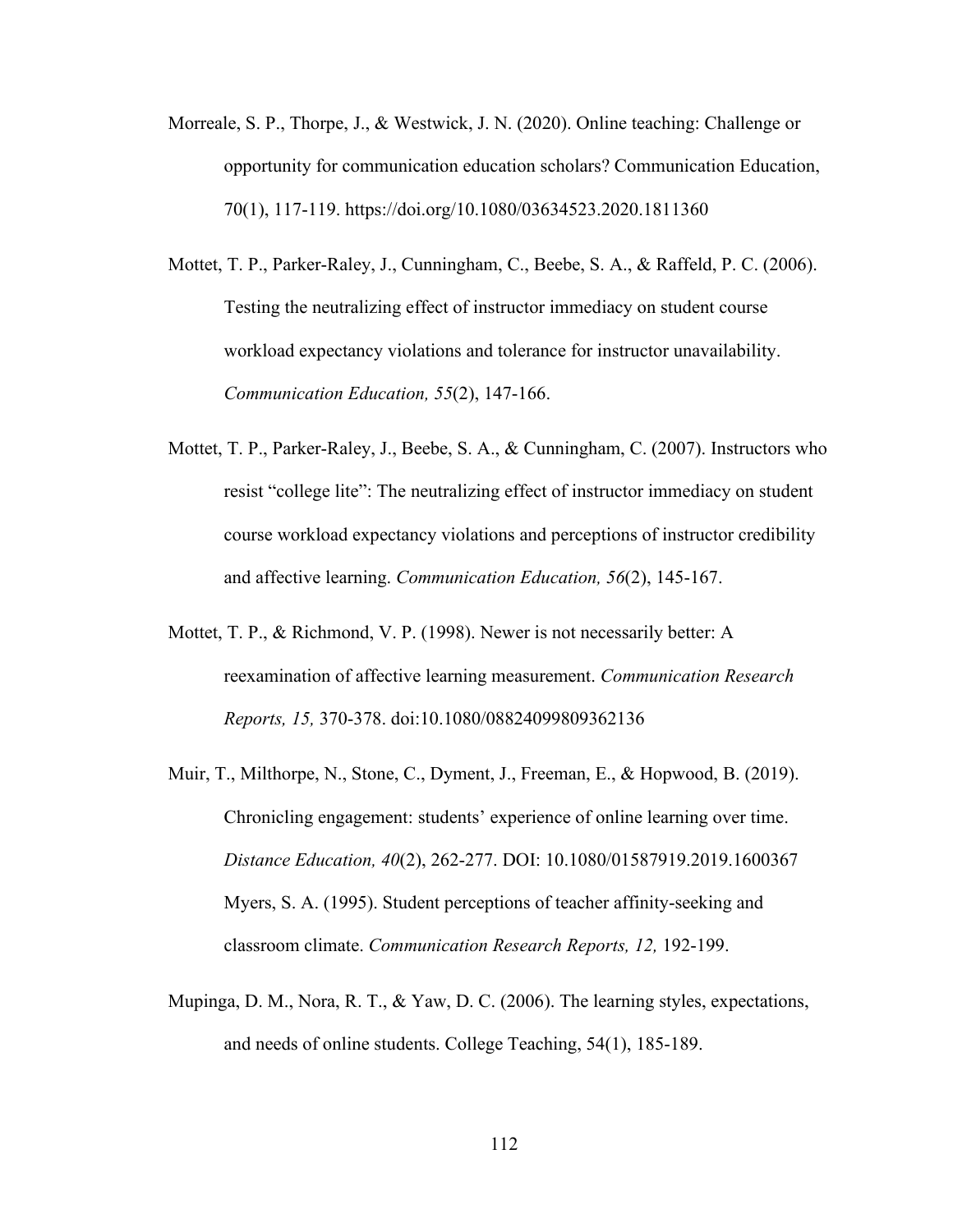Morreale, S. P., Thorpe, J., & Westwick, J. N. (2020). Online teaching: Challenge or opportunity for communication education scholars? Communication Education, 70(1), 117-119. https://doi.org/10.1080/03634523.2020.1811360

Mottet, T. P., Parker-Raley, J., Cunningham, C., Beebe, S. A., & Raffeld, P. C. (2006). Testing the neutralizing effect of instructor immediacy on student course workload expectancy violations and tolerance for instructor unavailability. *Communication Education, 55*(2), 147-166.

Mottet, T. P., Parker-Raley, J., Beebe, S. A., & Cunningham, C. (2007). Instructors who resist "college lite": The neutralizing effect of instructor immediacy on student course workload expectancy violations and perceptions of instructor credibility and affective learning. *Communication Education, 56*(2), 145-167.

Mottet, T. P., & Richmond, V. P. (1998). Newer is not necessarily better: A reexamination of affective learning measurement. *Communication Research Reports, 15,* 370-378. doi:10.1080/08824099809362136

Muir, T., Milthorpe, N., Stone, C., Dyment, J., Freeman, E., & Hopwood, B. (2019). Chronicling engagement: students' experience of online learning over time. *Distance Education, 40*(2), 262-277. DOI: 10.1080/01587919.2019.1600367 Myers, S. A. (1995). Student perceptions of teacher affinity-seeking and classroom climate. *Communication Research Reports, 12,* 192-199.

Mupinga, D. M., Nora, R. T., & Yaw, D. C. (2006). The learning styles, expectations, and needs of online students. College Teaching, 54(1), 185-189.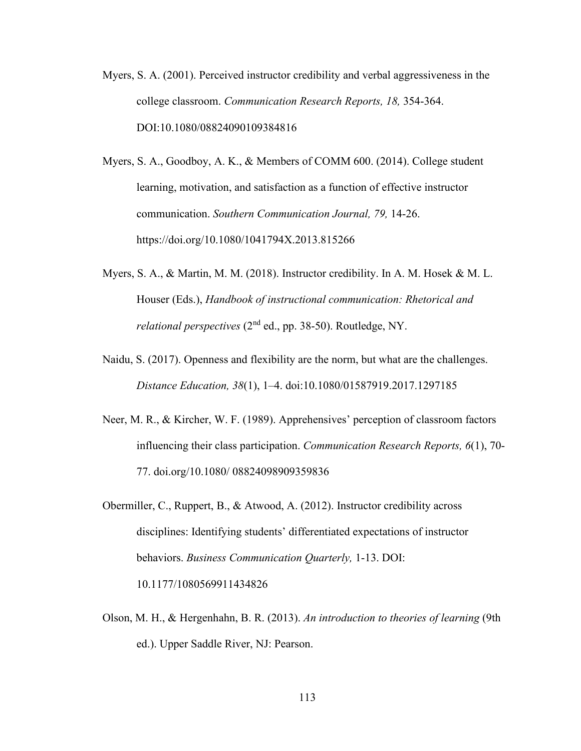Myers, S. A. (2001). Perceived instructor credibility and verbal aggressiveness in the college classroom. *Communication Research Reports, 18,* 354-364. DOI:10.1080/08824090109384816

Myers, S. A., Goodboy, A. K., & Members of COMM 600. (2014). College student learning, motivation, and satisfaction as a function of effective instructor communication. *Southern Communication Journal, 79,* 14-26. https://doi.org/10.1080/1041794X.2013.815266

Myers, S. A., & Martin, M. M. (2018). Instructor credibility. In A. M. Hosek & M. L. Houser (Eds.), *Handbook of instructional communication: Rhetorical and relational perspectives* (2nd ed., pp. 38-50). Routledge, NY.

Naidu, S. (2017). Openness and flexibility are the norm, but what are the challenges. *Distance Education, 38*(1), 1–4. doi:10.1080/01587919.2017.1297185

Neer, M. R., & Kircher, W. F. (1989). Apprehensives' perception of classroom factors influencing their class participation. *Communication Research Reports, 6*(1), 70-77. doi.org/10.1080/ 08824098909359836

Obermiller, C., Ruppert, B., & Atwood, A. (2012). Instructor credibility across disciplines: Identifying students' differentiated expectations of instructor behaviors. *Business Communication Quarterly,* 1-13. DOI: 10.1177/1080569911434826

Olson, M. H., & Hergenhahn, B. R. (2013). *An introduction to theories of learning* (9th ed.). Upper Saddle River, NJ: Pearson.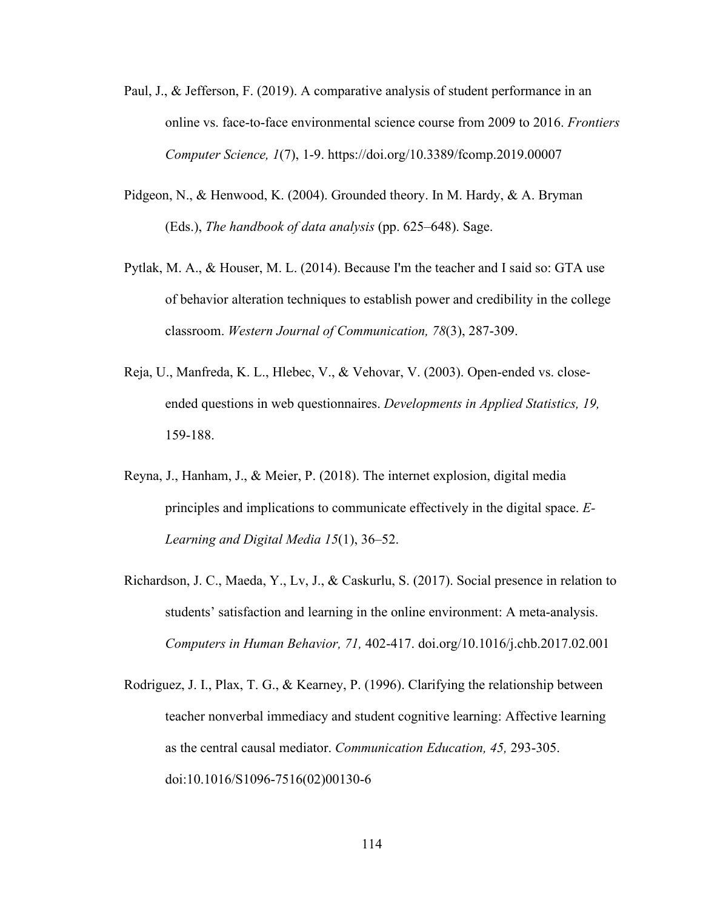Paul, J., & Jefferson, F. (2019). A comparative analysis of student performance in an online vs. face-to-face environmental science course from 2009 to 2016. *Frontiers Computer Science, 1*(7), 1-9. https://doi.org/10.3389/fcomp.2019.00007

Pidgeon, N., & Henwood, K. (2004). Grounded theory. In M. Hardy, & A. Bryman (Eds.), *The handbook of data analysis* (pp. 625–648). Sage.

Pytlak, M. A., & Houser, M. L. (2014). Because I'm the teacher and I said so: GTA use of behavior alteration techniques to establish power and credibility in the college classroom. *Western Journal of Communication, 78*(3), 287-309.

Reja, U., Manfreda, K. L., Hlebec, V., & Vehovar, V. (2003). Open-ended vs. close-ended questions in web questionnaires. *Developments in Applied Statistics, 19,* 159-188.

Reyna, J., Hanham, J., & Meier, P. (2018). The internet explosion, digital media principles and implications to communicate effectively in the digital space. *E-Learning and Digital Media 15*(1), 36–52.

Richardson, J. C., Maeda, Y., Lv, J., & Caskurlu, S. (2017). Social presence in relation to students' satisfaction and learning in the online environment: A meta-analysis. *Computers in Human Behavior, 71,* 402-417. doi.org/10.1016/j.chb.2017.02.001

Rodriguez, J. I., Plax, T. G., & Kearney, P. (1996). Clarifying the relationship between teacher nonverbal immediacy and student cognitive learning: Affective learning as the central causal mediator. *Communication Education, 45,* 293-305. doi:10.1016/S1096-7516(02)00130-6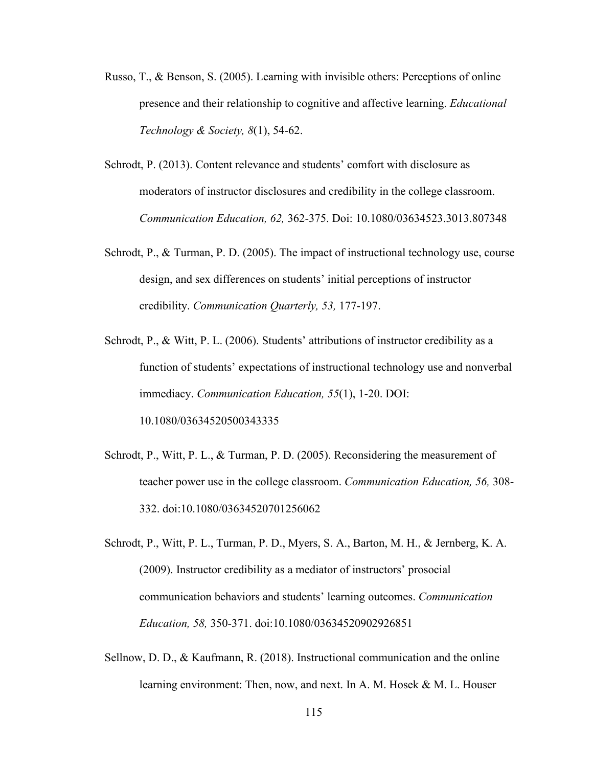Russo, T., & Benson, S. (2005). Learning with invisible others: Perceptions of online presence and their relationship to cognitive and affective learning. *Educational Technology & Society, 8*(1), 54-62.

Schrodt, P. (2013). Content relevance and students' comfort with disclosure as moderators of instructor disclosures and credibility in the college classroom. *Communication Education, 62,* 362-375. Doi: 10.1080/03634523.3013.807348

Schrodt, P., & Turman, P. D. (2005). The impact of instructional technology use, course design, and sex differences on students' initial perceptions of instructor credibility. *Communication Quarterly, 53,* 177-197.

Schrodt, P., & Witt, P. L. (2006). Students' attributions of instructor credibility as a function of students' expectations of instructional technology use and nonverbal immediacy. *Communication Education, 55*(1), 1-20. DOI: 10.1080/03634520500343335

Schrodt, P., Witt, P. L., & Turman, P. D. (2005). Reconsidering the measurement of teacher power use in the college classroom. *Communication Education, 56,* 308-332. doi:10.1080/03634520701256062

Schrodt, P., Witt, P. L., Turman, P. D., Myers, S. A., Barton, M. H., & Jernberg, K. A. (2009). Instructor credibility as a mediator of instructors' prosocial communication behaviors and students' learning outcomes. *Communication Education, 58,* 350-371. doi:10.1080/03634520902926851

Sellnow, D. D., & Kaufmann, R. (2018). Instructional communication and the online learning environment: Then, now, and next. In A. M. Hosek & M. L. Houser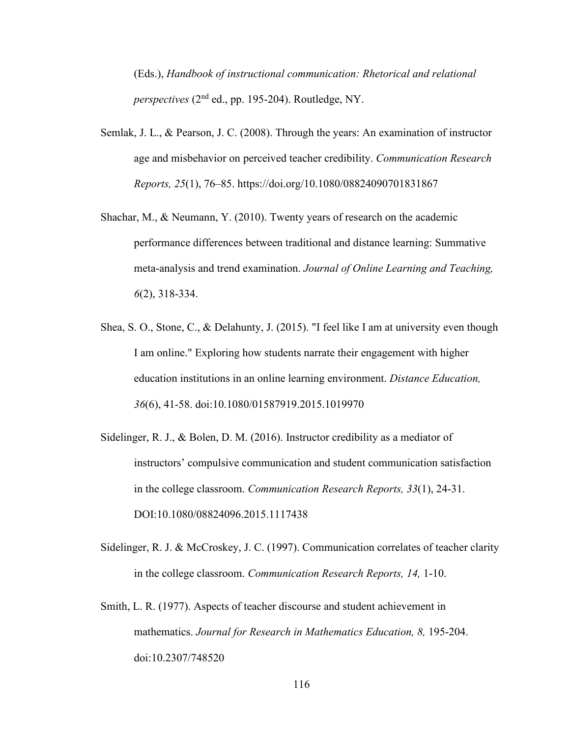(Eds.), *Handbook of instructional communication: Rhetorical and relational perspectives* (2nd ed., pp. 195-204). Routledge, NY.

Semlak, J. L., & Pearson, J. C. (2008). Through the years: An examination of instructor age and misbehavior on perceived teacher credibility. *Communication Research Reports, 25*(1), 76–85. https://doi.org/10.1080/08824090701831867

Shachar, M., & Neumann, Y. (2010). Twenty years of research on the academic performance differences between traditional and distance learning: Summative meta-analysis and trend examination. *Journal of Online Learning and Teaching, 6*(2), 318-334.

Shea, S. O., Stone, C., & Delahunty, J. (2015). "I feel like I am at university even though I am online." Exploring how students narrate their engagement with higher education institutions in an online learning environment. *Distance Education, 36*(6), 41-58. doi:10.1080/01587919.2015.1019970

Sidelinger, R. J., & Bolen, D. M. (2016). Instructor credibility as a mediator of instructors' compulsive communication and student communication satisfaction in the college classroom. *Communication Research Reports, 33*(1), 24-31. DOI:10.1080/08824096.2015.1117438

Sidelinger, R. J. & McCroskey, J. C. (1997). Communication correlates of teacher clarity in the college classroom. *Communication Research Reports, 14,* 1-10.

Smith, L. R. (1977). Aspects of teacher discourse and student achievement in mathematics. *Journal for Research in Mathematics Education, 8,* 195-204. doi:10.2307/748520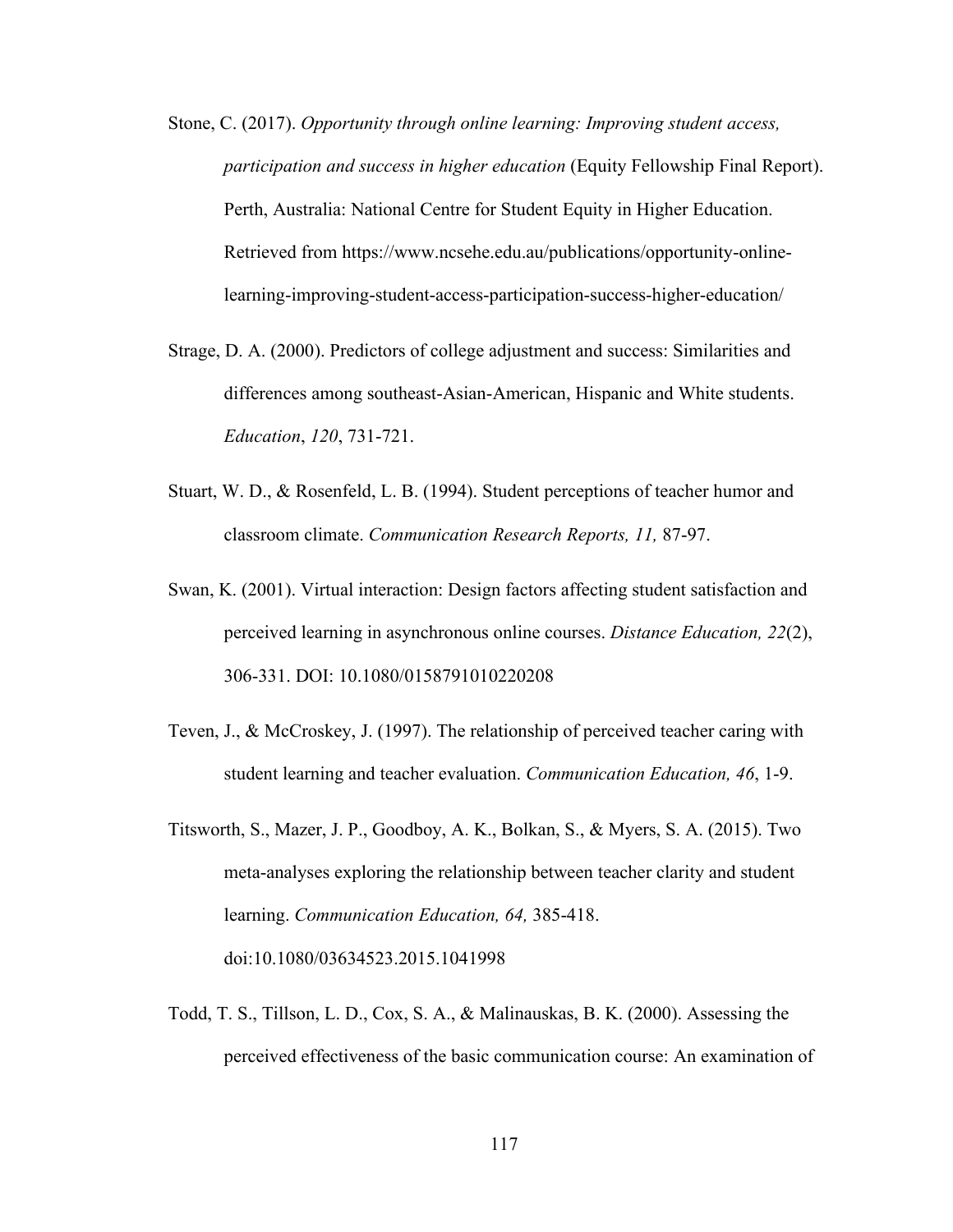Stone, C. (2017). *Opportunity through online learning: Improving student access, participation and success in higher education* (Equity Fellowship Final Report). Perth, Australia: National Centre for Student Equity in Higher Education. Retrieved from https://www.ncsehe.edu.au/publications/opportunity-online-learning-improving-student-access-participation-success-higher-education/

Strage, D. A. (2000). Predictors of college adjustment and success: Similarities and differences among southeast-Asian-American, Hispanic and White students. *Education*, *120*, 731-721.

Stuart, W. D., & Rosenfeld, L. B. (1994). Student perceptions of teacher humor and classroom climate. *Communication Research Reports, 11,* 87-97.

Swan, K. (2001). Virtual interaction: Design factors affecting student satisfaction and perceived learning in asynchronous online courses. *Distance Education, 22*(2), 306-331. DOI: 10.1080/0158791010220208

Teven, J., & McCroskey, J. (1997). The relationship of perceived teacher caring with student learning and teacher evaluation. *Communication Education, 46*, 1-9.

Titsworth, S., Mazer, J. P., Goodboy, A. K., Bolkan, S., & Myers, S. A. (2015). Two meta-analyses exploring the relationship between teacher clarity and student learning. *Communication Education, 64,* 385-418. doi:10.1080/03634523.2015.1041998

Todd, T. S., Tillson, L. D., Cox, S. A., & Malinauskas, B. K. (2000). Assessing the perceived effectiveness of the basic communication course: An examination of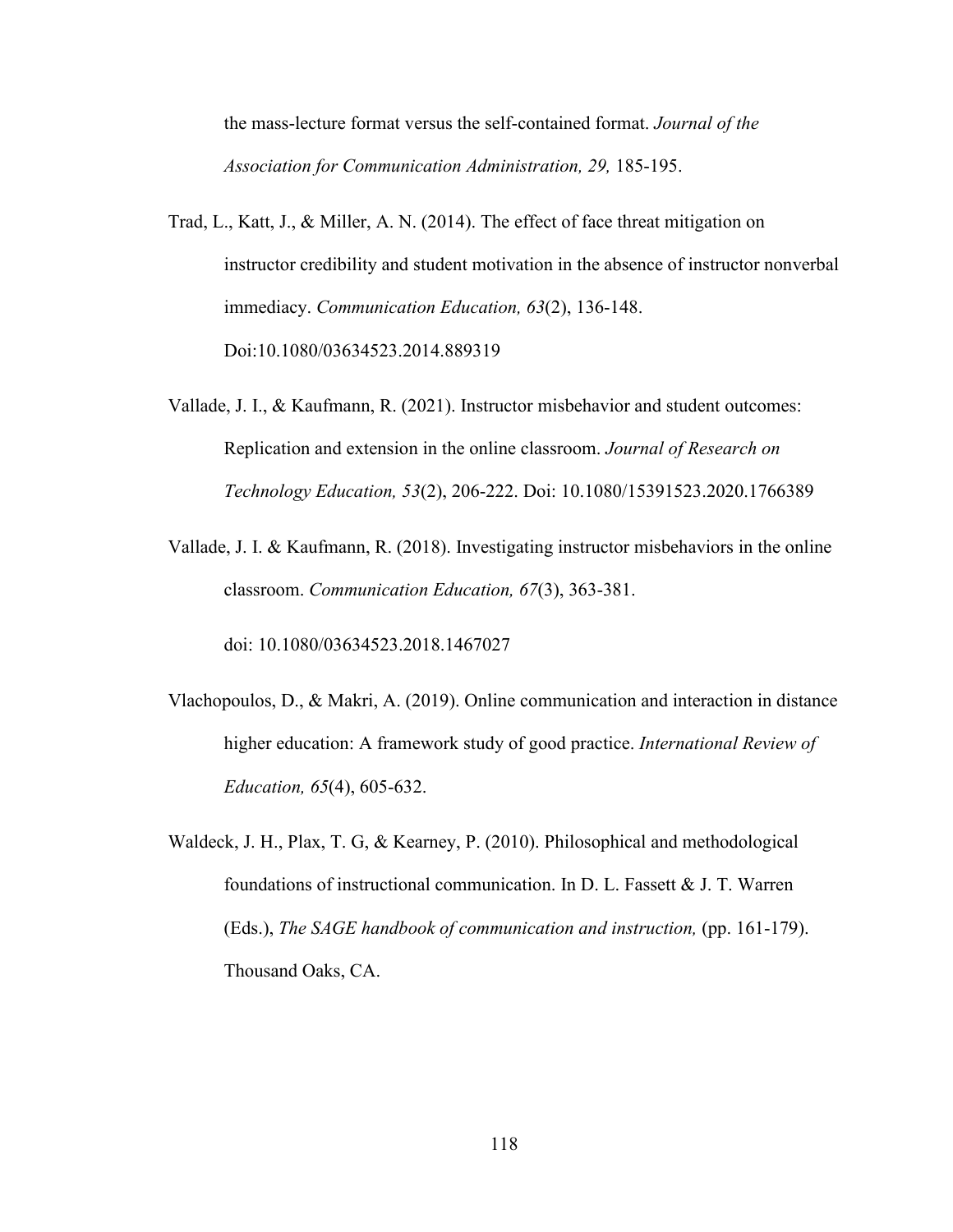the mass-lecture format versus the self-contained format. *Journal of the Association for Communication Administration, 29,* 185-195.

Trad, L., Katt, J., & Miller, A. N. (2014). The effect of face threat mitigation on instructor credibility and student motivation in the absence of instructor nonverbal immediacy. *Communication Education, 63*(2), 136-148. Doi:10.1080/03634523.2014.889319

Vallade, J. I., & Kaufmann, R. (2021). Instructor misbehavior and student outcomes: Replication and extension in the online classroom. *Journal of Research on Technology Education, 53*(2), 206-222. Doi: 10.1080/15391523.2020.1766389

Vallade, J. I. & Kaufmann, R. (2018). Investigating instructor misbehaviors in the online classroom. *Communication Education, 67*(3), 363-381.

doi: 10.1080/03634523.2018.1467027

Vlachopoulos, D., & Makri, A. (2019). Online communication and interaction in distance higher education: A framework study of good practice. *International Review of Education, 65*(4), 605-632.

Waldeck, J. H., Plax, T. G, & Kearney, P. (2010). Philosophical and methodological foundations of instructional communication. In D. L. Fassett & J. T. Warren (Eds.), *The SAGE handbook of communication and instruction,* (pp. 161-179). Thousand Oaks, CA.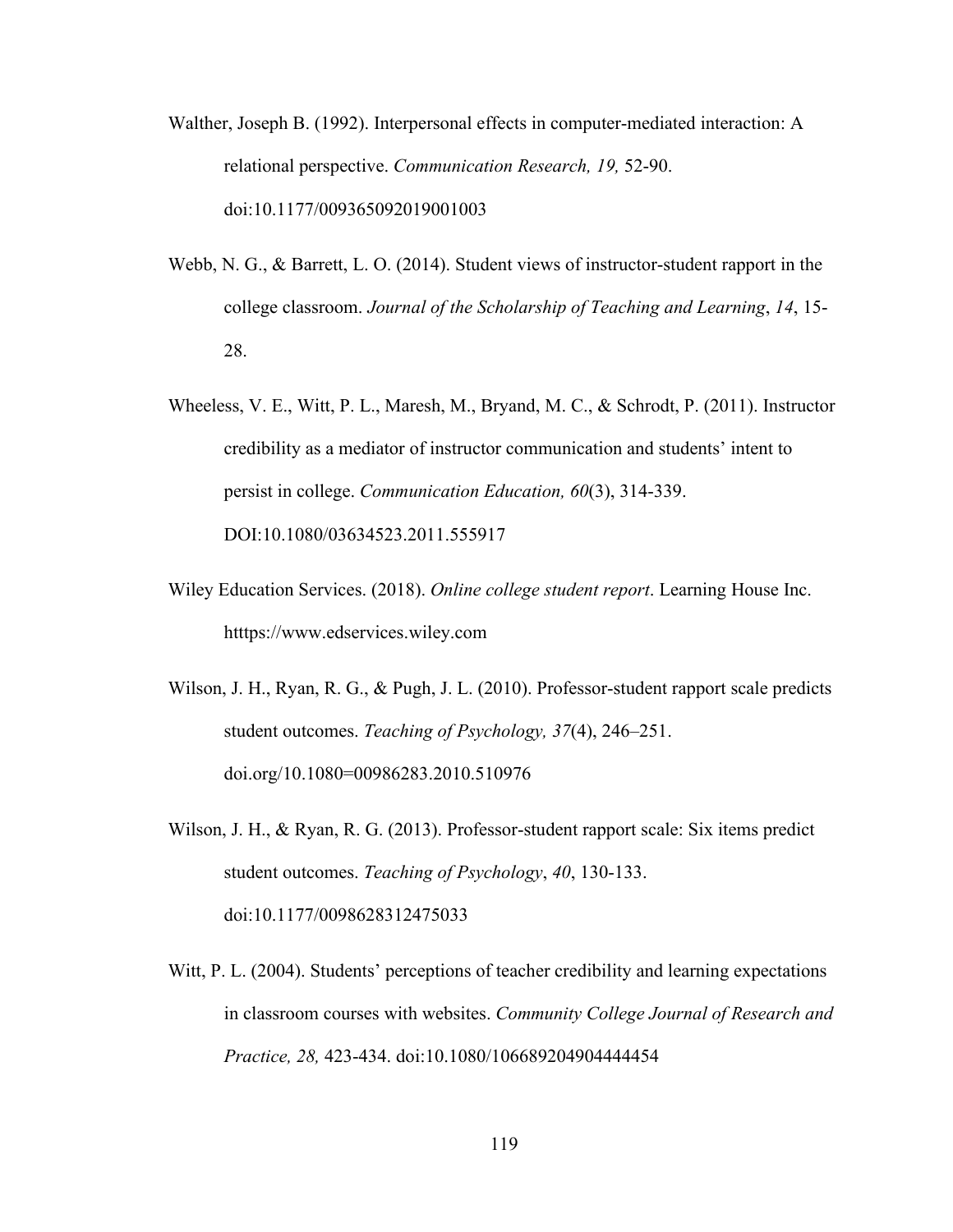Walther, Joseph B. (1992). Interpersonal effects in computer-mediated interaction: A relational perspective. *Communication Research, 19,* 52-90. doi:10.1177/009365092019001003

Webb, N. G., & Barrett, L. O. (2014). Student views of instructor-student rapport in the college classroom. *Journal of the Scholarship of Teaching and Learning*, *14*, 15-28.

Wheeless, V. E., Witt, P. L., Maresh, M., Bryand, M. C., & Schrodt, P. (2011). Instructor credibility as a mediator of instructor communication and students' intent to persist in college. *Communication Education, 60*(3), 314-339. DOI:10.1080/03634523.2011.555917

Wiley Education Services. (2018). *Online college student report*. Learning House Inc. htttps://www.edservices.wiley.com

Wilson, J. H., Ryan, R. G., & Pugh, J. L. (2010). Professor-student rapport scale predicts student outcomes. *Teaching of Psychology, 37*(4), 246–251. doi.org/10.1080=00986283.2010.510976

Wilson, J. H., & Ryan, R. G. (2013). Professor-student rapport scale: Six items predict student outcomes. *Teaching of Psychology*, *40*, 130-133. doi:10.1177/0098628312475033

Witt, P. L. (2004). Students' perceptions of teacher credibility and learning expectations in classroom courses with websites. *Community College Journal of Research and Practice, 28,* 423-434. doi:10.1080/10668920490444454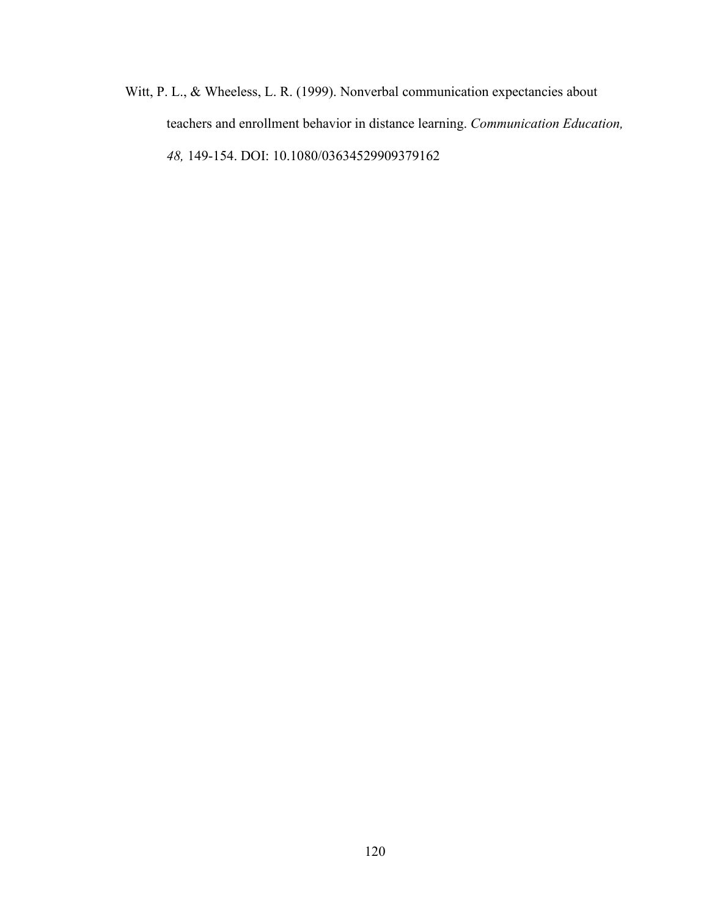Witt, P. L., & Wheeless, L. R. (1999). Nonverbal communication expectancies about teachers and enrollment behavior in distance learning. *Communication Education, 48,* 149-154. DOI: 10.1080/03634529909379162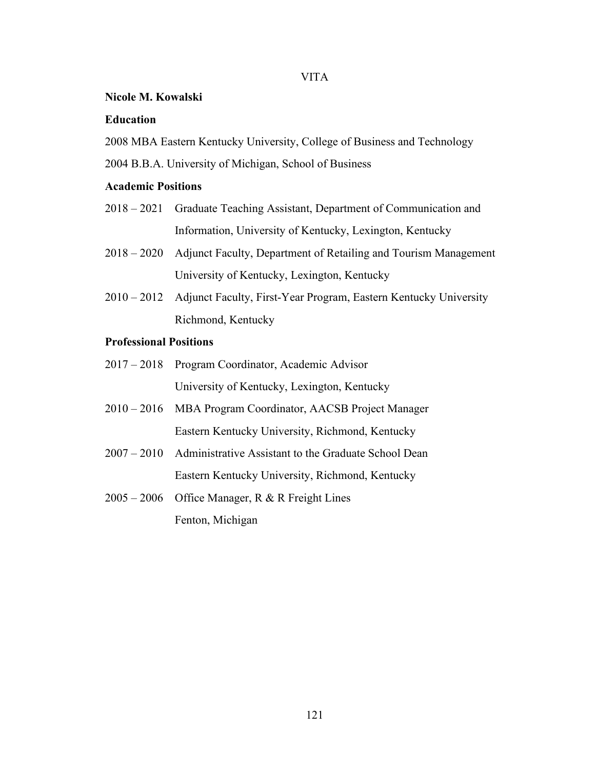# VITA

**Nicole M. Kowalski**

**Education**

2008 MBA Eastern Kentucky University, College of Business and Technology

2004 B.B.A. University of Michigan, School of Business

**Academic Positions**

2018 – 2021 Graduate Teaching Assistant, Department of Communication and Information, University of Kentucky, Lexington, Kentucky

2018 – 2020 Adjunct Faculty, Department of Retailing and Tourism Management University of Kentucky, Lexington, Kentucky

2010 – 2012 Adjunct Faculty, First-Year Program, Eastern Kentucky University Richmond, Kentucky

**Professional Positions**

2017 – 2018 Program Coordinator, Academic Advisor University of Kentucky, Lexington, Kentucky

2010 – 2016 MBA Program Coordinator, AACSB Project Manager Eastern Kentucky University, Richmond, Kentucky

2007 – 2010 Administrative Assistant to the Graduate School Dean Eastern Kentucky University, Richmond, Kentucky

2005 – 2006 Office Manager, R & R Freight Lines Fenton, Michigan